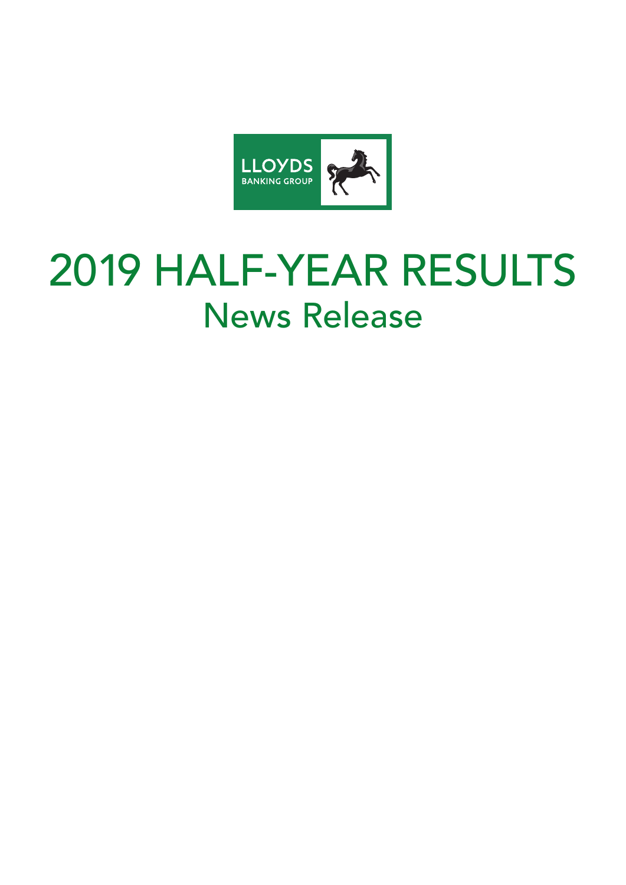LLOYDS BANKING GROUP

# 2019 HALF-YEAR RESULTS

## News Release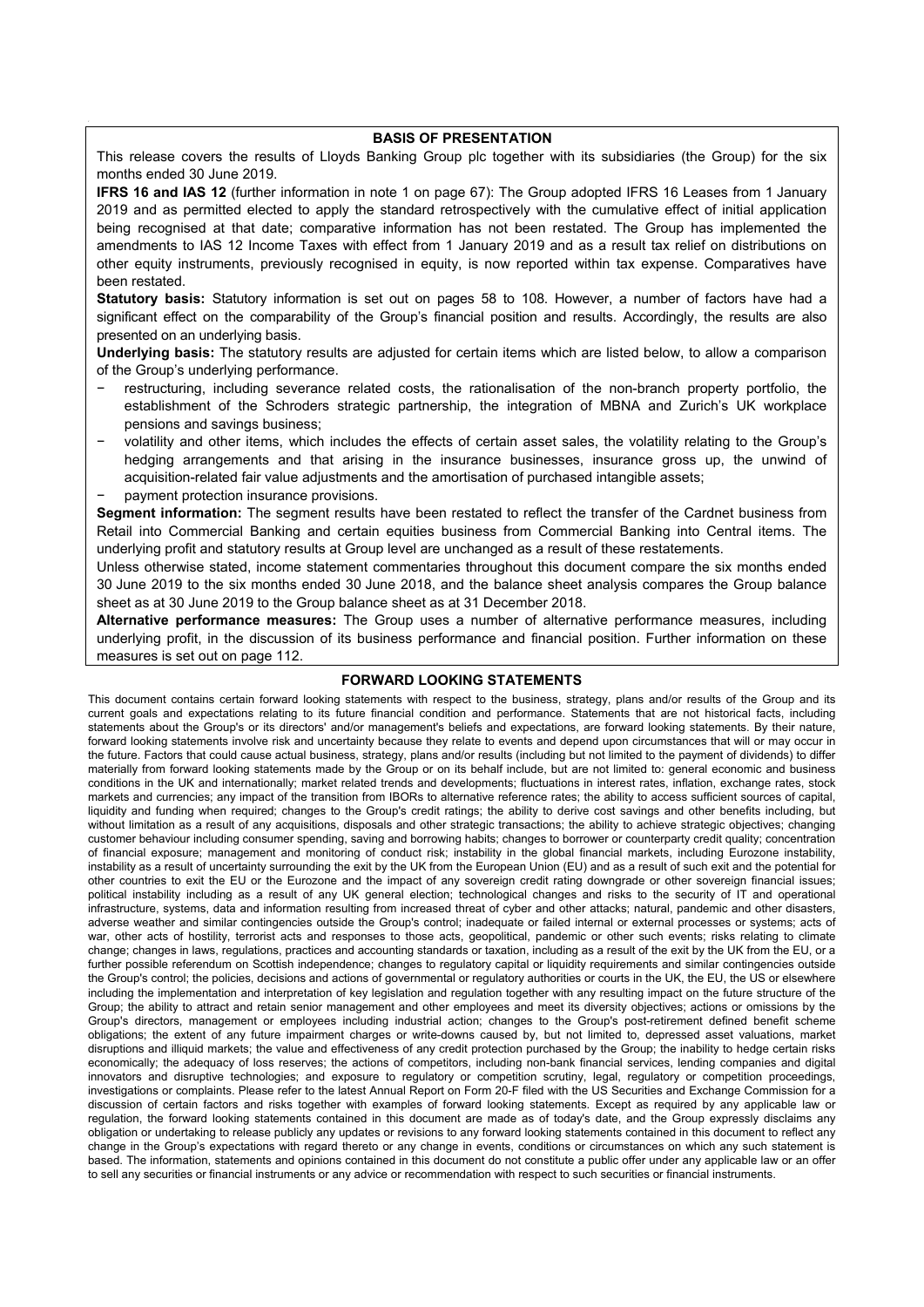## BASIS OF PRESENTATION

This release covers the results of Lloyds Banking Group plc together with its subsidiaries (the Group) for the six months ended 30 June 2019.

**IFRS 16 and IAS 12** (further information in note 1 on page 67): The Group adopted IFRS 16 Leases from 1 January 2019 and as permitted elected to apply the standard retrospectively with the cumulative effect of initial application being recognised at that date; comparative information has not been restated. The Group has implemented the amendments to IAS 12 Income Taxes with effect from 1 January 2019 and as a result tax relief on distributions on other equity instruments, previously recognised in equity, is now reported within tax expense. Comparatives have been restated.

**Statutory basis:** Statutory information is set out on pages 58 to 108. However, a number of factors have had a significant effect on the comparability of the Group's financial position and results. Accordingly, the results are also presented on an underlying basis.

**Underlying basis:** The statutory results are adjusted for certain items which are listed below, to allow a comparison of the Group's underlying performance.

- restructuring, including severance related costs, the rationalisation of the non-branch property portfolio, the establishment of the Schroders strategic partnership, the integration of MBNA and Zurich's UK workplace pensions and savings business;
- volatility and other items, which includes the effects of certain asset sales, the volatility relating to the Group's hedging arrangements and that arising in the insurance businesses, insurance gross up, the unwind of acquisition-related fair value adjustments and the amortisation of purchased intangible assets;
- payment protection insurance provisions.

**Segment information:** The segment results have been restated to reflect the transfer of the Cardnet business from Retail into Commercial Banking and certain equities business from Commercial Banking into Central items. The underlying profit and statutory results at Group level are unchanged as a result of these restatements.

Unless otherwise stated, income statement commentaries throughout this document compare the six months ended 30 June 2019 to the six months ended 30 June 2018, and the balance sheet analysis compares the Group balance sheet as at 30 June 2019 to the Group balance sheet as at 31 December 2018.

**Alternative performance measures:** The Group uses a number of alternative performance measures, including underlying profit, in the discussion of its business performance and financial position. Further information on these measures is set out on page 112.

## FORWARD LOOKING STATEMENTS

This document contains certain forward looking statements with respect to the business, strategy, plans and/or results of the Group and its current goals and expectations relating to its future financial condition and performance. Statements that are not historical facts, including statements about the Group's or its directors' and/or management's beliefs and expectations, are forward looking statements. By their nature, forward looking statements involve risk and uncertainty because they relate to events and depend upon circumstances that will or may occur in the future. Factors that could cause actual business, strategy, plans and/or results (including but not limited to the payment of dividends) to differ materially from forward looking statements made by the Group or on its behalf include, but are not limited to: general economic and business conditions in the UK and internationally; market related trends and developments; fluctuations in interest rates, inflation, exchange rates, stock markets and currencies; any impact of the transition from IBORs to alternative reference rates; the ability to access sufficient sources of capital, liquidity and funding when required; changes to the Group's credit ratings; the ability to derive cost savings and other benefits including, but without limitation as a result of any acquisitions, disposals and other strategic transactions; the ability to achieve strategic objectives; changing customer behaviour including consumer spending, saving and borrowing habits; changes to borrower or counterparty credit quality; concentration of financial exposure; management and monitoring of conduct risk; instability in the global financial markets, including Eurozone instability, instability as a result of uncertainty surrounding the exit by the UK from the European Union (EU) and as a result of such exit and the potential for other countries to exit the EU or the Eurozone and the impact of any sovereign credit rating downgrade or other sovereign financial issues; political instability including as a result of any UK general election; technological changes and risks to the security of IT and operational infrastructure, systems, data and information resulting from increased threat of cyber and other attacks; natural, pandemic and other disasters, adverse weather and similar contingencies outside the Group's control; inadequate or failed internal or external processes or systems; acts of war, other acts of hostility, terrorist acts and responses to those acts, geopolitical, pandemic or other such events; risks relating to climate change; changes in laws, regulations, practices and accounting standards or taxation, including as a result of the exit by the UK from the EU, or a further possible referendum on Scottish independence; changes to regulatory capital or liquidity requirements and similar contingencies outside the Group's control; the policies, decisions and actions of governmental or regulatory authorities or courts in the UK, the EU, the US or elsewhere including the implementation and interpretation of key legislation and regulation together with any resulting impact on the future structure of the Group; the ability to attract and retain senior management and other employees and meet its diversity objectives; actions or omissions by the Group's directors, management or employees including industrial action; changes to the Group's post-retirement defined benefit scheme obligations; the extent of any future impairment charges or write-downs caused by, but not limited to, depressed asset valuations, market disruptions and illiquid markets; the value and effectiveness of any credit protection purchased by the Group; the inability to hedge certain risks economically; the adequacy of loss reserves; the actions of competitors, including non-bank financial services, lending companies and digital innovators and disruptive technologies; and exposure to regulatory or competition scrutiny, legal, regulatory or competition proceedings, investigations or complaints. Please refer to the latest Annual Report on Form 20-F filed with the US Securities and Exchange Commission for a discussion of certain factors and risks together with examples of forward looking statements. Except as required by any applicable law or regulation, the forward looking statements contained in this document are made as of today's date, and the Group expressly disclaims any obligation or undertaking to release publicly any updates or revisions to any forward looking statements contained in this document to reflect any change in the Group's expectations with regard thereto or any change in events, conditions or circumstances on which any such statement is based. The information, statements and opinions contained in this document do not constitute a public offer under any applicable law or an offer to sell any securities or financial instruments or any advice or recommendation with respect to such securities or financial instruments.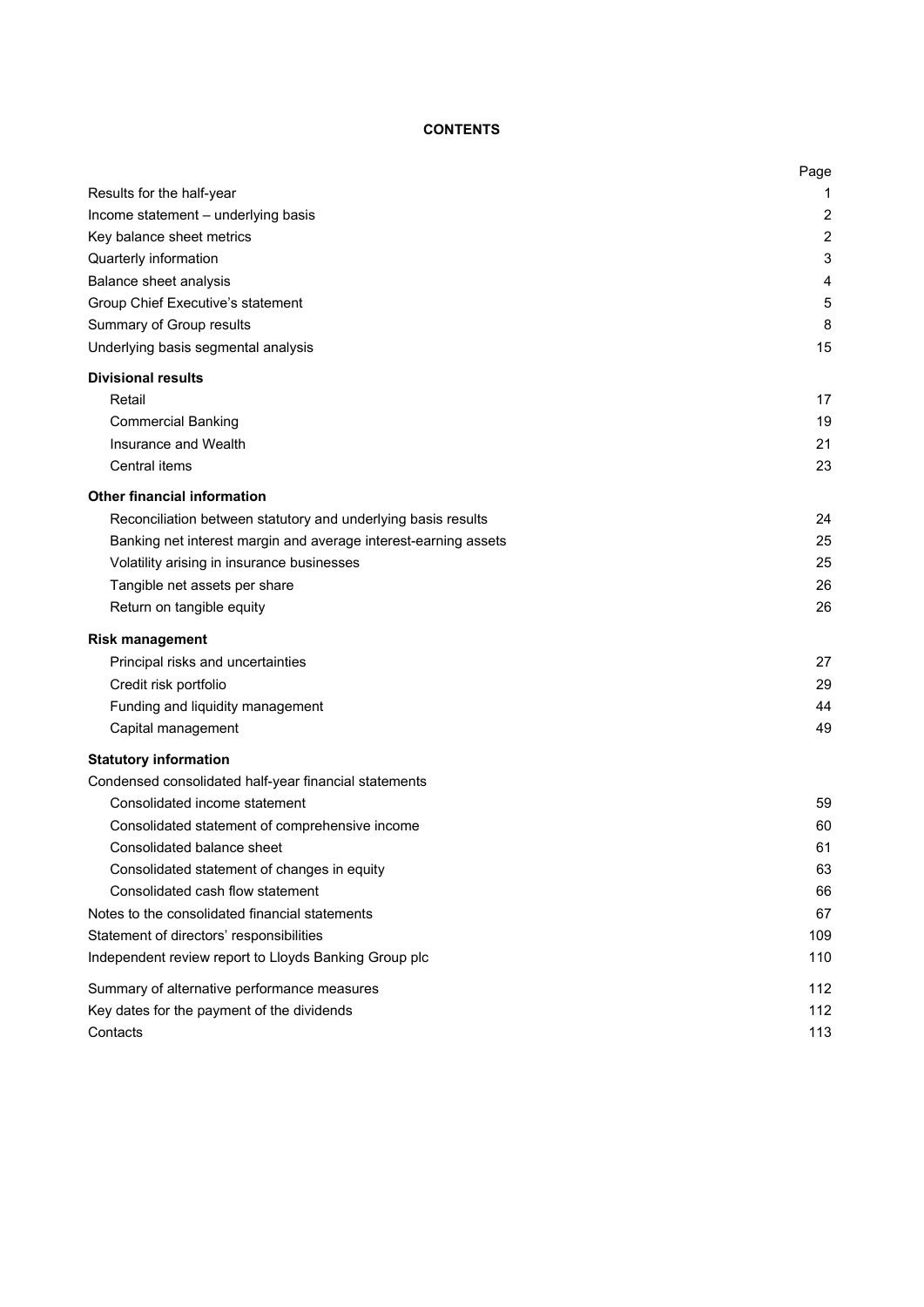# CONTENTS

| | Page |
|---|---|
| Results for the half-year | 1 |
| Income statement – underlying basis | 2 |
| Key balance sheet metrics | 2 |
| Quarterly information | 3 |
| Balance sheet analysis | 4 |
| Group Chief Executive's statement | 5 |
| Summary of Group results | 8 |
| Underlying basis segmental analysis | 15 |
| **Divisional results** | |
| Retail | 17 |
| Commercial Banking | 19 |
| Insurance and Wealth | 21 |
| Central items | 23 |
| **Other financial information** | |
| Reconciliation between statutory and underlying basis results | 24 |
| Banking net interest margin and average interest-earning assets | 25 |
| Volatility arising in insurance businesses | 25 |
| Tangible net assets per share | 26 |
| Return on tangible equity | 26 |
| **Risk management** | |
| Principal risks and uncertainties | 27 |
| Credit risk portfolio | 29 |
| Funding and liquidity management | 44 |
| Capital management | 49 |
| **Statutory information** | |
| Condensed consolidated half-year financial statements | |
| Consolidated income statement | 59 |
| Consolidated statement of comprehensive income | 60 |
| Consolidated balance sheet | 61 |
| Consolidated statement of changes in equity | 63 |
| Consolidated cash flow statement | 66 |
| Notes to the consolidated financial statements | 67 |
| Statement of directors' responsibilities | 109 |
| Independent review report to Lloyds Banking Group plc | 110 |
| Summary of alternative performance measures | 112 |
| Key dates for the payment of the dividends | 112 |
| Contacts | 113 |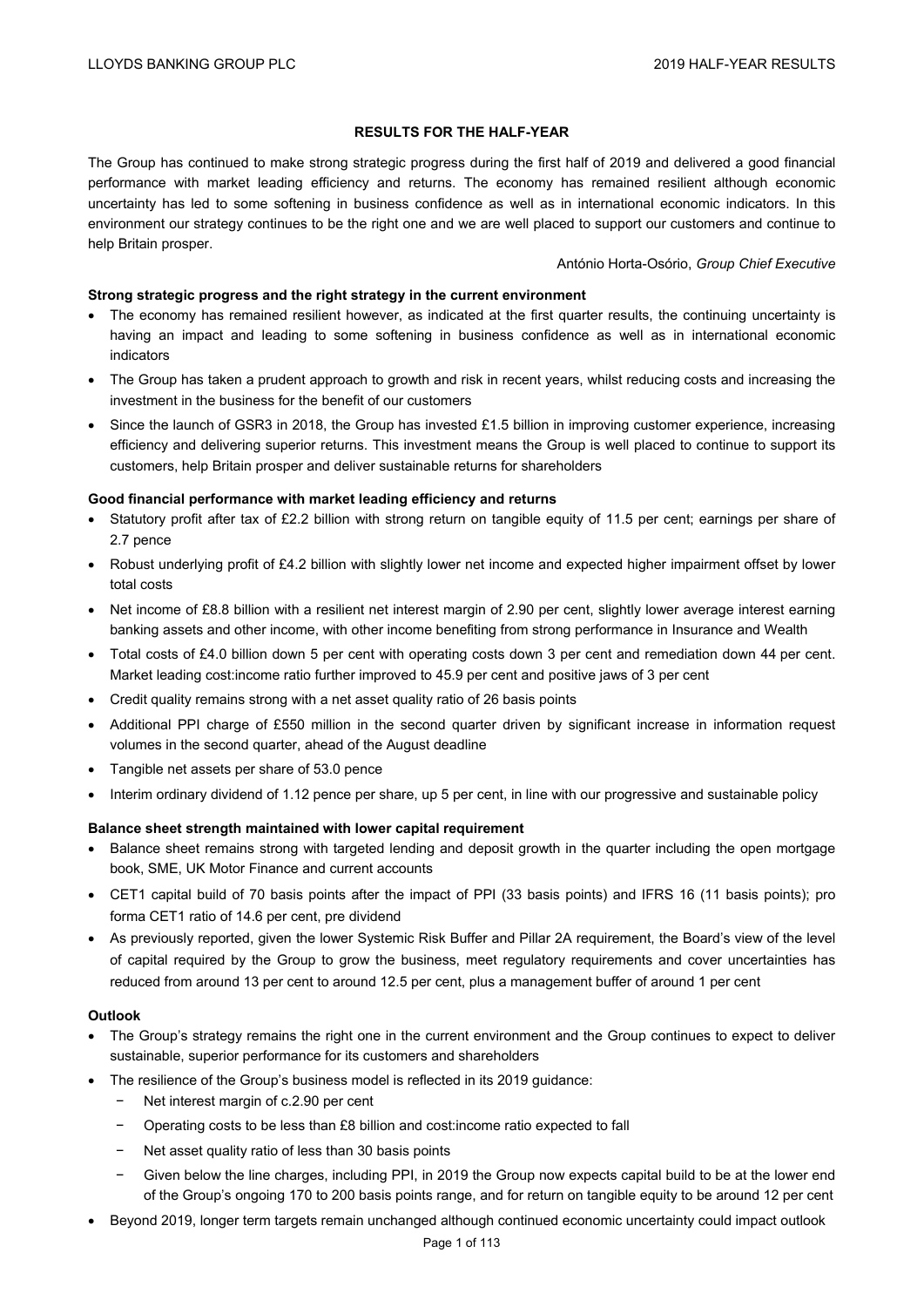## RESULTS FOR THE HALF-YEAR

The Group has continued to make strong strategic progress during the first half of 2019 and delivered a good financial performance with market leading efficiency and returns. The economy has remained resilient although economic uncertainty has led to some softening in business confidence as well as in international economic indicators. In this environment our strategy continues to be the right one and we are well placed to support our customers and continue to help Britain prosper.

António Horta-Osório, *Group Chief Executive*

**Strong strategic progress and the right strategy in the current environment**

- The economy has remained resilient however, as indicated at the first quarter results, the continuing uncertainty is having an impact and leading to some softening in business confidence as well as in international economic indicators
- The Group has taken a prudent approach to growth and risk in recent years, whilst reducing costs and increasing the investment in the business for the benefit of our customers
- Since the launch of GSR3 in 2018, the Group has invested £1.5 billion in improving customer experience, increasing efficiency and delivering superior returns. This investment means the Group is well placed to continue to support its customers, help Britain prosper and deliver sustainable returns for shareholders

**Good financial performance with market leading efficiency and returns**

- Statutory profit after tax of £2.2 billion with strong return on tangible equity of 11.5 per cent; earnings per share of 2.7 pence
- Robust underlying profit of £4.2 billion with slightly lower net income and expected higher impairment offset by lower total costs
- Net income of £8.8 billion with a resilient net interest margin of 2.90 per cent, slightly lower average interest earning banking assets and other income, with other income benefiting from strong performance in Insurance and Wealth
- Total costs of £4.0 billion down 5 per cent with operating costs down 3 per cent and remediation down 44 per cent. Market leading cost:income ratio further improved to 45.9 per cent and positive jaws of 3 per cent
- Credit quality remains strong with a net asset quality ratio of 26 basis points
- Additional PPI charge of £550 million in the second quarter driven by significant increase in information request volumes in the second quarter, ahead of the August deadline
- Tangible net assets per share of 53.0 pence
- Interim ordinary dividend of 1.12 pence per share, up 5 per cent, in line with our progressive and sustainable policy

**Balance sheet strength maintained with lower capital requirement**

- Balance sheet remains strong with targeted lending and deposit growth in the quarter including the open mortgage book, SME, UK Motor Finance and current accounts
- CET1 capital build of 70 basis points after the impact of PPI (33 basis points) and IFRS 16 (11 basis points); pro forma CET1 ratio of 14.6 per cent, pre dividend
- As previously reported, given the lower Systemic Risk Buffer and Pillar 2A requirement, the Board's view of the level of capital required by the Group to grow the business, meet regulatory requirements and cover uncertainties has reduced from around 13 per cent to around 12.5 per cent, plus a management buffer of around 1 per cent

**Outlook**

- The Group's strategy remains the right one in the current environment and the Group continues to expect to deliver sustainable, superior performance for its customers and shareholders
- The resilience of the Group's business model is reflected in its 2019 guidance:
  - Net interest margin of c.2.90 per cent
  - Operating costs to be less than £8 billion and cost:income ratio expected to fall
  - Net asset quality ratio of less than 30 basis points
  - Given below the line charges, including PPI, in 2019 the Group now expects capital build to be at the lower end of the Group's ongoing 170 to 200 basis points range, and for return on tangible equity to be around 12 per cent
- Beyond 2019, longer term targets remain unchanged although continued economic uncertainty could impact outlook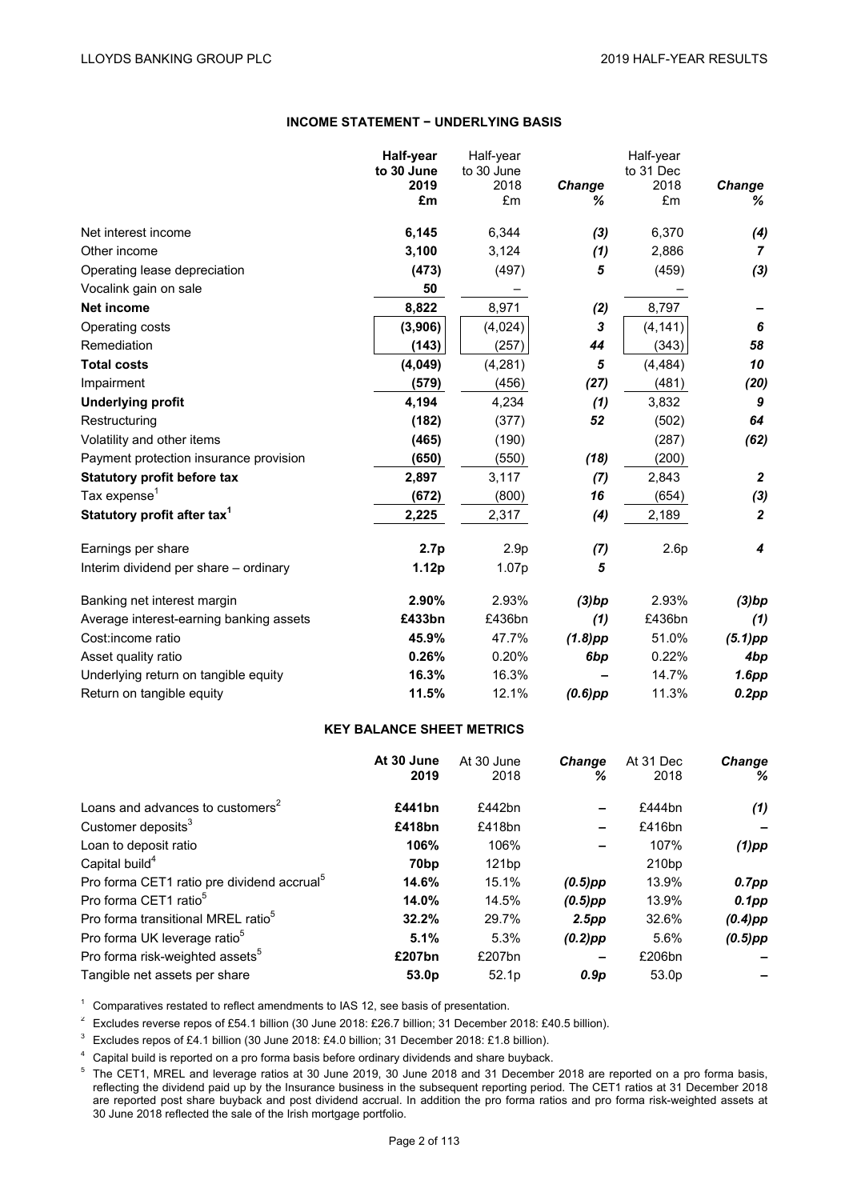## INCOME STATEMENT − UNDERLYING BASIS

| | **Half-year to 30 June 2019 £m** | Half-year to 30 June 2018 £m | ***Change %*** | Half-year to 31 Dec 2018 £m | ***Change %*** |
|---|---|---|---|---|---|
| Net interest income | **6,145** | 6,344 | ***(3)*** | 6,370 | ***(4)*** |
| Other income | **3,100** | 3,124 | ***(1)*** | 2,886 | ***7*** |
| Operating lease depreciation | **(473)** | (497) | ***5*** | (459) | ***(3)*** |
| Vocalink gain on sale | **50** | – | | – | |
| **Net income** | **8,822** | 8,971 | ***(2)*** | 8,797 | ***–*** |
| Operating costs | **(3,906)** | (4,024) | ***3*** | (4,141) | ***6*** |
| Remediation | **(143)** | (257) | ***44*** | (343) | ***58*** |
| **Total costs** | **(4,049)** | (4,281) | ***5*** | (4,484) | ***10*** |
| Impairment | **(579)** | (456) | ***(27)*** | (481) | ***(20)*** |
| **Underlying profit** | **4,194** | 4,234 | ***(1)*** | 3,832 | ***9*** |
| Restructuring | **(182)** | (377) | ***52*** | (502) | ***64*** |
| Volatility and other items | **(465)** | (190) | | (287) | ***(62)*** |
| Payment protection insurance provision | **(650)** | (550) | ***(18)*** | (200) | |
| **Statutory profit before tax** | **2,897** | 3,117 | ***(7)*** | 2,843 | ***2*** |
| Tax expense[1] | **(672)** | (800) | ***16*** | (654) | ***(3)*** |
| **Statutory profit after tax[1]** | **2,225** | 2,317 | ***(4)*** | 2,189 | ***2*** |
| Earnings per share | **2.7p** | 2.9p | ***(7)*** | 2.6p | ***4*** |
| Interim dividend per share – ordinary | **1.12p** | 1.07p | ***5*** | | |
| Banking net interest margin | **2.90%** | 2.93% | ***(3)bp*** | 2.93% | ***(3)bp*** |
| Average interest-earning banking assets | **£433bn** | £436bn | ***(1)*** | £436bn | ***(1)*** |
| Cost:income ratio | **45.9%** | 47.7% | ***(1.8)pp*** | 51.0% | ***(5.1)pp*** |
| Asset quality ratio | **0.26%** | 0.20% | ***6bp*** | 0.22% | ***4bp*** |
| Underlying return on tangible equity | **16.3%** | 16.3% | ***–*** | 14.7% | ***1.6pp*** |
| Return on tangible equity | **11.5%** | 12.1% | ***(0.6)pp*** | 11.3% | ***0.2pp*** |

## KEY BALANCE SHEET METRICS

| | **At 30 June 2019** | At 30 June 2018 | ***Change %*** | At 31 Dec 2018 | ***Change %*** |
|---|---|---|---|---|---|
| Loans and advances to customers[2] | **£441bn** | £442bn | ***–*** | £444bn | ***(1)*** |
| Customer deposits[3] | **£418bn** | £418bn | ***–*** | £416bn | ***–*** |
| Loan to deposit ratio | **106%** | 106% | ***–*** | 107% | ***(1)pp*** |
| Capital build[4] | **70bp** | 121bp | | 210bp | |
| Pro forma CET1 ratio pre dividend accrual[5] | **14.6%** | 15.1% | ***(0.5)pp*** | 13.9% | ***0.7pp*** |
| Pro forma CET1 ratio[5] | **14.0%** | 14.5% | ***(0.5)pp*** | 13.9% | ***0.1pp*** |
| Pro forma transitional MREL ratio[5] | **32.2%** | 29.7% | ***2.5pp*** | 32.6% | ***(0.4)pp*** |
| Pro forma UK leverage ratio[5] | **5.1%** | 5.3% | ***(0.2)pp*** | 5.6% | ***(0.5)pp*** |
| Pro forma risk-weighted assets[5] | **£207bn** | £207bn | ***–*** | £206bn | ***–*** |
| Tangible net assets per share | **53.0p** | 52.1p | ***0.9p*** | 53.0p | ***–*** |

[1] Comparatives restated to reflect amendments to IAS 12, see basis of presentation.

[2] Excludes reverse repos of £54.1 billion (30 June 2018: £26.7 billion; 31 December 2018: £40.5 billion).

[3] Excludes repos of £4.1 billion (30 June 2018: £4.0 billion; 31 December 2018: £1.8 billion).

[4] Capital build is reported on a pro forma basis before ordinary dividends and share buyback.

[5] The CET1, MREL and leverage ratios at 30 June 2019, 30 June 2018 and 31 December 2018 are reported on a pro forma basis, reflecting the dividend paid up by the Insurance business in the subsequent reporting period. The CET1 ratios at 31 December 2018 are reported post share buyback and post dividend accrual. In addition the pro forma ratios and pro forma risk-weighted assets at 30 June 2018 reflected the sale of the Irish mortgage portfolio.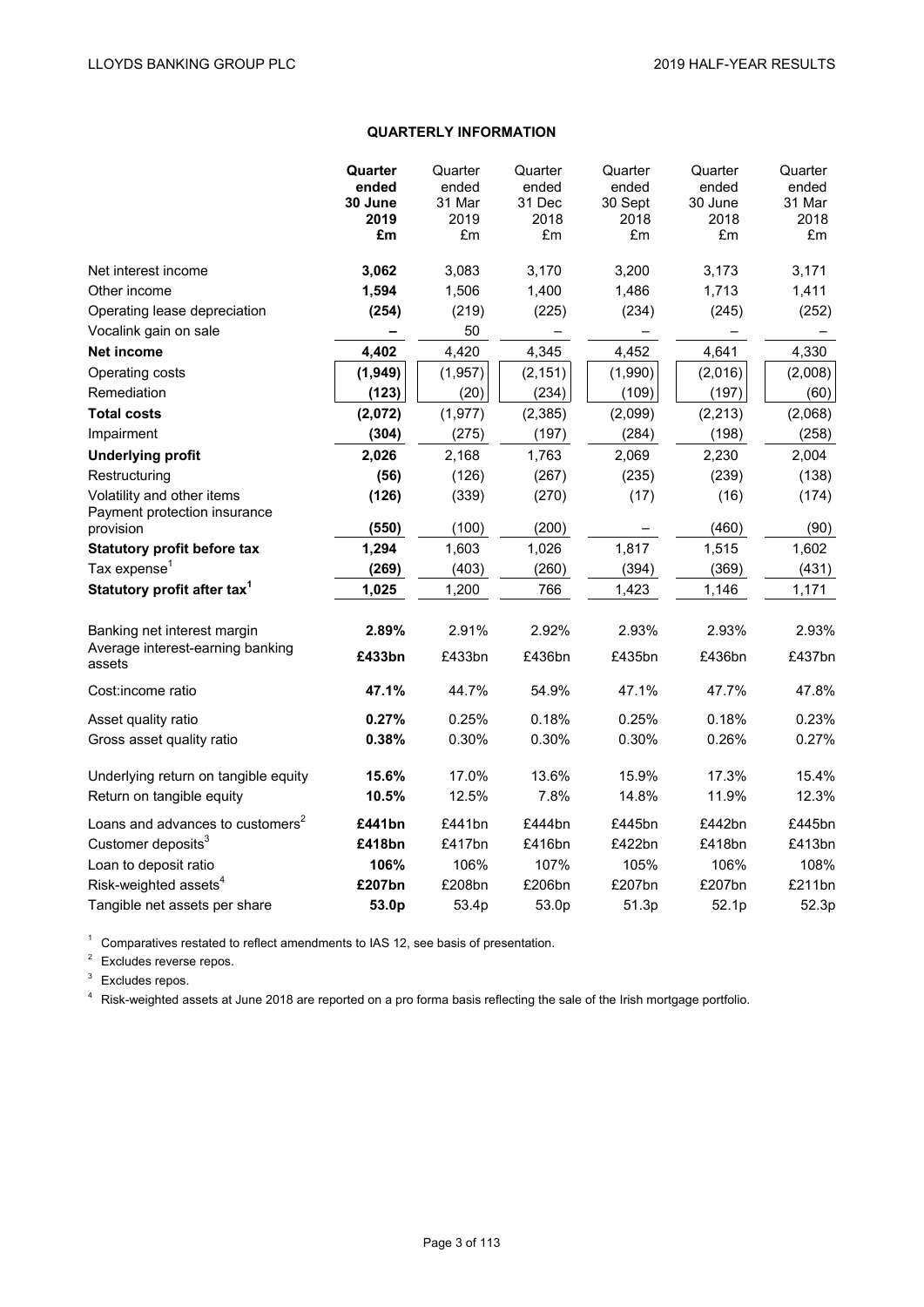## QUARTERLY INFORMATION

| | **Quarter ended 30 June 2019 £m** | Quarter ended 31 Mar 2019 £m | Quarter ended 31 Dec 2018 £m | Quarter ended 30 Sept 2018 £m | Quarter ended 30 June 2018 £m | Quarter ended 31 Mar 2018 £m |
|---|---|---|---|---|---|---|
| Net interest income | **3,062** | 3,083 | 3,170 | 3,200 | 3,173 | 3,171 |
| Other income | **1,594** | 1,506 | 1,400 | 1,486 | 1,713 | 1,411 |
| Operating lease depreciation | **(254)** | (219) | (225) | (234) | (245) | (252) |
| Vocalink gain on sale | **–** | 50 | – | – | – | – |
| **Net income** | **4,402** | 4,420 | 4,345 | 4,452 | 4,641 | 4,330 |
| Operating costs | **(1,949)** | (1,957) | (2,151) | (1,990) | (2,016) | (2,008) |
| Remediation | **(123)** | (20) | (234) | (109) | (197) | (60) |
| **Total costs** | **(2,072)** | (1,977) | (2,385) | (2,099) | (2,213) | (2,068) |
| Impairment | **(304)** | (275) | (197) | (284) | (198) | (258) |
| **Underlying profit** | **2,026** | 2,168 | 1,763 | 2,069 | 2,230 | 2,004 |
| Restructuring | **(56)** | (126) | (267) | (235) | (239) | (138) |
| Volatility and other items | **(126)** | (339) | (270) | (17) | (16) | (174) |
| Payment protection insurance provision | **(550)** | (100) | (200) | – | (460) | (90) |
| **Statutory profit before tax** | **1,294** | 1,603 | 1,026 | 1,817 | 1,515 | 1,602 |
| Tax expense[1] | **(269)** | (403) | (260) | (394) | (369) | (431) |
| **Statutory profit after tax[1]** | **1,025** | 1,200 | 766 | 1,423 | 1,146 | 1,171 |
| | | | | | | |
| Banking net interest margin | **2.89%** | 2.91% | 2.92% | 2.93% | 2.93% | 2.93% |
| Average interest-earning banking assets | **£433bn** | £433bn | £436bn | £435bn | £436bn | £437bn |
| Cost:income ratio | **47.1%** | 44.7% | 54.9% | 47.1% | 47.7% | 47.8% |
| Asset quality ratio | **0.27%** | 0.25% | 0.18% | 0.25% | 0.18% | 0.23% |
| Gross asset quality ratio | **0.38%** | 0.30% | 0.30% | 0.30% | 0.26% | 0.27% |
| Underlying return on tangible equity | **15.6%** | 17.0% | 13.6% | 15.9% | 17.3% | 15.4% |
| Return on tangible equity | **10.5%** | 12.5% | 7.8% | 14.8% | 11.9% | 12.3% |
| Loans and advances to customers[2] | **£441bn** | £441bn | £444bn | £445bn | £442bn | £445bn |
| Customer deposits[3] | **£418bn** | £417bn | £416bn | £422bn | £418bn | £413bn |
| Loan to deposit ratio | **106%** | 106% | 107% | 105% | 106% | 108% |
| Risk-weighted assets[4] | **£207bn** | £208bn | £206bn | £207bn | £207bn | £211bn |
| Tangible net assets per share | **53.0p** | 53.4p | 53.0p | 51.3p | 52.1p | 52.3p |

[1] Comparatives restated to reflect amendments to IAS 12, see basis of presentation.

[2] Excludes reverse repos.

[3] Excludes repos.

[4] Risk-weighted assets at June 2018 are reported on a pro forma basis reflecting the sale of the Irish mortgage portfolio.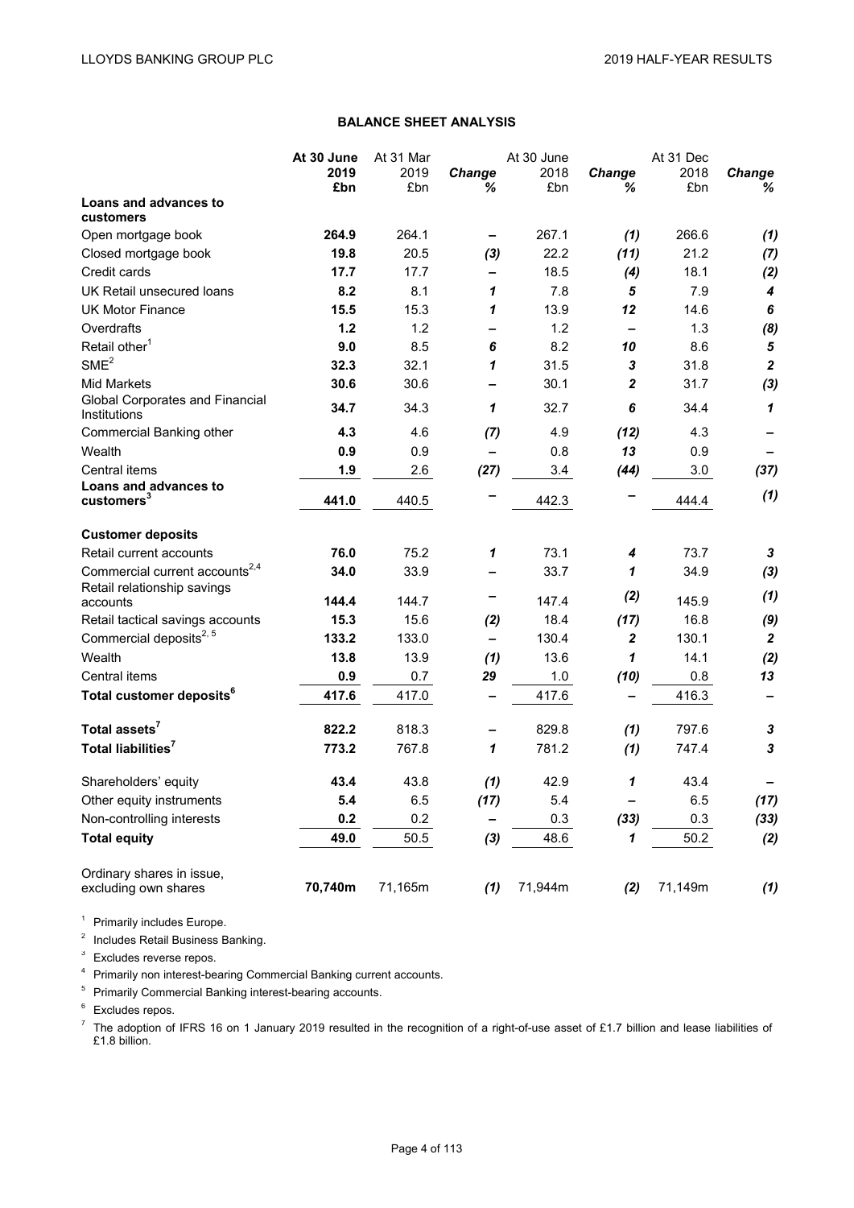## BALANCE SHEET ANALYSIS

| | At 30 June 2019 £bn | At 31 Mar 2019 £bn | *Change %* | At 30 June 2018 £bn | *Change %* | At 31 Dec 2018 £bn | *Change %* |
|---|---|---|---|---|---|---|---|
| **Loans and advances to customers** | | | | | | | |
| Open mortgage book | **264.9** | 264.1 | – | 267.1 | *(1)* | 266.6 | *(1)* |
| Closed mortgage book | **19.8** | 20.5 | *(3)* | 22.2 | *(11)* | 21.2 | *(7)* |
| Credit cards | **17.7** | 17.7 | – | 18.5 | *(4)* | 18.1 | *(2)* |
| UK Retail unsecured loans | **8.2** | 8.1 | *1* | 7.8 | *5* | 7.9 | *4* |
| UK Motor Finance | **15.5** | 15.3 | *1* | 13.9 | *12* | 14.6 | *6* |
| Overdrafts | **1.2** | 1.2 | – | 1.2 | – | 1.3 | *(8)* |
| Retail other[1] | **9.0** | 8.5 | *6* | 8.2 | *10* | 8.6 | *5* |
| SME[2] | **32.3** | 32.1 | *1* | 31.5 | *3* | 31.8 | *2* |
| Mid Markets | **30.6** | 30.6 | – | 30.1 | *2* | 31.7 | *(3)* |
| Global Corporates and Financial Institutions | **34.7** | 34.3 | *1* | 32.7 | *6* | 34.4 | *1* |
| Commercial Banking other | **4.3** | 4.6 | *(7)* | 4.9 | *(12)* | 4.3 | – |
| Wealth | **0.9** | 0.9 | – | 0.8 | *13* | 0.9 | – |
| Central items | **1.9** | 2.6 | *(27)* | 3.4 | *(44)* | 3.0 | *(37)* |
| **Loans and advances to customers[3]** | **441.0** | 440.5 | – | 442.3 | – | 444.4 | *(1)* |
| | | | | | | | |
| **Customer deposits** | | | | | | | |
| Retail current accounts | **76.0** | 75.2 | *1* | 73.1 | *4* | 73.7 | *3* |
| Commercial current accounts[2,4] | **34.0** | 33.9 | – | 33.7 | *1* | 34.9 | *(3)* |
| Retail relationship savings accounts | **144.4** | 144.7 | – | 147.4 | *(2)* | 145.9 | *(1)* |
| Retail tactical savings accounts | **15.3** | 15.6 | *(2)* | 18.4 | *(17)* | 16.8 | *(9)* |
| Commercial deposits[2, 5] | **133.2** | 133.0 | – | 130.4 | *2* | 130.1 | *2* |
| Wealth | **13.8** | 13.9 | *(1)* | 13.6 | *1* | 14.1 | *(2)* |
| Central items | **0.9** | 0.7 | *29* | 1.0 | *(10)* | 0.8 | *13* |
| **Total customer deposits[6]** | **417.6** | 417.0 | – | 417.6 | – | 416.3 | – |
| | | | | | | | |
| **Total assets[7]** | **822.2** | 818.3 | – | 829.8 | *(1)* | 797.6 | *3* |
| **Total liabilities[7]** | **773.2** | 767.8 | *1* | 781.2 | *(1)* | 747.4 | *3* |
| | | | | | | | |
| Shareholders' equity | **43.4** | 43.8 | *(1)* | 42.9 | *1* | 43.4 | – |
| Other equity instruments | **5.4** | 6.5 | *(17)* | 5.4 | – | 6.5 | *(17)* |
| Non-controlling interests | **0.2** | 0.2 | – | 0.3 | *(33)* | 0.3 | *(33)* |
| **Total equity** | **49.0** | 50.5 | *(3)* | 48.6 | *1* | 50.2 | *(2)* |
| | | | | | | | |
| Ordinary shares in issue, excluding own shares | **70,740m** | 71,165m | *(1)* | 71,944m | *(2)* | 71,149m | *(1)* |

[1] Primarily includes Europe.

[2] Includes Retail Business Banking.

[3] Excludes reverse repos.

[4] Primarily non interest-bearing Commercial Banking current accounts.

[5] Primarily Commercial Banking interest-bearing accounts.

[6] Excludes repos.

[7] The adoption of IFRS 16 on 1 January 2019 resulted in the recognition of a right-of-use asset of £1.7 billion and lease liabilities of £1.8 billion.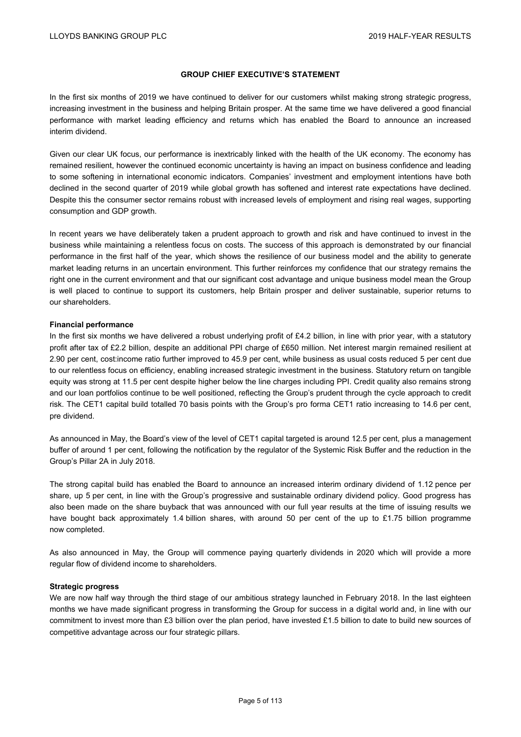## GROUP CHIEF EXECUTIVE'S STATEMENT

In the first six months of 2019 we have continued to deliver for our customers whilst making strong strategic progress, increasing investment in the business and helping Britain prosper. At the same time we have delivered a good financial performance with market leading efficiency and returns which has enabled the Board to announce an increased interim dividend.

Given our clear UK focus, our performance is inextricably linked with the health of the UK economy. The economy has remained resilient, however the continued economic uncertainty is having an impact on business confidence and leading to some softening in international economic indicators. Companies' investment and employment intentions have both declined in the second quarter of 2019 while global growth has softened and interest rate expectations have declined. Despite this the consumer sector remains robust with increased levels of employment and rising real wages, supporting consumption and GDP growth.

In recent years we have deliberately taken a prudent approach to growth and risk and have continued to invest in the business while maintaining a relentless focus on costs. The success of this approach is demonstrated by our financial performance in the first half of the year, which shows the resilience of our business model and the ability to generate market leading returns in an uncertain environment. This further reinforces my confidence that our strategy remains the right one in the current environment and that our significant cost advantage and unique business model mean the Group is well placed to continue to support its customers, help Britain prosper and deliver sustainable, superior returns to our shareholders.

**Financial performance**

In the first six months we have delivered a robust underlying profit of £4.2 billion, in line with prior year, with a statutory profit after tax of £2.2 billion, despite an additional PPI charge of £650 million. Net interest margin remained resilient at 2.90 per cent, cost:income ratio further improved to 45.9 per cent, while business as usual costs reduced 5 per cent due to our relentless focus on efficiency, enabling increased strategic investment in the business. Statutory return on tangible equity was strong at 11.5 per cent despite higher below the line charges including PPI. Credit quality also remains strong and our loan portfolios continue to be well positioned, reflecting the Group's prudent through the cycle approach to credit risk. The CET1 capital build totalled 70 basis points with the Group's pro forma CET1 ratio increasing to 14.6 per cent, pre dividend.

As announced in May, the Board's view of the level of CET1 capital targeted is around 12.5 per cent, plus a management buffer of around 1 per cent, following the notification by the regulator of the Systemic Risk Buffer and the reduction in the Group's Pillar 2A in July 2018.

The strong capital build has enabled the Board to announce an increased interim ordinary dividend of 1.12 pence per share, up 5 per cent, in line with the Group's progressive and sustainable ordinary dividend policy. Good progress has also been made on the share buyback that was announced with our full year results at the time of issuing results we have bought back approximately 1.4 billion shares, with around 50 per cent of the up to £1.75 billion programme now completed.

As also announced in May, the Group will commence paying quarterly dividends in 2020 which will provide a more regular flow of dividend income to shareholders.

**Strategic progress**

We are now half way through the third stage of our ambitious strategy launched in February 2018. In the last eighteen months we have made significant progress in transforming the Group for success in a digital world and, in line with our commitment to invest more than £3 billion over the plan period, have invested £1.5 billion to date to build new sources of competitive advantage across our four strategic pillars.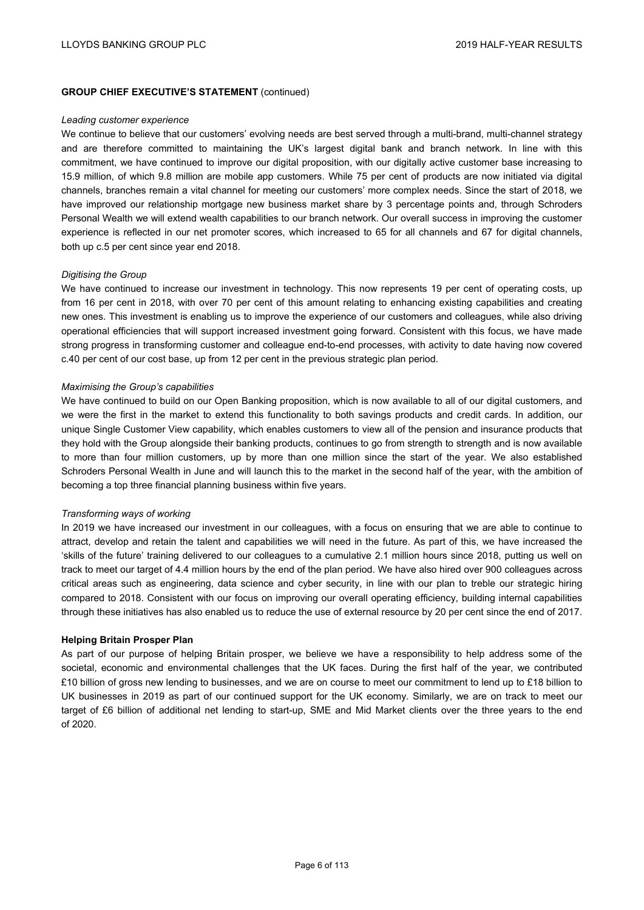**GROUP CHIEF EXECUTIVE'S STATEMENT** (continued)

*Leading customer experience*

We continue to believe that our customers' evolving needs are best served through a multi-brand, multi-channel strategy and are therefore committed to maintaining the UK's largest digital bank and branch network. In line with this commitment, we have continued to improve our digital proposition, with our digitally active customer base increasing to 15.9 million, of which 9.8 million are mobile app customers. While 75 per cent of products are now initiated via digital channels, branches remain a vital channel for meeting our customers' more complex needs. Since the start of 2018, we have improved our relationship mortgage new business market share by 3 percentage points and, through Schroders Personal Wealth we will extend wealth capabilities to our branch network. Our overall success in improving the customer experience is reflected in our net promoter scores, which increased to 65 for all channels and 67 for digital channels, both up c.5 per cent since year end 2018.

*Digitising the Group*

We have continued to increase our investment in technology. This now represents 19 per cent of operating costs, up from 16 per cent in 2018, with over 70 per cent of this amount relating to enhancing existing capabilities and creating new ones. This investment is enabling us to improve the experience of our customers and colleagues, while also driving operational efficiencies that will support increased investment going forward. Consistent with this focus, we have made strong progress in transforming customer and colleague end-to-end processes, with activity to date having now covered c.40 per cent of our cost base, up from 12 per cent in the previous strategic plan period.

*Maximising the Group's capabilities*

We have continued to build on our Open Banking proposition, which is now available to all of our digital customers, and we were the first in the market to extend this functionality to both savings products and credit cards. In addition, our unique Single Customer View capability, which enables customers to view all of the pension and insurance products that they hold with the Group alongside their banking products, continues to go from strength to strength and is now available to more than four million customers, up by more than one million since the start of the year. We also established Schroders Personal Wealth in June and will launch this to the market in the second half of the year, with the ambition of becoming a top three financial planning business within five years.

*Transforming ways of working*

In 2019 we have increased our investment in our colleagues, with a focus on ensuring that we are able to continue to attract, develop and retain the talent and capabilities we will need in the future. As part of this, we have increased the 'skills of the future' training delivered to our colleagues to a cumulative 2.1 million hours since 2018, putting us well on track to meet our target of 4.4 million hours by the end of the plan period. We have also hired over 900 colleagues across critical areas such as engineering, data science and cyber security, in line with our plan to treble our strategic hiring compared to 2018. Consistent with our focus on improving our overall operating efficiency, building internal capabilities through these initiatives has also enabled us to reduce the use of external resource by 20 per cent since the end of 2017.

**Helping Britain Prosper Plan**

As part of our purpose of helping Britain prosper, we believe we have a responsibility to help address some of the societal, economic and environmental challenges that the UK faces. During the first half of the year, we contributed £10 billion of gross new lending to businesses, and we are on course to meet our commitment to lend up to £18 billion to UK businesses in 2019 as part of our continued support for the UK economy. Similarly, we are on track to meet our target of £6 billion of additional net lending to start-up, SME and Mid Market clients over the three years to the end of 2020.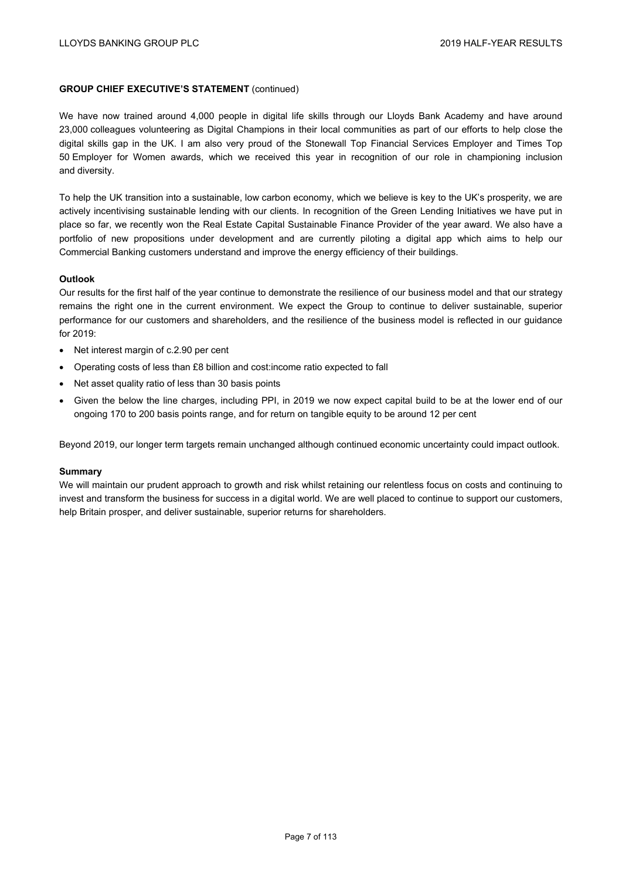**GROUP CHIEF EXECUTIVE'S STATEMENT** (continued)

We have now trained around 4,000 people in digital life skills through our Lloyds Bank Academy and have around 23,000 colleagues volunteering as Digital Champions in their local communities as part of our efforts to help close the digital skills gap in the UK. I am also very proud of the Stonewall Top Financial Services Employer and Times Top 50 Employer for Women awards, which we received this year in recognition of our role in championing inclusion and diversity.

To help the UK transition into a sustainable, low carbon economy, which we believe is key to the UK's prosperity, we are actively incentivising sustainable lending with our clients. In recognition of the Green Lending Initiatives we have put in place so far, we recently won the Real Estate Capital Sustainable Finance Provider of the year award. We also have a portfolio of new propositions under development and are currently piloting a digital app which aims to help our Commercial Banking customers understand and improve the energy efficiency of their buildings.

**Outlook**

Our results for the first half of the year continue to demonstrate the resilience of our business model and that our strategy remains the right one in the current environment. We expect the Group to continue to deliver sustainable, superior performance for our customers and shareholders, and the resilience of the business model is reflected in our guidance for 2019:

- Net interest margin of c.2.90 per cent
- Operating costs of less than £8 billion and cost:income ratio expected to fall
- Net asset quality ratio of less than 30 basis points
- Given the below the line charges, including PPI, in 2019 we now expect capital build to be at the lower end of our ongoing 170 to 200 basis points range, and for return on tangible equity to be around 12 per cent

Beyond 2019, our longer term targets remain unchanged although continued economic uncertainty could impact outlook.

**Summary**

We will maintain our prudent approach to growth and risk whilst retaining our relentless focus on costs and continuing to invest and transform the business for success in a digital world. We are well placed to continue to support our customers, help Britain prosper, and deliver sustainable, superior returns for shareholders.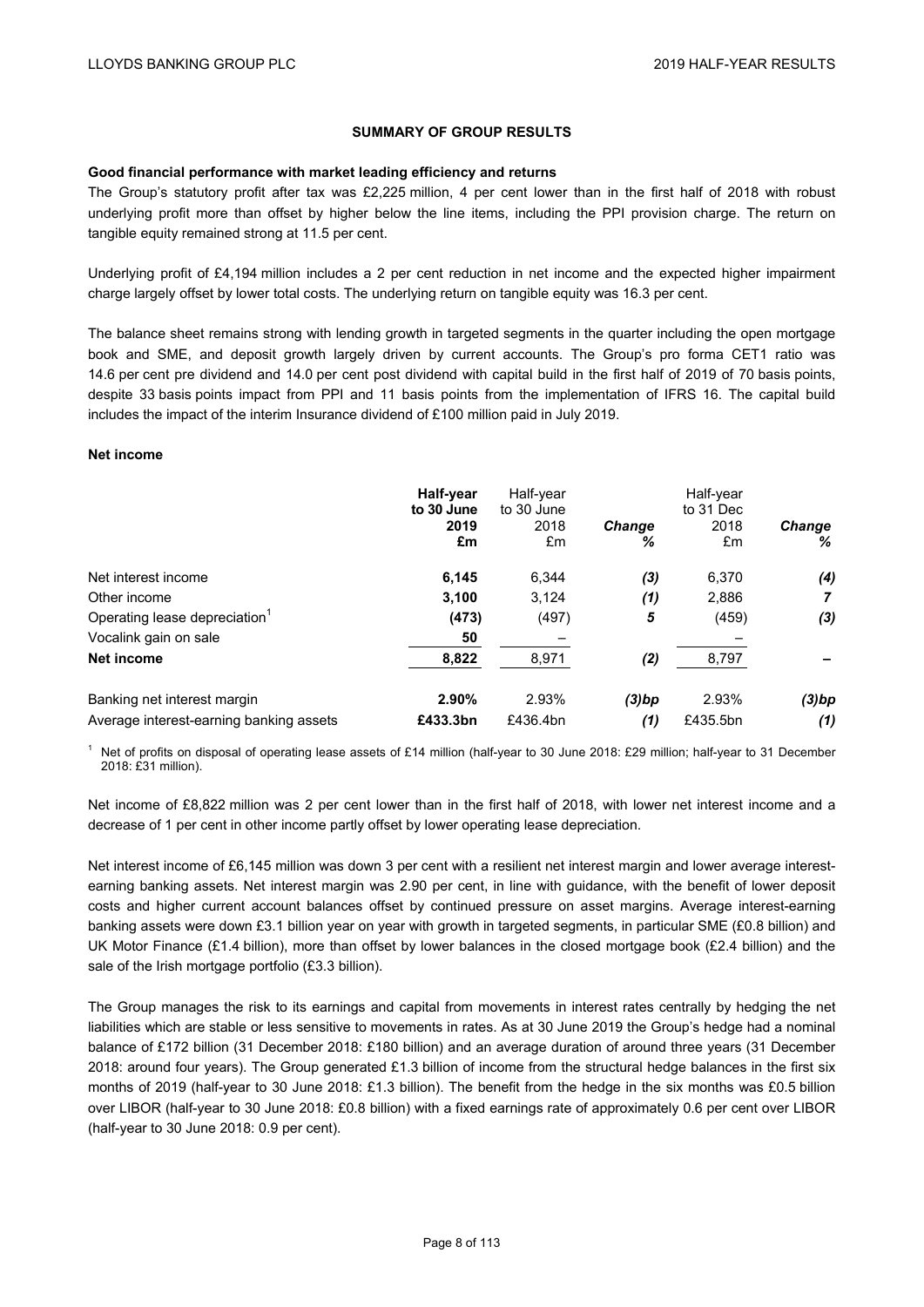## SUMMARY OF GROUP RESULTS

**Good financial performance with market leading efficiency and returns**

The Group's statutory profit after tax was £2,225 million, 4 per cent lower than in the first half of 2018 with robust underlying profit more than offset by higher below the line items, including the PPI provision charge. The return on tangible equity remained strong at 11.5 per cent.

Underlying profit of £4,194 million includes a 2 per cent reduction in net income and the expected higher impairment charge largely offset by lower total costs. The underlying return on tangible equity was 16.3 per cent.

The balance sheet remains strong with lending growth in targeted segments in the quarter including the open mortgage book and SME, and deposit growth largely driven by current accounts. The Group's pro forma CET1 ratio was 14.6 per cent pre dividend and 14.0 per cent post dividend with capital build in the first half of 2019 of 70 basis points, despite 33 basis points impact from PPI and 11 basis points from the implementation of IFRS 16. The capital build includes the impact of the interim Insurance dividend of £100 million paid in July 2019.

**Net income**

| | **Half-year to 30 June 2019 £m** | Half-year to 30 June 2018 £m | ***Change %*** | Half-year to 31 Dec 2018 £m | ***Change %*** |
|---|---|---|---|---|---|
| Net interest income | **6,145** | 6,344 | ***(3)*** | 6,370 | ***(4)*** |
| Other income | **3,100** | 3,124 | ***(1)*** | 2,886 | ***7*** |
| Operating lease depreciation[1] | **(473)** | (497) | ***5*** | (459) | ***(3)*** |
| Vocalink gain on sale | **50** | – | | – | |
| **Net income** | **8,822** | 8,971 | ***(2)*** | 8,797 | ***–*** |
| | | | | | |
| Banking net interest margin | **2.90%** | 2.93% | ***(3)bp*** | 2.93% | ***(3)bp*** |
| Average interest-earning banking assets | **£433.3bn** | £436.4bn | ***(1)*** | £435.5bn | ***(1)*** |

[1] Net of profits on disposal of operating lease assets of £14 million (half-year to 30 June 2018: £29 million; half-year to 31 December 2018: £31 million).

Net income of £8,822 million was 2 per cent lower than in the first half of 2018, with lower net interest income and a decrease of 1 per cent in other income partly offset by lower operating lease depreciation.

Net interest income of £6,145 million was down 3 per cent with a resilient net interest margin and lower average interest-earning banking assets. Net interest margin was 2.90 per cent, in line with guidance, with the benefit of lower deposit costs and higher current account balances offset by continued pressure on asset margins. Average interest-earning banking assets were down £3.1 billion year on year with growth in targeted segments, in particular SME (£0.8 billion) and UK Motor Finance (£1.4 billion), more than offset by lower balances in the closed mortgage book (£2.4 billion) and the sale of the Irish mortgage portfolio (£3.3 billion).

The Group manages the risk to its earnings and capital from movements in interest rates centrally by hedging the net liabilities which are stable or less sensitive to movements in rates. As at 30 June 2019 the Group's hedge had a nominal balance of £172 billion (31 December 2018: £180 billion) and an average duration of around three years (31 December 2018: around four years). The Group generated £1.3 billion of income from the structural hedge balances in the first six months of 2019 (half-year to 30 June 2018: £1.3 billion). The benefit from the hedge in the six months was £0.5 billion over LIBOR (half-year to 30 June 2018: £0.8 billion) with a fixed earnings rate of approximately 0.6 per cent over LIBOR (half-year to 30 June 2018: 0.9 per cent).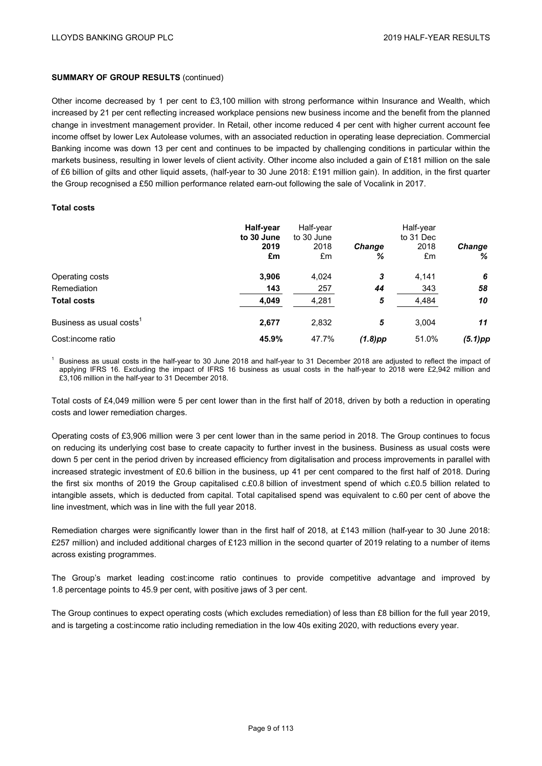**SUMMARY OF GROUP RESULTS** (continued)

Other income decreased by 1 per cent to £3,100 million with strong performance within Insurance and Wealth, which increased by 21 per cent reflecting increased workplace pensions new business income and the benefit from the planned change in investment management provider. In Retail, other income reduced 4 per cent with higher current account fee income offset by lower Lex Autolease volumes, with an associated reduction in operating lease depreciation. Commercial Banking income was down 13 per cent and continues to be impacted by challenging conditions in particular within the markets business, resulting in lower levels of client activity. Other income also included a gain of £181 million on the sale of £6 billion of gilts and other liquid assets, (half-year to 30 June 2018: £191 million gain). In addition, in the first quarter the Group recognised a £50 million performance related earn-out following the sale of Vocalink in 2017.

**Total costs**

| | **Half-year to 30 June 2019 £m** | Half-year to 30 June 2018 £m | ***Change %*** | Half-year to 31 Dec 2018 £m | ***Change %*** |
|---|---|---|---|---|---|
| Operating costs | **3,906** | 4,024 | ***3*** | 4,141 | ***6*** |
| Remediation | **143** | 257 | ***44*** | 343 | ***58*** |
| **Total costs** | **4,049** | 4,281 | ***5*** | 4,484 | ***10*** |
| Business as usual costs[1] | **2,677** | 2,832 | ***5*** | 3,004 | ***11*** |
| Cost:income ratio | **45.9%** | 47.7% | ***(1.8)pp*** | 51.0% | ***(5.1)pp*** |

[1] Business as usual costs in the half-year to 30 June 2018 and half-year to 31 December 2018 are adjusted to reflect the impact of applying IFRS 16. Excluding the impact of IFRS 16 business as usual costs in the half-year to 2018 were £2,942 million and £3,106 million in the half-year to 31 December 2018.

Total costs of £4,049 million were 5 per cent lower than in the first half of 2018, driven by both a reduction in operating costs and lower remediation charges.

Operating costs of £3,906 million were 3 per cent lower than in the same period in 2018. The Group continues to focus on reducing its underlying cost base to create capacity to further invest in the business. Business as usual costs were down 5 per cent in the period driven by increased efficiency from digitalisation and process improvements in parallel with increased strategic investment of £0.6 billion in the business, up 41 per cent compared to the first half of 2018. During the first six months of 2019 the Group capitalised c.£0.8 billion of investment spend of which c.£0.5 billion related to intangible assets, which is deducted from capital. Total capitalised spend was equivalent to c.60 per cent of above the line investment, which was in line with the full year 2018.

Remediation charges were significantly lower than in the first half of 2018, at £143 million (half-year to 30 June 2018: £257 million) and included additional charges of £123 million in the second quarter of 2019 relating to a number of items across existing programmes.

The Group's market leading cost:income ratio continues to provide competitive advantage and improved by 1.8 percentage points to 45.9 per cent, with positive jaws of 3 per cent.

The Group continues to expect operating costs (which excludes remediation) of less than £8 billion for the full year 2019, and is targeting a cost:income ratio including remediation in the low 40s exiting 2020, with reductions every year.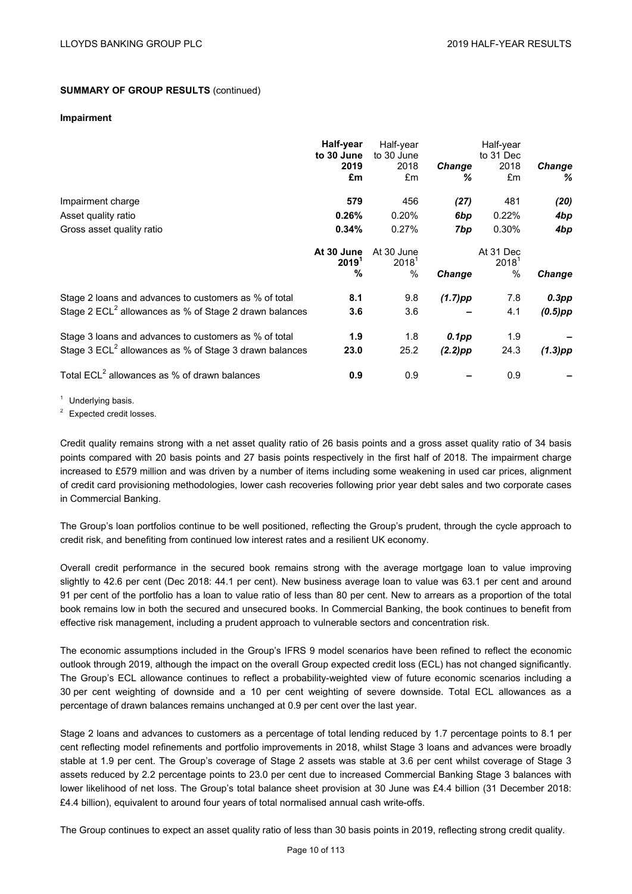**SUMMARY OF GROUP RESULTS** (continued)

**Impairment**

| | **Half-year to 30 June 2019 £m** | Half-year to 30 June 2018 £m | ***Change %*** | Half-year to 31 Dec 2018 £m | ***Change %*** |
|---|---|---|---|---|---|
| Impairment charge | **579** | 456 | ***(27)*** | 481 | ***(20)*** |
| Asset quality ratio | **0.26%** | 0.20% | ***6bp*** | 0.22% | ***4bp*** |
| Gross asset quality ratio | **0.34%** | 0.27% | ***7bp*** | 0.30% | ***4bp*** |

| | **At 30 June 2019[1] %** | At 30 June 2018[1] % | ***Change*** | At 31 Dec 2018[1] % | ***Change*** |
|---|---|---|---|---|---|
| Stage 2 loans and advances to customers as % of total | **8.1** | 9.8 | ***(1.7)pp*** | 7.8 | ***0.3pp*** |
| Stage 2 ECL[2] allowances as % of Stage 2 drawn balances | **3.6** | 3.6 | ***–*** | 4.1 | ***(0.5)pp*** |
| Stage 3 loans and advances to customers as % of total | **1.9** | 1.8 | ***0.1pp*** | 1.9 | ***–*** |
| Stage 3 ECL[2] allowances as % of Stage 3 drawn balances | **23.0** | 25.2 | ***(2.2)pp*** | 24.3 | ***(1.3)pp*** |
| Total ECL[2] allowances as % of drawn balances | **0.9** | 0.9 | ***–*** | 0.9 | ***–*** |

[1] Underlying basis.

[2] Expected credit losses.

Credit quality remains strong with a net asset quality ratio of 26 basis points and a gross asset quality ratio of 34 basis points compared with 20 basis points and 27 basis points respectively in the first half of 2018. The impairment charge increased to £579 million and was driven by a number of items including some weakening in used car prices, alignment of credit card provisioning methodologies, lower cash recoveries following prior year debt sales and two corporate cases in Commercial Banking.

The Group's loan portfolios continue to be well positioned, reflecting the Group's prudent, through the cycle approach to credit risk, and benefiting from continued low interest rates and a resilient UK economy.

Overall credit performance in the secured book remains strong with the average mortgage loan to value improving slightly to 42.6 per cent (Dec 2018: 44.1 per cent). New business average loan to value was 63.1 per cent and around 91 per cent of the portfolio has a loan to value ratio of less than 80 per cent. New to arrears as a proportion of the total book remains low in both the secured and unsecured books. In Commercial Banking, the book continues to benefit from effective risk management, including a prudent approach to vulnerable sectors and concentration risk.

The economic assumptions included in the Group's IFRS 9 model scenarios have been refined to reflect the economic outlook through 2019, although the impact on the overall Group expected credit loss (ECL) has not changed significantly. The Group's ECL allowance continues to reflect a probability-weighted view of future economic scenarios including a 30 per cent weighting of downside and a 10 per cent weighting of severe downside. Total ECL allowances as a percentage of drawn balances remains unchanged at 0.9 per cent over the last year.

Stage 2 loans and advances to customers as a percentage of total lending reduced by 1.7 percentage points to 8.1 per cent reflecting model refinements and portfolio improvements in 2018, whilst Stage 3 loans and advances were broadly stable at 1.9 per cent. The Group's coverage of Stage 2 assets was stable at 3.6 per cent whilst coverage of Stage 3 assets reduced by 2.2 percentage points to 23.0 per cent due to increased Commercial Banking Stage 3 balances with lower likelihood of net loss. The Group's total balance sheet provision at 30 June was £4.4 billion (31 December 2018: £4.4 billion), equivalent to around four years of total normalised annual cash write-offs.

The Group continues to expect an asset quality ratio of less than 30 basis points in 2019, reflecting strong credit quality.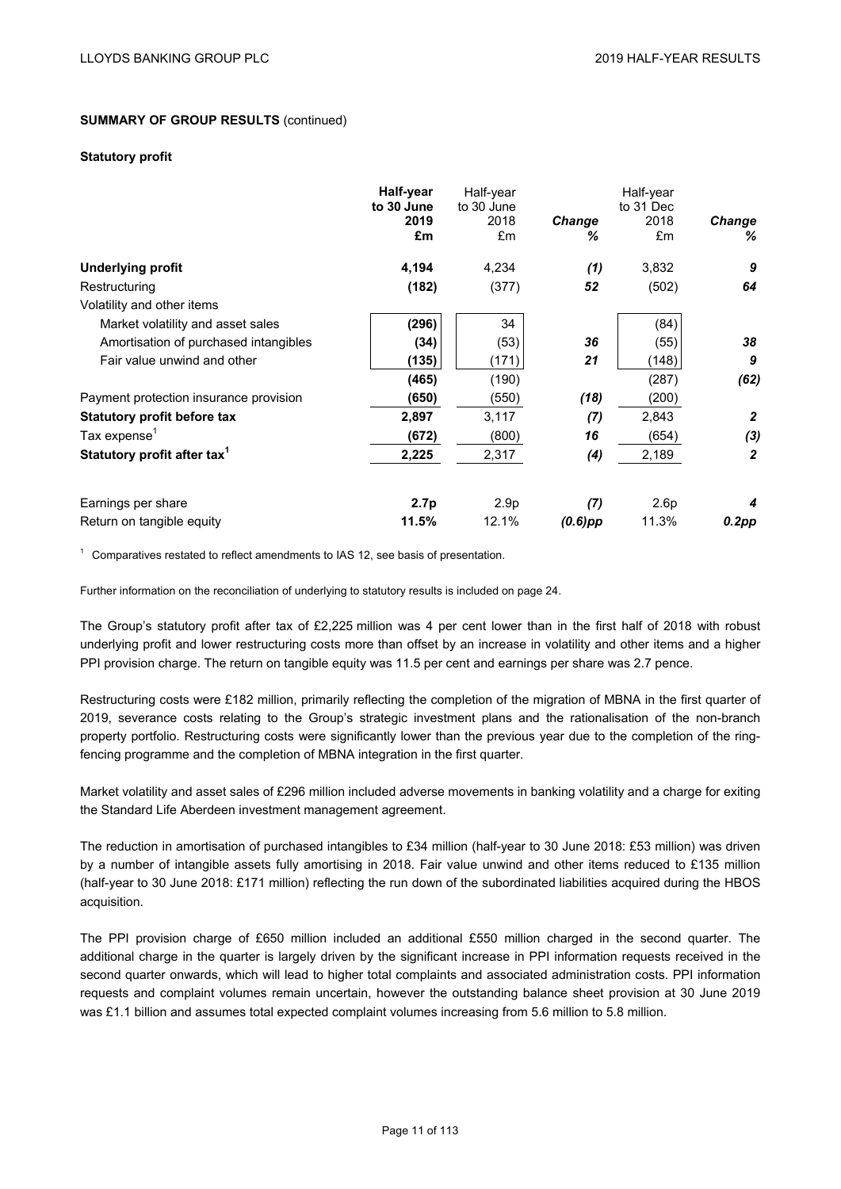**SUMMARY OF GROUP RESULTS** (continued)

**Statutory profit**

| | **Half-year to 30 June 2019 £m** | Half-year to 30 June 2018 £m | ***Change %*** | Half-year to 31 Dec 2018 £m | ***Change %*** |
|---|---|---|---|---|---|
| **Underlying profit** | **4,194** | 4,234 | ***(1)*** | 3,832 | ***9*** |
| Restructuring | **(182)** | (377) | ***52*** | (502) | ***64*** |
| Volatility and other items | | | | | |
| Market volatility and asset sales | **(296)** | 34 | | (84) | |
| Amortisation of purchased intangibles | **(34)** | (53) | ***36*** | (55) | ***38*** |
| Fair value unwind and other | **(135)** | (171) | ***21*** | (148) | ***9*** |
| | **(465)** | (190) | | (287) | ***(62)*** |
| Payment protection insurance provision | **(650)** | (550) | ***(18)*** | (200) | |
| **Statutory profit before tax** | **2,897** | 3,117 | ***(7)*** | 2,843 | ***2*** |
| Tax expense[1] | **(672)** | (800) | ***16*** | (654) | ***(3)*** |
| **Statutory profit after tax[1]** | **2,225** | 2,317 | ***(4)*** | 2,189 | ***2*** |
| | | | | | |
| Earnings per share | **2.7p** | 2.9p | ***(7)*** | 2.6p | ***4*** |
| Return on tangible equity | **11.5%** | 12.1% | ***(0.6)pp*** | 11.3% | ***0.2pp*** |

[1] Comparatives restated to reflect amendments to IAS 12, see basis of presentation.

Further information on the reconciliation of underlying to statutory results is included on page 24.

The Group's statutory profit after tax of £2,225 million was 4 per cent lower than in the first half of 2018 with robust underlying profit and lower restructuring costs more than offset by an increase in volatility and other items and a higher PPI provision charge. The return on tangible equity was 11.5 per cent and earnings per share was 2.7 pence.

Restructuring costs were £182 million, primarily reflecting the completion of the migration of MBNA in the first quarter of 2019, severance costs relating to the Group's strategic investment plans and the rationalisation of the non-branch property portfolio. Restructuring costs were significantly lower than the previous year due to the completion of the ring-fencing programme and the completion of MBNA integration in the first quarter.

Market volatility and asset sales of £296 million included adverse movements in banking volatility and a charge for exiting the Standard Life Aberdeen investment management agreement.

The reduction in amortisation of purchased intangibles to £34 million (half-year to 30 June 2018: £53 million) was driven by a number of intangible assets fully amortising in 2018. Fair value unwind and other items reduced to £135 million (half-year to 30 June 2018: £171 million) reflecting the run down of the subordinated liabilities acquired during the HBOS acquisition.

The PPI provision charge of £650 million included an additional £550 million charged in the second quarter. The additional charge in the quarter is largely driven by the significant increase in PPI information requests received in the second quarter onwards, which will lead to higher total complaints and associated administration costs. PPI information requests and complaint volumes remain uncertain, however the outstanding balance sheet provision at 30 June 2019 was £1.1 billion and assumes total expected complaint volumes increasing from 5.6 million to 5.8 million.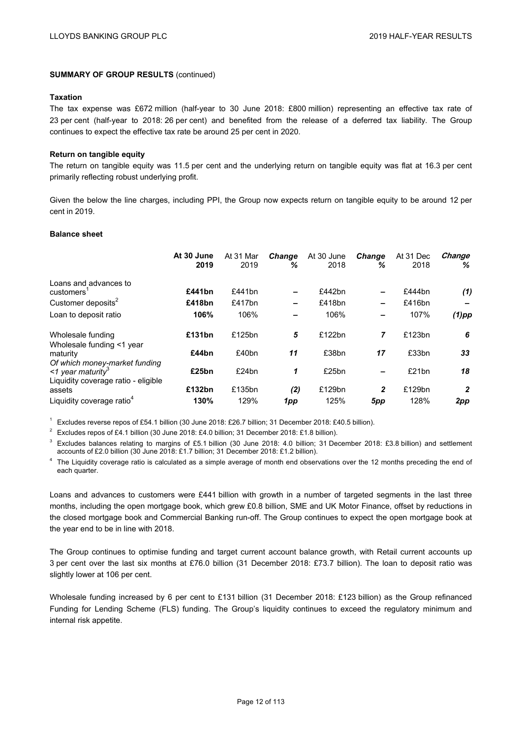**SUMMARY OF GROUP RESULTS** (continued)

**Taxation**

The tax expense was £672 million (half-year to 30 June 2018: £800 million) representing an effective tax rate of 23 per cent (half-year to 2018: 26 per cent) and benefited from the release of a deferred tax liability. The Group continues to expect the effective tax rate be around 25 per cent in 2020.

**Return on tangible equity**

The return on tangible equity was 11.5 per cent and the underlying return on tangible equity was flat at 16.3 per cent primarily reflecting robust underlying profit.

Given the below the line charges, including PPI, the Group now expects return on tangible equity to be around 12 per cent in 2019.

**Balance sheet**

| | **At 30 June 2019** | At 31 Mar 2019 | ***Change %*** | At 30 June 2018 | ***Change %*** | At 31 Dec 2018 | ***Change %*** |
|---|---|---|---|---|---|---|---|
| Loans and advances to customers[1] | **£441bn** | £441bn | – | £442bn | – | £444bn | ***(1)*** |
| Customer deposits[2] | **£418bn** | £417bn | – | £418bn | – | £416bn | – |
| Loan to deposit ratio | **106%** | 106% | – | 106% | – | 107% | ***(1)pp*** |
| Wholesale funding | **£131bn** | £125bn | ***5*** | £122bn | ***7*** | £123bn | ***6*** |
| Wholesale funding <1 year maturity | **£44bn** | £40bn | ***11*** | £38bn | ***17*** | £33bn | ***33*** |
| *Of which money-market funding <1 year maturity*[3] | **£25bn** | £24bn | ***1*** | £25bn | – | £21bn | ***18*** |
| Liquidity coverage ratio - eligible assets | **£132bn** | £135bn | ***(2)*** | £129bn | ***2*** | £129bn | ***2*** |
| Liquidity coverage ratio[4] | **130%** | 129% | ***1pp*** | 125% | ***5pp*** | 128% | ***2pp*** |

[1] Excludes reverse repos of £54.1 billion (30 June 2018: £26.7 billion; 31 December 2018: £40.5 billion).

[2] Excludes repos of £4.1 billion (30 June 2018: £4.0 billion; 31 December 2018: £1.8 billion).

[3] Excludes balances relating to margins of £5.1 billion (30 June 2018: 4.0 billion; 31 December 2018: £3.8 billion) and settlement accounts of £2.0 billion (30 June 2018: £1.7 billion; 31 December 2018: £1.2 billion).

[4] The Liquidity coverage ratio is calculated as a simple average of month end observations over the 12 months preceding the end of each quarter.

Loans and advances to customers were £441 billion with growth in a number of targeted segments in the last three months, including the open mortgage book, which grew £0.8 billion, SME and UK Motor Finance, offset by reductions in the closed mortgage book and Commercial Banking run-off. The Group continues to expect the open mortgage book at the year end to be in line with 2018.

The Group continues to optimise funding and target current account balance growth, with Retail current accounts up 3 per cent over the last six months at £76.0 billion (31 December 2018: £73.7 billion). The loan to deposit ratio was slightly lower at 106 per cent.

Wholesale funding increased by 6 per cent to £131 billion (31 December 2018: £123 billion) as the Group refinanced Funding for Lending Scheme (FLS) funding. The Group's liquidity continues to exceed the regulatory minimum and internal risk appetite.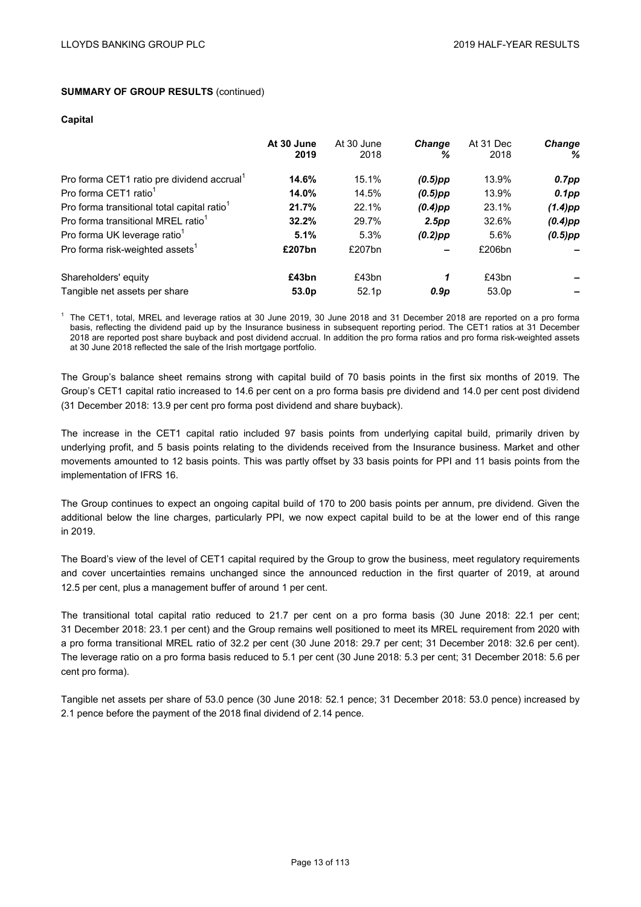**SUMMARY OF GROUP RESULTS** (continued)

**Capital**

| | **At 30 June 2019** | At 30 June 2018 | ***Change %*** | At 31 Dec 2018 | ***Change %*** |
|---|---|---|---|---|---|
| Pro forma CET1 ratio pre dividend accrual[1] | **14.6%** | 15.1% | ***(0.5)pp*** | 13.9% | ***0.7pp*** |
| Pro forma CET1 ratio[1] | **14.0%** | 14.5% | ***(0.5)pp*** | 13.9% | ***0.1pp*** |
| Pro forma transitional total capital ratio[1] | **21.7%** | 22.1% | ***(0.4)pp*** | 23.1% | ***(1.4)pp*** |
| Pro forma transitional MREL ratio[1] | **32.2%** | 29.7% | ***2.5pp*** | 32.6% | ***(0.4)pp*** |
| Pro forma UK leverage ratio[1] | **5.1%** | 5.3% | ***(0.2)pp*** | 5.6% | ***(0.5)pp*** |
| Pro forma risk-weighted assets[1] | **£207bn** | £207bn | – | £206bn | – |
| | | | | | |
| Shareholders' equity | **£43bn** | £43bn | ***1*** | £43bn | – |
| Tangible net assets per share | **53.0p** | 52.1p | ***0.9p*** | 53.0p | – |

[1] The CET1, total, MREL and leverage ratios at 30 June 2019, 30 June 2018 and 31 December 2018 are reported on a pro forma basis, reflecting the dividend paid up by the Insurance business in subsequent reporting period. The CET1 ratios at 31 December 2018 are reported post share buyback and post dividend accrual. In addition the pro forma ratios and pro forma risk-weighted assets at 30 June 2018 reflected the sale of the Irish mortgage portfolio.

The Group's balance sheet remains strong with capital build of 70 basis points in the first six months of 2019. The Group's CET1 capital ratio increased to 14.6 per cent on a pro forma basis pre dividend and 14.0 per cent post dividend (31 December 2018: 13.9 per cent pro forma post dividend and share buyback).

The increase in the CET1 capital ratio included 97 basis points from underlying capital build, primarily driven by underlying profit, and 5 basis points relating to the dividends received from the Insurance business. Market and other movements amounted to 12 basis points. This was partly offset by 33 basis points for PPI and 11 basis points from the implementation of IFRS 16.

The Group continues to expect an ongoing capital build of 170 to 200 basis points per annum, pre dividend. Given the additional below the line charges, particularly PPI, we now expect capital build to be at the lower end of this range in 2019.

The Board's view of the level of CET1 capital required by the Group to grow the business, meet regulatory requirements and cover uncertainties remains unchanged since the announced reduction in the first quarter of 2019, at around 12.5 per cent, plus a management buffer of around 1 per cent.

The transitional total capital ratio reduced to 21.7 per cent on a pro forma basis (30 June 2018: 22.1 per cent; 31 December 2018: 23.1 per cent) and the Group remains well positioned to meet its MREL requirement from 2020 with a pro forma transitional MREL ratio of 32.2 per cent (30 June 2018: 29.7 per cent; 31 December 2018: 32.6 per cent). The leverage ratio on a pro forma basis reduced to 5.1 per cent (30 June 2018: 5.3 per cent; 31 December 2018: 5.6 per cent pro forma).

Tangible net assets per share of 53.0 pence (30 June 2018: 52.1 pence; 31 December 2018: 53.0 pence) increased by 2.1 pence before the payment of the 2018 final dividend of 2.14 pence.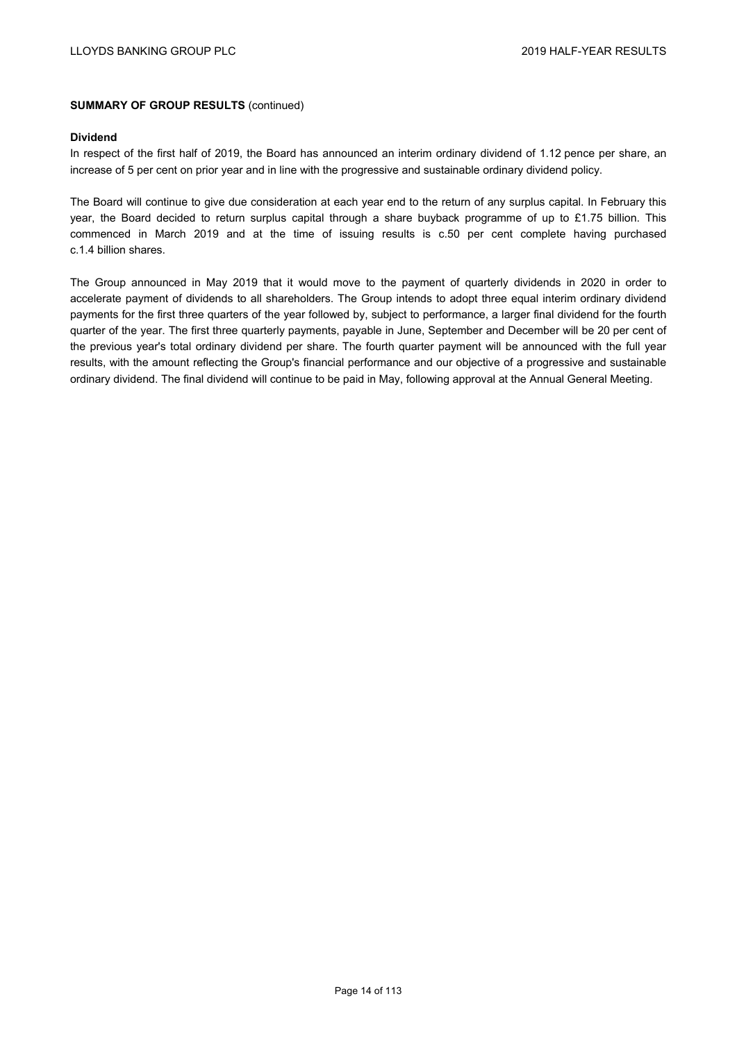**SUMMARY OF GROUP RESULTS** (continued)

**Dividend**

In respect of the first half of 2019, the Board has announced an interim ordinary dividend of 1.12 pence per share, an increase of 5 per cent on prior year and in line with the progressive and sustainable ordinary dividend policy.

The Board will continue to give due consideration at each year end to the return of any surplus capital. In February this year, the Board decided to return surplus capital through a share buyback programme of up to £1.75 billion. This commenced in March 2019 and at the time of issuing results is c.50 per cent complete having purchased c.1.4 billion shares.

The Group announced in May 2019 that it would move to the payment of quarterly dividends in 2020 in order to accelerate payment of dividends to all shareholders. The Group intends to adopt three equal interim ordinary dividend payments for the first three quarters of the year followed by, subject to performance, a larger final dividend for the fourth quarter of the year. The first three quarterly payments, payable in June, September and December will be 20 per cent of the previous year's total ordinary dividend per share. The fourth quarter payment will be announced with the full year results, with the amount reflecting the Group's financial performance and our objective of a progressive and sustainable ordinary dividend. The final dividend will continue to be paid in May, following approval at the Annual General Meeting.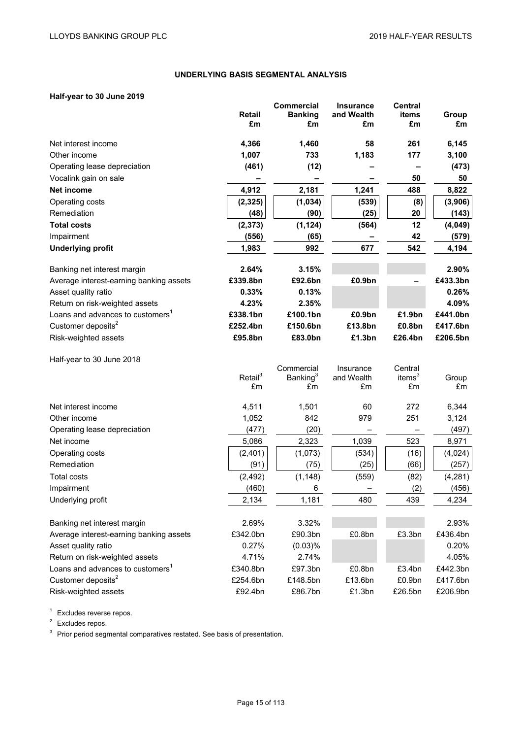## UNDERLYING BASIS SEGMENTAL ANALYSIS

**Half-year to 30 June 2019**

| | Retail £m | Commercial Banking £m | Insurance and Wealth £m | Central items £m | Group £m |
|---|---|---|---|---|---|
| Net interest income | **4,366** | **1,460** | **58** | **261** | **6,145** |
| Other income | **1,007** | **733** | **1,183** | **177** | **3,100** |
| Operating lease depreciation | **(461)** | **(12)** | **–** | **–** | **(473)** |
| Vocalink gain on sale | **–** | **–** | **–** | **50** | **50** |
| **Net income** | **4,912** | **2,181** | **1,241** | **488** | **8,822** |
| Operating costs | **(2,325)** | **(1,034)** | **(539)** | **(8)** | **(3,906)** |
| Remediation | **(48)** | **(90)** | **(25)** | **20** | **(143)** |
| **Total costs** | **(2,373)** | **(1,124)** | **(564)** | **12** | **(4,049)** |
| Impairment | **(556)** | **(65)** | **–** | **42** | **(579)** |
| **Underlying profit** | **1,983** | **992** | **677** | **542** | **4,194** |
| | | | | | |
| Banking net interest margin | **2.64%** | **3.15%** | | | **2.90%** |
| Average interest-earning banking assets | **£339.8bn** | **£92.6bn** | **£0.9bn** | **–** | **£433.3bn** |
| Asset quality ratio | **0.33%** | **0.13%** | | | **0.26%** |
| Return on risk-weighted assets | **4.23%** | **2.35%** | | | **4.09%** |
| Loans and advances to customers[1] | **£338.1bn** | **£100.1bn** | **£0.9bn** | **£1.9bn** | **£441.0bn** |
| Customer deposits[2] | **£252.4bn** | **£150.6bn** | **£13.8bn** | **£0.8bn** | **£417.6bn** |
| Risk-weighted assets | **£95.8bn** | **£83.0bn** | **£1.3bn** | **£26.4bn** | **£206.5bn** |

Half-year to 30 June 2018

| | Retail[3] £m | Commercial Banking[3] £m | Insurance and Wealth £m | Central items[3] £m | Group £m |
|---|---|---|---|---|---|
| Net interest income | 4,511 | 1,501 | 60 | 272 | 6,344 |
| Other income | 1,052 | 842 | 979 | 251 | 3,124 |
| Operating lease depreciation | (477) | (20) | – | – | (497) |
| Net income | 5,086 | 2,323 | 1,039 | 523 | 8,971 |
| Operating costs | (2,401) | (1,073) | (534) | (16) | (4,024) |
| Remediation | (91) | (75) | (25) | (66) | (257) |
| Total costs | (2,492) | (1,148) | (559) | (82) | (4,281) |
| Impairment | (460) | 6 | – | (2) | (456) |
| Underlying profit | 2,134 | 1,181 | 480 | 439 | 4,234 |
| | | | | | |
| Banking net interest margin | 2.69% | 3.32% | | | 2.93% |
| Average interest-earning banking assets | £342.0bn | £90.3bn | £0.8bn | £3.3bn | £436.4bn |
| Asset quality ratio | 0.27% | (0.03)% | | | 0.20% |
| Return on risk-weighted assets | 4.71% | 2.74% | | | 4.05% |
| Loans and advances to customers[1] | £340.8bn | £97.3bn | £0.8bn | £3.4bn | £442.3bn |
| Customer deposits[2] | £254.6bn | £148.5bn | £13.6bn | £0.9bn | £417.6bn |
| Risk-weighted assets | £92.4bn | £86.7bn | £1.3bn | £26.5bn | £206.9bn |

[1] Excludes reverse repos.

[2] Excludes repos.

[3] Prior period segmental comparatives restated. See basis of presentation.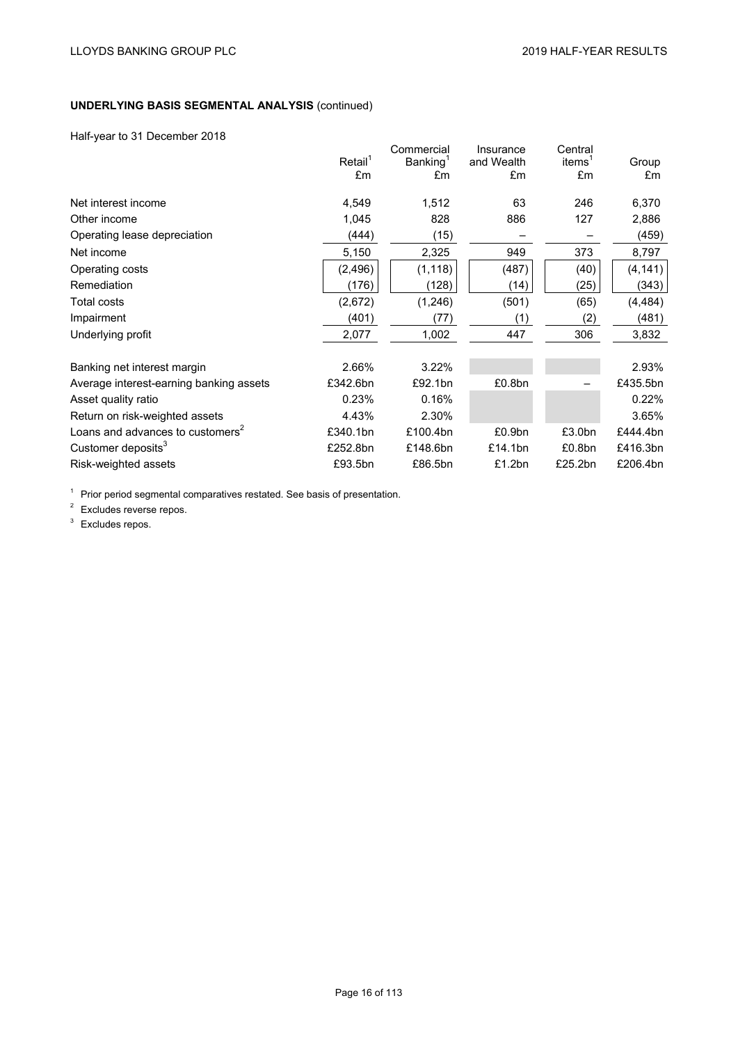## UNDERLYING BASIS SEGMENTAL ANALYSIS (continued)

Half-year to 31 December 2018

| | Retail[1] £m | Commercial Banking[1] £m | Insurance and Wealth £m | Central items[1] £m | Group £m |
|---|---|---|---|---|---|
| Net interest income | 4,549 | 1,512 | 63 | 246 | 6,370 |
| Other income | 1,045 | 828 | 886 | 127 | 2,886 |
| Operating lease depreciation | (444) | (15) | – | – | (459) |
| Net income | 5,150 | 2,325 | 949 | 373 | 8,797 |
| Operating costs | (2,496) | (1,118) | (487) | (40) | (4,141) |
| Remediation | (176) | (128) | (14) | (25) | (343) |
| Total costs | (2,672) | (1,246) | (501) | (65) | (4,484) |
| Impairment | (401) | (77) | (1) | (2) | (481) |
| Underlying profit | 2,077 | 1,002 | 447 | 306 | 3,832 |
| | | | | | |
| Banking net interest margin | 2.66% | 3.22% | | | 2.93% |
| Average interest-earning banking assets | £342.6bn | £92.1bn | £0.8bn | – | £435.5bn |
| Asset quality ratio | 0.23% | 0.16% | | | 0.22% |
| Return on risk-weighted assets | 4.43% | 2.30% | | | 3.65% |
| Loans and advances to customers[2] | £340.1bn | £100.4bn | £0.9bn | £3.0bn | £444.4bn |
| Customer deposits[3] | £252.8bn | £148.6bn | £14.1bn | £0.8bn | £416.3bn |
| Risk-weighted assets | £93.5bn | £86.5bn | £1.2bn | £25.2bn | £206.4bn |

[1] Prior period segmental comparatives restated. See basis of presentation.

[2] Excludes reverse repos.

[3] Excludes repos.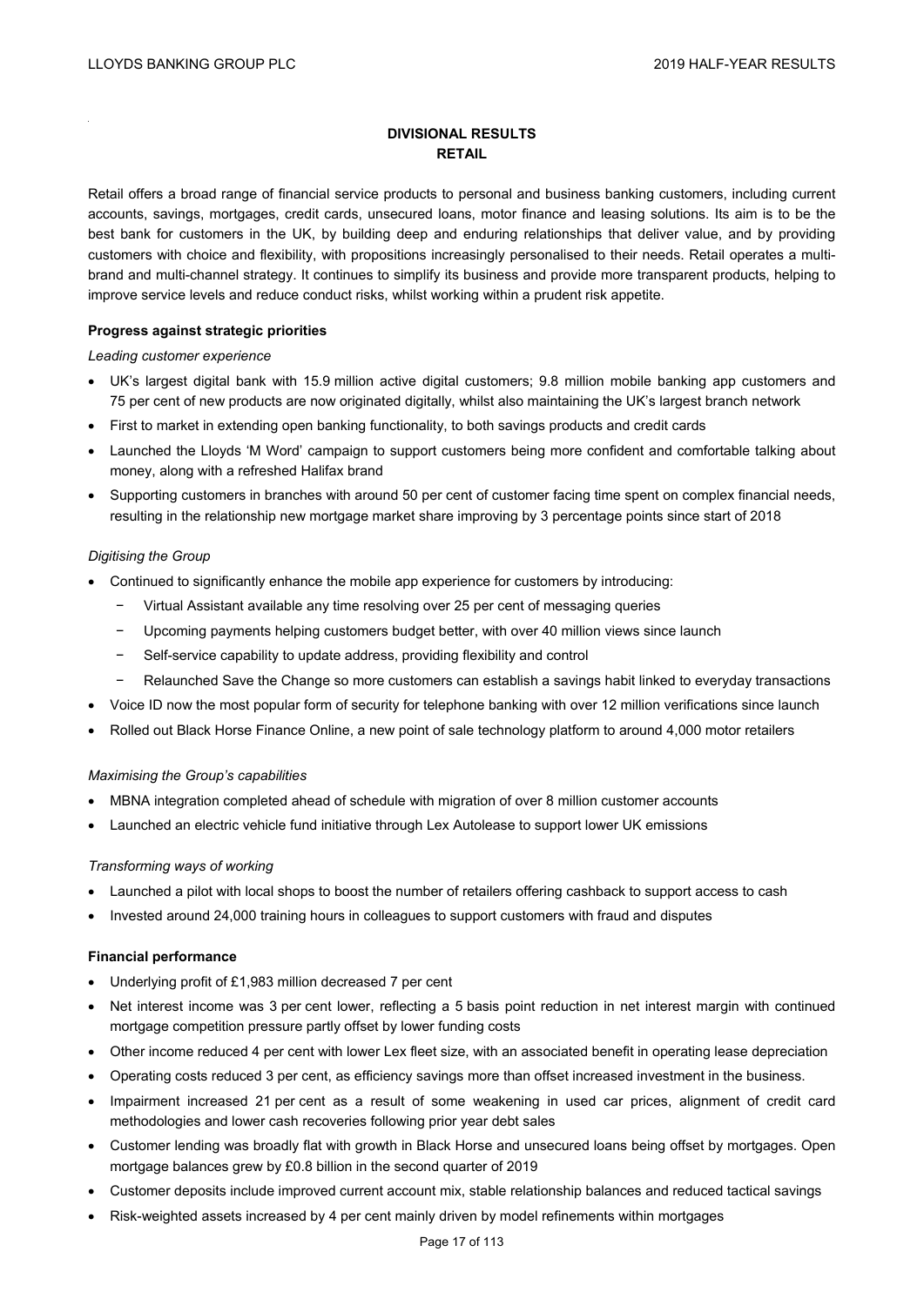# DIVISIONAL RESULTS

## RETAIL

Retail offers a broad range of financial service products to personal and business banking customers, including current accounts, savings, mortgages, credit cards, unsecured loans, motor finance and leasing solutions. Its aim is to be the best bank for customers in the UK, by building deep and enduring relationships that deliver value, and by providing customers with choice and flexibility, with propositions increasingly personalised to their needs. Retail operates a multi-brand and multi-channel strategy. It continues to simplify its business and provide more transparent products, helping to improve service levels and reduce conduct risks, whilst working within a prudent risk appetite.

**Progress against strategic priorities**

*Leading customer experience*

- UK's largest digital bank with 15.9 million active digital customers; 9.8 million mobile banking app customers and 75 per cent of new products are now originated digitally, whilst also maintaining the UK's largest branch network
- First to market in extending open banking functionality, to both savings products and credit cards
- Launched the Lloyds 'M Word' campaign to support customers being more confident and comfortable talking about money, along with a refreshed Halifax brand
- Supporting customers in branches with around 50 per cent of customer facing time spent on complex financial needs, resulting in the relationship new mortgage market share improving by 3 percentage points since start of 2018

*Digitising the Group*

- Continued to significantly enhance the mobile app experience for customers by introducing:
  - Virtual Assistant available any time resolving over 25 per cent of messaging queries
  - Upcoming payments helping customers budget better, with over 40 million views since launch
  - Self-service capability to update address, providing flexibility and control
  - Relaunched Save the Change so more customers can establish a savings habit linked to everyday transactions
- Voice ID now the most popular form of security for telephone banking with over 12 million verifications since launch
- Rolled out Black Horse Finance Online, a new point of sale technology platform to around 4,000 motor retailers

*Maximising the Group's capabilities*

- MBNA integration completed ahead of schedule with migration of over 8 million customer accounts
- Launched an electric vehicle fund initiative through Lex Autolease to support lower UK emissions

*Transforming ways of working*

- Launched a pilot with local shops to boost the number of retailers offering cashback to support access to cash
- Invested around 24,000 training hours in colleagues to support customers with fraud and disputes

**Financial performance**

- Underlying profit of £1,983 million decreased 7 per cent
- Net interest income was 3 per cent lower, reflecting a 5 basis point reduction in net interest margin with continued mortgage competition pressure partly offset by lower funding costs
- Other income reduced 4 per cent with lower Lex fleet size, with an associated benefit in operating lease depreciation
- Operating costs reduced 3 per cent, as efficiency savings more than offset increased investment in the business.
- Impairment increased 21 per cent as a result of some weakening in used car prices, alignment of credit card methodologies and lower cash recoveries following prior year debt sales
- Customer lending was broadly flat with growth in Black Horse and unsecured loans being offset by mortgages. Open mortgage balances grew by £0.8 billion in the second quarter of 2019
- Customer deposits include improved current account mix, stable relationship balances and reduced tactical savings
- Risk-weighted assets increased by 4 per cent mainly driven by model refinements within mortgages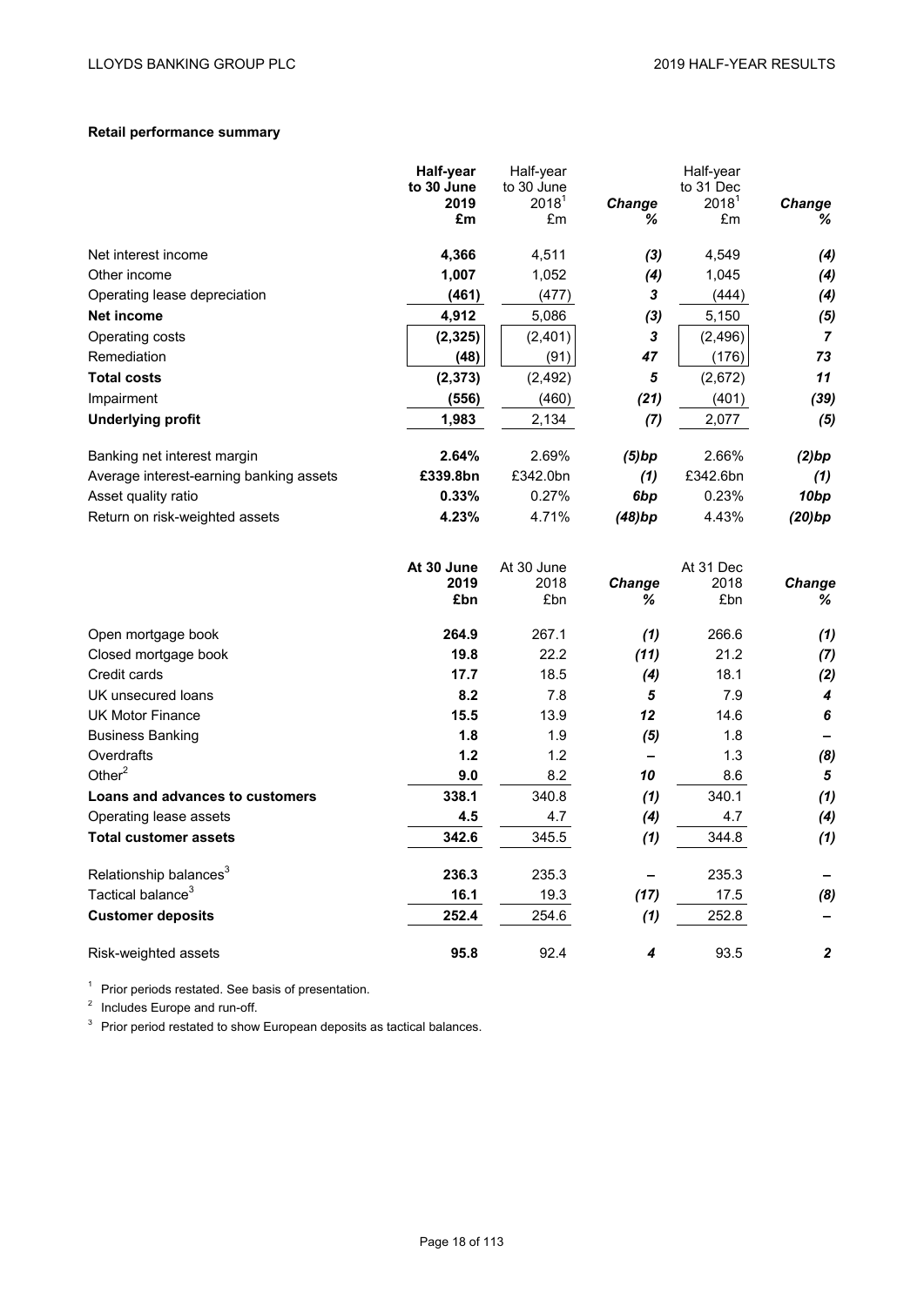**Retail performance summary**

| | Half-year to 30 June 2019 £m | Half-year to 30 June 2018[1] £m | *Change %* | Half-year to 31 Dec 2018[1] £m | *Change %* |
|---|---|---|---|---|---|
| Net interest income | **4,366** | 4,511 | ***(3)*** | 4,549 | ***(4)*** |
| Other income | **1,007** | 1,052 | ***(4)*** | 1,045 | ***(4)*** |
| Operating lease depreciation | **(461)** | (477) | ***3*** | (444) | ***(4)*** |
| **Net income** | **4,912** | 5,086 | ***(3)*** | 5,150 | ***(5)*** |
| Operating costs | **(2,325)** | (2,401) | ***3*** | (2,496) | ***7*** |
| Remediation | **(48)** | (91) | ***47*** | (176) | ***73*** |
| **Total costs** | **(2,373)** | (2,492) | ***5*** | (2,672) | ***11*** |
| Impairment | **(556)** | (460) | ***(21)*** | (401) | ***(39)*** |
| **Underlying profit** | **1,983** | 2,134 | ***(7)*** | 2,077 | ***(5)*** |
| | | | | | |
| Banking net interest margin | **2.64%** | 2.69% | ***(5)bp*** | 2.66% | ***(2)bp*** |
| Average interest-earning banking assets | **£339.8bn** | £342.0bn | ***(1)*** | £342.6bn | ***(1)*** |
| Asset quality ratio | **0.33%** | 0.27% | ***6bp*** | 0.23% | ***10bp*** |
| Return on risk-weighted assets | **4.23%** | 4.71% | ***(48)bp*** | 4.43% | ***(20)bp*** |

| | At 30 June 2019 £bn | At 30 June 2018 £bn | *Change %* | At 31 Dec 2018 £bn | *Change %* |
|---|---|---|---|---|---|
| Open mortgage book | **264.9** | 267.1 | ***(1)*** | 266.6 | ***(1)*** |
| Closed mortgage book | **19.8** | 22.2 | ***(11)*** | 21.2 | ***(7)*** |
| Credit cards | **17.7** | 18.5 | ***(4)*** | 18.1 | ***(2)*** |
| UK unsecured loans | **8.2** | 7.8 | ***5*** | 7.9 | ***4*** |
| UK Motor Finance | **15.5** | 13.9 | ***12*** | 14.6 | ***6*** |
| Business Banking | **1.8** | 1.9 | ***(5)*** | 1.8 | ***–*** |
| Overdrafts | **1.2** | 1.2 | ***–*** | 1.3 | ***(8)*** |
| Other[2] | **9.0** | 8.2 | ***10*** | 8.6 | ***5*** |
| **Loans and advances to customers** | **338.1** | 340.8 | ***(1)*** | 340.1 | ***(1)*** |
| Operating lease assets | **4.5** | 4.7 | ***(4)*** | 4.7 | ***(4)*** |
| **Total customer assets** | **342.6** | 345.5 | ***(1)*** | 344.8 | ***(1)*** |
| | | | | | |
| Relationship balances[3] | **236.3** | 235.3 | ***–*** | 235.3 | ***–*** |
| Tactical balance[3] | **16.1** | 19.3 | ***(17)*** | 17.5 | ***(8)*** |
| **Customer deposits** | **252.4** | 254.6 | ***(1)*** | 252.8 | ***–*** |
| | | | | | |
| Risk-weighted assets | **95.8** | 92.4 | ***4*** | 93.5 | ***2*** |

[1] Prior periods restated. See basis of presentation.

[2] Includes Europe and run-off.

[3] Prior period restated to show European deposits as tactical balances.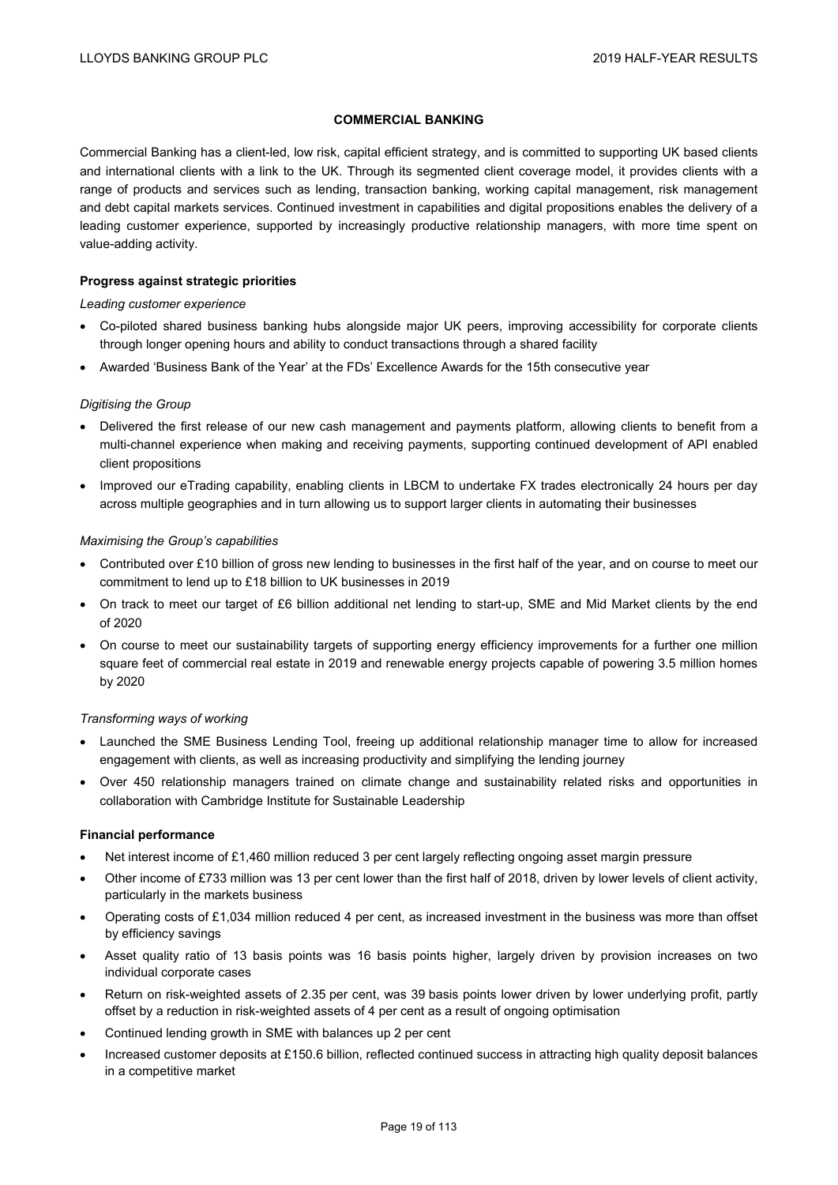## COMMERCIAL BANKING

Commercial Banking has a client-led, low risk, capital efficient strategy, and is committed to supporting UK based clients and international clients with a link to the UK. Through its segmented client coverage model, it provides clients with a range of products and services such as lending, transaction banking, working capital management, risk management and debt capital markets services. Continued investment in capabilities and digital propositions enables the delivery of a leading customer experience, supported by increasingly productive relationship managers, with more time spent on value-adding activity.

### Progress against strategic priorities

*Leading customer experience*

- Co-piloted shared business banking hubs alongside major UK peers, improving accessibility for corporate clients through longer opening hours and ability to conduct transactions through a shared facility
- Awarded 'Business Bank of the Year' at the FDs' Excellence Awards for the 15th consecutive year

*Digitising the Group*

- Delivered the first release of our new cash management and payments platform, allowing clients to benefit from a multi-channel experience when making and receiving payments, supporting continued development of API enabled client propositions
- Improved our eTrading capability, enabling clients in LBCM to undertake FX trades electronically 24 hours per day across multiple geographies and in turn allowing us to support larger clients in automating their businesses

*Maximising the Group's capabilities*

- Contributed over £10 billion of gross new lending to businesses in the first half of the year, and on course to meet our commitment to lend up to £18 billion to UK businesses in 2019
- On track to meet our target of £6 billion additional net lending to start-up, SME and Mid Market clients by the end of 2020
- On course to meet our sustainability targets of supporting energy efficiency improvements for a further one million square feet of commercial real estate in 2019 and renewable energy projects capable of powering 3.5 million homes by 2020

*Transforming ways of working*

- Launched the SME Business Lending Tool, freeing up additional relationship manager time to allow for increased engagement with clients, as well as increasing productivity and simplifying the lending journey
- Over 450 relationship managers trained on climate change and sustainability related risks and opportunities in collaboration with Cambridge Institute for Sustainable Leadership

### Financial performance

- Net interest income of £1,460 million reduced 3 per cent largely reflecting ongoing asset margin pressure
- Other income of £733 million was 13 per cent lower than the first half of 2018, driven by lower levels of client activity, particularly in the markets business
- Operating costs of £1,034 million reduced 4 per cent, as increased investment in the business was more than offset by efficiency savings
- Asset quality ratio of 13 basis points was 16 basis points higher, largely driven by provision increases on two individual corporate cases
- Return on risk-weighted assets of 2.35 per cent, was 39 basis points lower driven by lower underlying profit, partly offset by a reduction in risk-weighted assets of 4 per cent as a result of ongoing optimisation
- Continued lending growth in SME with balances up 2 per cent
- Increased customer deposits at £150.6 billion, reflected continued success in attracting high quality deposit balances in a competitive market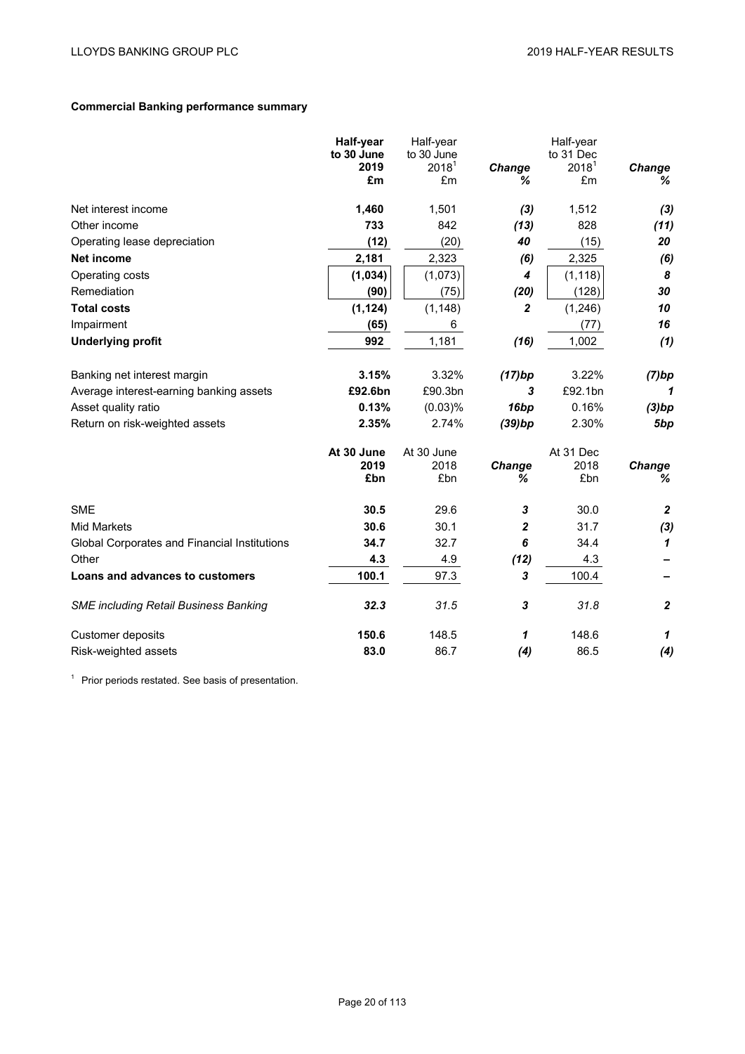## Commercial Banking performance summary

| | Half-year to 30 June 2019 £m | Half-year to 30 June 2018[1] £m | Change % | Half-year to 31 Dec 2018[1] £m | Change % |
|---|---|---|---|---|---|
| Net interest income | **1,460** | 1,501 | *(3)* | 1,512 | *(3)* |
| Other income | **733** | 842 | *(13)* | 828 | *(11)* |
| Operating lease depreciation | **(12)** | (20) | *40* | (15) | *20* |
| **Net income** | **2,181** | 2,323 | *(6)* | 2,325 | *(6)* |
| Operating costs | **(1,034)** | (1,073) | *4* | (1,118) | *8* |
| Remediation | **(90)** | (75) | *(20)* | (128) | *30* |
| **Total costs** | **(1,124)** | (1,148) | *2* | (1,246) | *10* |
| Impairment | **(65)** | 6 | | (77) | *16* |
| **Underlying profit** | **992** | 1,181 | *(16)* | 1,002 | *(1)* |
| | | | | | |
| Banking net interest margin | **3.15%** | 3.32% | *(17)bp* | 3.22% | *(7)bp* |
| Average interest-earning banking assets | **£92.6bn** | £90.3bn | *3* | £92.1bn | *1* |
| Asset quality ratio | **0.13%** | (0.03)% | *16bp* | 0.16% | *(3)bp* |
| Return on risk-weighted assets | **2.35%** | 2.74% | *(39)bp* | 2.30% | *5bp* |

| | At 30 June 2019 £bn | At 30 June 2018 £bn | Change % | At 31 Dec 2018 £bn | Change % |
|---|---|---|---|---|---|
| SME | **30.5** | 29.6 | *3* | 30.0 | *2* |
| Mid Markets | **30.6** | 30.1 | *2* | 31.7 | *(3)* |
| Global Corporates and Financial Institutions | **34.7** | 32.7 | *6* | 34.4 | *1* |
| Other | **4.3** | 4.9 | *(12)* | 4.3 | *–* |
| **Loans and advances to customers** | **100.1** | 97.3 | *3* | 100.4 | *–* |
| | | | | | |
| *SME including Retail Business Banking* | ***32.3*** | *31.5* | *3* | *31.8* | *2* |
| | | | | | |
| Customer deposits | **150.6** | 148.5 | *1* | 148.6 | *1* |
| Risk-weighted assets | **83.0** | 86.7 | *(4)* | 86.5 | *(4)* |

[1] Prior periods restated. See basis of presentation.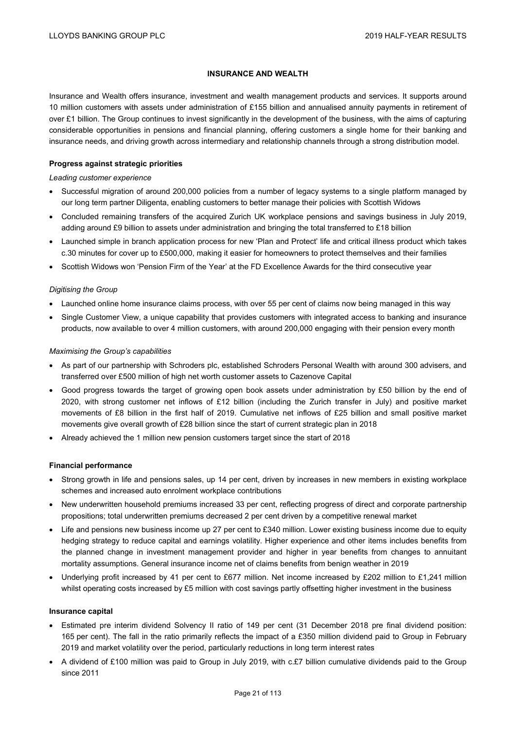## INSURANCE AND WEALTH

Insurance and Wealth offers insurance, investment and wealth management products and services. It supports around 10 million customers with assets under administration of £155 billion and annualised annuity payments in retirement of over £1 billion. The Group continues to invest significantly in the development of the business, with the aims of capturing considerable opportunities in pensions and financial planning, offering customers a single home for their banking and insurance needs, and driving growth across intermediary and relationship channels through a strong distribution model.

### Progress against strategic priorities

*Leading customer experience*

- Successful migration of around 200,000 policies from a number of legacy systems to a single platform managed by our long term partner Diligenta, enabling customers to better manage their policies with Scottish Widows
- Concluded remaining transfers of the acquired Zurich UK workplace pensions and savings business in July 2019, adding around £9 billion to assets under administration and bringing the total transferred to £18 billion
- Launched simple in branch application process for new 'Plan and Protect' life and critical illness product which takes c.30 minutes for cover up to £500,000, making it easier for homeowners to protect themselves and their families
- Scottish Widows won 'Pension Firm of the Year' at the FD Excellence Awards for the third consecutive year

*Digitising the Group*

- Launched online home insurance claims process, with over 55 per cent of claims now being managed in this way
- Single Customer View, a unique capability that provides customers with integrated access to banking and insurance products, now available to over 4 million customers, with around 200,000 engaging with their pension every month

*Maximising the Group's capabilities*

- As part of our partnership with Schroders plc, established Schroders Personal Wealth with around 300 advisers, and transferred over £500 million of high net worth customer assets to Cazenove Capital
- Good progress towards the target of growing open book assets under administration by £50 billion by the end of 2020, with strong customer net inflows of £12 billion (including the Zurich transfer in July) and positive market movements of £8 billion in the first half of 2019. Cumulative net inflows of £25 billion and small positive market movements give overall growth of £28 billion since the start of current strategic plan in 2018
- Already achieved the 1 million new pension customers target since the start of 2018

### Financial performance

- Strong growth in life and pensions sales, up 14 per cent, driven by increases in new members in existing workplace schemes and increased auto enrolment workplace contributions
- New underwritten household premiums increased 33 per cent, reflecting progress of direct and corporate partnership propositions; total underwritten premiums decreased 2 per cent driven by a competitive renewal market
- Life and pensions new business income up 27 per cent to £340 million. Lower existing business income due to equity hedging strategy to reduce capital and earnings volatility. Higher experience and other items includes benefits from the planned change in investment management provider and higher in year benefits from changes to annuitant mortality assumptions. General insurance income net of claims benefits from benign weather in 2019
- Underlying profit increased by 41 per cent to £677 million. Net income increased by £202 million to £1,241 million whilst operating costs increased by £5 million with cost savings partly offsetting higher investment in the business

### Insurance capital

- Estimated pre interim dividend Solvency II ratio of 149 per cent (31 December 2018 pre final dividend position: 165 per cent). The fall in the ratio primarily reflects the impact of a £350 million dividend paid to Group in February 2019 and market volatility over the period, particularly reductions in long term interest rates
- A dividend of £100 million was paid to Group in July 2019, with c.£7 billion cumulative dividends paid to the Group since 2011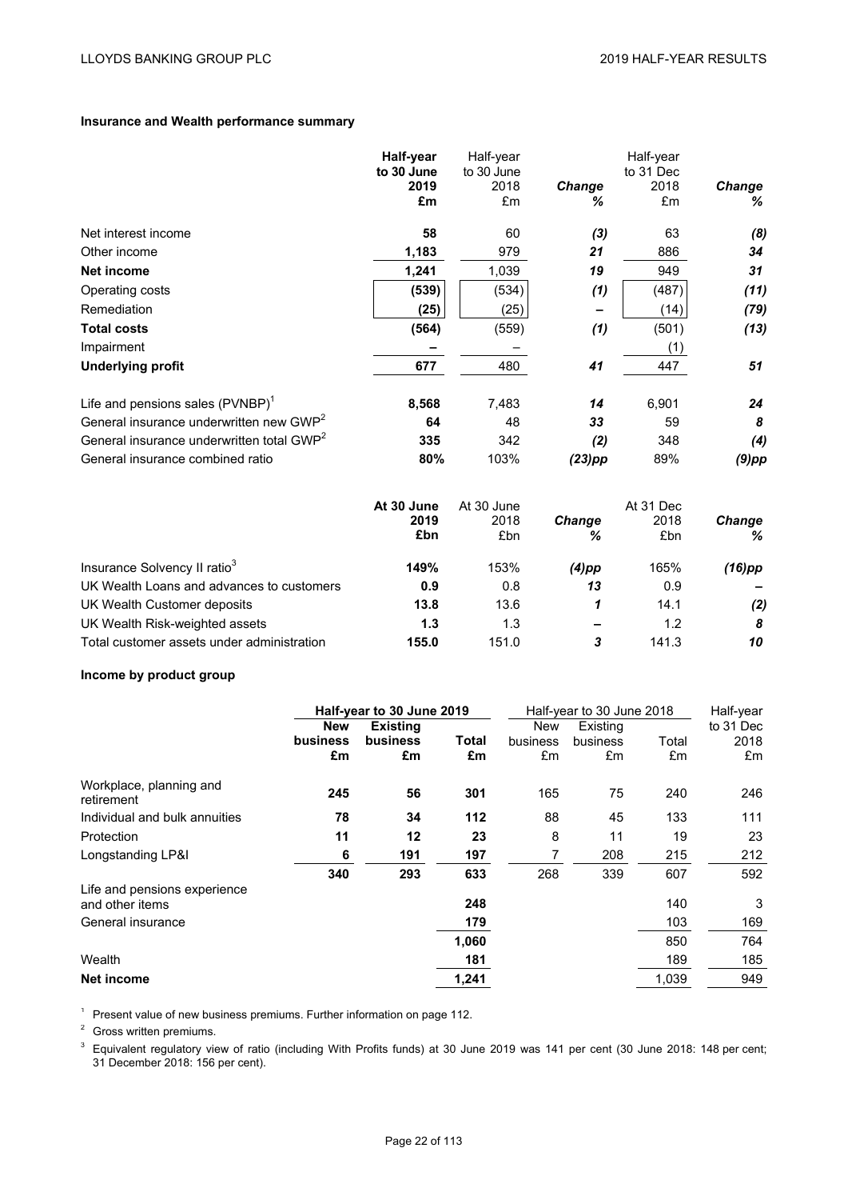**Insurance and Wealth performance summary**

| | Half-year to 30 June 2019 £m | Half-year to 30 June 2018 £m | Change % | Half-year to 31 Dec 2018 £m | Change % |
|---|---|---|---|---|---|
| Net interest income | **58** | 60 | *(3)* | 63 | *(8)* |
| Other income | **1,183** | 979 | *21* | 886 | *34* |
| **Net income** | **1,241** | 1,039 | *19* | 949 | *31* |
| Operating costs | **(539)** | (534) | *(1)* | (487) | *(11)* |
| Remediation | **(25)** | (25) | *–* | (14) | *(79)* |
| **Total costs** | **(564)** | (559) | *(1)* | (501) | *(13)* |
| Impairment | **–** | – | | (1) | |
| **Underlying profit** | **677** | 480 | *41* | 447 | *51* |
| Life and pensions sales (PVNBP)[1] | **8,568** | 7,483 | *14* | 6,901 | *24* |
| General insurance underwritten new GWP[2] | **64** | 48 | *33* | 59 | *8* |
| General insurance underwritten total GWP[2] | **335** | 342 | *(2)* | 348 | *(4)* |
| General insurance combined ratio | **80%** | 103% | *(23)pp* | 89% | *(9)pp* |

| | At 30 June 2019 £bn | At 30 June 2018 £bn | Change % | At 31 Dec 2018 £bn | Change % |
|---|---|---|---|---|---|
| Insurance Solvency II ratio[3] | **149%** | 153% | *(4)pp* | 165% | *(16)pp* |
| UK Wealth Loans and advances to customers | **0.9** | 0.8 | *13* | 0.9 | *–* |
| UK Wealth Customer deposits | **13.8** | 13.6 | *1* | 14.1 | *(2)* |
| UK Wealth Risk-weighted assets | **1.3** | 1.3 | *–* | 1.2 | *8* |
| Total customer assets under administration | **155.0** | 151.0 | *3* | 141.3 | *10* |

**Income by product group**

| | **Half-year to 30 June 2019** | | | Half-year to 30 June 2018 | | | Half-year to 31 Dec 2018 |
|---|---|---|---|---|---|---|---|
| | **New business £m** | **Existing business £m** | **Total £m** | New business £m | Existing business £m | Total £m | £m |
| Workplace, planning and retirement | **245** | **56** | **301** | 165 | 75 | 240 | 246 |
| Individual and bulk annuities | **78** | **34** | **112** | 88 | 45 | 133 | 111 |
| Protection | **11** | **12** | **23** | 8 | 11 | 19 | 23 |
| Longstanding LP&I | **6** | **191** | **197** | 7 | 208 | 215 | 212 |
| | **340** | **293** | **633** | 268 | 339 | 607 | 592 |
| Life and pensions experience and other items | | | **248** | | | 140 | 3 |
| General insurance | | | **179** | | | 103 | 169 |
| | | | **1,060** | | | 850 | 764 |
| Wealth | | | **181** | | | 189 | 185 |
| **Net income** | | | **1,241** | | | 1,039 | 949 |

[1] Present value of new business premiums. Further information on page 112.

[2] Gross written premiums.

[3] Equivalent regulatory view of ratio (including With Profits funds) at 30 June 2019 was 141 per cent (30 June 2018: 148 per cent; 31 December 2018: 156 per cent).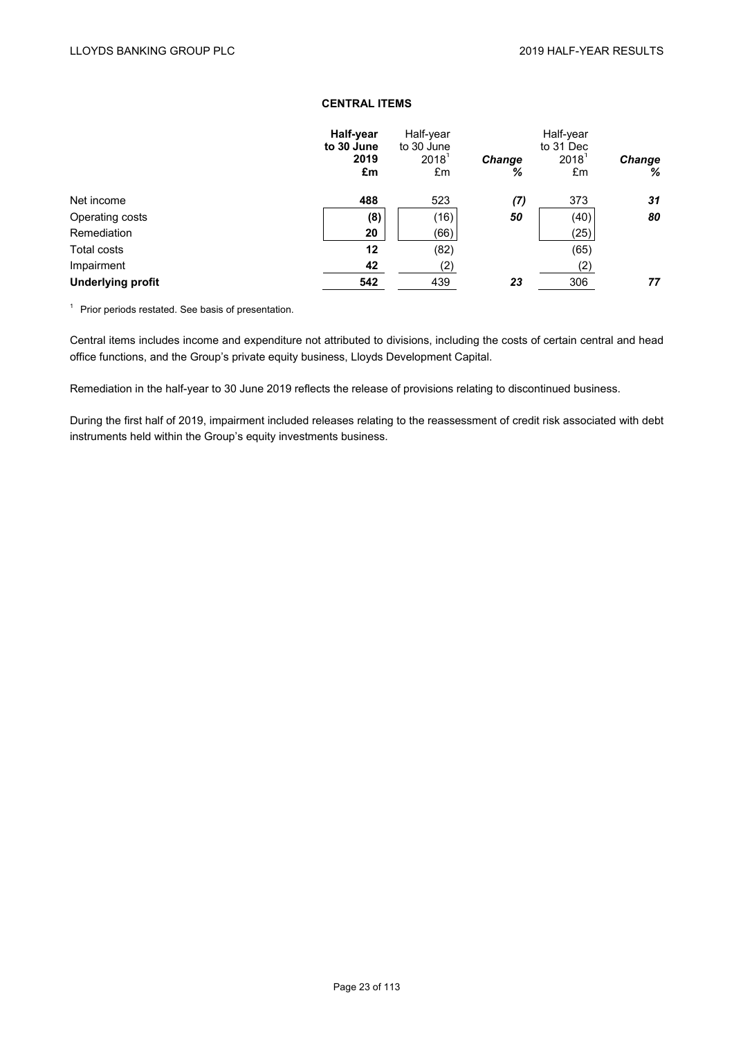## CENTRAL ITEMS

| | **Half-year to 30 June 2019 £m** | Half-year to 30 June 2018[1] £m | ***Change %*** | Half-year to 31 Dec 2018[1] £m | ***Change %*** |
|---|---|---|---|---|---|
| Net income | **488** | 523 | ***(7)*** | 373 | ***31*** |
| Operating costs | **(8)** | (16) | ***50*** | (40) | ***80*** |
| Remediation | **20** | (66) | | (25) | |
| Total costs | **12** | (82) | | (65) | |
| Impairment | **42** | (2) | | (2) | |
| **Underlying profit** | **542** | 439 | ***23*** | 306 | ***77*** |

[1] Prior periods restated. See basis of presentation.

Central items includes income and expenditure not attributed to divisions, including the costs of certain central and head office functions, and the Group's private equity business, Lloyds Development Capital.

Remediation in the half-year to 30 June 2019 reflects the release of provisions relating to discontinued business.

During the first half of 2019, impairment included releases relating to the reassessment of credit risk associated with debt instruments held within the Group's equity investments business.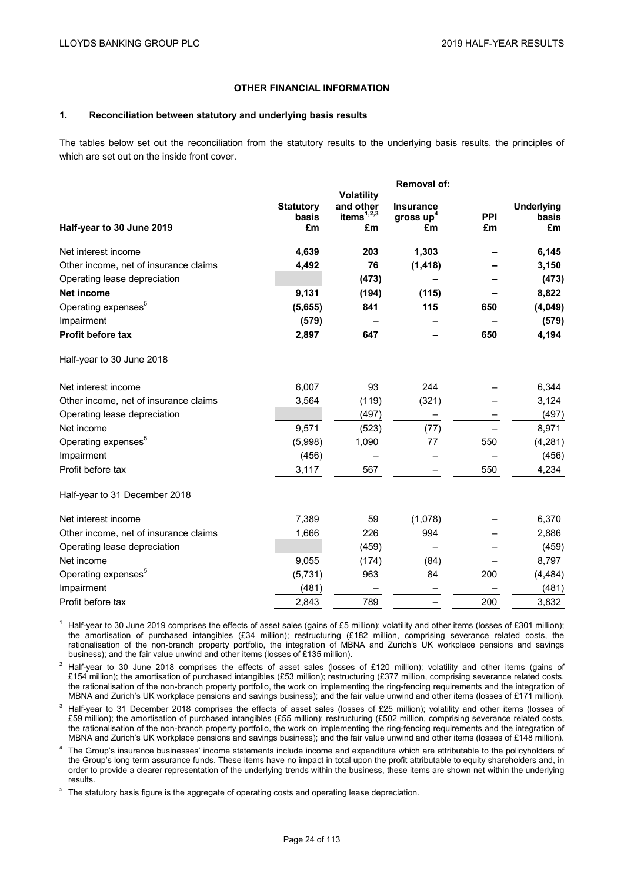## OTHER FINANCIAL INFORMATION

### 1. Reconciliation between statutory and underlying basis results

The tables below set out the reconciliation from the statutory results to the underlying basis results, the principles of which are set out on the inside front cover.

| | | Removal of: | | | |
|---|---|---|---|---|---|
| **Half-year to 30 June 2019** | **Statutory basis £m** | **Volatility and other items[1,2,3] £m** | **Insurance gross up[4] £m** | **PPI £m** | **Underlying basis £m** |
| Net interest income | **4,639** | **203** | **1,303** | **–** | **6,145** |
| Other income, net of insurance claims | **4,492** | **76** | **(1,418)** | **–** | **3,150** |
| Operating lease depreciation | | **(473)** | **–** | **–** | **(473)** |
| **Net income** | **9,131** | **(194)** | **(115)** | **–** | **8,822** |
| Operating expenses[5] | **(5,655)** | **841** | **115** | **650** | **(4,049)** |
| Impairment | **(579)** | **–** | **–** | **–** | **(579)** |
| **Profit before tax** | **2,897** | **647** | **–** | **650** | **4,194** |
| Half-year to 30 June 2018 | | | | | |
| Net interest income | 6,007 | 93 | 244 | – | 6,344 |
| Other income, net of insurance claims | 3,564 | (119) | (321) | – | 3,124 |
| Operating lease depreciation | | (497) | – | – | (497) |
| Net income | 9,571 | (523) | (77) | – | 8,971 |
| Operating expenses[5] | (5,998) | 1,090 | 77 | 550 | (4,281) |
| Impairment | (456) | – | – | – | (456) |
| Profit before tax | 3,117 | 567 | – | 550 | 4,234 |
| Half-year to 31 December 2018 | | | | | |
| Net interest income | 7,389 | 59 | (1,078) | – | 6,370 |
| Other income, net of insurance claims | 1,666 | 226 | 994 | – | 2,886 |
| Operating lease depreciation | | (459) | – | – | (459) |
| Net income | 9,055 | (174) | (84) | – | 8,797 |
| Operating expenses[5] | (5,731) | 963 | 84 | 200 | (4,484) |
| Impairment | (481) | – | – | – | (481) |
| Profit before tax | 2,843 | 789 | – | 200 | 3,832 |

[1] Half-year to 30 June 2019 comprises the effects of asset sales (gains of £5 million); volatility and other items (losses of £301 million); the amortisation of purchased intangibles (£34 million); restructuring (£182 million, comprising severance related costs, the rationalisation of the non-branch property portfolio, the integration of MBNA and Zurich's UK workplace pensions and savings business); and the fair value unwind and other items (losses of £135 million).

[2] Half-year to 30 June 2018 comprises the effects of asset sales (losses of £120 million); volatility and other items (gains of £154 million); the amortisation of purchased intangibles (£53 million); restructuring (£377 million, comprising severance related costs, the rationalisation of the non-branch property portfolio, the work on implementing the ring-fencing requirements and the integration of MBNA and Zurich's UK workplace pensions and savings business); and the fair value unwind and other items (losses of £171 million).

[3] Half-year to 31 December 2018 comprises the effects of asset sales (losses of £25 million); volatility and other items (losses of £59 million); the amortisation of purchased intangibles (£55 million); restructuring (£502 million, comprising severance related costs, the rationalisation of the non-branch property portfolio, the work on implementing the ring-fencing requirements and the integration of MBNA and Zurich's UK workplace pensions and savings business); and the fair value unwind and other items (losses of £148 million).

[4] The Group's insurance businesses' income statements include income and expenditure which are attributable to the policyholders of the Group's long term assurance funds. These items have no impact in total upon the profit attributable to equity shareholders and, in order to provide a clearer representation of the underlying trends within the business, these items are shown net within the underlying results.

[5] The statutory basis figure is the aggregate of operating costs and operating lease depreciation.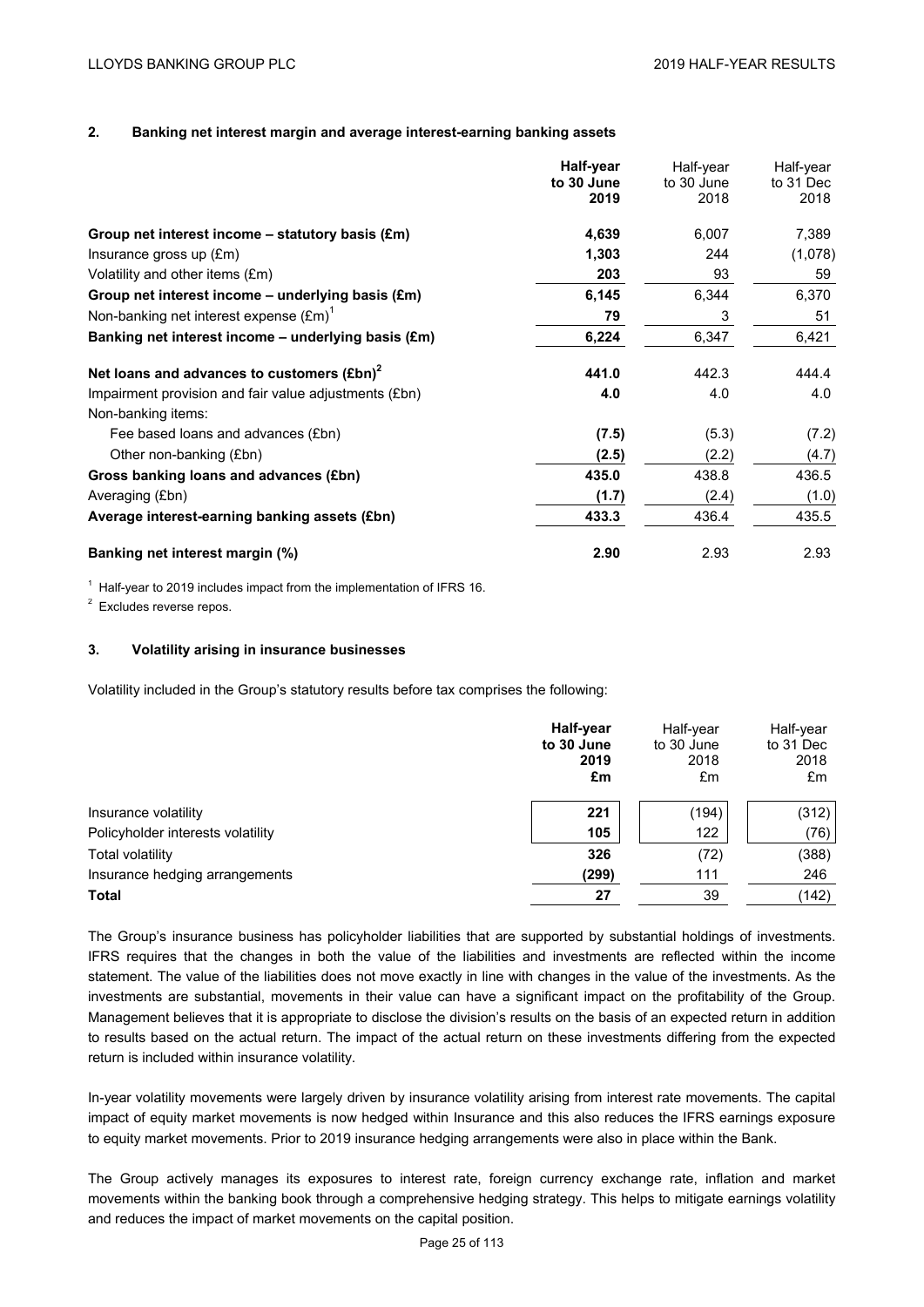## 2. Banking net interest margin and average interest-earning banking assets

| | **Half-year to 30 June 2019** | Half-year to 30 June 2018 | Half-year to 31 Dec 2018 |
|---|---|---|---|
| **Group net interest income – statutory basis (£m)** | **4,639** | 6,007 | 7,389 |
| Insurance gross up (£m) | **1,303** | 244 | (1,078) |
| Volatility and other items (£m) | **203** | 93 | 59 |
| **Group net interest income – underlying basis (£m)** | **6,145** | 6,344 | 6,370 |
| Non-banking net interest expense (£m)[1] | **79** | 3 | 51 |
| **Banking net interest income – underlying basis (£m)** | **6,224** | 6,347 | 6,421 |
| | | | |
| **Net loans and advances to customers (£bn)[2]** | **441.0** | 442.3 | 444.4 |
| Impairment provision and fair value adjustments (£bn) | **4.0** | 4.0 | 4.0 |
| Non-banking items: | | | |
| Fee based loans and advances (£bn) | **(7.5)** | (5.3) | (7.2) |
| Other non-banking (£bn) | **(2.5)** | (2.2) | (4.7) |
| **Gross banking loans and advances (£bn)** | **435.0** | 438.8 | 436.5 |
| Averaging (£bn) | **(1.7)** | (2.4) | (1.0) |
| **Average interest-earning banking assets (£bn)** | **433.3** | 436.4 | 435.5 |
| | | | |
| **Banking net interest margin (%)** | **2.90** | 2.93 | 2.93 |

[1] Half-year to 2019 includes impact from the implementation of IFRS 16.

[2] Excludes reverse repos.

## 3. Volatility arising in insurance businesses

Volatility included in the Group's statutory results before tax comprises the following:

| | **Half-year to 30 June 2019 £m** | Half-year to 30 June 2018 £m | Half-year to 31 Dec 2018 £m |
|---|---|---|---|
| Insurance volatility | **221** | (194) | (312) |
| Policyholder interests volatility | **105** | 122 | (76) |
| Total volatility | **326** | (72) | (388) |
| Insurance hedging arrangements | **(299)** | 111 | 246 |
| **Total** | **27** | 39 | (142) |

The Group's insurance business has policyholder liabilities that are supported by substantial holdings of investments. IFRS requires that the changes in both the value of the liabilities and investments are reflected within the income statement. The value of the liabilities does not move exactly in line with changes in the value of the investments. As the investments are substantial, movements in their value can have a significant impact on the profitability of the Group. Management believes that it is appropriate to disclose the division's results on the basis of an expected return in addition to results based on the actual return. The impact of the actual return on these investments differing from the expected return is included within insurance volatility.

In-year volatility movements were largely driven by insurance volatility arising from interest rate movements. The capital impact of equity market movements is now hedged within Insurance and this also reduces the IFRS earnings exposure to equity market movements. Prior to 2019 insurance hedging arrangements were also in place within the Bank.

The Group actively manages its exposures to interest rate, foreign currency exchange rate, inflation and market movements within the banking book through a comprehensive hedging strategy. This helps to mitigate earnings volatility and reduces the impact of market movements on the capital position.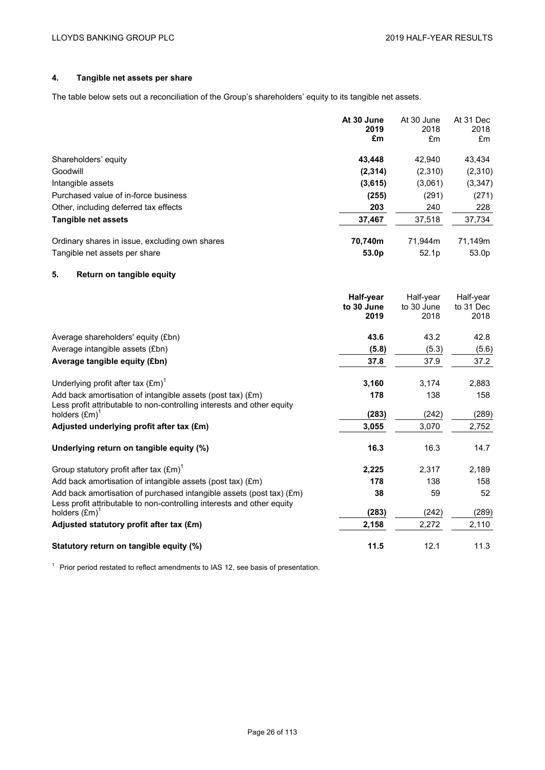### 4. Tangible net assets per share

The table below sets out a reconciliation of the Group's shareholders' equity to its tangible net assets.

| | **At 30 June 2019 £m** | At 30 June 2018 £m | At 31 Dec 2018 £m |
|---|---|---|---|
| Shareholders' equity | **43,448** | 42,940 | 43,434 |
| Goodwill | **(2,314)** | (2,310) | (2,310) |
| Intangible assets | **(3,615)** | (3,061) | (3,347) |
| Purchased value of in-force business | **(255)** | (291) | (271) |
| Other, including deferred tax effects | **203** | 240 | 228 |
| **Tangible net assets** | **37,467** | 37,518 | 37,734 |
| | | | |
| Ordinary shares in issue, excluding own shares | **70,740m** | 71,944m | 71,149m |
| Tangible net assets per share | **53.0p** | 52.1p | 53.0p |

### 5. Return on tangible equity

| | **Half-year to 30 June 2019** | Half-year to 30 June 2018 | Half-year to 31 Dec 2018 |
|---|---|---|---|
| Average shareholders' equity (£bn) | **43.6** | 43.2 | 42.8 |
| Average intangible assets (£bn) | **(5.8)** | (5.3) | (5.6) |
| **Average tangible equity (£bn)** | **37.8** | 37.9 | 37.2 |
| | | | |
| Underlying profit after tax (£m)[1] | **3,160** | 3,174 | 2,883 |
| Add back amortisation of intangible assets (post tax) (£m) | **178** | 138 | 158 |
| Less profit attributable to non-controlling interests and other equity holders (£m)[1] | **(283)** | (242) | (289) |
| **Adjusted underlying profit after tax (£m)** | **3,055** | 3,070 | 2,752 |
| | | | |
| **Underlying return on tangible equity (%)** | **16.3** | 16.3 | 14.7 |
| | | | |
| Group statutory profit after tax (£m)[1] | **2,225** | 2,317 | 2,189 |
| Add back amortisation of intangible assets (post tax) (£m) | **178** | 138 | 158 |
| Add back amortisation of purchased intangible assets (post tax) (£m) | **38** | 59 | 52 |
| Less profit attributable to non-controlling interests and other equity holders (£m)[1] | **(283)** | (242) | (289) |
| **Adjusted statutory profit after tax (£m)** | **2,158** | 2,272 | 2,110 |
| | | | |
| **Statutory return on tangible equity (%)** | **11.5** | 12.1 | 11.3 |

[1] Prior period restated to reflect amendments to IAS 12, see basis of presentation.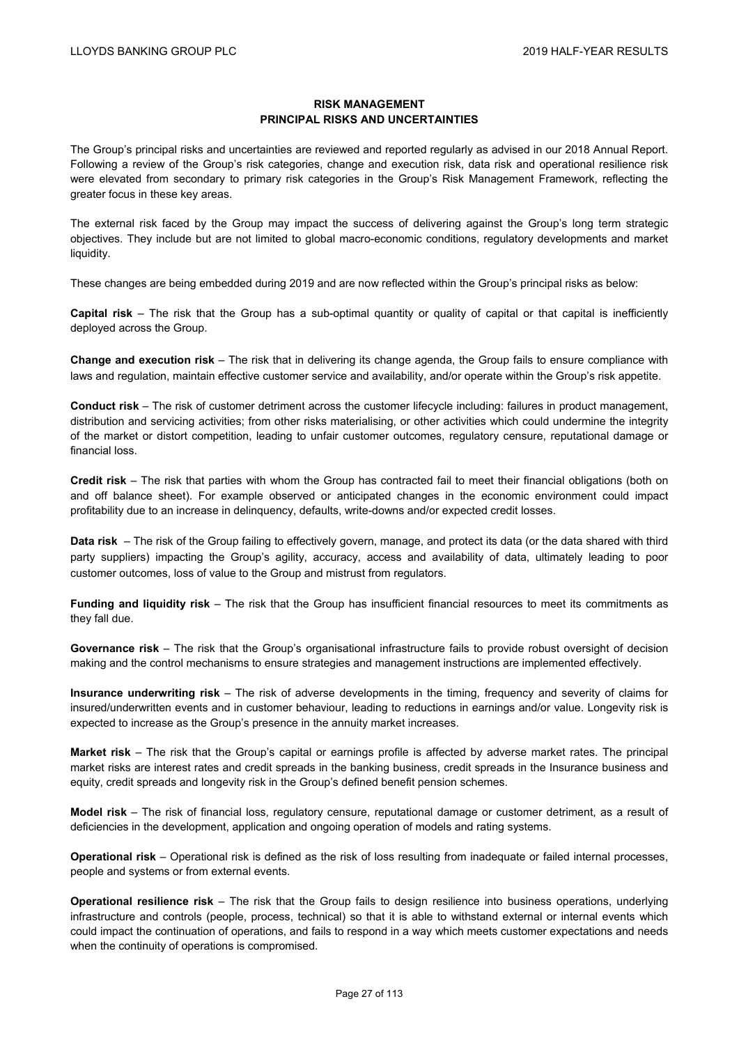## RISK MANAGEMENT
## PRINCIPAL RISKS AND UNCERTAINTIES

The Group's principal risks and uncertainties are reviewed and reported regularly as advised in our 2018 Annual Report. Following a review of the Group's risk categories, change and execution risk, data risk and operational resilience risk were elevated from secondary to primary risk categories in the Group's Risk Management Framework, reflecting the greater focus in these key areas.

The external risk faced by the Group may impact the success of delivering against the Group's long term strategic objectives. They include but are not limited to global macro-economic conditions, regulatory developments and market liquidity.

These changes are being embedded during 2019 and are now reflected within the Group's principal risks as below:

**Capital risk** – The risk that the Group has a sub-optimal quantity or quality of capital or that capital is inefficiently deployed across the Group.

**Change and execution risk** – The risk that in delivering its change agenda, the Group fails to ensure compliance with laws and regulation, maintain effective customer service and availability, and/or operate within the Group's risk appetite.

**Conduct risk** – The risk of customer detriment across the customer lifecycle including: failures in product management, distribution and servicing activities; from other risks materialising, or other activities which could undermine the integrity of the market or distort competition, leading to unfair customer outcomes, regulatory censure, reputational damage or financial loss.

**Credit risk** – The risk that parties with whom the Group has contracted fail to meet their financial obligations (both on and off balance sheet). For example observed or anticipated changes in the economic environment could impact profitability due to an increase in delinquency, defaults, write-downs and/or expected credit losses.

**Data risk** – The risk of the Group failing to effectively govern, manage, and protect its data (or the data shared with third party suppliers) impacting the Group's agility, accuracy, access and availability of data, ultimately leading to poor customer outcomes, loss of value to the Group and mistrust from regulators.

**Funding and liquidity risk** – The risk that the Group has insufficient financial resources to meet its commitments as they fall due.

**Governance risk** – The risk that the Group's organisational infrastructure fails to provide robust oversight of decision making and the control mechanisms to ensure strategies and management instructions are implemented effectively.

**Insurance underwriting risk** – The risk of adverse developments in the timing, frequency and severity of claims for insured/underwritten events and in customer behaviour, leading to reductions in earnings and/or value. Longevity risk is expected to increase as the Group's presence in the annuity market increases.

**Market risk** – The risk that the Group's capital or earnings profile is affected by adverse market rates. The principal market risks are interest rates and credit spreads in the banking business, credit spreads in the Insurance business and equity, credit spreads and longevity risk in the Group's defined benefit pension schemes.

**Model risk** – The risk of financial loss, regulatory censure, reputational damage or customer detriment, as a result of deficiencies in the development, application and ongoing operation of models and rating systems.

**Operational risk** – Operational risk is defined as the risk of loss resulting from inadequate or failed internal processes, people and systems or from external events.

**Operational resilience risk** – The risk that the Group fails to design resilience into business operations, underlying infrastructure and controls (people, process, technical) so that it is able to withstand external or internal events which could impact the continuation of operations, and fails to respond in a way which meets customer expectations and needs when the continuity of operations is compromised.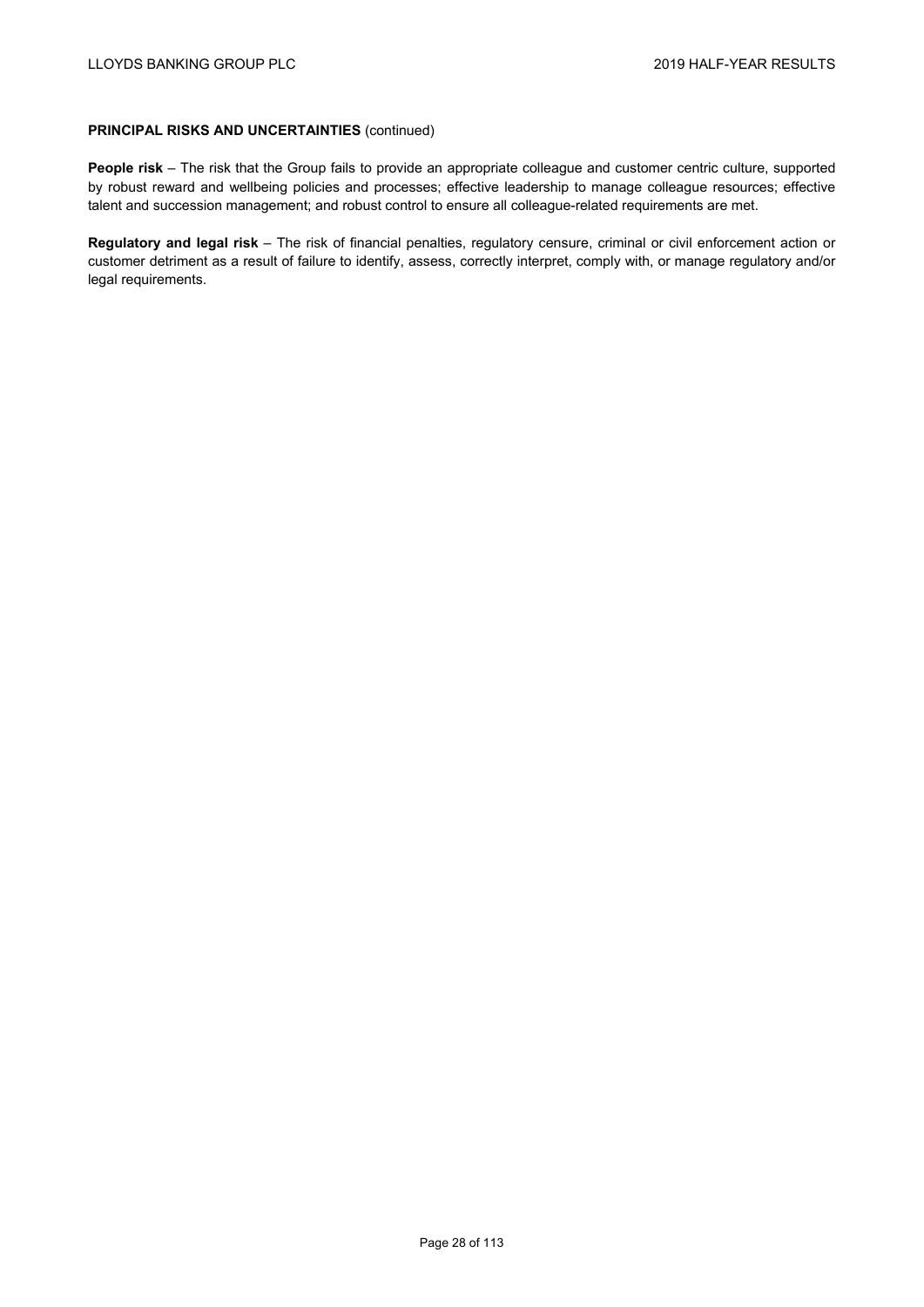**PRINCIPAL RISKS AND UNCERTAINTIES** (continued)

**People risk** – The risk that the Group fails to provide an appropriate colleague and customer centric culture, supported by robust reward and wellbeing policies and processes; effective leadership to manage colleague resources; effective talent and succession management; and robust control to ensure all colleague-related requirements are met.

**Regulatory and legal risk** – The risk of financial penalties, regulatory censure, criminal or civil enforcement action or customer detriment as a result of failure to identify, assess, correctly interpret, comply with, or manage regulatory and/or legal requirements.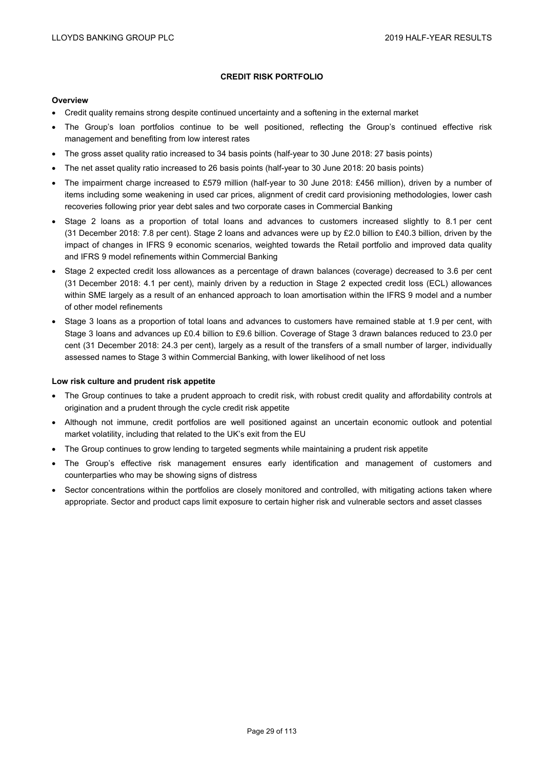# CREDIT RISK PORTFOLIO

**Overview**

- Credit quality remains strong despite continued uncertainty and a softening in the external market
- The Group's loan portfolios continue to be well positioned, reflecting the Group's continued effective risk management and benefiting from low interest rates
- The gross asset quality ratio increased to 34 basis points (half-year to 30 June 2018: 27 basis points)
- The net asset quality ratio increased to 26 basis points (half-year to 30 June 2018: 20 basis points)
- The impairment charge increased to £579 million (half-year to 30 June 2018: £456 million), driven by a number of items including some weakening in used car prices, alignment of credit card provisioning methodologies, lower cash recoveries following prior year debt sales and two corporate cases in Commercial Banking
- Stage 2 loans as a proportion of total loans and advances to customers increased slightly to 8.1 per cent (31 December 2018: 7.8 per cent). Stage 2 loans and advances were up by £2.0 billion to £40.3 billion, driven by the impact of changes in IFRS 9 economic scenarios, weighted towards the Retail portfolio and improved data quality and IFRS 9 model refinements within Commercial Banking
- Stage 2 expected credit loss allowances as a percentage of drawn balances (coverage) decreased to 3.6 per cent (31 December 2018: 4.1 per cent), mainly driven by a reduction in Stage 2 expected credit loss (ECL) allowances within SME largely as a result of an enhanced approach to loan amortisation within the IFRS 9 model and a number of other model refinements
- Stage 3 loans as a proportion of total loans and advances to customers have remained stable at 1.9 per cent, with Stage 3 loans and advances up £0.4 billion to £9.6 billion. Coverage of Stage 3 drawn balances reduced to 23.0 per cent (31 December 2018: 24.3 per cent), largely as a result of the transfers of a small number of larger, individually assessed names to Stage 3 within Commercial Banking, with lower likelihood of net loss

**Low risk culture and prudent risk appetite**

- The Group continues to take a prudent approach to credit risk, with robust credit quality and affordability controls at origination and a prudent through the cycle credit risk appetite
- Although not immune, credit portfolios are well positioned against an uncertain economic outlook and potential market volatility, including that related to the UK's exit from the EU
- The Group continues to grow lending to targeted segments while maintaining a prudent risk appetite
- The Group's effective risk management ensures early identification and management of customers and counterparties who may be showing signs of distress
- Sector concentrations within the portfolios are closely monitored and controlled, with mitigating actions taken where appropriate. Sector and product caps limit exposure to certain higher risk and vulnerable sectors and asset classes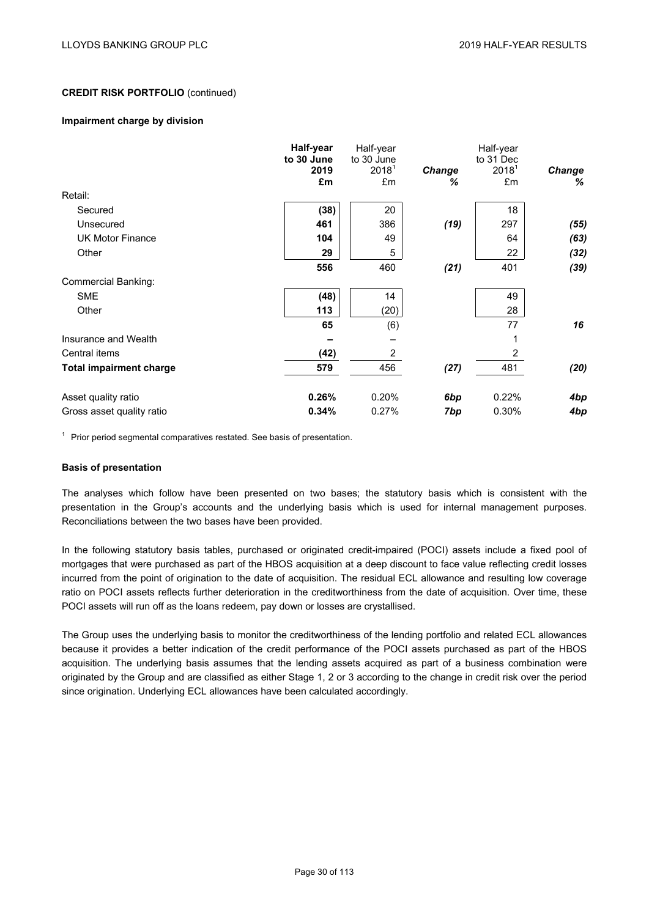**CREDIT RISK PORTFOLIO** (continued)

**Impairment charge by division**

| | **Half-year to 30 June 2019 £m** | Half-year to 30 June 2018[1] £m | ***Change %*** | Half-year to 31 Dec 2018[1] £m | ***Change %*** |
|---|---|---|---|---|---|
| Retail: | | | | | |
| Secured | **(38)** | 20 | | 18 | |
| Unsecured | **461** | 386 | ***(19)*** | 297 | ***(55)*** |
| UK Motor Finance | **104** | 49 | | 64 | ***(63)*** |
| Other | **29** | 5 | | 22 | ***(32)*** |
| | **556** | 460 | ***(21)*** | 401 | ***(39)*** |
| Commercial Banking: | | | | | |
| SME | **(48)** | 14 | | 49 | |
| Other | **113** | (20) | | 28 | |
| | **65** | (6) | | 77 | ***16*** |
| Insurance and Wealth | **–** | – | | 1 | |
| Central items | **(42)** | 2 | | 2 | |
| **Total impairment charge** | **579** | 456 | ***(27)*** | 481 | ***(20)*** |
| Asset quality ratio | **0.26%** | 0.20% | ***6bp*** | 0.22% | ***4bp*** |
| Gross asset quality ratio | **0.34%** | 0.27% | ***7bp*** | 0.30% | ***4bp*** |

[1] Prior period segmental comparatives restated. See basis of presentation.

**Basis of presentation**

The analyses which follow have been presented on two bases; the statutory basis which is consistent with the presentation in the Group's accounts and the underlying basis which is used for internal management purposes. Reconciliations between the two bases have been provided.

In the following statutory basis tables, purchased or originated credit-impaired (POCI) assets include a fixed pool of mortgages that were purchased as part of the HBOS acquisition at a deep discount to face value reflecting credit losses incurred from the point of origination to the date of acquisition. The residual ECL allowance and resulting low coverage ratio on POCI assets reflects further deterioration in the creditworthiness from the date of acquisition. Over time, these POCI assets will run off as the loans redeem, pay down or losses are crystallised.

The Group uses the underlying basis to monitor the creditworthiness of the lending portfolio and related ECL allowances because it provides a better indication of the credit performance of the POCI assets purchased as part of the HBOS acquisition. The underlying basis assumes that the lending assets acquired as part of a business combination were originated by the Group and are classified as either Stage 1, 2 or 3 according to the change in credit risk over the period since origination. Underlying ECL allowances have been calculated accordingly.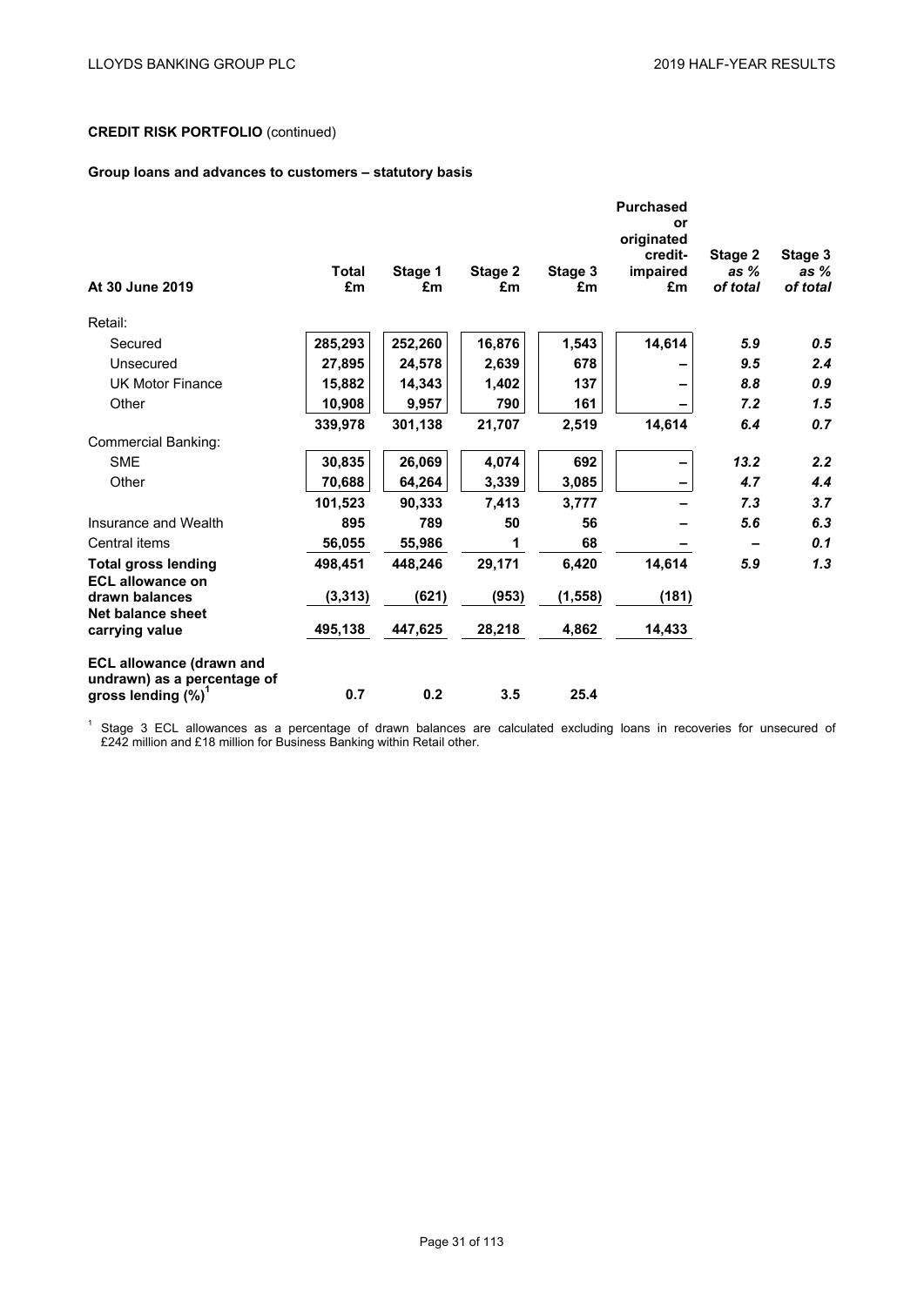**CREDIT RISK PORTFOLIO** (continued)

**Group loans and advances to customers – statutory basis**

| At 30 June 2019 | Total £m | Stage 1 £m | Stage 2 £m | Stage 3 £m | Purchased or originated credit-impaired £m | *Stage 2 as % of total* | *Stage 3 as % of total* |
|---|---|---|---|---|---|---|---|
| Retail: | | | | | | | |
| Secured | 285,293 | 252,260 | 16,876 | 1,543 | 14,614 | *5.9* | *0.5* |
| Unsecured | 27,895 | 24,578 | 2,639 | 678 | – | *9.5* | *2.4* |
| UK Motor Finance | 15,882 | 14,343 | 1,402 | 137 | – | *8.8* | *0.9* |
| Other | 10,908 | 9,957 | 790 | 161 | – | *7.2* | *1.5* |
| | 339,978 | 301,138 | 21,707 | 2,519 | 14,614 | *6.4* | *0.7* |
| Commercial Banking: | | | | | | | |
| SME | 30,835 | 26,069 | 4,074 | 692 | – | *13.2* | *2.2* |
| Other | 70,688 | 64,264 | 3,339 | 3,085 | – | *4.7* | *4.4* |
| | 101,523 | 90,333 | 7,413 | 3,777 | – | *7.3* | *3.7* |
| Insurance and Wealth | 895 | 789 | 50 | 56 | – | *5.6* | *6.3* |
| Central items | 56,055 | 55,986 | 1 | 68 | – | *–* | *0.1* |
| **Total gross lending** | **498,451** | **448,246** | **29,171** | **6,420** | **14,614** | ***5.9*** | ***1.3*** |
| **ECL allowance on drawn balances** | **(3,313)** | **(621)** | **(953)** | **(1,558)** | **(181)** | | |
| **Net balance sheet carrying value** | **495,138** | **447,625** | **28,218** | **4,862** | **14,433** | | |
| **ECL allowance (drawn and undrawn) as a percentage of gross lending (%)[1]** | **0.7** | **0.2** | **3.5** | **25.4** | | | |

[1] Stage 3 ECL allowances as a percentage of drawn balances are calculated excluding loans in recoveries for unsecured of £242 million and £18 million for Business Banking within Retail other.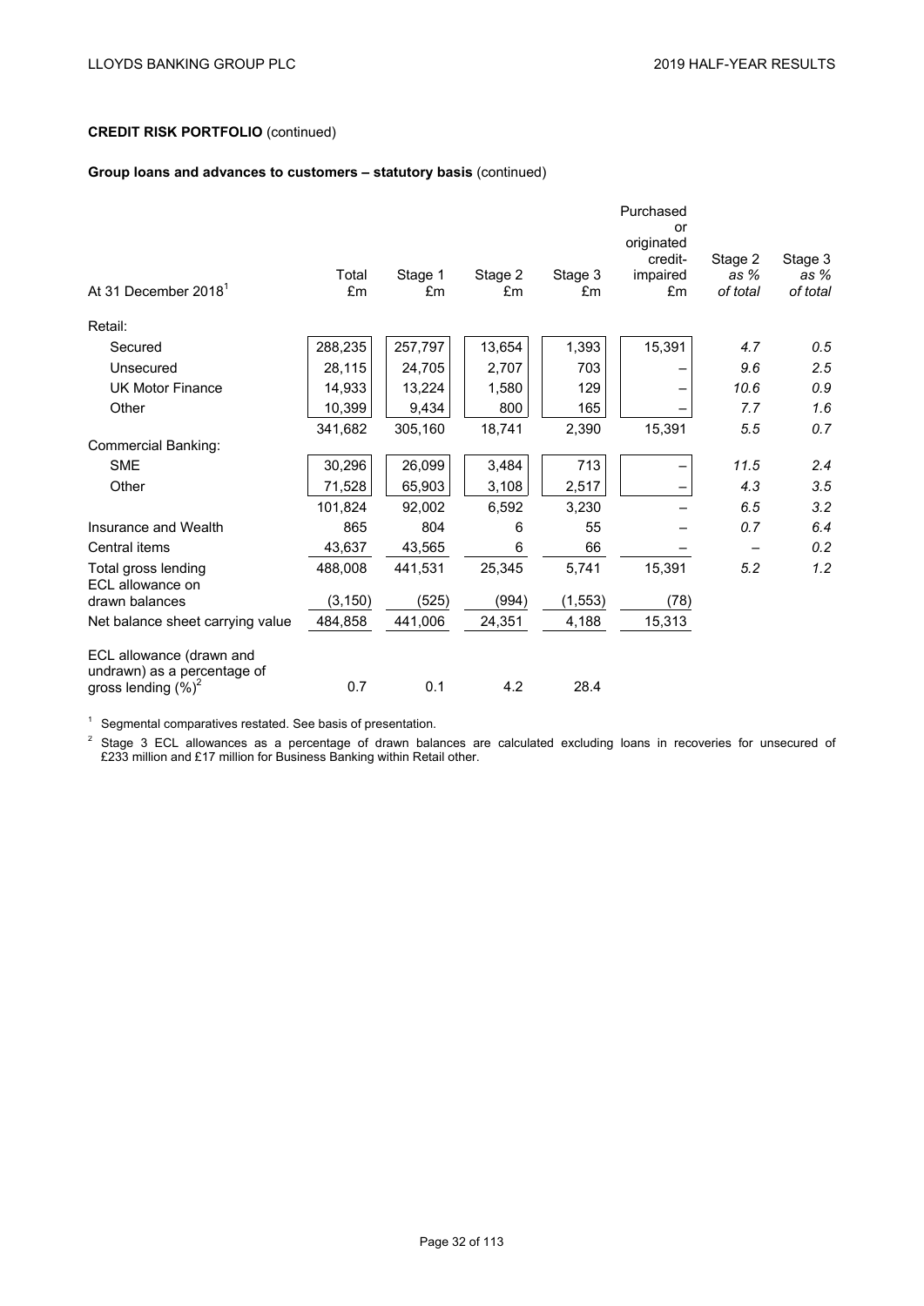**CREDIT RISK PORTFOLIO** (continued)

**Group loans and advances to customers – statutory basis** (continued)

| At 31 December 2018[1] | Total £m | Stage 1 £m | Stage 2 £m | Stage 3 £m | Purchased or originated credit-impaired £m | Stage 2 as % of total | Stage 3 as % of total |
|---|---|---|---|---|---|---|---|
| Retail: | | | | | | | |
| Secured | 288,235 | 257,797 | 13,654 | 1,393 | 15,391 | *4.7* | *0.5* |
| Unsecured | 28,115 | 24,705 | 2,707 | 703 | – | *9.6* | *2.5* |
| UK Motor Finance | 14,933 | 13,224 | 1,580 | 129 | – | *10.6* | *0.9* |
| Other | 10,399 | 9,434 | 800 | 165 | – | *7.7* | *1.6* |
| | 341,682 | 305,160 | 18,741 | 2,390 | 15,391 | *5.5* | *0.7* |
| Commercial Banking: | | | | | | | |
| SME | 30,296 | 26,099 | 3,484 | 713 | – | *11.5* | *2.4* |
| Other | 71,528 | 65,903 | 3,108 | 2,517 | – | *4.3* | *3.5* |
| | 101,824 | 92,002 | 6,592 | 3,230 | – | *6.5* | *3.2* |
| Insurance and Wealth | 865 | 804 | 6 | 55 | – | *0.7* | *6.4* |
| Central items | 43,637 | 43,565 | 6 | 66 | – | *–* | *0.2* |
| Total gross lending | 488,008 | 441,531 | 25,345 | 5,741 | 15,391 | *5.2* | *1.2* |
| ECL allowance on drawn balances | (3,150) | (525) | (994) | (1,553) | (78) | | |
| Net balance sheet carrying value | 484,858 | 441,006 | 24,351 | 4,188 | 15,313 | | |
| ECL allowance (drawn and undrawn) as a percentage of gross lending (%)[2] | 0.7 | 0.1 | 4.2 | 28.4 | | | |

[1] Segmental comparatives restated. See basis of presentation.

[2] Stage 3 ECL allowances as a percentage of drawn balances are calculated excluding loans in recoveries for unsecured of £233 million and £17 million for Business Banking within Retail other.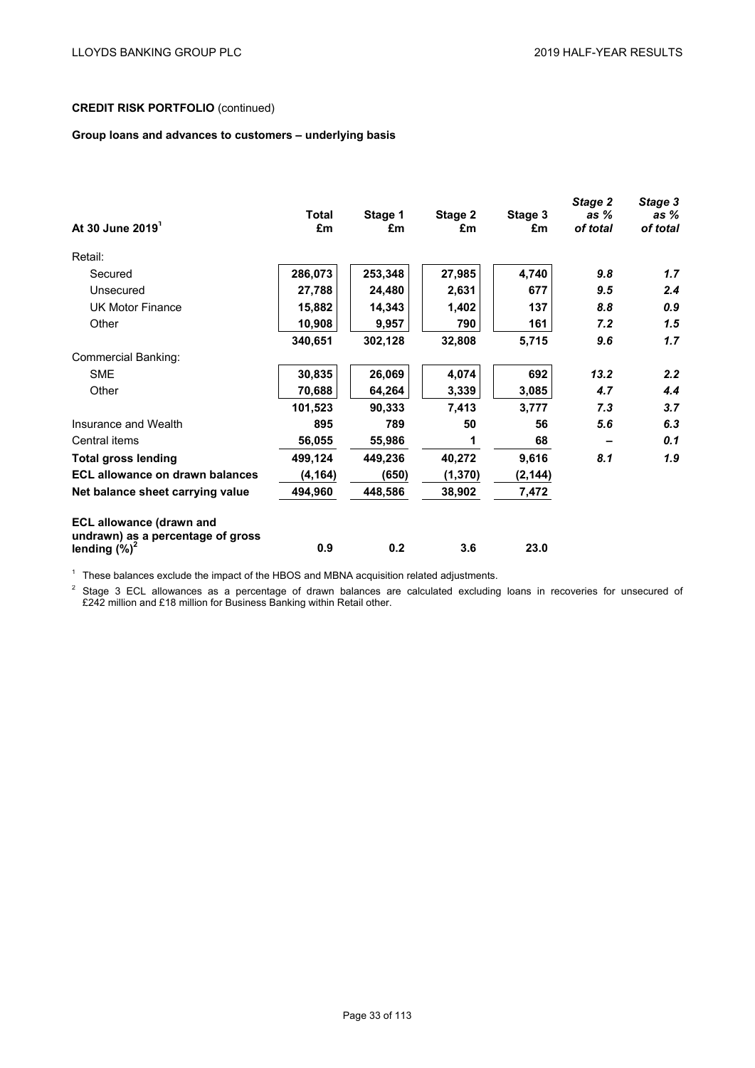**CREDIT RISK PORTFOLIO** (continued)

**Group loans and advances to customers – underlying basis**

| At 30 June 2019[1] | Total £m | Stage 1 £m | Stage 2 £m | Stage 3 £m | *Stage 2 as % of total* | *Stage 3 as % of total* |
|---|---|---|---|---|---|---|
| Retail: | | | | | | |
| Secured | **286,073** | **253,348** | **27,985** | **4,740** | ***9.8*** | ***1.7*** |
| Unsecured | **27,788** | **24,480** | **2,631** | **677** | ***9.5*** | ***2.4*** |
| UK Motor Finance | **15,882** | **14,343** | **1,402** | **137** | ***8.8*** | ***0.9*** |
| Other | **10,908** | **9,957** | **790** | **161** | ***7.2*** | ***1.5*** |
| | **340,651** | **302,128** | **32,808** | **5,715** | ***9.6*** | ***1.7*** |
| Commercial Banking: | | | | | | |
| SME | **30,835** | **26,069** | **4,074** | **692** | ***13.2*** | ***2.2*** |
| Other | **70,688** | **64,264** | **3,339** | **3,085** | ***4.7*** | ***4.4*** |
| | **101,523** | **90,333** | **7,413** | **3,777** | ***7.3*** | ***3.7*** |
| Insurance and Wealth | **895** | **789** | **50** | **56** | ***5.6*** | ***6.3*** |
| Central items | **56,055** | **55,986** | **1** | **68** | ***–*** | ***0.1*** |
| **Total gross lending** | **499,124** | **449,236** | **40,272** | **9,616** | ***8.1*** | ***1.9*** |
| **ECL allowance on drawn balances** | **(4,164)** | **(650)** | **(1,370)** | **(2,144)** | | |
| **Net balance sheet carrying value** | **494,960** | **448,586** | **38,902** | **7,472** | | |
| **ECL allowance (drawn and undrawn) as a percentage of gross lending (%)[2]** | **0.9** | **0.2** | **3.6** | **23.0** | | |

[1] These balances exclude the impact of the HBOS and MBNA acquisition related adjustments.

[2] Stage 3 ECL allowances as a percentage of drawn balances are calculated excluding loans in recoveries for unsecured of £242 million and £18 million for Business Banking within Retail other.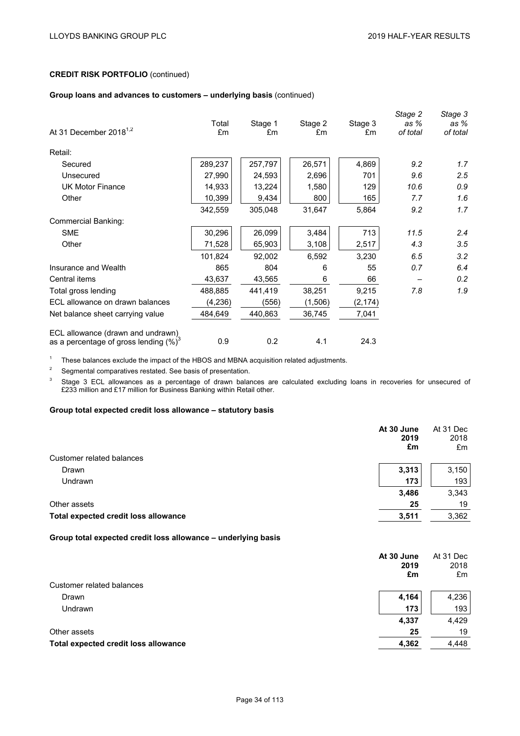**CREDIT RISK PORTFOLIO** (continued)

**Group loans and advances to customers – underlying basis** (continued)

| At 31 December 2018[1,2] | Total £m | Stage 1 £m | Stage 2 £m | Stage 3 £m | *Stage 2 as % of total* | *Stage 3 as % of total* |
|---|---|---|---|---|---|---|
| Retail: | | | | | | |
| Secured | 289,237 | 257,797 | 26,571 | 4,869 | *9.2* | *1.7* |
| Unsecured | 27,990 | 24,593 | 2,696 | 701 | *9.6* | *2.5* |
| UK Motor Finance | 14,933 | 13,224 | 1,580 | 129 | *10.6* | *0.9* |
| Other | 10,399 | 9,434 | 800 | 165 | *7.7* | *1.6* |
| | 342,559 | 305,048 | 31,647 | 5,864 | *9.2* | *1.7* |
| Commercial Banking: | | | | | | |
| SME | 30,296 | 26,099 | 3,484 | 713 | *11.5* | *2.4* |
| Other | 71,528 | 65,903 | 3,108 | 2,517 | *4.3* | *3.5* |
| | 101,824 | 92,002 | 6,592 | 3,230 | *6.5* | *3.2* |
| Insurance and Wealth | 865 | 804 | 6 | 55 | *0.7* | *6.4* |
| Central items | 43,637 | 43,565 | 6 | 66 | *–* | *0.2* |
| Total gross lending | 488,885 | 441,419 | 38,251 | 9,215 | *7.8* | *1.9* |
| ECL allowance on drawn balances | (4,236) | (556) | (1,506) | (2,174) | | |
| Net balance sheet carrying value | 484,649 | 440,863 | 36,745 | 7,041 | | |
| ECL allowance (drawn and undrawn) as a percentage of gross lending (%)[3] | 0.9 | 0.2 | 4.1 | 24.3 | | |

[1] These balances exclude the impact of the HBOS and MBNA acquisition related adjustments.

[2] Segmental comparatives restated. See basis of presentation.

[3] Stage 3 ECL allowances as a percentage of drawn balances are calculated excluding loans in recoveries for unsecured of £233 million and £17 million for Business Banking within Retail other.

**Group total expected credit loss allowance – statutory basis**

| | **At 30 June 2019 £m** | At 31 Dec 2018 £m |
|---|---|---|
| Customer related balances | | |
| Drawn | **3,313** | 3,150 |
| Undrawn | **173** | 193 |
| | **3,486** | 3,343 |
| Other assets | **25** | 19 |
| **Total expected credit loss allowance** | **3,511** | 3,362 |

**Group total expected credit loss allowance – underlying basis**

| | **At 30 June 2019 £m** | At 31 Dec 2018 £m |
|---|---|---|
| Customer related balances | | |
| Drawn | **4,164** | 4,236 |
| Undrawn | **173** | 193 |
| | **4,337** | 4,429 |
| Other assets | **25** | 19 |
| **Total expected credit loss allowance** | **4,362** | 4,448 |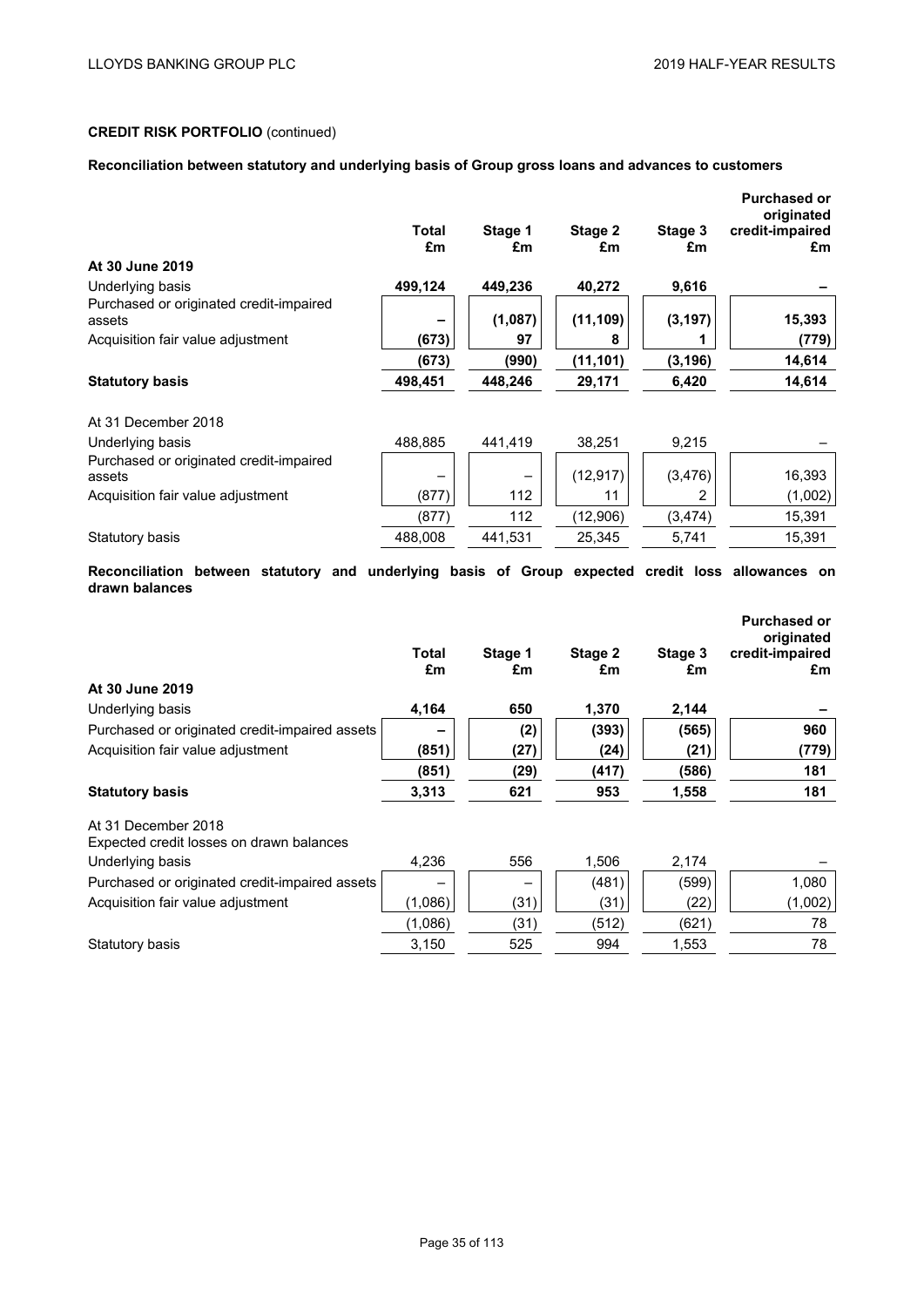**CREDIT RISK PORTFOLIO** (continued)

**Reconciliation between statutory and underlying basis of Group gross loans and advances to customers**

| | Total £m | Stage 1 £m | Stage 2 £m | Stage 3 £m | Purchased or originated credit-impaired £m |
|---|---|---|---|---|---|
| **At 30 June 2019** | | | | | |
| Underlying basis | **499,124** | **449,236** | **40,272** | **9,616** | **–** |
| Purchased or originated credit-impaired assets | **–** | **(1,087)** | **(11,109)** | **(3,197)** | **15,393** |
| Acquisition fair value adjustment | **(673)** | **97** | **8** | **1** | **(779)** |
| | **(673)** | **(990)** | **(11,101)** | **(3,196)** | **14,614** |
| **Statutory basis** | **498,451** | **448,246** | **29,171** | **6,420** | **14,614** |
| | | | | | |
| At 31 December 2018 | | | | | |
| Underlying basis | 488,885 | 441,419 | 38,251 | 9,215 | – |
| Purchased or originated credit-impaired assets | – | – | (12,917) | (3,476) | 16,393 |
| Acquisition fair value adjustment | (877) | 112 | 11 | 2 | (1,002) |
| | (877) | 112 | (12,906) | (3,474) | 15,391 |
| Statutory basis | 488,008 | 441,531 | 25,345 | 5,741 | 15,391 |

**Reconciliation between statutory and underlying basis of Group expected credit loss allowances on drawn balances**

| | Total £m | Stage 1 £m | Stage 2 £m | Stage 3 £m | Purchased or originated credit-impaired £m |
|---|---|---|---|---|---|
| **At 30 June 2019** | | | | | |
| Underlying basis | **4,164** | **650** | **1,370** | **2,144** | **–** |
| Purchased or originated credit-impaired assets | **–** | **(2)** | **(393)** | **(565)** | **960** |
| Acquisition fair value adjustment | **(851)** | **(27)** | **(24)** | **(21)** | **(779)** |
| | **(851)** | **(29)** | **(417)** | **(586)** | **181** |
| **Statutory basis** | **3,313** | **621** | **953** | **1,558** | **181** |
| | | | | | |
| At 31 December 2018 | | | | | |
| Expected credit losses on drawn balances | | | | | |
| Underlying basis | 4,236 | 556 | 1,506 | 2,174 | – |
| Purchased or originated credit-impaired assets | – | – | (481) | (599) | 1,080 |
| Acquisition fair value adjustment | (1,086) | (31) | (31) | (22) | (1,002) |
| | (1,086) | (31) | (512) | (621) | 78 |
| Statutory basis | 3,150 | 525 | 994 | 1,553 | 78 |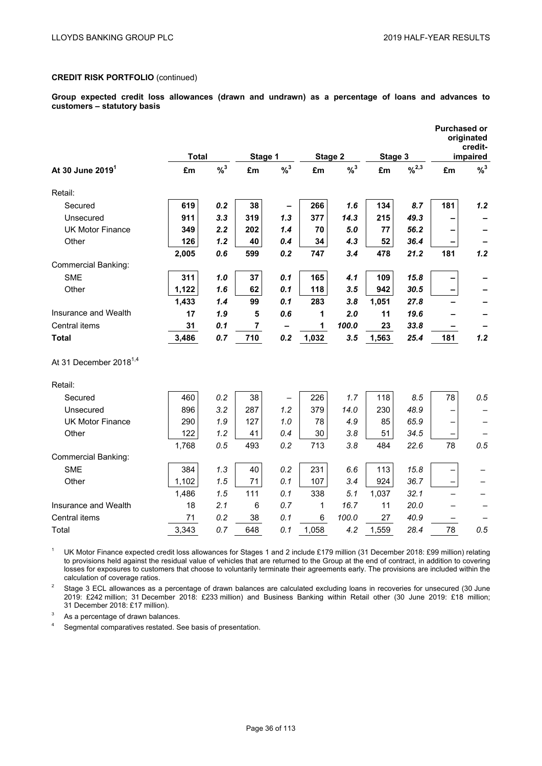**CREDIT RISK PORTFOLIO** (continued)

**Group expected credit loss allowances (drawn and undrawn) as a percentage of loans and advances to customers – statutory basis**

| | Total | | Stage 1 | | Stage 2 | | Stage 3 | | Purchased or originated credit-impaired | |
|---|---|---|---|---|---|---|---|---|---|---|
| **At 30 June 2019[1]** | **£m** | **%[3]** | **£m** | **%[3]** | **£m** | **%[3]** | **£m** | **%[2,3]** | **£m** | **%[3]** |
| Retail: | | | | | | | | | | |
| Secured | **619** | ***0.2*** | **38** | **–** | **266** | ***1.6*** | **134** | ***8.7*** | **181** | ***1.2*** |
| Unsecured | **911** | ***3.3*** | **319** | ***1.3*** | **377** | ***14.3*** | **215** | ***49.3*** | **–** | **–** |
| UK Motor Finance | **349** | ***2.2*** | **202** | ***1.4*** | **70** | ***5.0*** | **77** | ***56.2*** | **–** | **–** |
| Other | **126** | ***1.2*** | **40** | ***0.4*** | **34** | ***4.3*** | **52** | ***36.4*** | **–** | **–** |
| | **2,005** | ***0.6*** | **599** | ***0.2*** | **747** | ***3.4*** | **478** | ***21.2*** | **181** | ***1.2*** |
| Commercial Banking: | | | | | | | | | | |
| SME | **311** | ***1.0*** | **37** | ***0.1*** | **165** | ***4.1*** | **109** | ***15.8*** | **–** | **–** |
| Other | **1,122** | ***1.6*** | **62** | ***0.1*** | **118** | ***3.5*** | **942** | ***30.5*** | **–** | **–** |
| | **1,433** | ***1.4*** | **99** | ***0.1*** | **283** | ***3.8*** | **1,051** | ***27.8*** | **–** | **–** |
| Insurance and Wealth | **17** | ***1.9*** | **5** | ***0.6*** | **1** | ***2.0*** | **11** | ***19.6*** | **–** | **–** |
| Central items | **31** | ***0.1*** | **7** | **–** | **1** | ***100.0*** | **23** | ***33.8*** | **–** | **–** |
| **Total** | **3,486** | ***0.7*** | **710** | ***0.2*** | **1,032** | ***3.5*** | **1,563** | ***25.4*** | **181** | ***1.2*** |
| At 31 December 2018[1,4] | | | | | | | | | | |
| Retail: | | | | | | | | | | |
| Secured | 460 | *0.2* | 38 | – | 226 | *1.7* | 118 | *8.5* | 78 | *0.5* |
| Unsecured | 896 | *3.2* | 287 | *1.2* | 379 | *14.0* | 230 | *48.9* | – | – |
| UK Motor Finance | 290 | *1.9* | 127 | *1.0* | 78 | *4.9* | 85 | *65.9* | – | – |
| Other | 122 | *1.2* | 41 | *0.4* | 30 | *3.8* | 51 | *34.5* | – | – |
| | 1,768 | *0.5* | 493 | *0.2* | 713 | *3.8* | 484 | *22.6* | 78 | *0.5* |
| Commercial Banking: | | | | | | | | | | |
| SME | 384 | *1.3* | 40 | *0.2* | 231 | *6.6* | 113 | *15.8* | – | – |
| Other | 1,102 | *1.5* | 71 | *0.1* | 107 | *3.4* | 924 | *36.7* | – | – |
| | 1,486 | *1.5* | 111 | *0.1* | 338 | *5.1* | 1,037 | *32.1* | – | – |
| Insurance and Wealth | 18 | *2.1* | 6 | *0.7* | 1 | *16.7* | 11 | *20.0* | – | – |
| Central items | 71 | *0.2* | 38 | *0.1* | 6 | *100.0* | 27 | *40.9* | – | – |
| Total | 3,343 | *0.7* | 648 | *0.1* | 1,058 | *4.2* | 1,559 | *28.4* | 78 | *0.5* |

[1] UK Motor Finance expected credit loss allowances for Stages 1 and 2 include £179 million (31 December 2018: £99 million) relating to provisions held against the residual value of vehicles that are returned to the Group at the end of contract, in addition to covering losses for exposures to customers that choose to voluntarily terminate their agreements early. The provisions are included within the calculation of coverage ratios.

[2] Stage 3 ECL allowances as a percentage of drawn balances are calculated excluding loans in recoveries for unsecured (30 June 2019: £242 million; 31 December 2018: £233 million) and Business Banking within Retail other (30 June 2019: £18 million; 31 December 2018: £17 million).

[3] As a percentage of drawn balances.

[4] Segmental comparatives restated. See basis of presentation.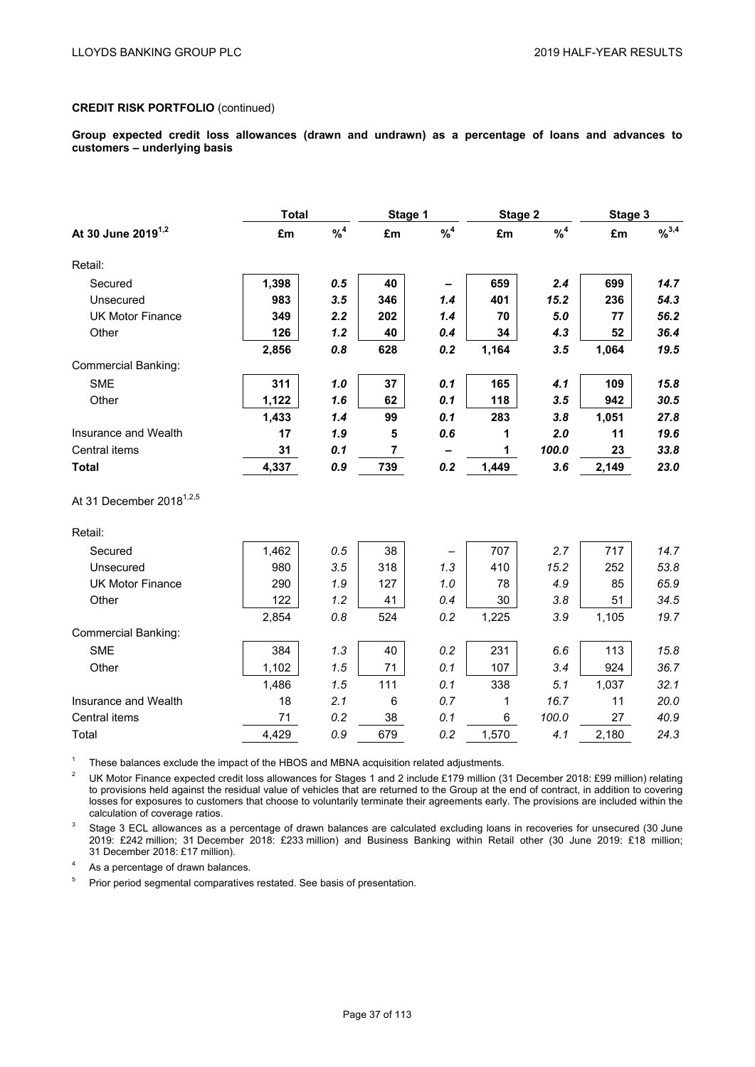**CREDIT RISK PORTFOLIO** (continued)

**Group expected credit loss allowances (drawn and undrawn) as a percentage of loans and advances to customers – underlying basis**

| | Total | | Stage 1 | | Stage 2 | | Stage 3 | |
|---|---|---|---|---|---|---|---|---|
| **At 30 June 2019**[1,2] | **£m** | **%**[4] | **£m** | **%**[4] | **£m** | **%**[4] | **£m** | **%**[3,4] |
| Retail: | | | | | | | | |
| Secured | **1,398** | ***0.5*** | **40** | **–** | **659** | ***2.4*** | **699** | ***14.7*** |
| Unsecured | **983** | ***3.5*** | **346** | ***1.4*** | **401** | ***15.2*** | **236** | ***54.3*** |
| UK Motor Finance | **349** | ***2.2*** | **202** | ***1.4*** | **70** | ***5.0*** | **77** | ***56.2*** |
| Other | **126** | ***1.2*** | **40** | ***0.4*** | **34** | ***4.3*** | **52** | ***36.4*** |
| | **2,856** | ***0.8*** | **628** | ***0.2*** | **1,164** | ***3.5*** | **1,064** | ***19.5*** |
| Commercial Banking: | | | | | | | | |
| SME | **311** | ***1.0*** | **37** | ***0.1*** | **165** | ***4.1*** | **109** | ***15.8*** |
| Other | **1,122** | ***1.6*** | **62** | ***0.1*** | **118** | ***3.5*** | **942** | ***30.5*** |
| | **1,433** | ***1.4*** | **99** | ***0.1*** | **283** | ***3.8*** | **1,051** | ***27.8*** |
| Insurance and Wealth | **17** | ***1.9*** | **5** | ***0.6*** | **1** | ***2.0*** | **11** | ***19.6*** |
| Central items | **31** | ***0.1*** | **7** | **–** | **1** | ***100.0*** | **23** | ***33.8*** |
| **Total** | **4,337** | ***0.9*** | **739** | ***0.2*** | **1,449** | ***3.6*** | **2,149** | ***23.0*** |
| At 31 December 2018[1,2,5] | | | | | | | | |
| Retail: | | | | | | | | |
| Secured | 1,462 | *0.5* | 38 | – | 707 | *2.7* | 717 | *14.7* |
| Unsecured | 980 | *3.5* | 318 | *1.3* | 410 | *15.2* | 252 | *53.8* |
| UK Motor Finance | 290 | *1.9* | 127 | *1.0* | 78 | *4.9* | 85 | *65.9* |
| Other | 122 | *1.2* | 41 | *0.4* | 30 | *3.8* | 51 | *34.5* |
| | 2,854 | *0.8* | 524 | *0.2* | 1,225 | *3.9* | 1,105 | *19.7* |
| Commercial Banking: | | | | | | | | |
| SME | 384 | *1.3* | 40 | *0.2* | 231 | *6.6* | 113 | *15.8* |
| Other | 1,102 | *1.5* | 71 | *0.1* | 107 | *3.4* | 924 | *36.7* |
| | 1,486 | *1.5* | 111 | *0.1* | 338 | *5.1* | 1,037 | *32.1* |
| Insurance and Wealth | 18 | *2.1* | 6 | *0.7* | 1 | *16.7* | 11 | *20.0* |
| Central items | 71 | *0.2* | 38 | *0.1* | 6 | *100.0* | 27 | *40.9* |
| Total | 4,429 | *0.9* | 679 | *0.2* | 1,570 | *4.1* | 2,180 | *24.3* |

1 These balances exclude the impact of the HBOS and MBNA acquisition related adjustments.

2 UK Motor Finance expected credit loss allowances for Stages 1 and 2 include £179 million (31 December 2018: £99 million) relating to provisions held against the residual value of vehicles that are returned to the Group at the end of contract, in addition to covering losses for exposures to customers that choose to voluntarily terminate their agreements early. The provisions are included within the calculation of coverage ratios.

3 Stage 3 ECL allowances as a percentage of drawn balances are calculated excluding loans in recoveries for unsecured (30 June 2019: £242 million; 31 December 2018: £233 million) and Business Banking within Retail other (30 June 2019: £18 million; 31 December 2018: £17 million).

4 As a percentage of drawn balances.

5 Prior period segmental comparatives restated. See basis of presentation.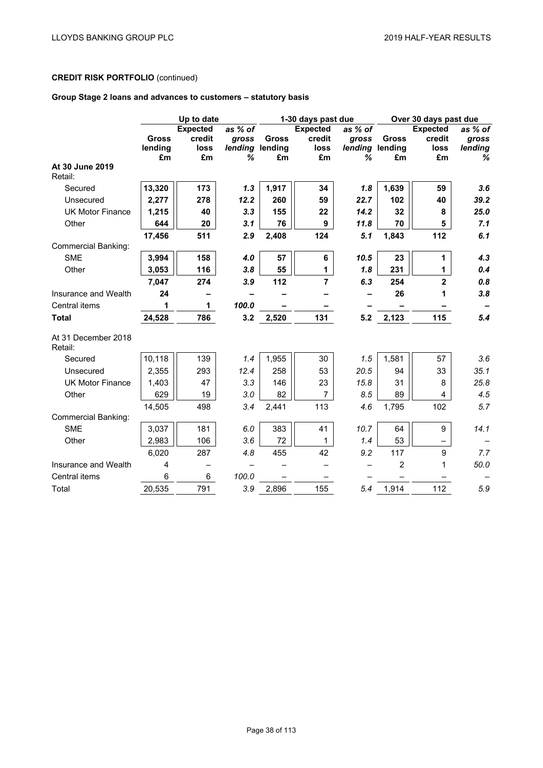**CREDIT RISK PORTFOLIO** (continued)

**Group Stage 2 loans and advances to customers – statutory basis**

| | Up to date | | | 1-30 days past due | | | Over 30 days past due | | |
|---|---|---|---|---|---|---|---|---|---|
| | Gross lending £m | Expected credit loss £m | *as % of gross lending %* | Gross lending £m | Expected credit loss £m | *as % of gross lending %* | Gross lending £m | Expected credit loss £m | *as % of gross lending %* |
| **At 30 June 2019** | | | | | | | | | |
| Retail: | | | | | | | | | |
| Secured | **13,320** | **173** | ***1.3*** | **1,917** | **34** | ***1.8*** | **1,639** | **59** | ***3.6*** |
| Unsecured | **2,277** | **278** | ***12.2*** | **260** | **59** | ***22.7*** | **102** | **40** | ***39.2*** |
| UK Motor Finance | **1,215** | **40** | ***3.3*** | **155** | **22** | ***14.2*** | **32** | **8** | ***25.0*** |
| Other | **644** | **20** | ***3.1*** | **76** | **9** | ***11.8*** | **70** | **5** | ***7.1*** |
| | **17,456** | **511** | ***2.9*** | **2,408** | **124** | ***5.1*** | **1,843** | **112** | ***6.1*** |
| Commercial Banking: | | | | | | | | | |
| SME | **3,994** | **158** | ***4.0*** | **57** | **6** | ***10.5*** | **23** | **1** | ***4.3*** |
| Other | **3,053** | **116** | ***3.8*** | **55** | **1** | ***1.8*** | **231** | **1** | ***0.4*** |
| | **7,047** | **274** | ***3.9*** | **112** | **7** | ***6.3*** | **254** | **2** | ***0.8*** |
| Insurance and Wealth | **24** | **–** | **–** | **–** | **–** | **–** | **26** | **1** | ***3.8*** |
| Central items | **1** | **1** | ***100.0*** | **–** | **–** | **–** | **–** | **–** | **–** |
| **Total** | **24,528** | **786** | **3.2** | **2,520** | **131** | **5.2** | **2,123** | **115** | ***5.4*** |
| At 31 December 2018 | | | | | | | | | |
| Retail: | | | | | | | | | |
| Secured | 10,118 | 139 | *1.4* | 1,955 | 30 | *1.5* | 1,581 | 57 | *3.6* |
| Unsecured | 2,355 | 293 | *12.4* | 258 | 53 | *20.5* | 94 | 33 | *35.1* |
| UK Motor Finance | 1,403 | 47 | *3.3* | 146 | 23 | *15.8* | 31 | 8 | *25.8* |
| Other | 629 | 19 | *3.0* | 82 | 7 | *8.5* | 89 | 4 | *4.5* |
| | 14,505 | 498 | *3.4* | 2,441 | 113 | *4.6* | 1,795 | 102 | *5.7* |
| Commercial Banking: | | | | | | | | | |
| SME | 3,037 | 181 | *6.0* | 383 | 41 | *10.7* | 64 | 9 | *14.1* |
| Other | 2,983 | 106 | *3.6* | 72 | 1 | *1.4* | 53 | – | – |
| | 6,020 | 287 | *4.8* | 455 | 42 | *9.2* | 117 | 9 | *7.7* |
| Insurance and Wealth | 4 | – | – | – | – | – | 2 | 1 | *50.0* |
| Central items | 6 | 6 | *100.0* | – | – | – | – | – | – |
| Total | 20,535 | 791 | *3.9* | 2,896 | 155 | *5.4* | 1,914 | 112 | *5.9* |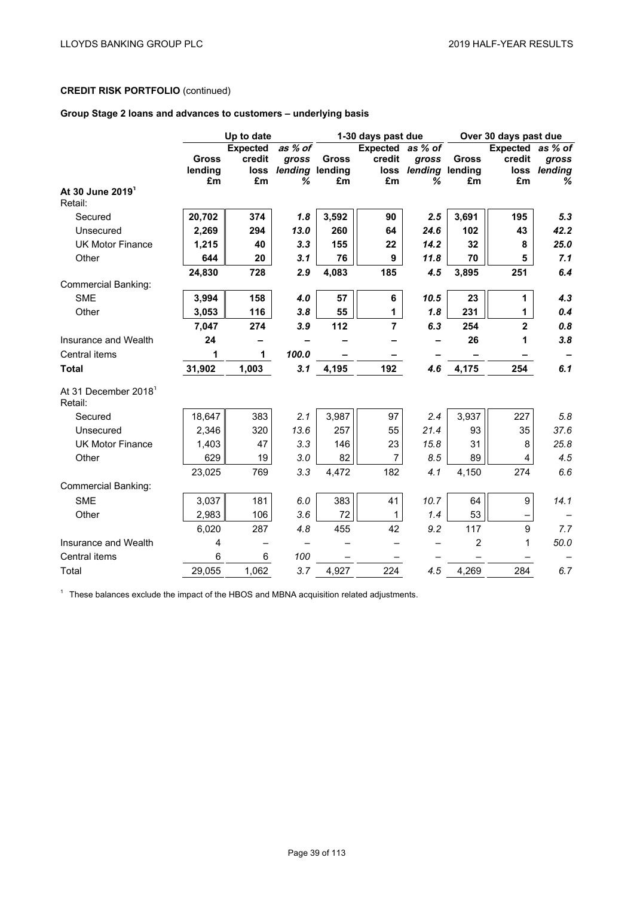**CREDIT RISK PORTFOLIO** (continued)

**Group Stage 2 loans and advances to customers – underlying basis**

| | Up to date | | | 1-30 days past due | | | Over 30 days past due | | |
|---|---|---|---|---|---|---|---|---|---|
| | Gross lending £m | Expected credit loss £m | *as % of gross lending %* | Gross lending £m | Expected credit loss £m | *as % of gross lending %* | Gross lending £m | Expected credit loss £m | *as % of gross lending %* |
| **At 30 June 2019**[1] | | | | | | | | | |
| Retail: | | | | | | | | | |
| Secured | **20,702** | **374** | ***1.8*** | **3,592** | **90** | ***2.5*** | **3,691** | **195** | ***5.3*** |
| Unsecured | **2,269** | **294** | ***13.0*** | **260** | **64** | ***24.6*** | **102** | **43** | ***42.2*** |
| UK Motor Finance | **1,215** | **40** | ***3.3*** | **155** | **22** | ***14.2*** | **32** | **8** | ***25.0*** |
| Other | **644** | **20** | ***3.1*** | **76** | **9** | ***11.8*** | **70** | **5** | ***7.1*** |
| | **24,830** | **728** | ***2.9*** | **4,083** | **185** | ***4.5*** | **3,895** | **251** | ***6.4*** |
| Commercial Banking: | | | | | | | | | |
| SME | **3,994** | **158** | ***4.0*** | **57** | **6** | ***10.5*** | **23** | **1** | ***4.3*** |
| Other | **3,053** | **116** | ***3.8*** | **55** | **1** | ***1.8*** | **231** | **1** | ***0.4*** |
| | **7,047** | **274** | ***3.9*** | **112** | **7** | ***6.3*** | **254** | **2** | ***0.8*** |
| Insurance and Wealth | **24** | **–** | **–** | **–** | **–** | **–** | **26** | **1** | ***3.8*** |
| Central items | **1** | **1** | ***100.0*** | **–** | **–** | **–** | **–** | **–** | **–** |
| **Total** | **31,902** | **1,003** | ***3.1*** | **4,195** | **192** | ***4.6*** | **4,175** | **254** | ***6.1*** |
| At 31 December 2018[1] | | | | | | | | | |
| Retail: | | | | | | | | | |
| Secured | 18,647 | 383 | *2.1* | 3,987 | 97 | *2.4* | 3,937 | 227 | *5.8* |
| Unsecured | 2,346 | 320 | *13.6* | 257 | 55 | *21.4* | 93 | 35 | *37.6* |
| UK Motor Finance | 1,403 | 47 | *3.3* | 146 | 23 | *15.8* | 31 | 8 | *25.8* |
| Other | 629 | 19 | *3.0* | 82 | 7 | *8.5* | 89 | 4 | *4.5* |
| | 23,025 | 769 | *3.3* | 4,472 | 182 | *4.1* | 4,150 | 274 | *6.6* |
| Commercial Banking: | | | | | | | | | |
| SME | 3,037 | 181 | *6.0* | 383 | 41 | *10.7* | 64 | 9 | *14.1* |
| Other | 2,983 | 106 | *3.6* | 72 | 1 | *1.4* | 53 | – | – |
| | 6,020 | 287 | *4.8* | 455 | 42 | *9.2* | 117 | 9 | *7.7* |
| Insurance and Wealth | 4 | – | – | – | – | – | 2 | 1 | *50.0* |
| Central items | 6 | 6 | *100* | – | – | – | – | – | – |
| Total | 29,055 | 1,062 | *3.7* | 4,927 | 224 | *4.5* | 4,269 | 284 | *6.7* |

[1] These balances exclude the impact of the HBOS and MBNA acquisition related adjustments.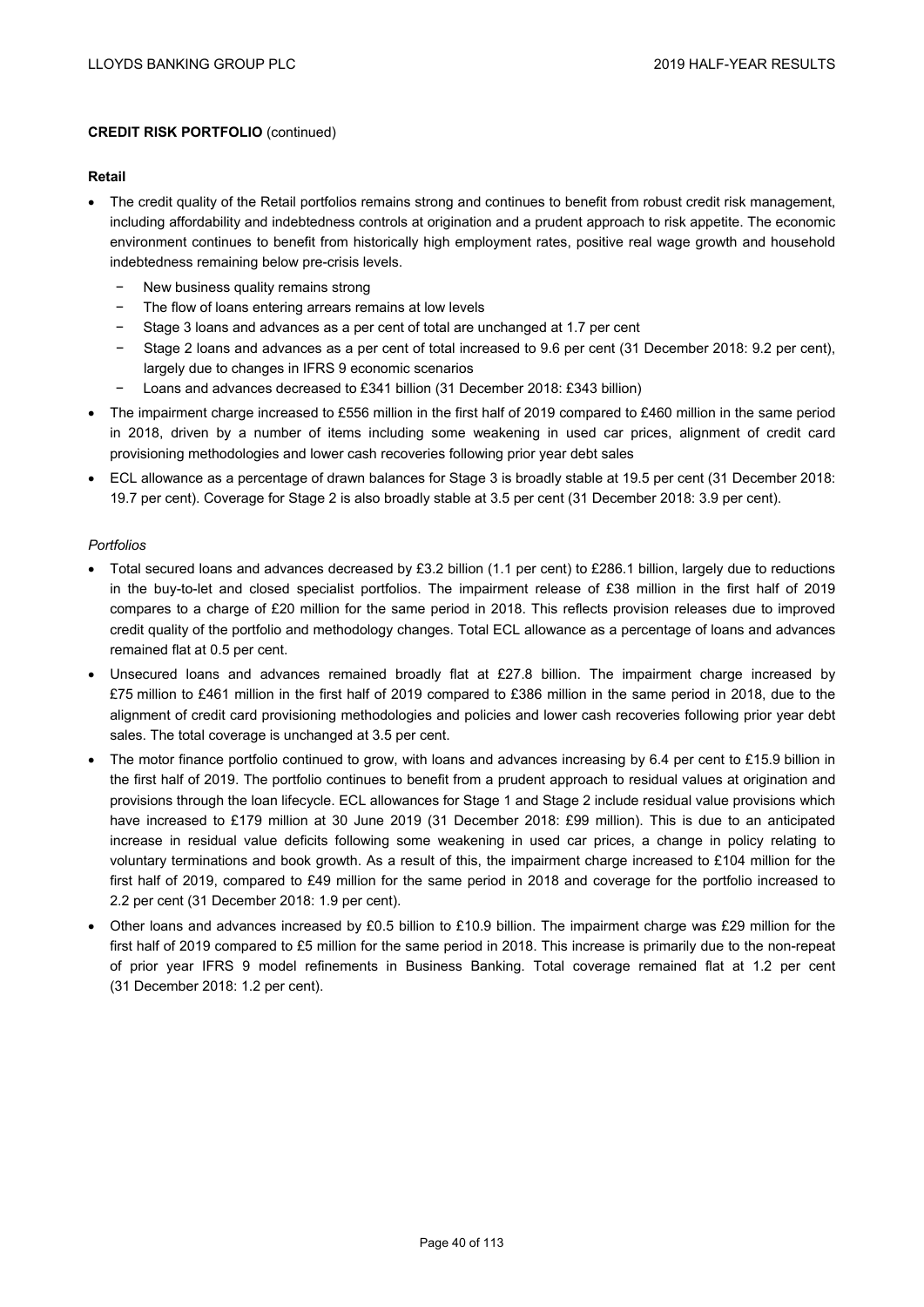**CREDIT RISK PORTFOLIO** (continued)

**Retail**

- The credit quality of the Retail portfolios remains strong and continues to benefit from robust credit risk management, including affordability and indebtedness controls at origination and a prudent approach to risk appetite. The economic environment continues to benefit from historically high employment rates, positive real wage growth and household indebtedness remaining below pre-crisis levels.
  - New business quality remains strong
  - The flow of loans entering arrears remains at low levels
  - Stage 3 loans and advances as a per cent of total are unchanged at 1.7 per cent
  - Stage 2 loans and advances as a per cent of total increased to 9.6 per cent (31 December 2018: 9.2 per cent), largely due to changes in IFRS 9 economic scenarios
  - Loans and advances decreased to £341 billion (31 December 2018: £343 billion)
- The impairment charge increased to £556 million in the first half of 2019 compared to £460 million in the same period in 2018, driven by a number of items including some weakening in used car prices, alignment of credit card provisioning methodologies and lower cash recoveries following prior year debt sales
- ECL allowance as a percentage of drawn balances for Stage 3 is broadly stable at 19.5 per cent (31 December 2018: 19.7 per cent). Coverage for Stage 2 is also broadly stable at 3.5 per cent (31 December 2018: 3.9 per cent).

*Portfolios*

- Total secured loans and advances decreased by £3.2 billion (1.1 per cent) to £286.1 billion, largely due to reductions in the buy-to-let and closed specialist portfolios. The impairment release of £38 million in the first half of 2019 compares to a charge of £20 million for the same period in 2018. This reflects provision releases due to improved credit quality of the portfolio and methodology changes. Total ECL allowance as a percentage of loans and advances remained flat at 0.5 per cent.
- Unsecured loans and advances remained broadly flat at £27.8 billion. The impairment charge increased by £75 million to £461 million in the first half of 2019 compared to £386 million in the same period in 2018, due to the alignment of credit card provisioning methodologies and policies and lower cash recoveries following prior year debt sales. The total coverage is unchanged at 3.5 per cent.
- The motor finance portfolio continued to grow, with loans and advances increasing by 6.4 per cent to £15.9 billion in the first half of 2019. The portfolio continues to benefit from a prudent approach to residual values at origination and provisions through the loan lifecycle. ECL allowances for Stage 1 and Stage 2 include residual value provisions which have increased to £179 million at 30 June 2019 (31 December 2018: £99 million). This is due to an anticipated increase in residual value deficits following some weakening in used car prices, a change in policy relating to voluntary terminations and book growth. As a result of this, the impairment charge increased to £104 million for the first half of 2019, compared to £49 million for the same period in 2018 and coverage for the portfolio increased to 2.2 per cent (31 December 2018: 1.9 per cent).
- Other loans and advances increased by £0.5 billion to £10.9 billion. The impairment charge was £29 million for the first half of 2019 compared to £5 million for the same period in 2018. This increase is primarily due to the non-repeat of prior year IFRS 9 model refinements in Business Banking. Total coverage remained flat at 1.2 per cent (31 December 2018: 1.2 per cent).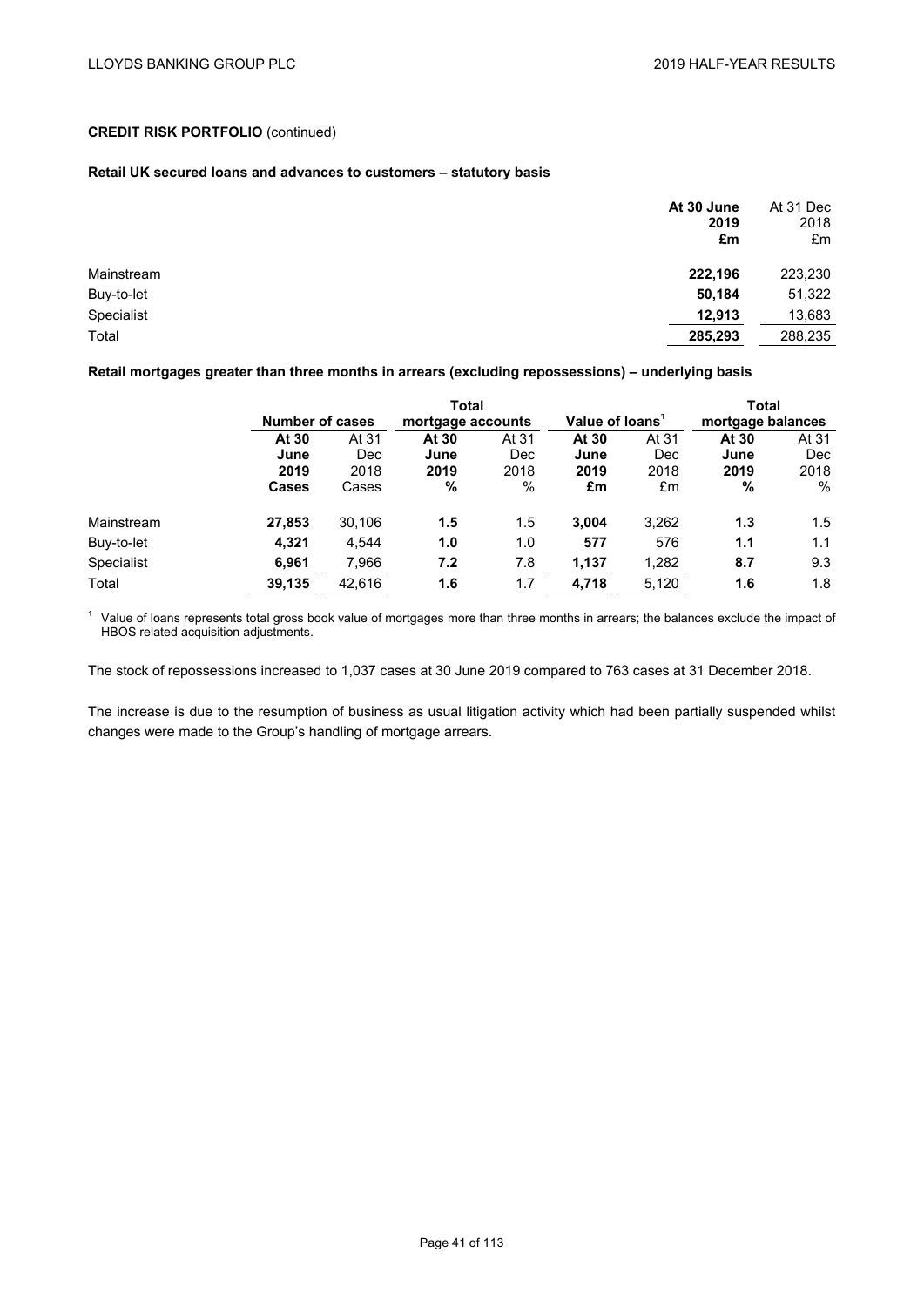**CREDIT RISK PORTFOLIO** (continued)

**Retail UK secured loans and advances to customers – statutory basis**

| | At 30 June 2019 £m | At 31 Dec 2018 £m |
|---|---|---|
| Mainstream | **222,196** | 223,230 |
| Buy-to-let | **50,184** | 51,322 |
| Specialist | **12,913** | 13,683 |
| Total | **285,293** | 288,235 |

**Retail mortgages greater than three months in arrears (excluding repossessions) – underlying basis**

| | Number of cases | | Total mortgage accounts | | Value of loans[1] | | Total mortgage balances | |
|---|---|---|---|---|---|---|---|---|
| | At 30 June 2019 Cases | At 31 Dec 2018 Cases | At 30 June 2019 % | At 31 Dec 2018 % | At 30 June 2019 £m | At 31 Dec 2018 £m | At 30 June 2019 % | At 31 Dec 2018 % |
| Mainstream | **27,853** | 30,106 | **1.5** | 1.5 | **3,004** | 3,262 | **1.3** | 1.5 |
| Buy-to-let | **4,321** | 4,544 | **1.0** | 1.0 | **577** | 576 | **1.1** | 1.1 |
| Specialist | **6,961** | 7,966 | **7.2** | 7.8 | **1,137** | 1,282 | **8.7** | 9.3 |
| Total | **39,135** | 42,616 | **1.6** | 1.7 | **4,718** | 5,120 | **1.6** | 1.8 |

[1] Value of loans represents total gross book value of mortgages more than three months in arrears; the balances exclude the impact of HBOS related acquisition adjustments.

The stock of repossessions increased to 1,037 cases at 30 June 2019 compared to 763 cases at 31 December 2018.

The increase is due to the resumption of business as usual litigation activity which had been partially suspended whilst changes were made to the Group's handling of mortgage arrears.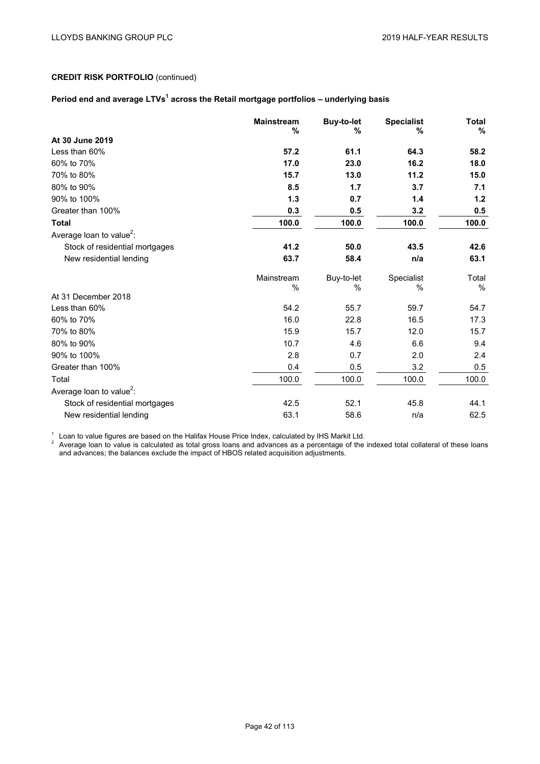**CREDIT RISK PORTFOLIO** (continued)

**Period end and average LTVs[1] across the Retail mortgage portfolios – underlying basis**

| | **Mainstream %** | **Buy-to-let %** | **Specialist %** | **Total %** |
|---|---|---|---|---|
| **At 30 June 2019** | | | | |
| Less than 60% | **57.2** | **61.1** | **64.3** | **58.2** |
| 60% to 70% | **17.0** | **23.0** | **16.2** | **18.0** |
| 70% to 80% | **15.7** | **13.0** | **11.2** | **15.0** |
| 80% to 90% | **8.5** | **1.7** | **3.7** | **7.1** |
| 90% to 100% | **1.3** | **0.7** | **1.4** | **1.2** |
| Greater than 100% | **0.3** | **0.5** | **3.2** | **0.5** |
| **Total** | **100.0** | **100.0** | **100.0** | **100.0** |
| Average loan to value[2]: | | | | |
| Stock of residential mortgages | **41.2** | **50.0** | **43.5** | **42.6** |
| New residential lending | **63.7** | **58.4** | **n/a** | **63.1** |

| | Mainstream % | Buy-to-let % | Specialist % | Total % |
|---|---|---|---|---|
| At 31 December 2018 | | | | |
| Less than 60% | 54.2 | 55.7 | 59.7 | 54.7 |
| 60% to 70% | 16.0 | 22.8 | 16.5 | 17.3 |
| 70% to 80% | 15.9 | 15.7 | 12.0 | 15.7 |
| 80% to 90% | 10.7 | 4.6 | 6.6 | 9.4 |
| 90% to 100% | 2.8 | 0.7 | 2.0 | 2.4 |
| Greater than 100% | 0.4 | 0.5 | 3.2 | 0.5 |
| Total | 100.0 | 100.0 | 100.0 | 100.0 |
| Average loan to value[2]: | | | | |
| Stock of residential mortgages | 42.5 | 52.1 | 45.8 | 44.1 |
| New residential lending | 63.1 | 58.6 | n/a | 62.5 |

[1] Loan to value figures are based on the Halifax House Price Index, calculated by IHS Markit Ltd.

[2] Average loan to value is calculated as total gross loans and advances as a percentage of the indexed total collateral of these loans and advances; the balances exclude the impact of HBOS related acquisition adjustments.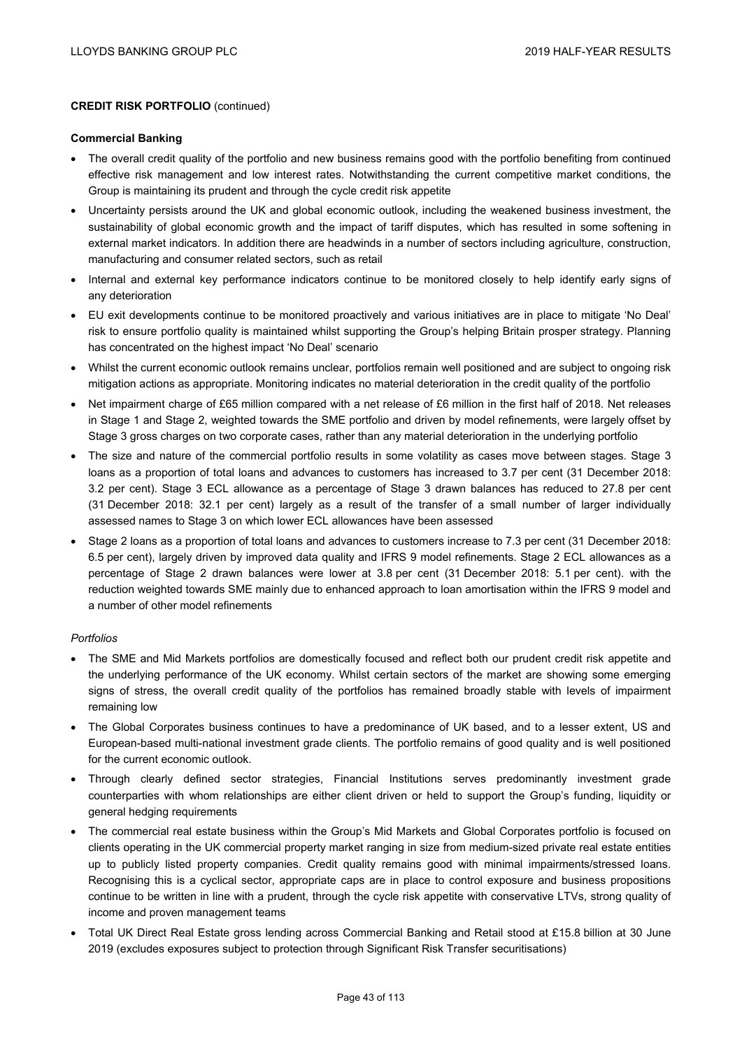**CREDIT RISK PORTFOLIO** (continued)

**Commercial Banking**

- The overall credit quality of the portfolio and new business remains good with the portfolio benefiting from continued effective risk management and low interest rates. Notwithstanding the current competitive market conditions, the Group is maintaining its prudent and through the cycle credit risk appetite
- Uncertainty persists around the UK and global economic outlook, including the weakened business investment, the sustainability of global economic growth and the impact of tariff disputes, which has resulted in some softening in external market indicators. In addition there are headwinds in a number of sectors including agriculture, construction, manufacturing and consumer related sectors, such as retail
- Internal and external key performance indicators continue to be monitored closely to help identify early signs of any deterioration
- EU exit developments continue to be monitored proactively and various initiatives are in place to mitigate 'No Deal' risk to ensure portfolio quality is maintained whilst supporting the Group's helping Britain prosper strategy. Planning has concentrated on the highest impact 'No Deal' scenario
- Whilst the current economic outlook remains unclear, portfolios remain well positioned and are subject to ongoing risk mitigation actions as appropriate. Monitoring indicates no material deterioration in the credit quality of the portfolio
- Net impairment charge of £65 million compared with a net release of £6 million in the first half of 2018. Net releases in Stage 1 and Stage 2, weighted towards the SME portfolio and driven by model refinements, were largely offset by Stage 3 gross charges on two corporate cases, rather than any material deterioration in the underlying portfolio
- The size and nature of the commercial portfolio results in some volatility as cases move between stages. Stage 3 loans as a proportion of total loans and advances to customers has increased to 3.7 per cent (31 December 2018: 3.2 per cent). Stage 3 ECL allowance as a percentage of Stage 3 drawn balances has reduced to 27.8 per cent (31 December 2018: 32.1 per cent) largely as a result of the transfer of a small number of larger individually assessed names to Stage 3 on which lower ECL allowances have been assessed
- Stage 2 loans as a proportion of total loans and advances to customers increase to 7.3 per cent (31 December 2018: 6.5 per cent), largely driven by improved data quality and IFRS 9 model refinements. Stage 2 ECL allowances as a percentage of Stage 2 drawn balances were lower at 3.8 per cent (31 December 2018: 5.1 per cent). with the reduction weighted towards SME mainly due to enhanced approach to loan amortisation within the IFRS 9 model and a number of other model refinements

*Portfolios*

- The SME and Mid Markets portfolios are domestically focused and reflect both our prudent credit risk appetite and the underlying performance of the UK economy. Whilst certain sectors of the market are showing some emerging signs of stress, the overall credit quality of the portfolios has remained broadly stable with levels of impairment remaining low
- The Global Corporates business continues to have a predominance of UK based, and to a lesser extent, US and European-based multi-national investment grade clients. The portfolio remains of good quality and is well positioned for the current economic outlook.
- Through clearly defined sector strategies, Financial Institutions serves predominantly investment grade counterparties with whom relationships are either client driven or held to support the Group's funding, liquidity or general hedging requirements
- The commercial real estate business within the Group's Mid Markets and Global Corporates portfolio is focused on clients operating in the UK commercial property market ranging in size from medium-sized private real estate entities up to publicly listed property companies. Credit quality remains good with minimal impairments/stressed loans. Recognising this is a cyclical sector, appropriate caps are in place to control exposure and business propositions continue to be written in line with a prudent, through the cycle risk appetite with conservative LTVs, strong quality of income and proven management teams
- Total UK Direct Real Estate gross lending across Commercial Banking and Retail stood at £15.8 billion at 30 June 2019 (excludes exposures subject to protection through Significant Risk Transfer securitisations)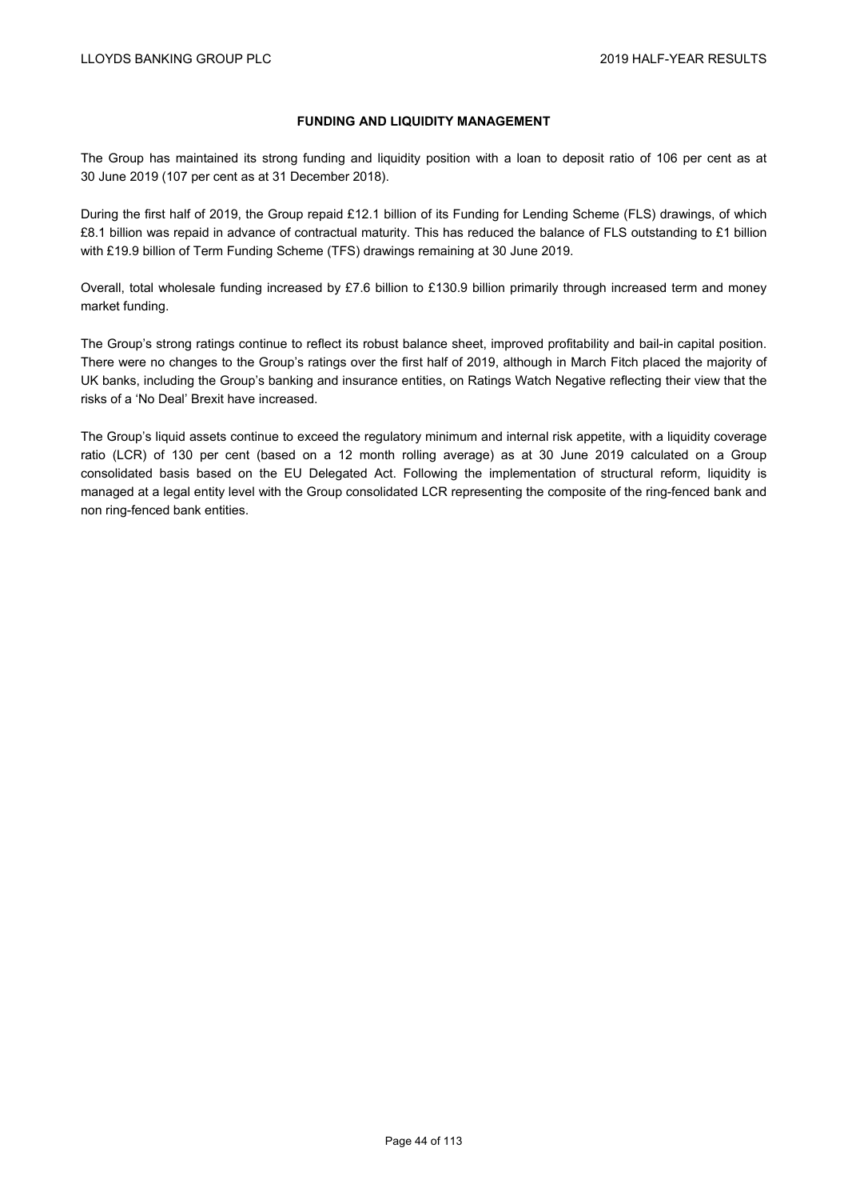## FUNDING AND LIQUIDITY MANAGEMENT

The Group has maintained its strong funding and liquidity position with a loan to deposit ratio of 106 per cent as at 30 June 2019 (107 per cent as at 31 December 2018).

During the first half of 2019, the Group repaid £12.1 billion of its Funding for Lending Scheme (FLS) drawings, of which £8.1 billion was repaid in advance of contractual maturity. This has reduced the balance of FLS outstanding to £1 billion with £19.9 billion of Term Funding Scheme (TFS) drawings remaining at 30 June 2019.

Overall, total wholesale funding increased by £7.6 billion to £130.9 billion primarily through increased term and money market funding.

The Group's strong ratings continue to reflect its robust balance sheet, improved profitability and bail-in capital position. There were no changes to the Group's ratings over the first half of 2019, although in March Fitch placed the majority of UK banks, including the Group's banking and insurance entities, on Ratings Watch Negative reflecting their view that the risks of a 'No Deal' Brexit have increased.

The Group's liquid assets continue to exceed the regulatory minimum and internal risk appetite, with a liquidity coverage ratio (LCR) of 130 per cent (based on a 12 month rolling average) as at 30 June 2019 calculated on a Group consolidated basis based on the EU Delegated Act. Following the implementation of structural reform, liquidity is managed at a legal entity level with the Group consolidated LCR representing the composite of the ring-fenced bank and non ring-fenced bank entities.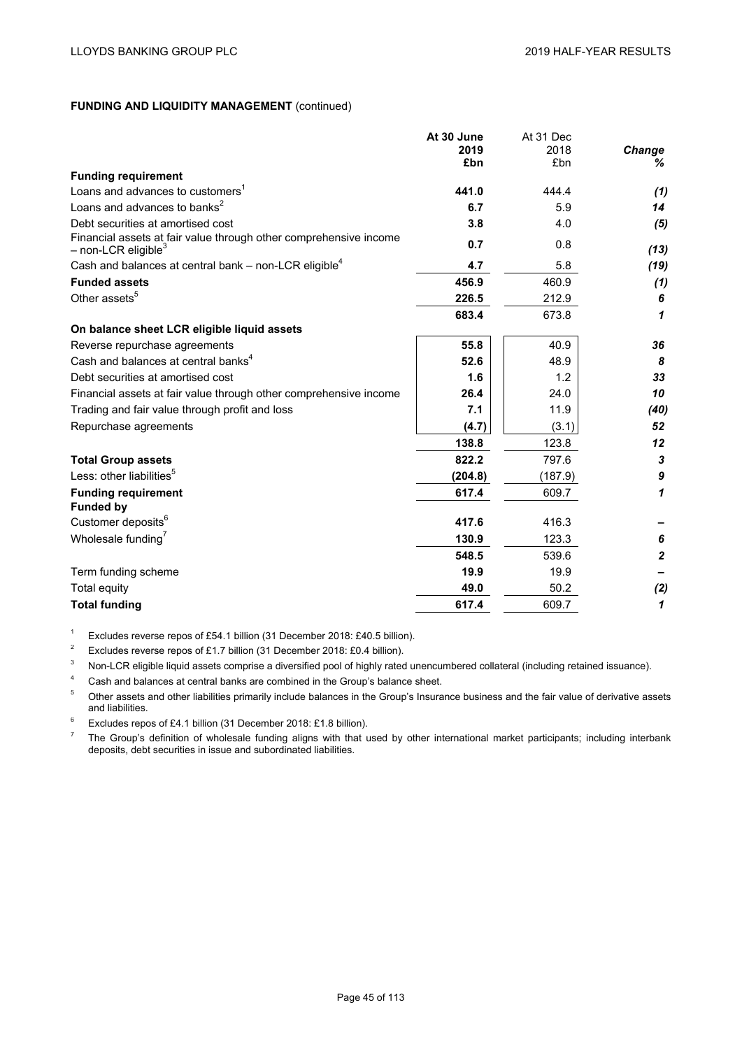**FUNDING AND LIQUIDITY MANAGEMENT** (continued)

| | At 30 June 2019 £bn | At 31 Dec 2018 £bn | Change % |
|---|---|---|---|
| **Funding requirement** | | | |
| Loans and advances to customers[1] | **441.0** | 444.4 | *(1)* |
| Loans and advances to banks[2] | **6.7** | 5.9 | *14* |
| Debt securities at amortised cost | **3.8** | 4.0 | *(5)* |
| Financial assets at fair value through other comprehensive income – non-LCR eligible[3] | **0.7** | 0.8 | *(13)* |
| Cash and balances at central bank – non-LCR eligible[4] | **4.7** | 5.8 | *(19)* |
| **Funded assets** | **456.9** | 460.9 | *(1)* |
| Other assets[5] | **226.5** | 212.9 | *6* |
| | **683.4** | 673.8 | *1* |
| **On balance sheet LCR eligible liquid assets** | | | |
| Reverse repurchase agreements | **55.8** | 40.9 | *36* |
| Cash and balances at central banks[4] | **52.6** | 48.9 | *8* |
| Debt securities at amortised cost | **1.6** | 1.2 | *33* |
| Financial assets at fair value through other comprehensive income | **26.4** | 24.0 | *10* |
| Trading and fair value through profit and loss | **7.1** | 11.9 | *(40)* |
| Repurchase agreements | **(4.7)** | (3.1) | *52* |
| | **138.8** | 123.8 | *12* |
| **Total Group assets** | **822.2** | 797.6 | *3* |
| Less: other liabilities[5] | **(204.8)** | (187.9) | *9* |
| **Funding requirement** | **617.4** | 609.7 | *1* |
| **Funded by** | | | |
| Customer deposits[6] | **417.6** | 416.3 | *–* |
| Wholesale funding[7] | **130.9** | 123.3 | *6* |
| | **548.5** | 539.6 | *2* |
| Term funding scheme | **19.9** | 19.9 | *–* |
| Total equity | **49.0** | 50.2 | *(2)* |
| **Total funding** | **617.4** | 609.7 | *1* |

[1] Excludes reverse repos of £54.1 billion (31 December 2018: £40.5 billion).

[2] Excludes reverse repos of £1.7 billion (31 December 2018: £0.4 billion).

[3] Non-LCR eligible liquid assets comprise a diversified pool of highly rated unencumbered collateral (including retained issuance).

[4] Cash and balances at central banks are combined in the Group's balance sheet.

[5] Other assets and other liabilities primarily include balances in the Group's Insurance business and the fair value of derivative assets and liabilities.

[6] Excludes repos of £4.1 billion (31 December 2018: £1.8 billion).

[7] The Group's definition of wholesale funding aligns with that used by other international market participants; including interbank deposits, debt securities in issue and subordinated liabilities.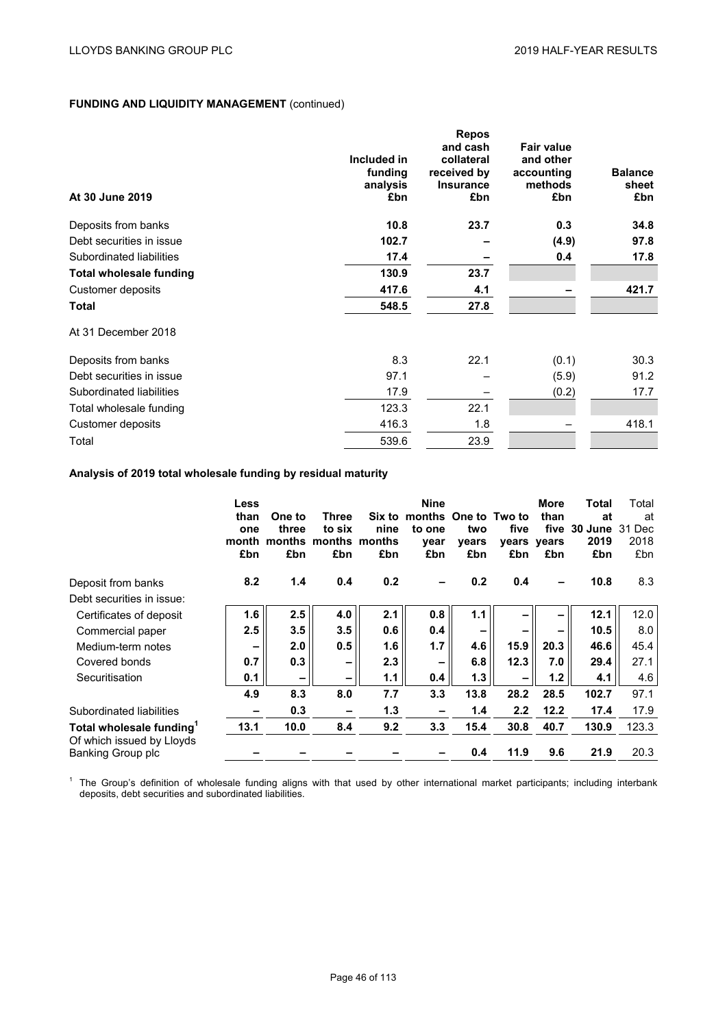**FUNDING AND LIQUIDITY MANAGEMENT** (continued)

| At 30 June 2019 | Included in funding analysis £bn | Repos and cash collateral received by Insurance £bn | Fair value and other accounting methods £bn | Balance sheet £bn |
|---|---|---|---|---|
| Deposits from banks | **10.8** | **23.7** | **0.3** | **34.8** |
| Debt securities in issue | **102.7** | **–** | **(4.9)** | **97.8** |
| Subordinated liabilities | **17.4** | **–** | **0.4** | **17.8** |
| **Total wholesale funding** | **130.9** | **23.7** | | |
| Customer deposits | **417.6** | **4.1** | **–** | **421.7** |
| **Total** | **548.5** | **27.8** | | |
| At 31 December 2018 | | | | |
| Deposits from banks | 8.3 | 22.1 | (0.1) | 30.3 |
| Debt securities in issue | 97.1 | – | (5.9) | 91.2 |
| Subordinated liabilities | 17.9 | – | (0.2) | 17.7 |
| Total wholesale funding | 123.3 | 22.1 | | |
| Customer deposits | 416.3 | 1.8 | – | 418.1 |
| Total | 539.6 | 23.9 | | |

**Analysis of 2019 total wholesale funding by residual maturity**

| | Less than one month £bn | One to three months £bn | Three to six months £bn | Six to nine months £bn | Nine months to one year £bn | One to two years £bn | Two to five years £bn | More than five years £bn | Total at 30 June 2019 £bn | Total at 31 Dec 2018 £bn |
|---|---|---|---|---|---|---|---|---|---|---|
| Deposit from banks | **8.2** | **1.4** | **0.4** | **0.2** | **–** | **0.2** | **0.4** | **–** | **10.8** | 8.3 |
| Debt securities in issue: | | | | | | | | | | |
| Certificates of deposit | **1.6** | **2.5** | **4.0** | **2.1** | **0.8** | **1.1** | **–** | **–** | **12.1** | 12.0 |
| Commercial paper | **2.5** | **3.5** | **3.5** | **0.6** | **0.4** | **–** | **–** | **–** | **10.5** | 8.0 |
| Medium-term notes | **–** | **2.0** | **0.5** | **1.6** | **1.7** | **4.6** | **15.9** | **20.3** | **46.6** | 45.4 |
| Covered bonds | **0.7** | **0.3** | **–** | **2.3** | **–** | **6.8** | **12.3** | **7.0** | **29.4** | 27.1 |
| Securitisation | **0.1** | **–** | **–** | **1.1** | **0.4** | **1.3** | **–** | **1.2** | **4.1** | 4.6 |
| | **4.9** | **8.3** | **8.0** | **7.7** | **3.3** | **13.8** | **28.2** | **28.5** | **102.7** | 97.1 |
| Subordinated liabilities | **–** | **0.3** | **–** | **1.3** | **–** | **1.4** | **2.2** | **12.2** | **17.4** | 17.9 |
| **Total wholesale funding**[1] | **13.1** | **10.0** | **8.4** | **9.2** | **3.3** | **15.4** | **30.8** | **40.7** | **130.9** | 123.3 |
| Of which issued by Lloyds Banking Group plc | **–** | **–** | **–** | **–** | **–** | **0.4** | **11.9** | **9.6** | **21.9** | 20.3 |

[1] The Group's definition of wholesale funding aligns with that used by other international market participants; including interbank deposits, debt securities and subordinated liabilities.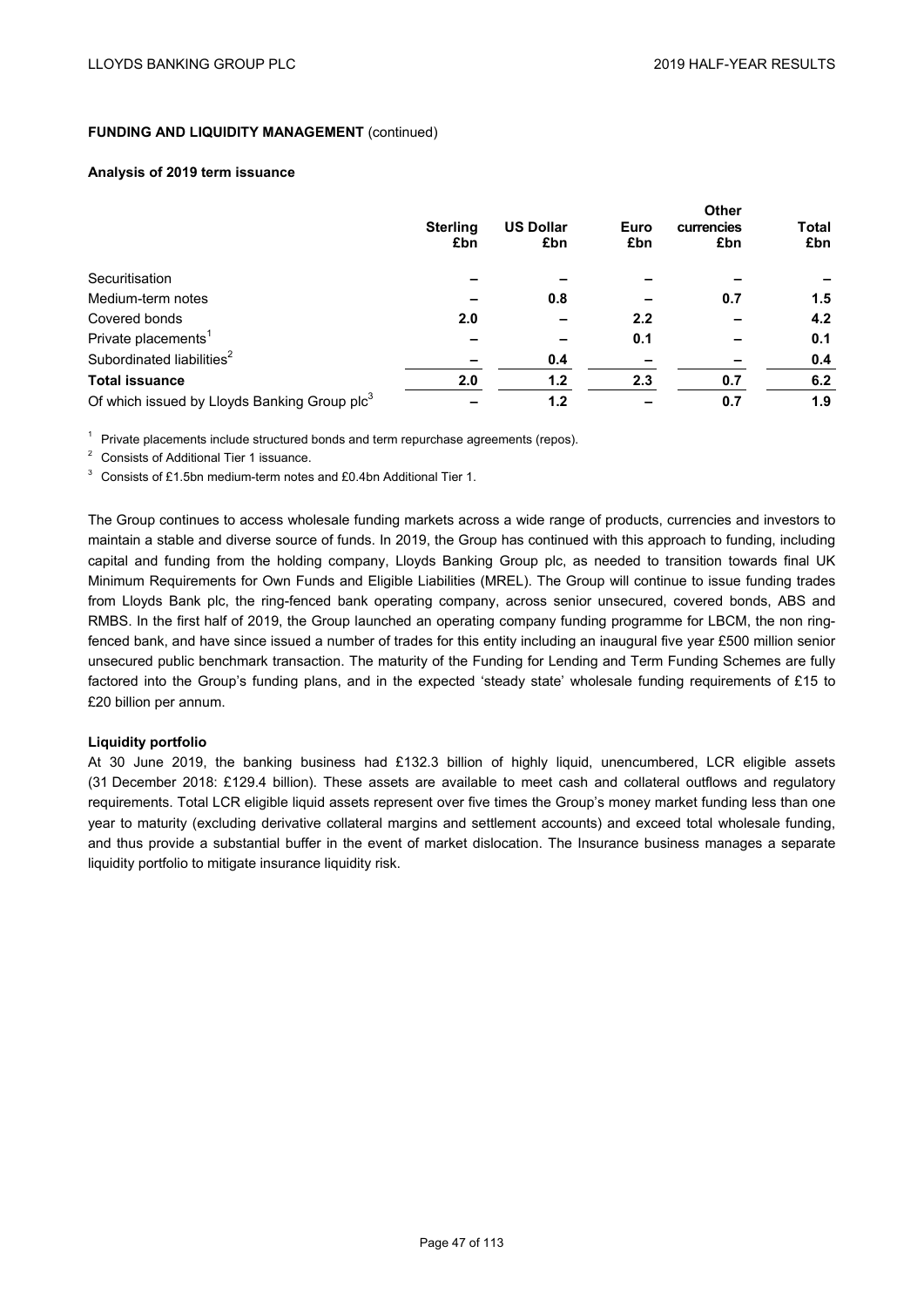**FUNDING AND LIQUIDITY MANAGEMENT** (continued)

**Analysis of 2019 term issuance**

| | Sterling £bn | US Dollar £bn | Euro £bn | Other currencies £bn | Total £bn |
|---|---|---|---|---|---|
| Securitisation | – | – | – | – | – |
| Medium-term notes | – | 0.8 | – | 0.7 | 1.5 |
| Covered bonds | 2.0 | – | 2.2 | – | 4.2 |
| Private placements[1] | – | – | 0.1 | – | 0.1 |
| Subordinated liabilities[2] | – | 0.4 | – | – | 0.4 |
| **Total issuance** | **2.0** | **1.2** | **2.3** | **0.7** | **6.2** |
| Of which issued by Lloyds Banking Group plc[3] | – | 1.2 | – | 0.7 | 1.9 |

[1] Private placements include structured bonds and term repurchase agreements (repos).

[2] Consists of Additional Tier 1 issuance.

[3] Consists of £1.5bn medium-term notes and £0.4bn Additional Tier 1.

The Group continues to access wholesale funding markets across a wide range of products, currencies and investors to maintain a stable and diverse source of funds. In 2019, the Group has continued with this approach to funding, including capital and funding from the holding company, Lloyds Banking Group plc, as needed to transition towards final UK Minimum Requirements for Own Funds and Eligible Liabilities (MREL). The Group will continue to issue funding trades from Lloyds Bank plc, the ring-fenced bank operating company, across senior unsecured, covered bonds, ABS and RMBS. In the first half of 2019, the Group launched an operating company funding programme for LBCM, the non ring-fenced bank, and have since issued a number of trades for this entity including an inaugural five year £500 million senior unsecured public benchmark transaction. The maturity of the Funding for Lending and Term Funding Schemes are fully factored into the Group's funding plans, and in the expected 'steady state' wholesale funding requirements of £15 to £20 billion per annum.

**Liquidity portfolio**

At 30 June 2019, the banking business had £132.3 billion of highly liquid, unencumbered, LCR eligible assets (31 December 2018: £129.4 billion). These assets are available to meet cash and collateral outflows and regulatory requirements. Total LCR eligible liquid assets represent over five times the Group's money market funding less than one year to maturity (excluding derivative collateral margins and settlement accounts) and exceed total wholesale funding, and thus provide a substantial buffer in the event of market dislocation. The Insurance business manages a separate liquidity portfolio to mitigate insurance liquidity risk.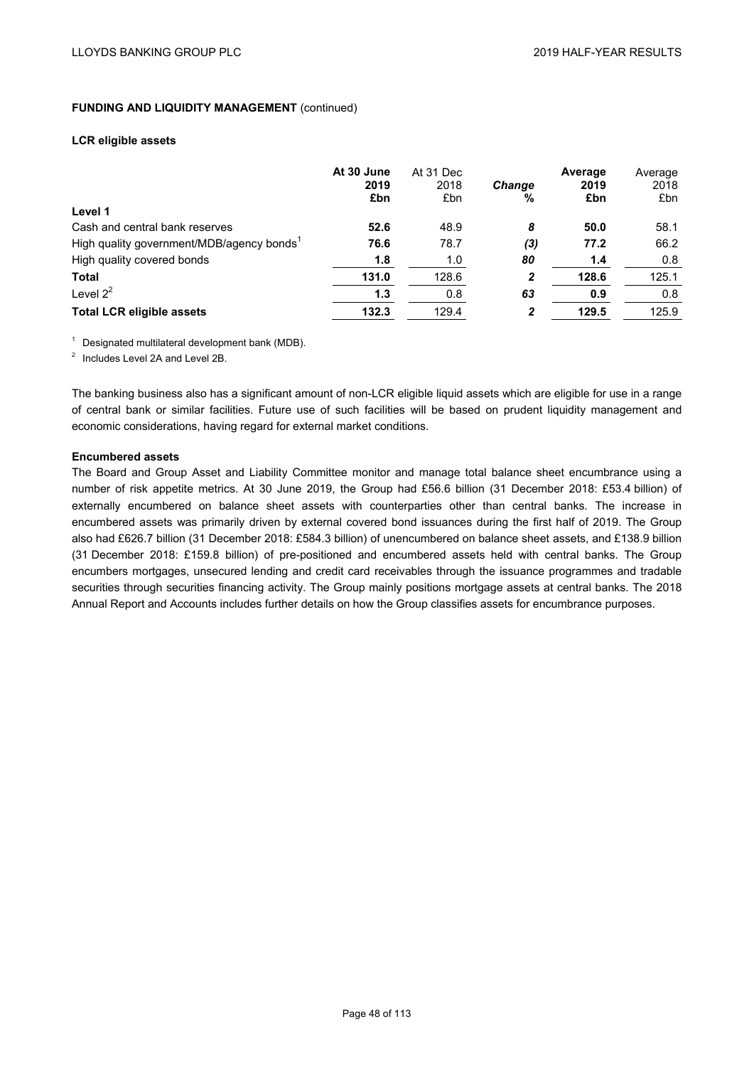**FUNDING AND LIQUIDITY MANAGEMENT** (continued)

**LCR eligible assets**

| | At 30 June 2019 £bn | At 31 Dec 2018 £bn | Change % | Average 2019 £bn | Average 2018 £bn |
|---|---|---|---|---|---|
| **Level 1** | | | | | |
| Cash and central bank reserves | **52.6** | 48.9 | *8* | **50.0** | 58.1 |
| High quality government/MDB/agency bonds[1] | **76.6** | 78.7 | *(3)* | **77.2** | 66.2 |
| High quality covered bonds | **1.8** | 1.0 | *80* | **1.4** | 0.8 |
| **Total** | **131.0** | 128.6 | *2* | **128.6** | 125.1 |
| Level 2[2] | **1.3** | 0.8 | *63* | **0.9** | 0.8 |
| **Total LCR eligible assets** | **132.3** | 129.4 | *2* | **129.5** | 125.9 |

[1] Designated multilateral development bank (MDB).

[2] Includes Level 2A and Level 2B.

The banking business also has a significant amount of non-LCR eligible liquid assets which are eligible for use in a range of central bank or similar facilities. Future use of such facilities will be based on prudent liquidity management and economic considerations, having regard for external market conditions.

**Encumbered assets**

The Board and Group Asset and Liability Committee monitor and manage total balance sheet encumbrance using a number of risk appetite metrics. At 30 June 2019, the Group had £56.6 billion (31 December 2018: £53.4 billion) of externally encumbered on balance sheet assets with counterparties other than central banks. The increase in encumbered assets was primarily driven by external covered bond issuances during the first half of 2019. The Group also had £626.7 billion (31 December 2018: £584.3 billion) of unencumbered on balance sheet assets, and £138.9 billion (31 December 2018: £159.8 billion) of pre-positioned and encumbered assets held with central banks. The Group encumbers mortgages, unsecured lending and credit card receivables through the issuance programmes and tradable securities through securities financing activity. The Group mainly positions mortgage assets at central banks. The 2018 Annual Report and Accounts includes further details on how the Group classifies assets for encumbrance purposes.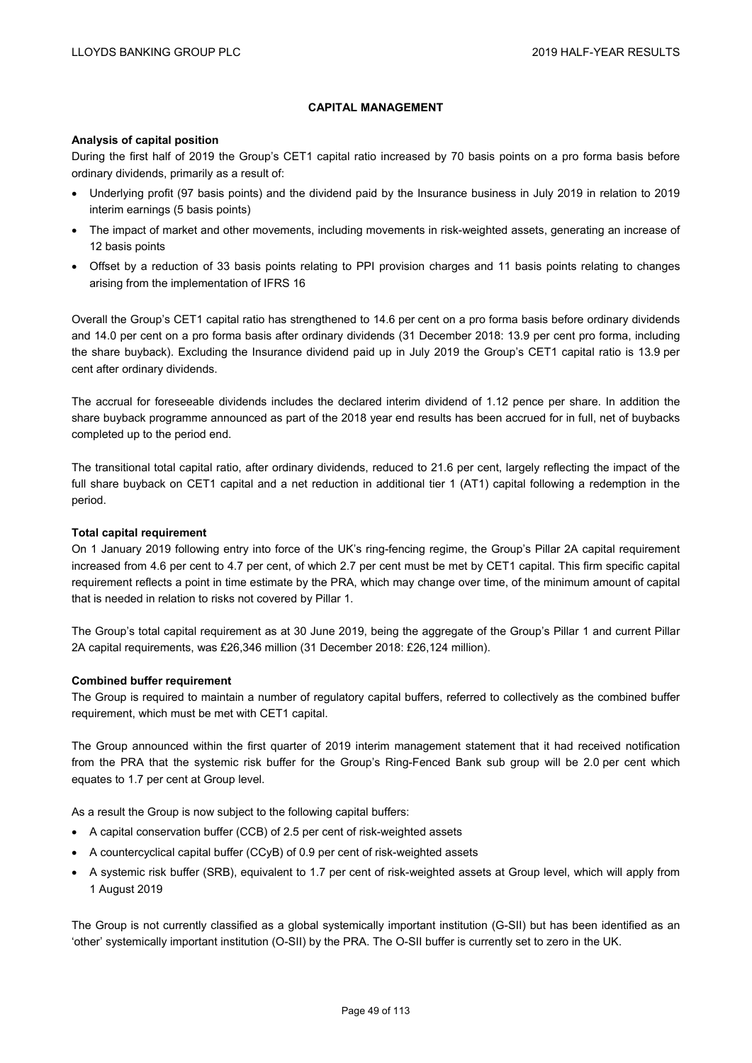## CAPITAL MANAGEMENT

### Analysis of capital position

During the first half of 2019 the Group's CET1 capital ratio increased by 70 basis points on a pro forma basis before ordinary dividends, primarily as a result of:

- Underlying profit (97 basis points) and the dividend paid by the Insurance business in July 2019 in relation to 2019 interim earnings (5 basis points)
- The impact of market and other movements, including movements in risk-weighted assets, generating an increase of 12 basis points
- Offset by a reduction of 33 basis points relating to PPI provision charges and 11 basis points relating to changes arising from the implementation of IFRS 16

Overall the Group's CET1 capital ratio has strengthened to 14.6 per cent on a pro forma basis before ordinary dividends and 14.0 per cent on a pro forma basis after ordinary dividends (31 December 2018: 13.9 per cent pro forma, including the share buyback). Excluding the Insurance dividend paid up in July 2019 the Group's CET1 capital ratio is 13.9 per cent after ordinary dividends.

The accrual for foreseeable dividends includes the declared interim dividend of 1.12 pence per share. In addition the share buyback programme announced as part of the 2018 year end results has been accrued for in full, net of buybacks completed up to the period end.

The transitional total capital ratio, after ordinary dividends, reduced to 21.6 per cent, largely reflecting the impact of the full share buyback on CET1 capital and a net reduction in additional tier 1 (AT1) capital following a redemption in the period.

### Total capital requirement

On 1 January 2019 following entry into force of the UK's ring-fencing regime, the Group's Pillar 2A capital requirement increased from 4.6 per cent to 4.7 per cent, of which 2.7 per cent must be met by CET1 capital. This firm specific capital requirement reflects a point in time estimate by the PRA, which may change over time, of the minimum amount of capital that is needed in relation to risks not covered by Pillar 1.

The Group's total capital requirement as at 30 June 2019, being the aggregate of the Group's Pillar 1 and current Pillar 2A capital requirements, was £26,346 million (31 December 2018: £26,124 million).

### Combined buffer requirement

The Group is required to maintain a number of regulatory capital buffers, referred to collectively as the combined buffer requirement, which must be met with CET1 capital.

The Group announced within the first quarter of 2019 interim management statement that it had received notification from the PRA that the systemic risk buffer for the Group's Ring-Fenced Bank sub group will be 2.0 per cent which equates to 1.7 per cent at Group level.

As a result the Group is now subject to the following capital buffers:

- A capital conservation buffer (CCB) of 2.5 per cent of risk-weighted assets
- A countercyclical capital buffer (CCyB) of 0.9 per cent of risk-weighted assets
- A systemic risk buffer (SRB), equivalent to 1.7 per cent of risk-weighted assets at Group level, which will apply from 1 August 2019

The Group is not currently classified as a global systemically important institution (G-SII) but has been identified as an 'other' systemically important institution (O-SII) by the PRA. The O-SII buffer is currently set to zero in the UK.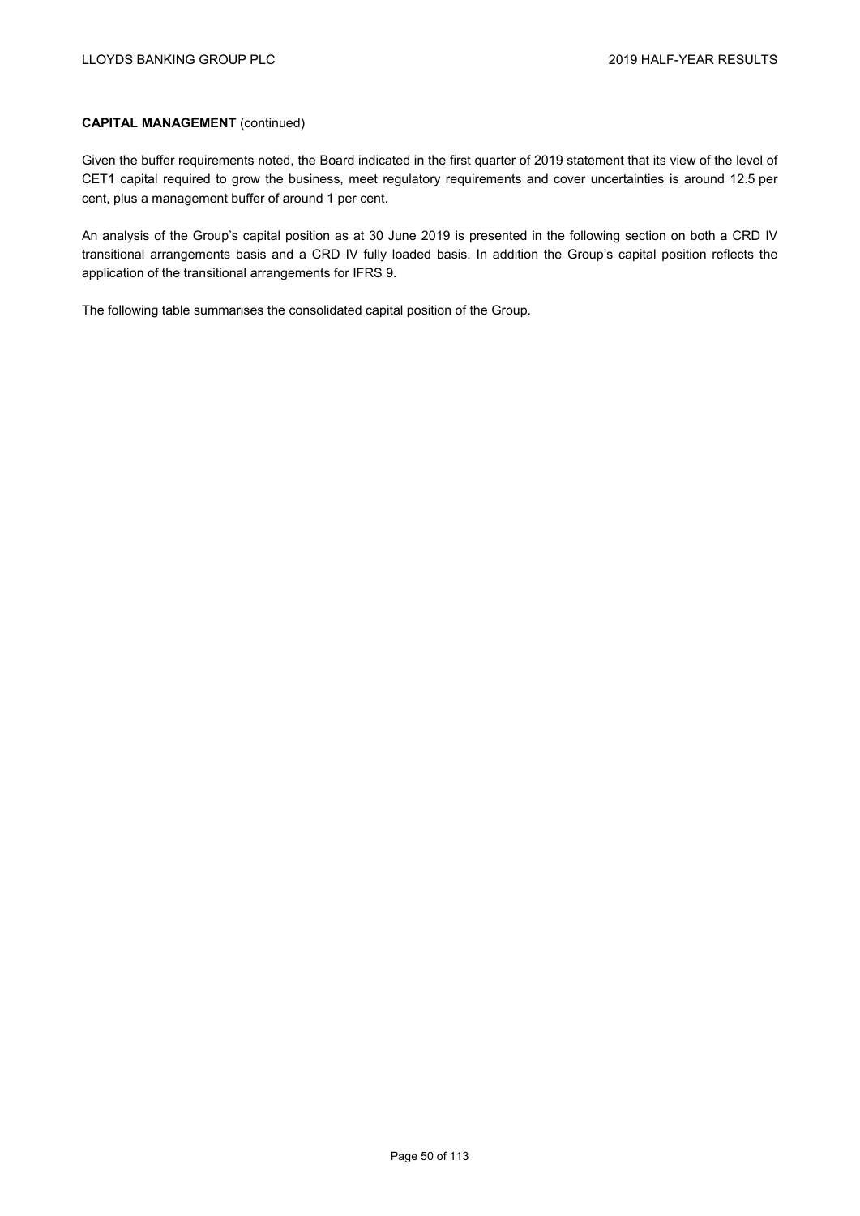**CAPITAL MANAGEMENT** (continued)

Given the buffer requirements noted, the Board indicated in the first quarter of 2019 statement that its view of the level of CET1 capital required to grow the business, meet regulatory requirements and cover uncertainties is around 12.5 per cent, plus a management buffer of around 1 per cent.

An analysis of the Group's capital position as at 30 June 2019 is presented in the following section on both a CRD IV transitional arrangements basis and a CRD IV fully loaded basis. In addition the Group's capital position reflects the application of the transitional arrangements for IFRS 9.

The following table summarises the consolidated capital position of the Group.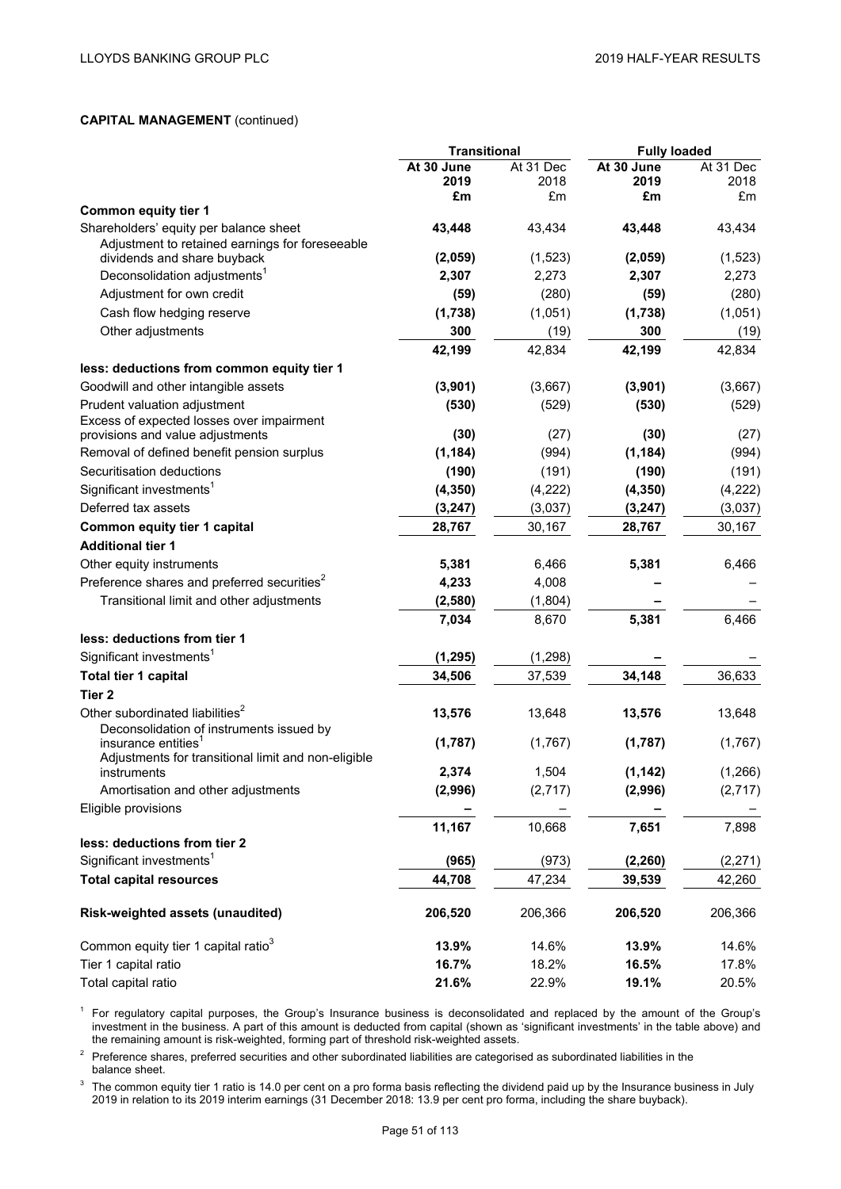**CAPITAL MANAGEMENT** (continued)

| | Transitional | | Fully loaded | |
|---|---|---|---|---|
| | **At 30 June 2019 £m** | At 31 Dec 2018 £m | **At 30 June 2019 £m** | At 31 Dec 2018 £m |
| **Common equity tier 1** | | | | |
| Shareholders' equity per balance sheet | **43,448** | 43,434 | **43,448** | 43,434 |
| Adjustment to retained earnings for foreseeable dividends and share buyback | **(2,059)** | (1,523) | **(2,059)** | (1,523) |
| Deconsolidation adjustments[1] | **2,307** | 2,273 | **2,307** | 2,273 |
| Adjustment for own credit | **(59)** | (280) | **(59)** | (280) |
| Cash flow hedging reserve | **(1,738)** | (1,051) | **(1,738)** | (1,051) |
| Other adjustments | **300** | (19) | **300** | (19) |
| | **42,199** | 42,834 | **42,199** | 42,834 |
| **less: deductions from common equity tier 1** | | | | |
| Goodwill and other intangible assets | **(3,901)** | (3,667) | **(3,901)** | (3,667) |
| Prudent valuation adjustment | **(530)** | (529) | **(530)** | (529) |
| Excess of expected losses over impairment provisions and value adjustments | **(30)** | (27) | **(30)** | (27) |
| Removal of defined benefit pension surplus | **(1,184)** | (994) | **(1,184)** | (994) |
| Securitisation deductions | **(190)** | (191) | **(190)** | (191) |
| Significant investments[1] | **(4,350)** | (4,222) | **(4,350)** | (4,222) |
| Deferred tax assets | **(3,247)** | (3,037) | **(3,247)** | (3,037) |
| **Common equity tier 1 capital** | **28,767** | 30,167 | **28,767** | 30,167 |
| **Additional tier 1** | | | | |
| Other equity instruments | **5,381** | 6,466 | **5,381** | 6,466 |
| Preference shares and preferred securities[2] | **4,233** | 4,008 | **–** | – |
| Transitional limit and other adjustments | **(2,580)** | (1,804) | **–** | – |
| | **7,034** | 8,670 | **5,381** | 6,466 |
| **less: deductions from tier 1** | | | | |
| Significant investments[1] | **(1,295)** | (1,298) | **–** | – |
| **Total tier 1 capital** | **34,506** | 37,539 | **34,148** | 36,633 |
| **Tier 2** | | | | |
| Other subordinated liabilities[2] | **13,576** | 13,648 | **13,576** | 13,648 |
| Deconsolidation of instruments issued by insurance entities[1] | **(1,787)** | (1,767) | **(1,787)** | (1,767) |
| Adjustments for transitional limit and non-eligible instruments | **2,374** | 1,504 | **(1,142)** | (1,266) |
| Amortisation and other adjustments | **(2,996)** | (2,717) | **(2,996)** | (2,717) |
| Eligible provisions | **–** | – | **–** | – |
| | **11,167** | 10,668 | **7,651** | 7,898 |
| **less: deductions from tier 2** | | | | |
| Significant investments[1] | **(965)** | (973) | **(2,260)** | (2,271) |
| **Total capital resources** | **44,708** | 47,234 | **39,539** | 42,260 |
| **Risk-weighted assets (unaudited)** | **206,520** | 206,366 | **206,520** | 206,366 |
| Common equity tier 1 capital ratio[3] | **13.9%** | 14.6% | **13.9%** | 14.6% |
| Tier 1 capital ratio | **16.7%** | 18.2% | **16.5%** | 17.8% |
| Total capital ratio | **21.6%** | 22.9% | **19.1%** | 20.5% |

[1] For regulatory capital purposes, the Group's Insurance business is deconsolidated and replaced by the amount of the Group's investment in the business. A part of this amount is deducted from capital (shown as 'significant investments' in the table above) and the remaining amount is risk-weighted, forming part of threshold risk-weighted assets.

[2] Preference shares, preferred securities and other subordinated liabilities are categorised as subordinated liabilities in the balance sheet.

[3] The common equity tier 1 ratio is 14.0 per cent on a pro forma basis reflecting the dividend paid up by the Insurance business in July 2019 in relation to its 2019 interim earnings (31 December 2018: 13.9 per cent pro forma, including the share buyback).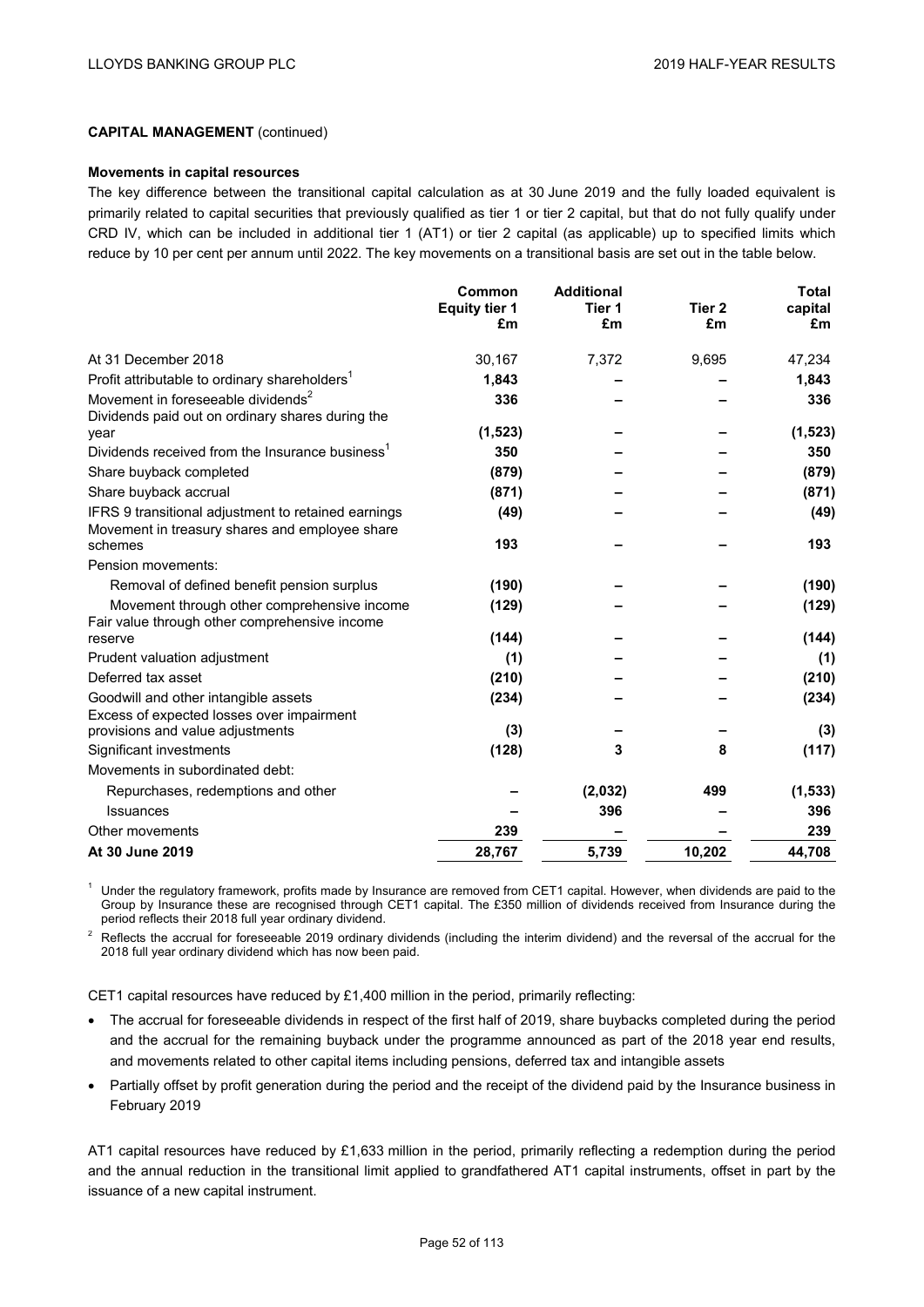**CAPITAL MANAGEMENT** (continued)

**Movements in capital resources**

The key difference between the transitional capital calculation as at 30 June 2019 and the fully loaded equivalent is primarily related to capital securities that previously qualified as tier 1 or tier 2 capital, but that do not fully qualify under CRD IV, which can be included in additional tier 1 (AT1) or tier 2 capital (as applicable) up to specified limits which reduce by 10 per cent per annum until 2022. The key movements on a transitional basis are set out in the table below.

| | Common Equity tier 1 £m | Additional Tier 1 £m | Tier 2 £m | Total capital £m |
|---|---|---|---|---|
| At 31 December 2018 | 30,167 | 7,372 | 9,695 | 47,234 |
| Profit attributable to ordinary shareholders[1] | **1,843** | **–** | **–** | **1,843** |
| Movement in foreseeable dividends[2] | **336** | **–** | **–** | **336** |
| Dividends paid out on ordinary shares during the year | **(1,523)** | **–** | **–** | **(1,523)** |
| Dividends received from the Insurance business[1] | **350** | **–** | **–** | **350** |
| Share buyback completed | **(879)** | **–** | **–** | **(879)** |
| Share buyback accrual | **(871)** | **–** | **–** | **(871)** |
| IFRS 9 transitional adjustment to retained earnings | **(49)** | **–** | **–** | **(49)** |
| Movement in treasury shares and employee share schemes | **193** | **–** | **–** | **193** |
| Pension movements: | | | | |
| Removal of defined benefit pension surplus | **(190)** | **–** | **–** | **(190)** |
| Movement through other comprehensive income | **(129)** | **–** | **–** | **(129)** |
| Fair value through other comprehensive income reserve | **(144)** | **–** | **–** | **(144)** |
| Prudent valuation adjustment | **(1)** | **–** | **–** | **(1)** |
| Deferred tax asset | **(210)** | **–** | **–** | **(210)** |
| Goodwill and other intangible assets | **(234)** | **–** | **–** | **(234)** |
| Excess of expected losses over impairment provisions and value adjustments | **(3)** | **–** | **–** | **(3)** |
| Significant investments | **(128)** | **3** | **8** | **(117)** |
| Movements in subordinated debt: | | | | |
| Repurchases, redemptions and other | **–** | **(2,032)** | **499** | **(1,533)** |
| Issuances | **–** | **396** | **–** | **396** |
| Other movements | **239** | **–** | **–** | **239** |
| **At 30 June 2019** | **28,767** | **5,739** | **10,202** | **44,708** |

[1] Under the regulatory framework, profits made by Insurance are removed from CET1 capital. However, when dividends are paid to the Group by Insurance these are recognised through CET1 capital. The £350 million of dividends received from Insurance during the period reflects their 2018 full year ordinary dividend.

[2] Reflects the accrual for foreseeable 2019 ordinary dividends (including the interim dividend) and the reversal of the accrual for the 2018 full year ordinary dividend which has now been paid.

CET1 capital resources have reduced by £1,400 million in the period, primarily reflecting:

- The accrual for foreseeable dividends in respect of the first half of 2019, share buybacks completed during the period and the accrual for the remaining buyback under the programme announced as part of the 2018 year end results, and movements related to other capital items including pensions, deferred tax and intangible assets
- Partially offset by profit generation during the period and the receipt of the dividend paid by the Insurance business in February 2019

AT1 capital resources have reduced by £1,633 million in the period, primarily reflecting a redemption during the period and the annual reduction in the transitional limit applied to grandfathered AT1 capital instruments, offset in part by the issuance of a new capital instrument.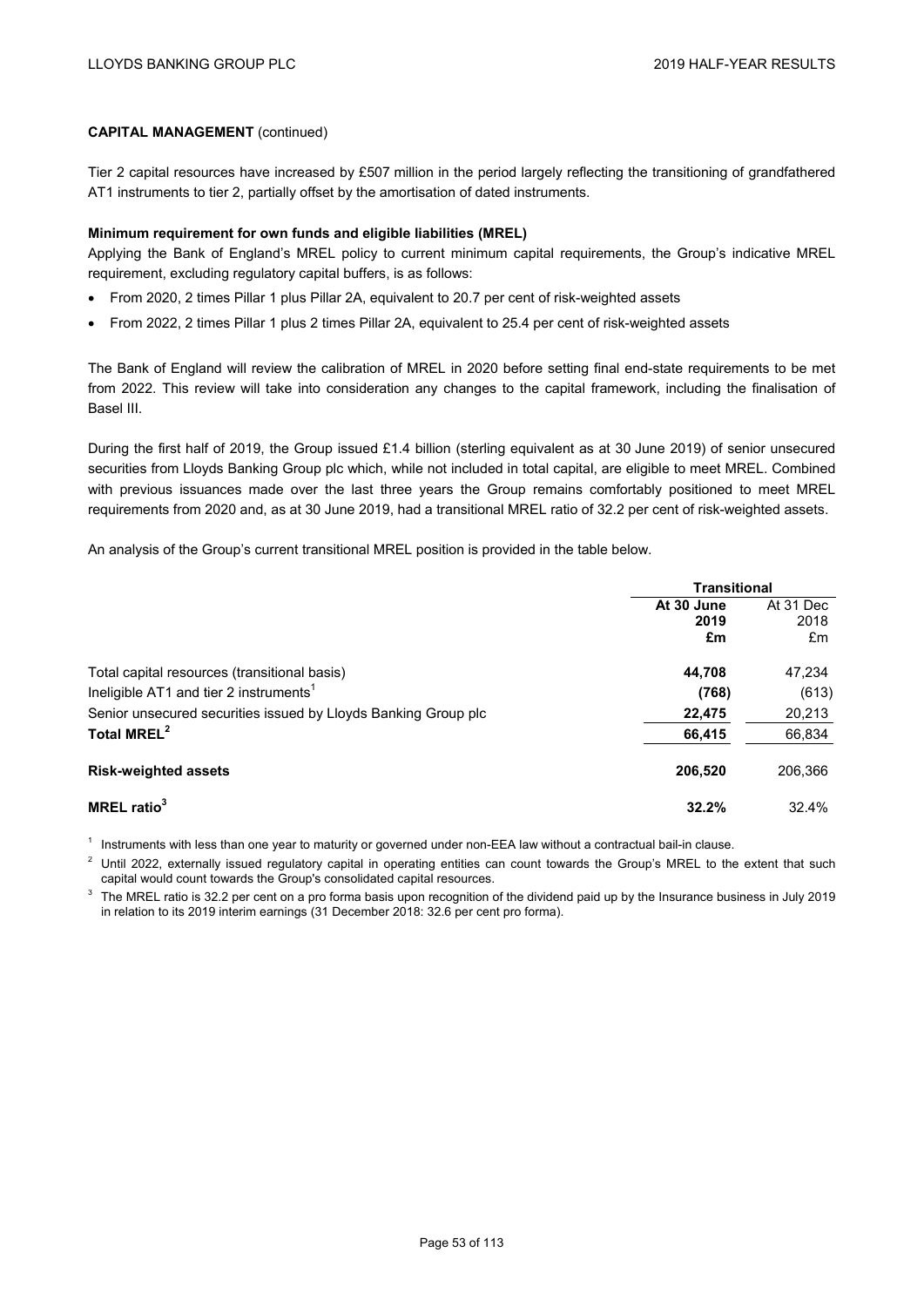**CAPITAL MANAGEMENT** (continued)

Tier 2 capital resources have increased by £507 million in the period largely reflecting the transitioning of grandfathered AT1 instruments to tier 2, partially offset by the amortisation of dated instruments.

**Minimum requirement for own funds and eligible liabilities (MREL)**

Applying the Bank of England's MREL policy to current minimum capital requirements, the Group's indicative MREL requirement, excluding regulatory capital buffers, is as follows:

- From 2020, 2 times Pillar 1 plus Pillar 2A, equivalent to 20.7 per cent of risk-weighted assets
- From 2022, 2 times Pillar 1 plus 2 times Pillar 2A, equivalent to 25.4 per cent of risk-weighted assets

The Bank of England will review the calibration of MREL in 2020 before setting final end-state requirements to be met from 2022. This review will take into consideration any changes to the capital framework, including the finalisation of Basel III.

During the first half of 2019, the Group issued £1.4 billion (sterling equivalent as at 30 June 2019) of senior unsecured securities from Lloyds Banking Group plc which, while not included in total capital, are eligible to meet MREL. Combined with previous issuances made over the last three years the Group remains comfortably positioned to meet MREL requirements from 2020 and, as at 30 June 2019, had a transitional MREL ratio of 32.2 per cent of risk-weighted assets.

An analysis of the Group's current transitional MREL position is provided in the table below.

| | Transitional | |
|---|---|---|
| | **At 30 June 2019 £m** | At 31 Dec 2018 £m |
| Total capital resources (transitional basis) | **44,708** | 47,234 |
| Ineligible AT1 and tier 2 instruments[1] | **(768)** | (613) |
| Senior unsecured securities issued by Lloyds Banking Group plc | **22,475** | 20,213 |
| **Total MREL[2]** | **66,415** | 66,834 |
| **Risk-weighted assets** | **206,520** | 206,366 |
| **MREL ratio[3]** | **32.2%** | 32.4% |

[1] Instruments with less than one year to maturity or governed under non-EEA law without a contractual bail-in clause.

[2] Until 2022, externally issued regulatory capital in operating entities can count towards the Group's MREL to the extent that such capital would count towards the Group's consolidated capital resources.

[3] The MREL ratio is 32.2 per cent on a pro forma basis upon recognition of the dividend paid up by the Insurance business in July 2019 in relation to its 2019 interim earnings (31 December 2018: 32.6 per cent pro forma).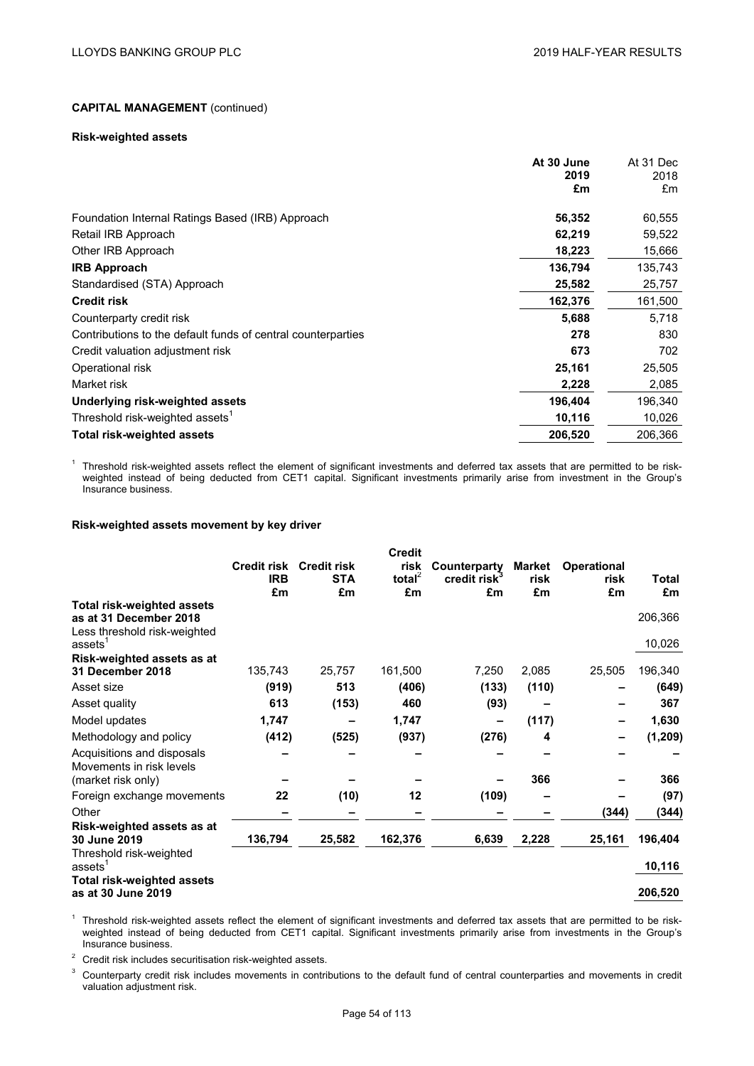## CAPITAL MANAGEMENT (continued)

### Risk-weighted assets

| | At 30 June 2019 £m | At 31 Dec 2018 £m |
|---|---|---|
| Foundation Internal Ratings Based (IRB) Approach | **56,352** | 60,555 |
| Retail IRB Approach | **62,219** | 59,522 |
| Other IRB Approach | **18,223** | 15,666 |
| **IRB Approach** | **136,794** | 135,743 |
| Standardised (STA) Approach | **25,582** | 25,757 |
| **Credit risk** | **162,376** | 161,500 |
| Counterparty credit risk | **5,688** | 5,718 |
| Contributions to the default funds of central counterparties | **278** | 830 |
| Credit valuation adjustment risk | **673** | 702 |
| Operational risk | **25,161** | 25,505 |
| Market risk | **2,228** | 2,085 |
| **Underlying risk-weighted assets** | **196,404** | 196,340 |
| Threshold risk-weighted assets[1] | **10,116** | 10,026 |
| **Total risk-weighted assets** | **206,520** | 206,366 |

[1] Threshold risk-weighted assets reflect the element of significant investments and deferred tax assets that are permitted to be risk-weighted instead of being deducted from CET1 capital. Significant investments primarily arise from investment in the Group's Insurance business.

### Risk-weighted assets movement by key driver

| | Credit risk IRB £m | Credit risk STA £m | Credit risk total[2] £m | Counterparty credit risk[3] £m | Market risk £m | Operational risk £m | Total £m |
|---|---|---|---|---|---|---|---|
| **Total risk-weighted assets as at 31 December 2018** | | | | | | | 206,366 |
| Less threshold risk-weighted assets[1] | | | | | | | 10,026 |
| **Risk-weighted assets as at 31 December 2018** | 135,743 | 25,757 | 161,500 | 7,250 | 2,085 | 25,505 | 196,340 |
| Asset size | **(919)** | **513** | **(406)** | **(133)** | **(110)** | **–** | **(649)** |
| Asset quality | **613** | **(153)** | **460** | **(93)** | **–** | **–** | **367** |
| Model updates | **1,747** | **–** | **1,747** | **–** | **(117)** | **–** | **1,630** |
| Methodology and policy | **(412)** | **(525)** | **(937)** | **(276)** | **4** | **–** | **(1,209)** |
| Acquisitions and disposals | **–** | **–** | **–** | **–** | **–** | **–** | **–** |
| Movements in risk levels (market risk only) | **–** | **–** | **–** | **–** | **366** | **–** | **366** |
| Foreign exchange movements | **22** | **(10)** | **12** | **(109)** | **–** | **–** | **(97)** |
| Other | **–** | **–** | **–** | **–** | **–** | **(344)** | **(344)** |
| **Risk-weighted assets as at 30 June 2019** | **136,794** | **25,582** | **162,376** | **6,639** | **2,228** | **25,161** | **196,404** |
| Threshold risk-weighted assets[1] | | | | | | | **10,116** |
| **Total risk-weighted assets as at 30 June 2019** | | | | | | | **206,520** |

[1] Threshold risk-weighted assets reflect the element of significant investments and deferred tax assets that are permitted to be risk-weighted instead of being deducted from CET1 capital. Significant investments primarily arise from investments in the Group's Insurance business.

[2] Credit risk includes securitisation risk-weighted assets.

[3] Counterparty credit risk includes movements in contributions to the default fund of central counterparties and movements in credit valuation adjustment risk.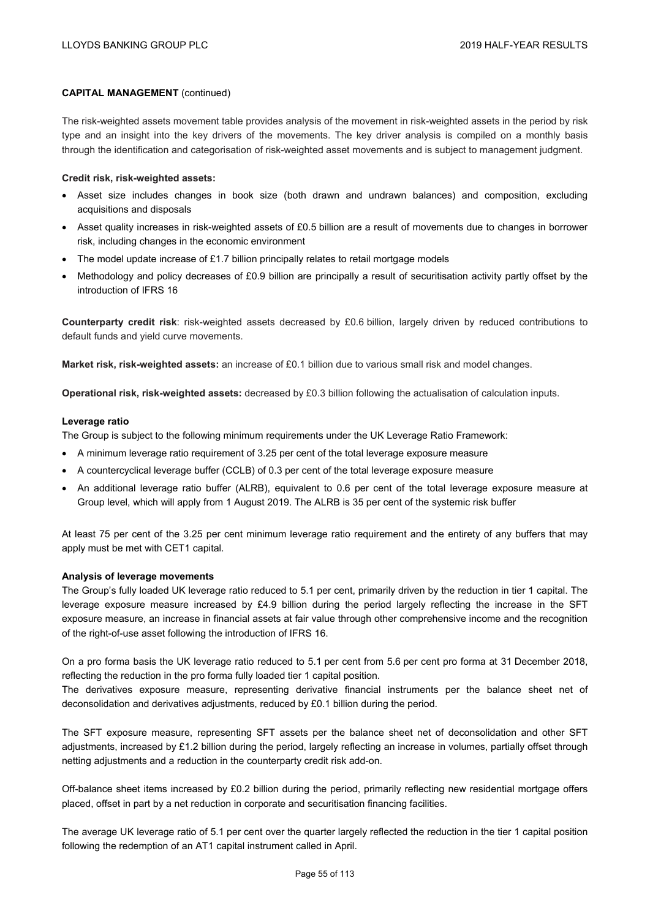**CAPITAL MANAGEMENT** (continued)

The risk-weighted assets movement table provides analysis of the movement in risk-weighted assets in the period by risk type and an insight into the key drivers of the movements. The key driver analysis is compiled on a monthly basis through the identification and categorisation of risk-weighted asset movements and is subject to management judgment.

**Credit risk, risk-weighted assets:**

- Asset size includes changes in book size (both drawn and undrawn balances) and composition, excluding acquisitions and disposals
- Asset quality increases in risk-weighted assets of £0.5 billion are a result of movements due to changes in borrower risk, including changes in the economic environment
- The model update increase of £1.7 billion principally relates to retail mortgage models
- Methodology and policy decreases of £0.9 billion are principally a result of securitisation activity partly offset by the introduction of IFRS 16

**Counterparty credit risk**: risk-weighted assets decreased by £0.6 billion, largely driven by reduced contributions to default funds and yield curve movements.

**Market risk, risk-weighted assets:** an increase of £0.1 billion due to various small risk and model changes.

**Operational risk, risk-weighted assets:** decreased by £0.3 billion following the actualisation of calculation inputs.

**Leverage ratio**

The Group is subject to the following minimum requirements under the UK Leverage Ratio Framework:

- A minimum leverage ratio requirement of 3.25 per cent of the total leverage exposure measure
- A countercyclical leverage buffer (CCLB) of 0.3 per cent of the total leverage exposure measure
- An additional leverage ratio buffer (ALRB), equivalent to 0.6 per cent of the total leverage exposure measure at Group level, which will apply from 1 August 2019. The ALRB is 35 per cent of the systemic risk buffer

At least 75 per cent of the 3.25 per cent minimum leverage ratio requirement and the entirety of any buffers that may apply must be met with CET1 capital.

**Analysis of leverage movements**

The Group's fully loaded UK leverage ratio reduced to 5.1 per cent, primarily driven by the reduction in tier 1 capital. The leverage exposure measure increased by £4.9 billion during the period largely reflecting the increase in the SFT exposure measure, an increase in financial assets at fair value through other comprehensive income and the recognition of the right-of-use asset following the introduction of IFRS 16.

On a pro forma basis the UK leverage ratio reduced to 5.1 per cent from 5.6 per cent pro forma at 31 December 2018, reflecting the reduction in the pro forma fully loaded tier 1 capital position.

The derivatives exposure measure, representing derivative financial instruments per the balance sheet net of deconsolidation and derivatives adjustments, reduced by £0.1 billion during the period.

The SFT exposure measure, representing SFT assets per the balance sheet net of deconsolidation and other SFT adjustments, increased by £1.2 billion during the period, largely reflecting an increase in volumes, partially offset through netting adjustments and a reduction in the counterparty credit risk add-on.

Off-balance sheet items increased by £0.2 billion during the period, primarily reflecting new residential mortgage offers placed, offset in part by a net reduction in corporate and securitisation financing facilities.

The average UK leverage ratio of 5.1 per cent over the quarter largely reflected the reduction in the tier 1 capital position following the redemption of an AT1 capital instrument called in April.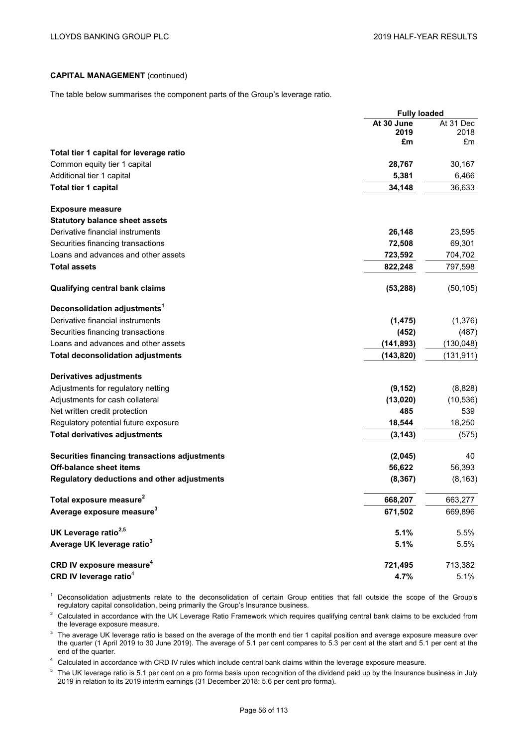**CAPITAL MANAGEMENT** (continued)

The table below summarises the component parts of the Group's leverage ratio.

| | Fully loaded | |
|---|---|---|
| | **At 30 June 2019 £m** | At 31 Dec 2018 £m |
| **Total tier 1 capital for leverage ratio** | | |
| Common equity tier 1 capital | **28,767** | 30,167 |
| Additional tier 1 capital | **5,381** | 6,466 |
| **Total tier 1 capital** | **34,148** | 36,633 |
| | | |
| **Exposure measure** | | |
| **Statutory balance sheet assets** | | |
| Derivative financial instruments | **26,148** | 23,595 |
| Securities financing transactions | **72,508** | 69,301 |
| Loans and advances and other assets | **723,592** | 704,702 |
| **Total assets** | **822,248** | 797,598 |
| | | |
| **Qualifying central bank claims** | **(53,288)** | (50,105) |
| | | |
| **Deconsolidation adjustments**[1] | | |
| Derivative financial instruments | **(1,475)** | (1,376) |
| Securities financing transactions | **(452)** | (487) |
| Loans and advances and other assets | **(141,893)** | (130,048) |
| **Total deconsolidation adjustments** | **(143,820)** | (131,911) |
| | | |
| **Derivatives adjustments** | | |
| Adjustments for regulatory netting | **(9,152)** | (8,828) |
| Adjustments for cash collateral | **(13,020)** | (10,536) |
| Net written credit protection | **485** | 539 |
| Regulatory potential future exposure | **18,544** | 18,250 |
| **Total derivatives adjustments** | **(3,143)** | (575) |
| | | |
| **Securities financing transactions adjustments** | **(2,045)** | 40 |
| **Off-balance sheet items** | **56,622** | 56,393 |
| **Regulatory deductions and other adjustments** | **(8,367)** | (8,163) |
| | | |
| **Total exposure measure**[2] | **668,207** | 663,277 |
| **Average exposure measure**[3] | **671,502** | 669,896 |
| | | |
| **UK Leverage ratio**[2,5] | **5.1%** | 5.5% |
| **Average UK leverage ratio**[3] | **5.1%** | 5.5% |
| | | |
| **CRD IV exposure measure**[4] | **721,495** | 713,382 |
| **CRD IV leverage ratio**[4] | **4.7%** | 5.1% |

[1] Deconsolidation adjustments relate to the deconsolidation of certain Group entities that fall outside the scope of the Group's regulatory capital consolidation, being primarily the Group's Insurance business.

[2] Calculated in accordance with the UK Leverage Ratio Framework which requires qualifying central bank claims to be excluded from the leverage exposure measure.

[3] The average UK leverage ratio is based on the average of the month end tier 1 capital position and average exposure measure over the quarter (1 April 2019 to 30 June 2019). The average of 5.1 per cent compares to 5.3 per cent at the start and 5.1 per cent at the end of the quarter.

[4] Calculated in accordance with CRD IV rules which include central bank claims within the leverage exposure measure.

[5] The UK leverage ratio is 5.1 per cent on a pro forma basis upon recognition of the dividend paid up by the Insurance business in July 2019 in relation to its 2019 interim earnings (31 December 2018: 5.6 per cent pro forma).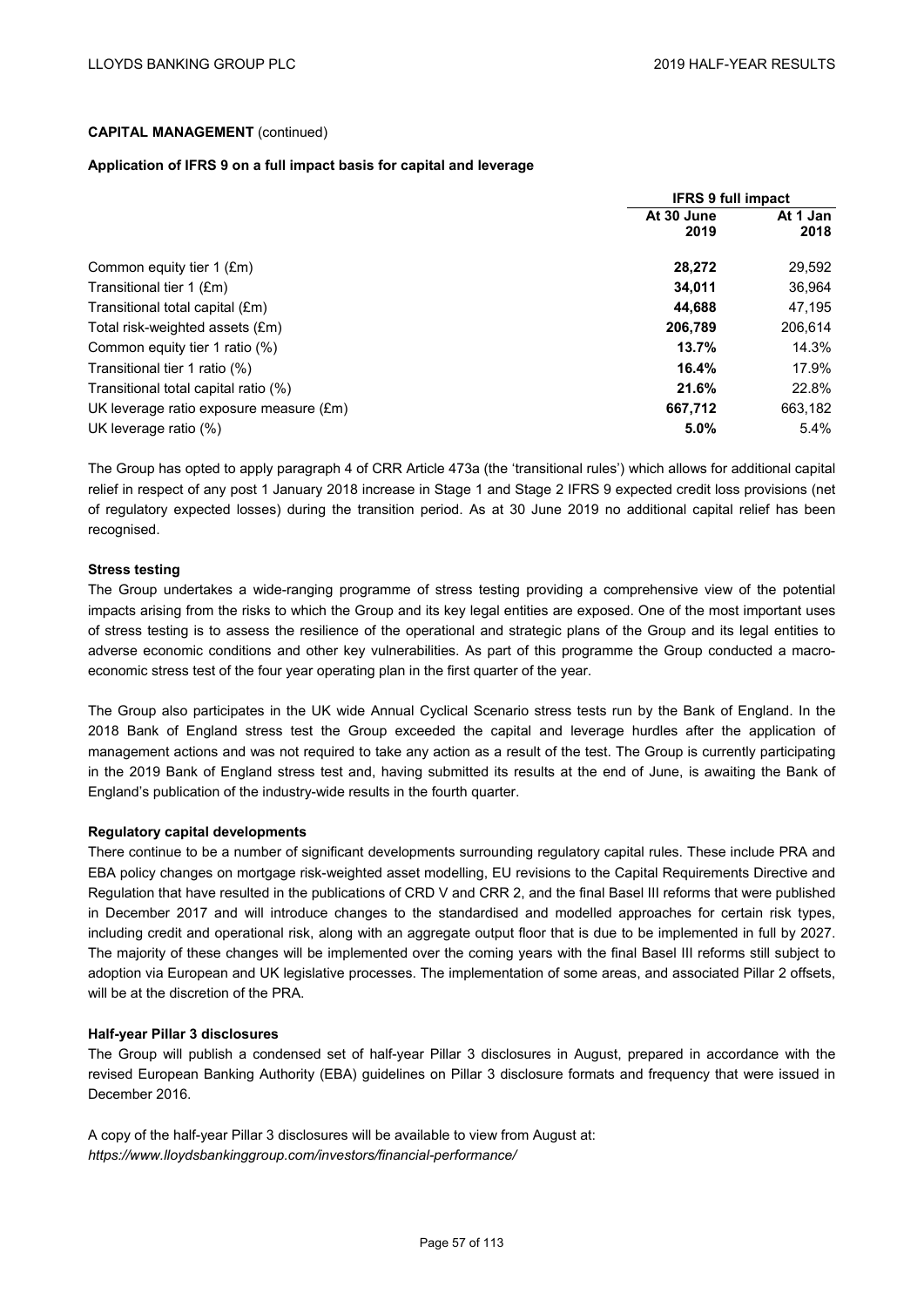## CAPITAL MANAGEMENT (continued)

**Application of IFRS 9 on a full impact basis for capital and leverage**

| | IFRS 9 full impact | |
|---|---|---|
| | **At 30 June 2019** | **At 1 Jan 2018** |
| Common equity tier 1 (£m) | **28,272** | 29,592 |
| Transitional tier 1 (£m) | **34,011** | 36,964 |
| Transitional total capital (£m) | **44,688** | 47,195 |
| Total risk-weighted assets (£m) | **206,789** | 206,614 |
| Common equity tier 1 ratio (%) | **13.7%** | 14.3% |
| Transitional tier 1 ratio (%) | **16.4%** | 17.9% |
| Transitional total capital ratio (%) | **21.6%** | 22.8% |
| UK leverage ratio exposure measure (£m) | **667,712** | 663,182 |
| UK leverage ratio (%) | **5.0%** | 5.4% |

The Group has opted to apply paragraph 4 of CRR Article 473a (the 'transitional rules') which allows for additional capital relief in respect of any post 1 January 2018 increase in Stage 1 and Stage 2 IFRS 9 expected credit loss provisions (net of regulatory expected losses) during the transition period. As at 30 June 2019 no additional capital relief has been recognised.

**Stress testing**

The Group undertakes a wide-ranging programme of stress testing providing a comprehensive view of the potential impacts arising from the risks to which the Group and its key legal entities are exposed. One of the most important uses of stress testing is to assess the resilience of the operational and strategic plans of the Group and its legal entities to adverse economic conditions and other key vulnerabilities. As part of this programme the Group conducted a macro-economic stress test of the four year operating plan in the first quarter of the year.

The Group also participates in the UK wide Annual Cyclical Scenario stress tests run by the Bank of England. In the 2018 Bank of England stress test the Group exceeded the capital and leverage hurdles after the application of management actions and was not required to take any action as a result of the test. The Group is currently participating in the 2019 Bank of England stress test and, having submitted its results at the end of June, is awaiting the Bank of England's publication of the industry-wide results in the fourth quarter.

**Regulatory capital developments**

There continue to be a number of significant developments surrounding regulatory capital rules. These include PRA and EBA policy changes on mortgage risk-weighted asset modelling, EU revisions to the Capital Requirements Directive and Regulation that have resulted in the publications of CRD V and CRR 2, and the final Basel III reforms that were published in December 2017 and will introduce changes to the standardised and modelled approaches for certain risk types, including credit and operational risk, along with an aggregate output floor that is due to be implemented in full by 2027. The majority of these changes will be implemented over the coming years with the final Basel III reforms still subject to adoption via European and UK legislative processes. The implementation of some areas, and associated Pillar 2 offsets, will be at the discretion of the PRA.

**Half-year Pillar 3 disclosures**

The Group will publish a condensed set of half-year Pillar 3 disclosures in August, prepared in accordance with the revised European Banking Authority (EBA) guidelines on Pillar 3 disclosure formats and frequency that were issued in December 2016.

A copy of the half-year Pillar 3 disclosures will be available to view from August at:
*https://www.lloydsbankinggroup.com/investors/financial-performance/*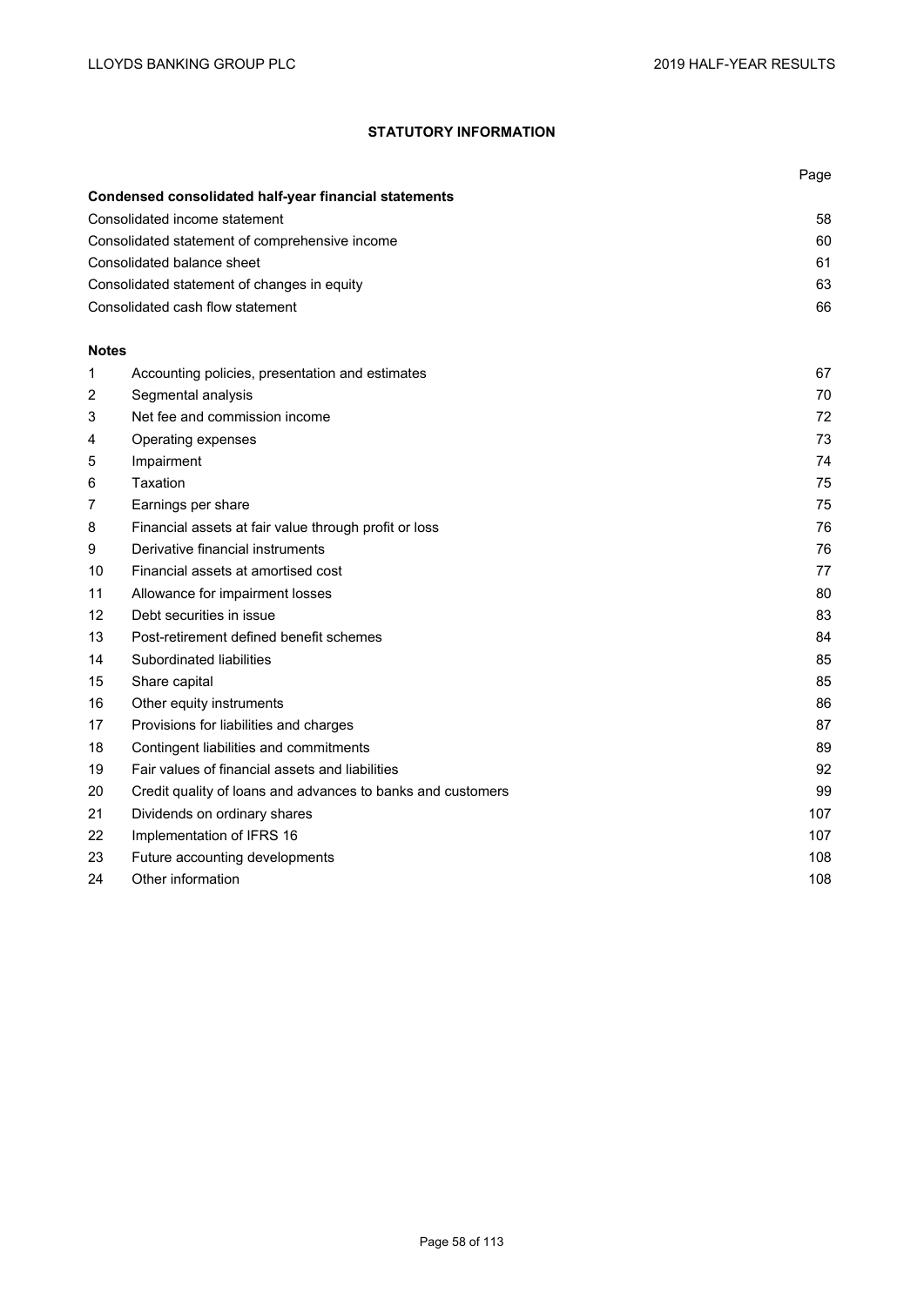# STATUTORY INFORMATION

| | | Page |
|---|---|---|
| **Condensed consolidated half-year financial statements** | | |
| Consolidated income statement | | 58 |
| Consolidated statement of comprehensive income | | 60 |
| Consolidated balance sheet | | 61 |
| Consolidated statement of changes in equity | | 63 |
| Consolidated cash flow statement | | 66 |

**Notes**

| | | |
|---|---|---|
| 1 | Accounting policies, presentation and estimates | 67 |
| 2 | Segmental analysis | 70 |
| 3 | Net fee and commission income | 72 |
| 4 | Operating expenses | 73 |
| 5 | Impairment | 74 |
| 6 | Taxation | 75 |
| 7 | Earnings per share | 75 |
| 8 | Financial assets at fair value through profit or loss | 76 |
| 9 | Derivative financial instruments | 76 |
| 10 | Financial assets at amortised cost | 77 |
| 11 | Allowance for impairment losses | 80 |
| 12 | Debt securities in issue | 83 |
| 13 | Post-retirement defined benefit schemes | 84 |
| 14 | Subordinated liabilities | 85 |
| 15 | Share capital | 85 |
| 16 | Other equity instruments | 86 |
| 17 | Provisions for liabilities and charges | 87 |
| 18 | Contingent liabilities and commitments | 89 |
| 19 | Fair values of financial assets and liabilities | 92 |
| 20 | Credit quality of loans and advances to banks and customers | 99 |
| 21 | Dividends on ordinary shares | 107 |
| 22 | Implementation of IFRS 16 | 107 |
| 23 | Future accounting developments | 108 |
| 24 | Other information | 108 |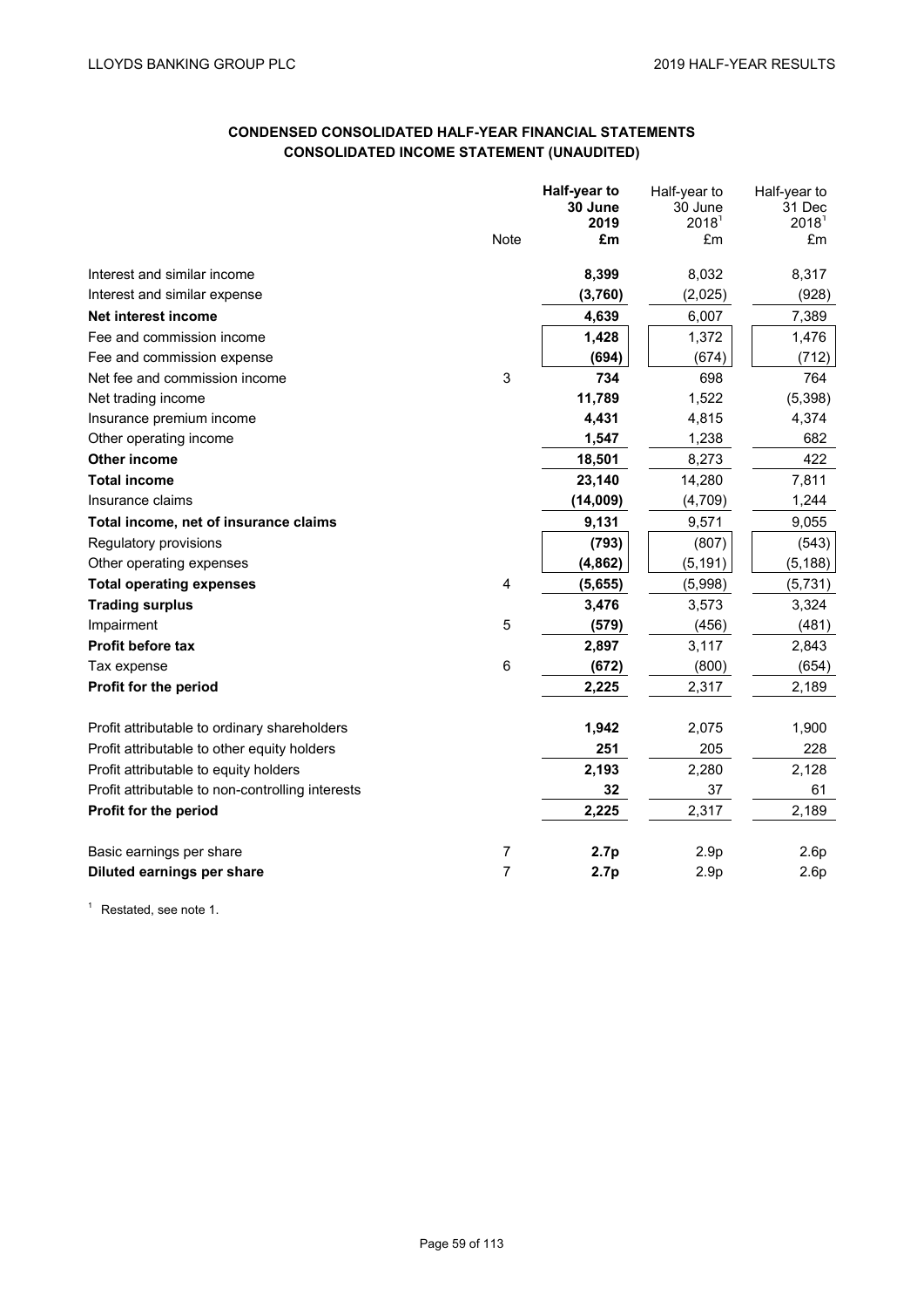## CONDENSED CONSOLIDATED HALF-YEAR FINANCIAL STATEMENTS

## CONSOLIDATED INCOME STATEMENT (UNAUDITED)

| | Note | **Half-year to 30 June 2019 £m** | Half-year to 30 June 2018[1] £m | Half-year to 31 Dec 2018[1] £m |
|---|---|---|---|---|
| Interest and similar income | | **8,399** | 8,032 | 8,317 |
| Interest and similar expense | | **(3,760)** | (2,025) | (928) |
| **Net interest income** | | **4,639** | 6,007 | 7,389 |
| Fee and commission income | | **1,428** | 1,372 | 1,476 |
| Fee and commission expense | | **(694)** | (674) | (712) |
| Net fee and commission income | 3 | **734** | 698 | 764 |
| Net trading income | | **11,789** | 1,522 | (5,398) |
| Insurance premium income | | **4,431** | 4,815 | 4,374 |
| Other operating income | | **1,547** | 1,238 | 682 |
| **Other income** | | **18,501** | 8,273 | 422 |
| **Total income** | | **23,140** | 14,280 | 7,811 |
| Insurance claims | | **(14,009)** | (4,709) | 1,244 |
| **Total income, net of insurance claims** | | **9,131** | 9,571 | 9,055 |
| Regulatory provisions | | **(793)** | (807) | (543) |
| Other operating expenses | | **(4,862)** | (5,191) | (5,188) |
| **Total operating expenses** | 4 | **(5,655)** | (5,998) | (5,731) |
| **Trading surplus** | | **3,476** | 3,573 | 3,324 |
| Impairment | 5 | **(579)** | (456) | (481) |
| **Profit before tax** | | **2,897** | 3,117 | 2,843 |
| Tax expense | 6 | **(672)** | (800) | (654) |
| **Profit for the period** | | **2,225** | 2,317 | 2,189 |
| | | | | |
| Profit attributable to ordinary shareholders | | **1,942** | 2,075 | 1,900 |
| Profit attributable to other equity holders | | **251** | 205 | 228 |
| Profit attributable to equity holders | | **2,193** | 2,280 | 2,128 |
| Profit attributable to non-controlling interests | | **32** | 37 | 61 |
| **Profit for the period** | | **2,225** | 2,317 | 2,189 |
| | | | | |
| Basic earnings per share | 7 | **2.7p** | 2.9p | 2.6p |
| **Diluted earnings per share** | 7 | **2.7p** | 2.9p | 2.6p |

[1] Restated, see note 1.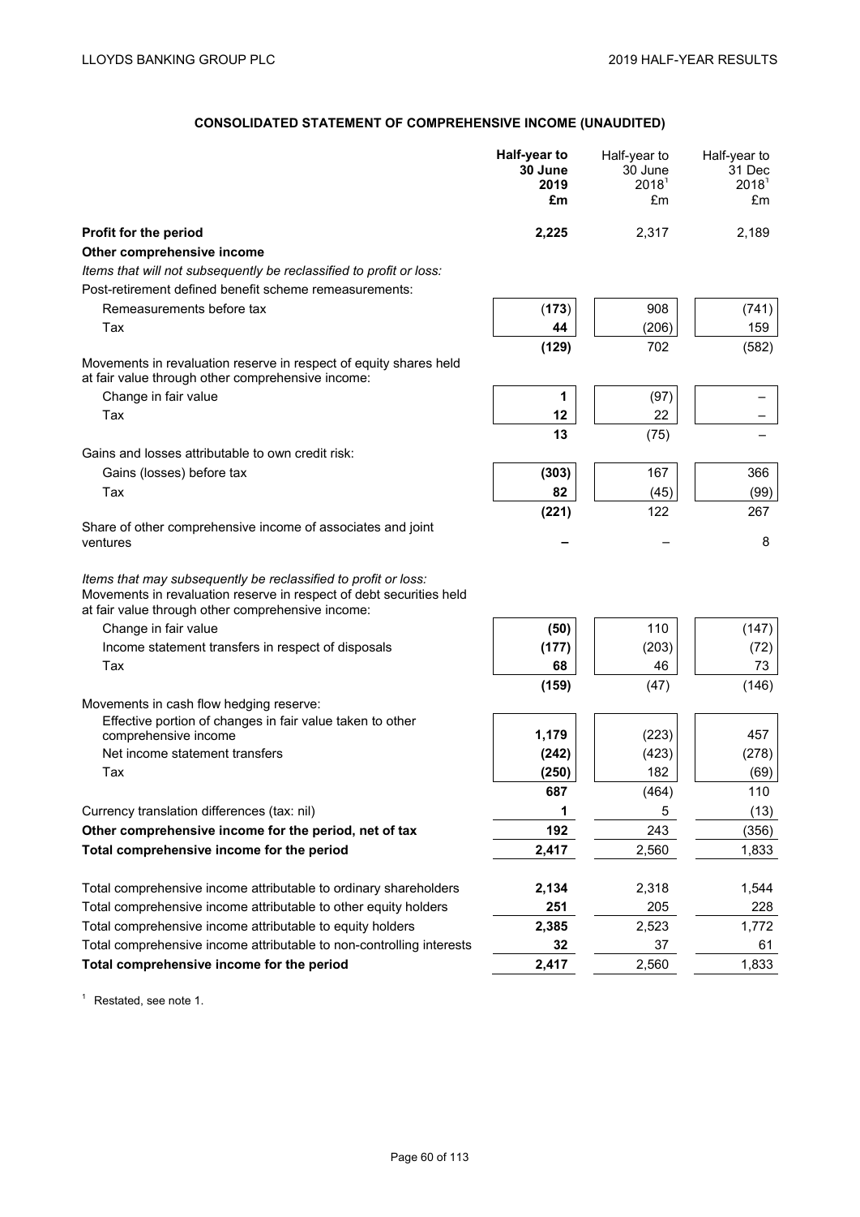# CONSOLIDATED STATEMENT OF COMPREHENSIVE INCOME (UNAUDITED)

| | **Half-year to 30 June 2019 £m** | Half-year to 30 June 2018[1] £m | Half-year to 31 Dec 2018[1] £m |
|---|---|---|---|
| **Profit for the period** | **2,225** | 2,317 | 2,189 |
| **Other comprehensive income** | | | |
| *Items that will not subsequently be reclassified to profit or loss:* | | | |
| Post-retirement defined benefit scheme remeasurements: | | | |
| Remeasurements before tax | **(173)** | 908 | (741) |
| Tax | **44** | (206) | 159 |
| | **(129)** | 702 | (582) |
| Movements in revaluation reserve in respect of equity shares held at fair value through other comprehensive income: | | | |
| Change in fair value | **1** | (97) | – |
| Tax | **12** | 22 | – |
| | **13** | (75) | – |
| Gains and losses attributable to own credit risk: | | | |
| Gains (losses) before tax | **(303)** | 167 | 366 |
| Tax | **82** | (45) | (99) |
| | **(221)** | 122 | 267 |
| Share of other comprehensive income of associates and joint ventures | **–** | – | 8 |
| *Items that may subsequently be reclassified to profit or loss:* | | | |
| Movements in revaluation reserve in respect of debt securities held at fair value through other comprehensive income: | | | |
| Change in fair value | **(50)** | 110 | (147) |
| Income statement transfers in respect of disposals | **(177)** | (203) | (72) |
| Tax | **68** | 46 | 73 |
| | **(159)** | (47) | (146) |
| Movements in cash flow hedging reserve: | | | |
| Effective portion of changes in fair value taken to other comprehensive income | **1,179** | (223) | 457 |
| Net income statement transfers | **(242)** | (423) | (278) |
| Tax | **(250)** | 182 | (69) |
| | **687** | (464) | 110 |
| Currency translation differences (tax: nil) | **1** | 5 | (13) |
| **Other comprehensive income for the period, net of tax** | **192** | 243 | (356) |
| **Total comprehensive income for the period** | **2,417** | 2,560 | 1,833 |
| Total comprehensive income attributable to ordinary shareholders | **2,134** | 2,318 | 1,544 |
| Total comprehensive income attributable to other equity holders | **251** | 205 | 228 |
| Total comprehensive income attributable to equity holders | **2,385** | 2,523 | 1,772 |
| Total comprehensive income attributable to non-controlling interests | **32** | 37 | 61 |
| **Total comprehensive income for the period** | **2,417** | 2,560 | 1,833 |

[1] Restated, see note 1.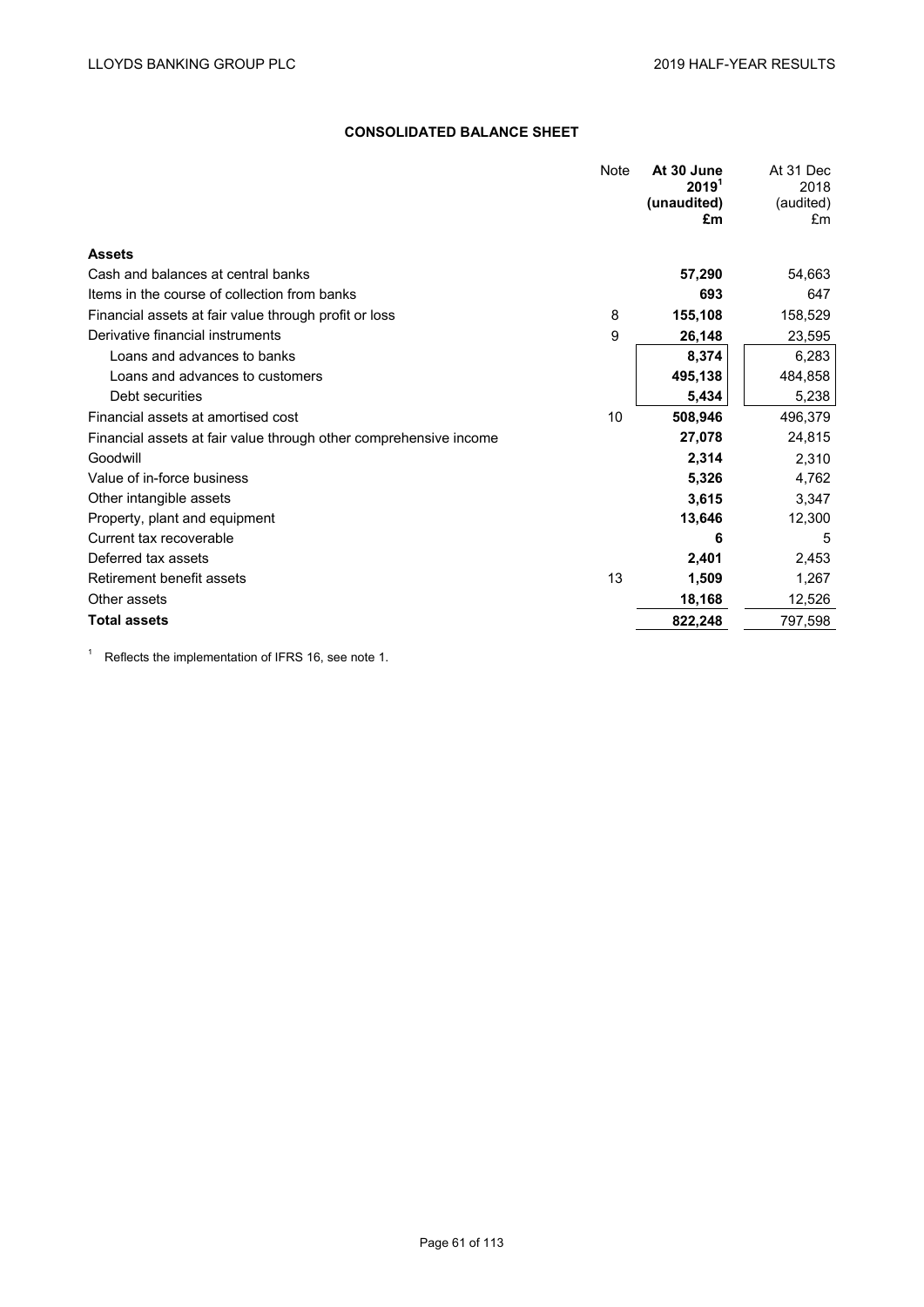## CONSOLIDATED BALANCE SHEET

| | Note | At 30 June 2019[1] (unaudited) £m | At 31 Dec 2018 (audited) £m |
|---|---|---|---|
| **Assets** | | | |
| Cash and balances at central banks | | **57,290** | 54,663 |
| Items in the course of collection from banks | | **693** | 647 |
| Financial assets at fair value through profit or loss | 8 | **155,108** | 158,529 |
| Derivative financial instruments | 9 | **26,148** | 23,595 |
| Loans and advances to banks | | **8,374** | 6,283 |
| Loans and advances to customers | | **495,138** | 484,858 |
| Debt securities | | **5,434** | 5,238 |
| Financial assets at amortised cost | 10 | **508,946** | 496,379 |
| Financial assets at fair value through other comprehensive income | | **27,078** | 24,815 |
| Goodwill | | **2,314** | 2,310 |
| Value of in-force business | | **5,326** | 4,762 |
| Other intangible assets | | **3,615** | 3,347 |
| Property, plant and equipment | | **13,646** | 12,300 |
| Current tax recoverable | | **6** | 5 |
| Deferred tax assets | | **2,401** | 2,453 |
| Retirement benefit assets | 13 | **1,509** | 1,267 |
| Other assets | | **18,168** | 12,526 |
| **Total assets** | | **822,248** | 797,598 |

[1] Reflects the implementation of IFRS 16, see note 1.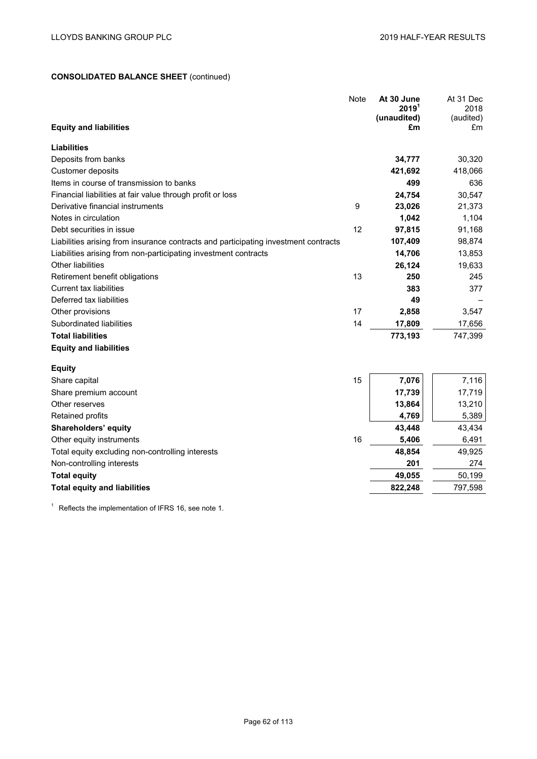**CONSOLIDATED BALANCE SHEET** (continued)

| Equity and liabilities | Note | At 30 June 2019[1] (unaudited) £m | At 31 Dec 2018 (audited) £m |
|---|---|---|---|
| **Liabilities** | | | |
| Deposits from banks | | **34,777** | 30,320 |
| Customer deposits | | **421,692** | 418,066 |
| Items in course of transmission to banks | | **499** | 636 |
| Financial liabilities at fair value through profit or loss | | **24,754** | 30,547 |
| Derivative financial instruments | 9 | **23,026** | 21,373 |
| Notes in circulation | | **1,042** | 1,104 |
| Debt securities in issue | 12 | **97,815** | 91,168 |
| Liabilities arising from insurance contracts and participating investment contracts | | **107,409** | 98,874 |
| Liabilities arising from non-participating investment contracts | | **14,706** | 13,853 |
| Other liabilities | | **26,124** | 19,633 |
| Retirement benefit obligations | 13 | **250** | 245 |
| Current tax liabilities | | **383** | 377 |
| Deferred tax liabilities | | **49** | – |
| Other provisions | 17 | **2,858** | 3,547 |
| Subordinated liabilities | 14 | **17,809** | 17,656 |
| **Total liabilities** | | **773,193** | 747,399 |
| **Equity and liabilities** | | | |
| **Equity** | | | |
| Share capital | 15 | **7,076** | 7,116 |
| Share premium account | | **17,739** | 17,719 |
| Other reserves | | **13,864** | 13,210 |
| Retained profits | | **4,769** | 5,389 |
| **Shareholders' equity** | | **43,448** | 43,434 |
| Other equity instruments | 16 | **5,406** | 6,491 |
| Total equity excluding non-controlling interests | | **48,854** | 49,925 |
| Non-controlling interests | | **201** | 274 |
| **Total equity** | | **49,055** | 50,199 |
| **Total equity and liabilities** | | **822,248** | 797,598 |

[1] Reflects the implementation of IFRS 16, see note 1.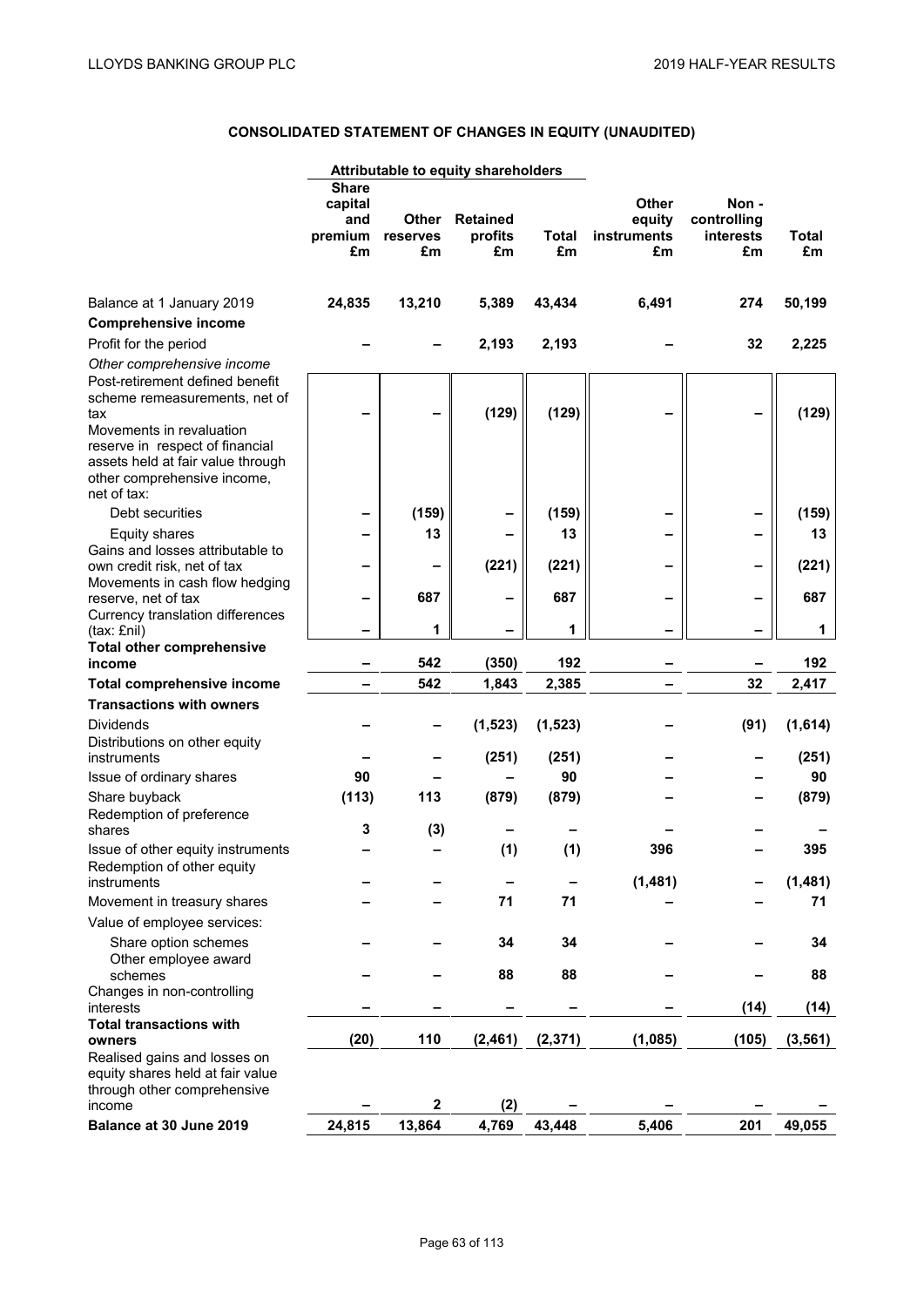## CONSOLIDATED STATEMENT OF CHANGES IN EQUITY (UNAUDITED)

| | Attributable to equity shareholders | | | | | | |
|---|---|---|---|---|---|---|---|
| | Share capital and premium £m | Other reserves £m | Retained profits £m | Total £m | Other equity instruments £m | Non - controlling interests £m | Total £m |
| Balance at 1 January 2019 | **24,835** | **13,210** | **5,389** | **43,434** | **6,491** | **274** | **50,199** |
| **Comprehensive income** | | | | | | | |
| Profit for the period | – | – | 2,193 | 2,193 | – | 32 | 2,225 |
| *Other comprehensive income* | | | | | | | |
| Post-retirement defined benefit scheme remeasurements, net of tax | – | – | (129) | (129) | – | – | (129) |
| Movements in revaluation reserve in respect of financial assets held at fair value through other comprehensive income, net of tax: | | | | | | | |
| Debt securities | – | (159) | – | (159) | – | – | (159) |
| Equity shares | – | 13 | – | 13 | – | – | 13 |
| Gains and losses attributable to own credit risk, net of tax | – | – | (221) | (221) | – | – | (221) |
| Movements in cash flow hedging reserve, net of tax | – | 687 | – | 687 | – | – | 687 |
| Currency translation differences (tax: £nil) | – | 1 | – | 1 | – | – | 1 |
| **Total other comprehensive income** | – | 542 | (350) | 192 | – | – | 192 |
| **Total comprehensive income** | – | 542 | 1,843 | 2,385 | – | 32 | 2,417 |
| **Transactions with owners** | | | | | | | |
| Dividends | – | – | (1,523) | (1,523) | – | (91) | (1,614) |
| Distributions on other equity instruments | – | – | (251) | (251) | – | – | (251) |
| Issue of ordinary shares | 90 | – | – | 90 | – | – | 90 |
| Share buyback | (113) | 113 | (879) | (879) | – | – | (879) |
| Redemption of preference shares | 3 | (3) | – | – | – | – | – |
| Issue of other equity instruments | – | – | (1) | (1) | 396 | – | 395 |
| Redemption of other equity instruments | – | – | – | – | (1,481) | – | (1,481) |
| Movement in treasury shares | – | – | 71 | 71 | – | – | 71 |
| Value of employee services: | | | | | | | |
| Share option schemes | – | – | 34 | 34 | – | – | 34 |
| Other employee award schemes | – | – | 88 | 88 | – | – | 88 |
| Changes in non-controlling interests | – | – | – | – | – | (14) | (14) |
| **Total transactions with owners** | (20) | 110 | (2,461) | (2,371) | (1,085) | (105) | (3,561) |
| Realised gains and losses on equity shares held at fair value through other comprehensive income | – | 2 | (2) | – | – | – | – |
| **Balance at 30 June 2019** | **24,815** | **13,864** | **4,769** | **43,448** | **5,406** | **201** | **49,055** |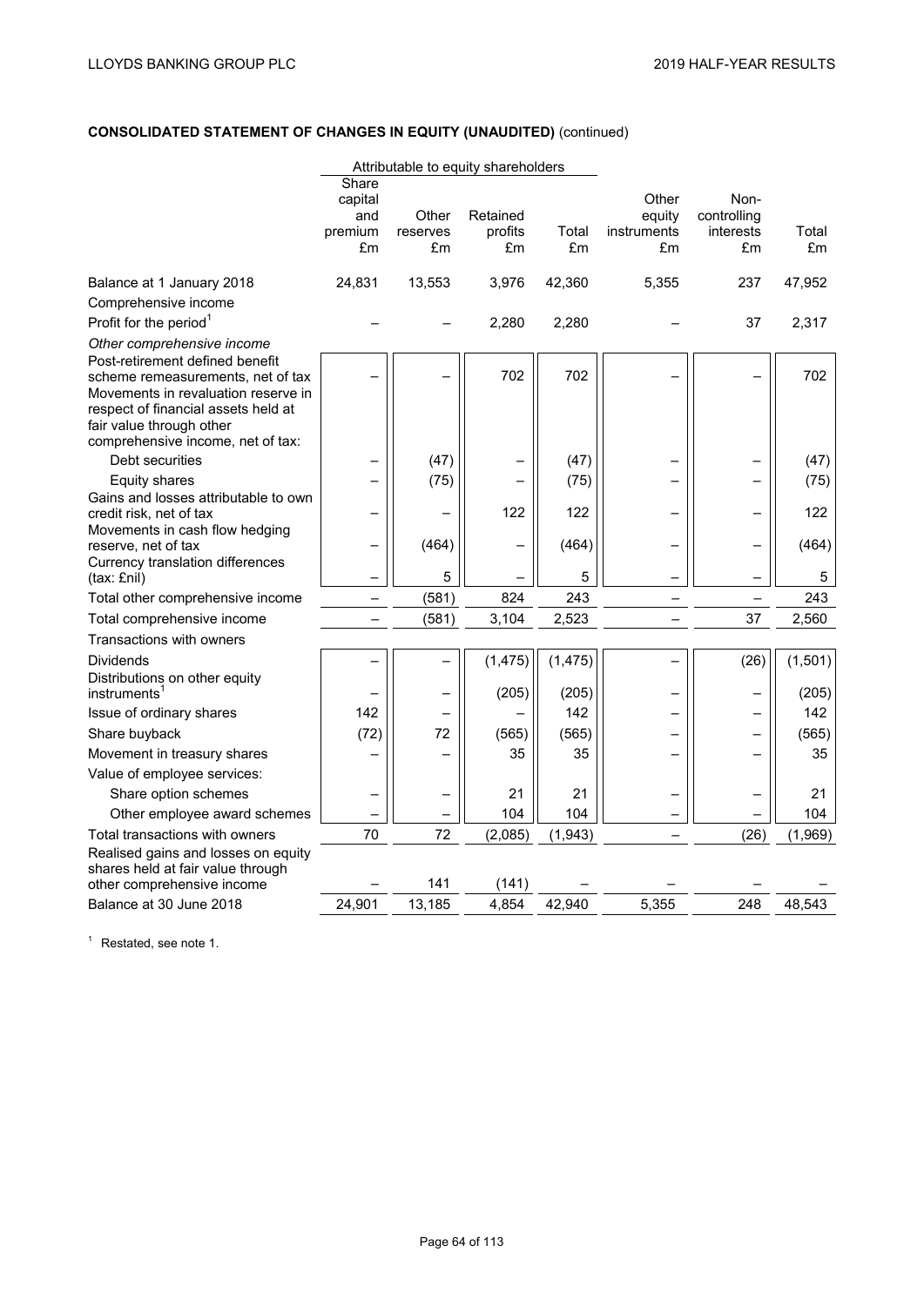## CONSOLIDATED STATEMENT OF CHANGES IN EQUITY (UNAUDITED) (continued)

| | Attributable to equity shareholders | | | | | | |
|---|---|---|---|---|---|---|---|
| | Share capital and premium £m | Other reserves £m | Retained profits £m | Total £m | Other equity instruments £m | Non-controlling interests £m | Total £m |
| Balance at 1 January 2018 | 24,831 | 13,553 | 3,976 | 42,360 | 5,355 | 237 | 47,952 |
| Comprehensive income | | | | | | | |
| Profit for the period[1] | – | – | 2,280 | 2,280 | – | 37 | 2,317 |
| *Other comprehensive income* | | | | | | | |
| Post-retirement defined benefit scheme remeasurements, net of tax | – | – | 702 | 702 | – | – | 702 |
| Movements in revaluation reserve in respect of financial assets held at fair value through other comprehensive income, net of tax: | | | | | | | |
| Debt securities | – | (47) | – | (47) | – | – | (47) |
| Equity shares | – | (75) | – | (75) | – | – | (75) |
| Gains and losses attributable to own credit risk, net of tax | – | – | 122 | 122 | – | – | 122 |
| Movements in cash flow hedging reserve, net of tax | – | (464) | – | (464) | – | – | (464) |
| Currency translation differences (tax: £nil) | – | 5 | – | 5 | – | – | 5 |
| Total other comprehensive income | – | (581) | 824 | 243 | – | – | 243 |
| Total comprehensive income | – | (581) | 3,104 | 2,523 | – | 37 | 2,560 |
| Transactions with owners | | | | | | | |
| Dividends | – | – | (1,475) | (1,475) | – | (26) | (1,501) |
| Distributions on other equity instruments[1] | – | – | (205) | (205) | – | – | (205) |
| Issue of ordinary shares | 142 | – | – | 142 | – | – | 142 |
| Share buyback | (72) | 72 | (565) | (565) | – | – | (565) |
| Movement in treasury shares | – | – | 35 | 35 | – | – | 35 |
| Value of employee services: | | | | | | | |
| Share option schemes | – | – | 21 | 21 | – | – | 21 |
| Other employee award schemes | – | – | 104 | 104 | – | – | 104 |
| Total transactions with owners | 70 | 72 | (2,085) | (1,943) | – | (26) | (1,969) |
| Realised gains and losses on equity shares held at fair value through other comprehensive income | – | 141 | (141) | – | – | – | – |
| Balance at 30 June 2018 | 24,901 | 13,185 | 4,854 | 42,940 | 5,355 | 248 | 48,543 |

[1] Restated, see note 1.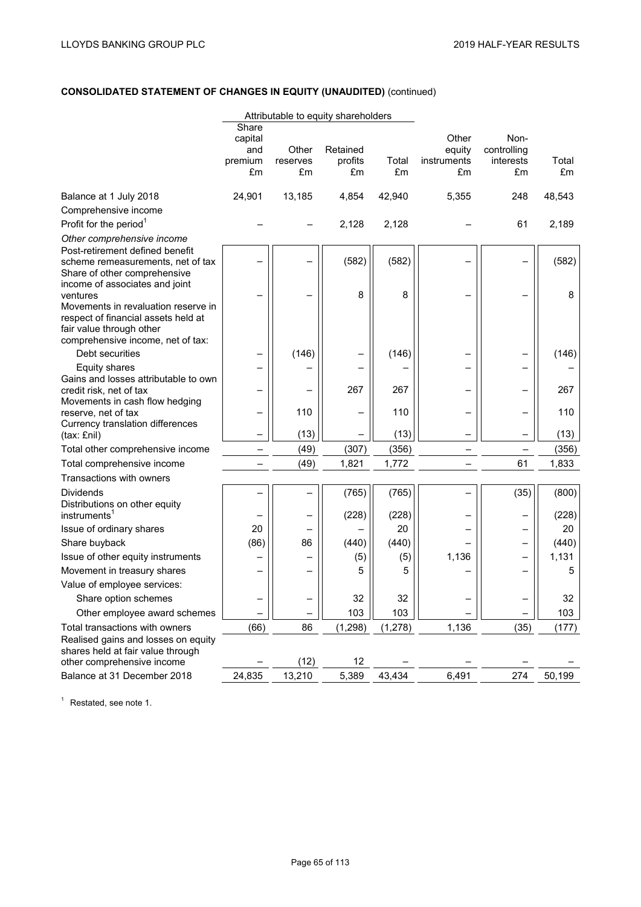## CONSOLIDATED STATEMENT OF CHANGES IN EQUITY (UNAUDITED) (continued)

| | Attributable to equity shareholders | | | | | | |
|---|---|---|---|---|---|---|---|
| | Share capital and premium £m | Other reserves £m | Retained profits £m | Total £m | Other equity instruments £m | Non-controlling interests £m | Total £m |
| Balance at 1 July 2018 | 24,901 | 13,185 | 4,854 | 42,940 | 5,355 | 248 | 48,543 |
| Comprehensive income | | | | | | | |
| Profit for the period[1] | – | – | 2,128 | 2,128 | – | 61 | 2,189 |
| *Other comprehensive income* | | | | | | | |
| Post-retirement defined benefit scheme remeasurements, net of tax | – | – | (582) | (582) | – | – | (582) |
| Share of other comprehensive income of associates and joint ventures | – | – | 8 | 8 | – | – | 8 |
| Movements in revaluation reserve in respect of financial assets held at fair value through other comprehensive income, net of tax: | | | | | | | |
| Debt securities | – | (146) | – | (146) | – | – | (146) |
| Equity shares | – | – | – | – | – | – | – |
| Gains and losses attributable to own credit risk, net of tax | – | – | 267 | 267 | – | – | 267 |
| Movements in cash flow hedging reserve, net of tax | – | 110 | – | 110 | – | – | 110 |
| Currency translation differences (tax: £nil) | – | (13) | – | (13) | – | – | (13) |
| Total other comprehensive income | – | (49) | (307) | (356) | – | – | (356) |
| Total comprehensive income | – | (49) | 1,821 | 1,772 | – | 61 | 1,833 |
| Transactions with owners | | | | | | | |
| Dividends | – | – | (765) | (765) | – | (35) | (800) |
| Distributions on other equity instruments[1] | – | – | (228) | (228) | – | – | (228) |
| Issue of ordinary shares | 20 | – | – | 20 | – | – | 20 |
| Share buyback | (86) | 86 | (440) | (440) | – | – | (440) |
| Issue of other equity instruments | – | – | (5) | (5) | 1,136 | – | 1,131 |
| Movement in treasury shares | – | – | 5 | 5 | – | – | 5 |
| Value of employee services: | | | | | | | |
| Share option schemes | – | – | 32 | 32 | – | – | 32 |
| Other employee award schemes | – | – | 103 | 103 | – | – | 103 |
| Total transactions with owners | (66) | 86 | (1,298) | (1,278) | 1,136 | (35) | (177) |
| Realised gains and losses on equity shares held at fair value through other comprehensive income | – | (12) | 12 | – | – | – | – |
| Balance at 31 December 2018 | 24,835 | 13,210 | 5,389 | 43,434 | 6,491 | 274 | 50,199 |

[1] Restated, see note 1.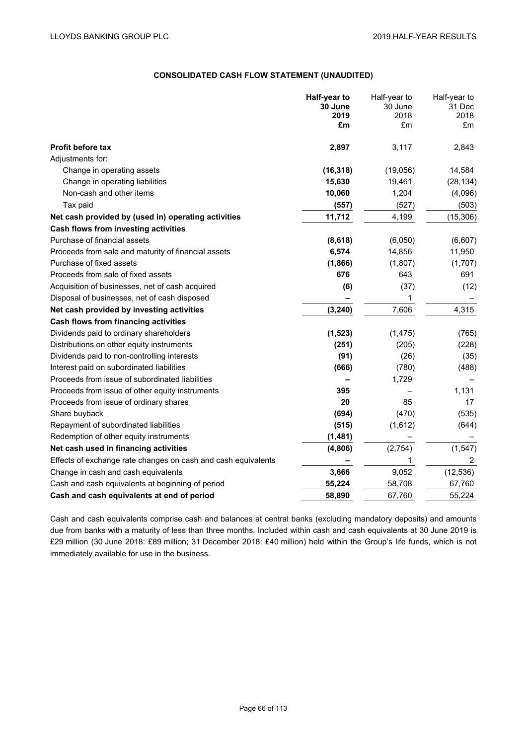## CONSOLIDATED CASH FLOW STATEMENT (UNAUDITED)

| | **Half-year to 30 June 2019 £m** | Half-year to 30 June 2018 £m | Half-year to 31 Dec 2018 £m |
|---|---|---|---|
| **Profit before tax** | **2,897** | 3,117 | 2,843 |
| Adjustments for: | | | |
| Change in operating assets | **(16,318)** | (19,056) | 14,584 |
| Change in operating liabilities | **15,630** | 19,461 | (28,134) |
| Non-cash and other items | **10,060** | 1,204 | (4,096) |
| Tax paid | **(557)** | (527) | (503) |
| **Net cash provided by (used in) operating activities** | **11,712** | 4,199 | (15,306) |
| **Cash flows from investing activities** | | | |
| Purchase of financial assets | **(8,618)** | (6,050) | (6,607) |
| Proceeds from sale and maturity of financial assets | **6,574** | 14,856 | 11,950 |
| Purchase of fixed assets | **(1,866)** | (1,807) | (1,707) |
| Proceeds from sale of fixed assets | **676** | 643 | 691 |
| Acquisition of businesses, net of cash acquired | **(6)** | (37) | (12) |
| Disposal of businesses, net of cash disposed | **–** | 1 | – |
| **Net cash provided by investing activities** | **(3,240)** | 7,606 | 4,315 |
| **Cash flows from financing activities** | | | |
| Dividends paid to ordinary shareholders | **(1,523)** | (1,475) | (765) |
| Distributions on other equity instruments | **(251)** | (205) | (228) |
| Dividends paid to non-controlling interests | **(91)** | (26) | (35) |
| Interest paid on subordinated liabilities | **(666)** | (780) | (488) |
| Proceeds from issue of subordinated liabilities | **–** | 1,729 | – |
| Proceeds from issue of other equity instruments | **395** | – | 1,131 |
| Proceeds from issue of ordinary shares | **20** | 85 | 17 |
| Share buyback | **(694)** | (470) | (535) |
| Repayment of subordinated liabilities | **(515)** | (1,612) | (644) |
| Redemption of other equity instruments | **(1,481)** | – | – |
| **Net cash used in financing activities** | **(4,806)** | (2,754) | (1,547) |
| Effects of exchange rate changes on cash and cash equivalents | **–** | 1 | 2 |
| Change in cash and cash equivalents | **3,666** | 9,052 | (12,536) |
| Cash and cash equivalents at beginning of period | **55,224** | 58,708 | 67,760 |
| **Cash and cash equivalents at end of period** | **58,890** | 67,760 | 55,224 |

Cash and cash equivalents comprise cash and balances at central banks (excluding mandatory deposits) and amounts due from banks with a maturity of less than three months. Included within cash and cash equivalents at 30 June 2019 is £29 million (30 June 2018: £89 million; 31 December 2018: £40 million) held within the Group's life funds, which is not immediately available for use in the business.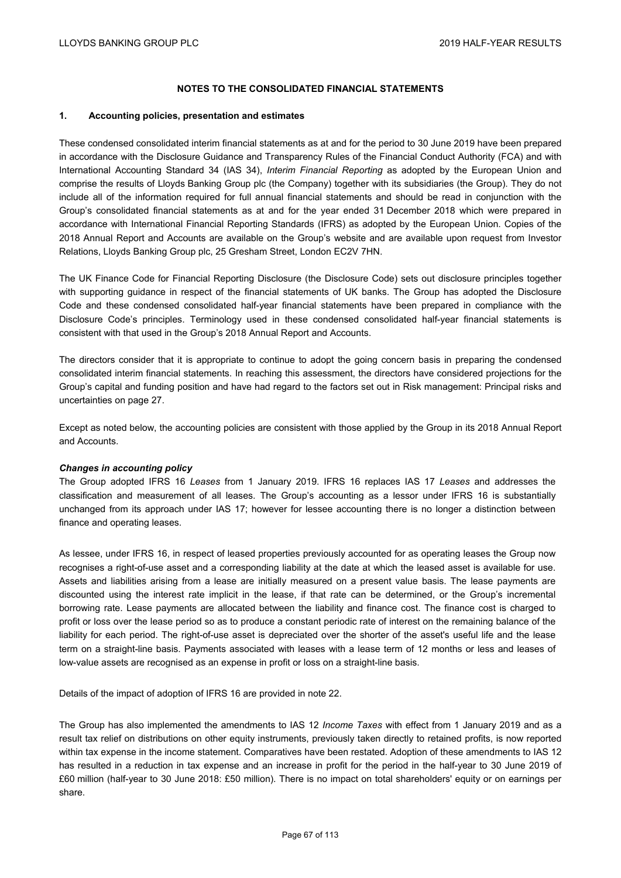## NOTES TO THE CONSOLIDATED FINANCIAL STATEMENTS

### 1. Accounting policies, presentation and estimates

These condensed consolidated interim financial statements as at and for the period to 30 June 2019 have been prepared in accordance with the Disclosure Guidance and Transparency Rules of the Financial Conduct Authority (FCA) and with International Accounting Standard 34 (IAS 34), *Interim Financial Reporting* as adopted by the European Union and comprise the results of Lloyds Banking Group plc (the Company) together with its subsidiaries (the Group). They do not include all of the information required for full annual financial statements and should be read in conjunction with the Group's consolidated financial statements as at and for the year ended 31 December 2018 which were prepared in accordance with International Financial Reporting Standards (IFRS) as adopted by the European Union. Copies of the 2018 Annual Report and Accounts are available on the Group's website and are available upon request from Investor Relations, Lloyds Banking Group plc, 25 Gresham Street, London EC2V 7HN.

The UK Finance Code for Financial Reporting Disclosure (the Disclosure Code) sets out disclosure principles together with supporting guidance in respect of the financial statements of UK banks. The Group has adopted the Disclosure Code and these condensed consolidated half-year financial statements have been prepared in compliance with the Disclosure Code's principles. Terminology used in these condensed consolidated half-year financial statements is consistent with that used in the Group's 2018 Annual Report and Accounts.

The directors consider that it is appropriate to continue to adopt the going concern basis in preparing the condensed consolidated interim financial statements. In reaching this assessment, the directors have considered projections for the Group's capital and funding position and have had regard to the factors set out in Risk management: Principal risks and uncertainties on page 27.

Except as noted below, the accounting policies are consistent with those applied by the Group in its 2018 Annual Report and Accounts.

***Changes in accounting policy***

The Group adopted IFRS 16 *Leases* from 1 January 2019. IFRS 16 replaces IAS 17 *Leases* and addresses the classification and measurement of all leases. The Group's accounting as a lessor under IFRS 16 is substantially unchanged from its approach under IAS 17; however for lessee accounting there is no longer a distinction between finance and operating leases.

As lessee, under IFRS 16, in respect of leased properties previously accounted for as operating leases the Group now recognises a right-of-use asset and a corresponding liability at the date at which the leased asset is available for use. Assets and liabilities arising from a lease are initially measured on a present value basis. The lease payments are discounted using the interest rate implicit in the lease, if that rate can be determined, or the Group's incremental borrowing rate. Lease payments are allocated between the liability and finance cost. The finance cost is charged to profit or loss over the lease period so as to produce a constant periodic rate of interest on the remaining balance of the liability for each period. The right-of-use asset is depreciated over the shorter of the asset's useful life and the lease term on a straight-line basis. Payments associated with leases with a lease term of 12 months or less and leases of low-value assets are recognised as an expense in profit or loss on a straight-line basis.

Details of the impact of adoption of IFRS 16 are provided in note 22.

The Group has also implemented the amendments to IAS 12 *Income Taxes* with effect from 1 January 2019 and as a result tax relief on distributions on other equity instruments, previously taken directly to retained profits, is now reported within tax expense in the income statement. Comparatives have been restated. Adoption of these amendments to IAS 12 has resulted in a reduction in tax expense and an increase in profit for the period in the half-year to 30 June 2019 of £60 million (half-year to 30 June 2018: £50 million). There is no impact on total shareholders' equity or on earnings per share.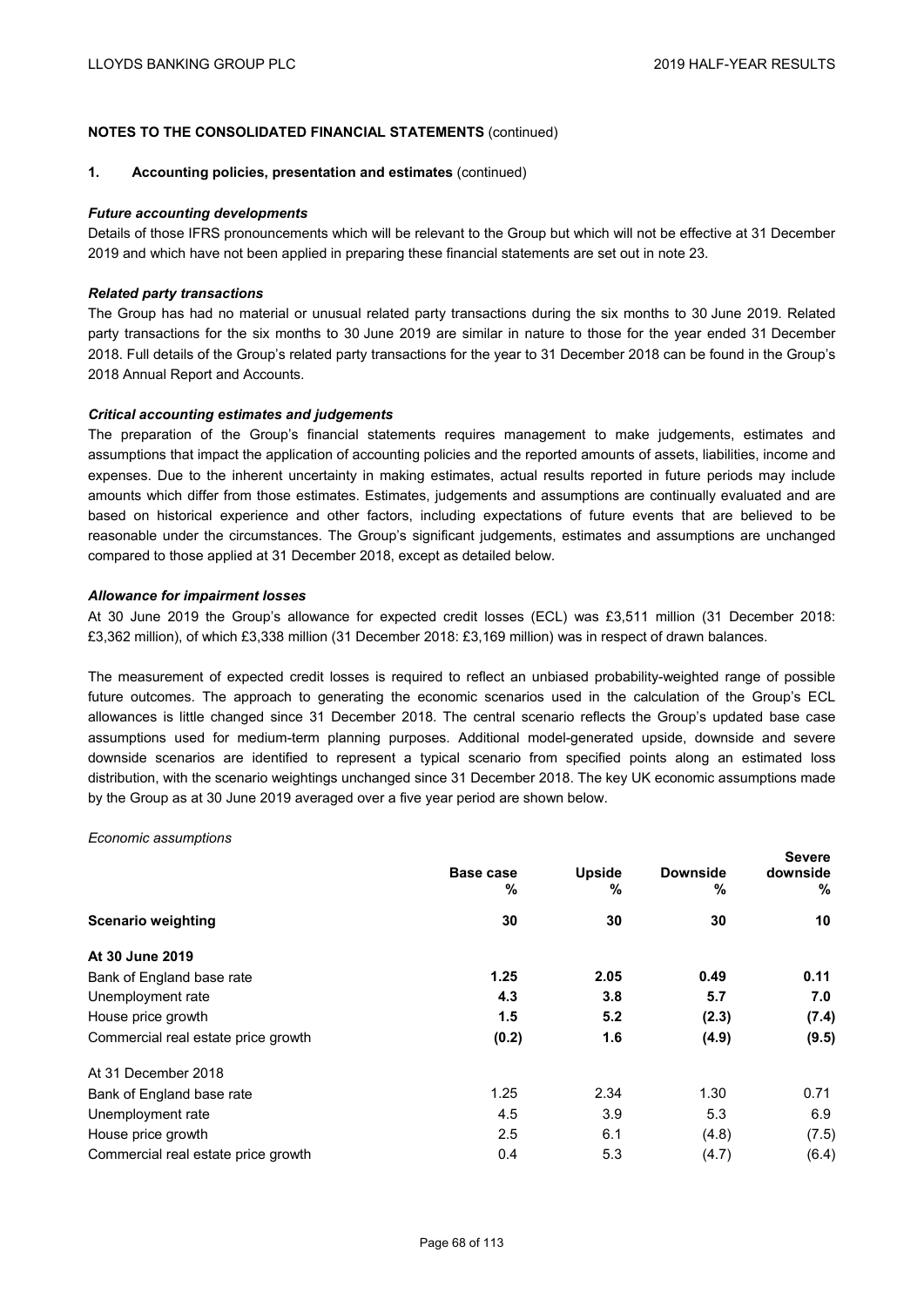## NOTES TO THE CONSOLIDATED FINANCIAL STATEMENTS (continued)

### 1. Accounting policies, presentation and estimates (continued)

***Future accounting developments***

Details of those IFRS pronouncements which will be relevant to the Group but which will not be effective at 31 December 2019 and which have not been applied in preparing these financial statements are set out in note 23.

***Related party transactions***

The Group has had no material or unusual related party transactions during the six months to 30 June 2019. Related party transactions for the six months to 30 June 2019 are similar in nature to those for the year ended 31 December 2018. Full details of the Group's related party transactions for the year to 31 December 2018 can be found in the Group's 2018 Annual Report and Accounts.

***Critical accounting estimates and judgements***

The preparation of the Group's financial statements requires management to make judgements, estimates and assumptions that impact the application of accounting policies and the reported amounts of assets, liabilities, income and expenses. Due to the inherent uncertainty in making estimates, actual results reported in future periods may include amounts which differ from those estimates. Estimates, judgements and assumptions are continually evaluated and are based on historical experience and other factors, including expectations of future events that are believed to be reasonable under the circumstances. The Group's significant judgements, estimates and assumptions are unchanged compared to those applied at 31 December 2018, except as detailed below.

***Allowance for impairment losses***

At 30 June 2019 the Group's allowance for expected credit losses (ECL) was £3,511 million (31 December 2018: £3,362 million), of which £3,338 million (31 December 2018: £3,169 million) was in respect of drawn balances.

The measurement of expected credit losses is required to reflect an unbiased probability-weighted range of possible future outcomes. The approach to generating the economic scenarios used in the calculation of the Group's ECL allowances is little changed since 31 December 2018. The central scenario reflects the Group's updated base case assumptions used for medium-term planning purposes. Additional model-generated upside, downside and severe downside scenarios are identified to represent a typical scenario from specified points along an estimated loss distribution, with the scenario weightings unchanged since 31 December 2018. The key UK economic assumptions made by the Group as at 30 June 2019 averaged over a five year period are shown below.

*Economic assumptions*

| | Base case % | Upside % | Downside % | Severe downside % |
|---|---|---|---|---|
| **Scenario weighting** | **30** | **30** | **30** | **10** |
| **At 30 June 2019** | | | | |
| Bank of England base rate | **1.25** | **2.05** | **0.49** | **0.11** |
| Unemployment rate | **4.3** | **3.8** | **5.7** | **7.0** |
| House price growth | **1.5** | **5.2** | **(2.3)** | **(7.4)** |
| Commercial real estate price growth | **(0.2)** | **1.6** | **(4.9)** | **(9.5)** |
| At 31 December 2018 | | | | |
| Bank of England base rate | 1.25 | 2.34 | 1.30 | 0.71 |
| Unemployment rate | 4.5 | 3.9 | 5.3 | 6.9 |
| House price growth | 2.5 | 6.1 | (4.8) | (7.5) |
| Commercial real estate price growth | 0.4 | 5.3 | (4.7) | (6.4) |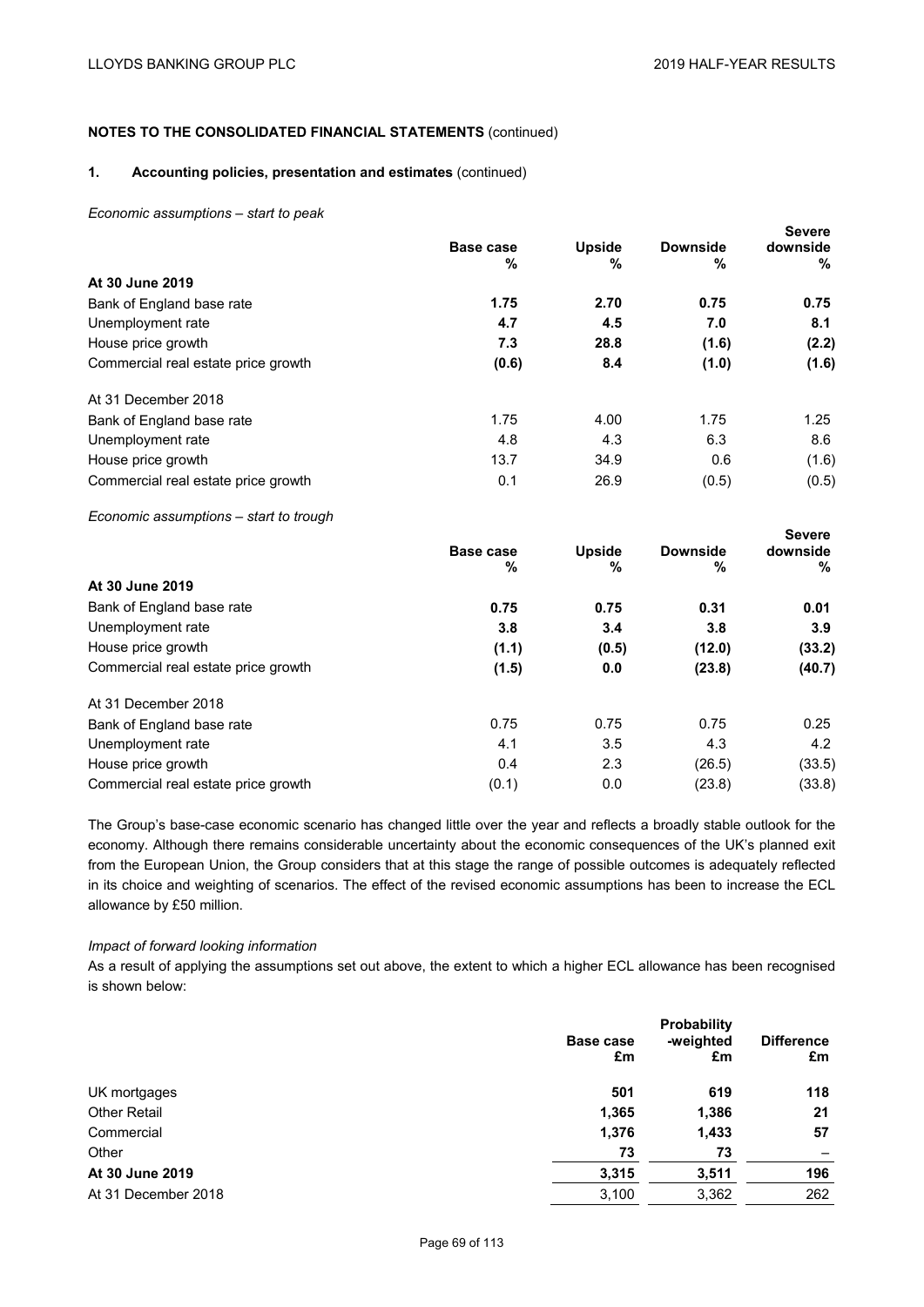**NOTES TO THE CONSOLIDATED FINANCIAL STATEMENTS** (continued)

**1. Accounting policies, presentation and estimates** (continued)

*Economic assumptions – start to peak*

| | Base case % | Upside % | Downside % | Severe downside % |
|---|---|---|---|---|
| **At 30 June 2019** | | | | |
| Bank of England base rate | **1.75** | **2.70** | **0.75** | **0.75** |
| Unemployment rate | **4.7** | **4.5** | **7.0** | **8.1** |
| House price growth | **7.3** | **28.8** | **(1.6)** | **(2.2)** |
| Commercial real estate price growth | **(0.6)** | **8.4** | **(1.0)** | **(1.6)** |
| At 31 December 2018 | | | | |
| Bank of England base rate | 1.75 | 4.00 | 1.75 | 1.25 |
| Unemployment rate | 4.8 | 4.3 | 6.3 | 8.6 |
| House price growth | 13.7 | 34.9 | 0.6 | (1.6) |
| Commercial real estate price growth | 0.1 | 26.9 | (0.5) | (0.5) |

*Economic assumptions – start to trough*

| | Base case % | Upside % | Downside % | Severe downside % |
|---|---|---|---|---|
| **At 30 June 2019** | | | | |
| Bank of England base rate | **0.75** | **0.75** | **0.31** | **0.01** |
| Unemployment rate | **3.8** | **3.4** | **3.8** | **3.9** |
| House price growth | **(1.1)** | **(0.5)** | **(12.0)** | **(33.2)** |
| Commercial real estate price growth | **(1.5)** | **0.0** | **(23.8)** | **(40.7)** |
| At 31 December 2018 | | | | |
| Bank of England base rate | 0.75 | 0.75 | 0.75 | 0.25 |
| Unemployment rate | 4.1 | 3.5 | 4.3 | 4.2 |
| House price growth | 0.4 | 2.3 | (26.5) | (33.5) |
| Commercial real estate price growth | (0.1) | 0.0 | (23.8) | (33.8) |

The Group's base-case economic scenario has changed little over the year and reflects a broadly stable outlook for the economy. Although there remains considerable uncertainty about the economic consequences of the UK's planned exit from the European Union, the Group considers that at this stage the range of possible outcomes is adequately reflected in its choice and weighting of scenarios. The effect of the revised economic assumptions has been to increase the ECL allowance by £50 million.

*Impact of forward looking information*

As a result of applying the assumptions set out above, the extent to which a higher ECL allowance has been recognised is shown below:

| | Base case £m | Probability -weighted £m | Difference £m |
|---|---|---|---|
| UK mortgages | **501** | **619** | **118** |
| Other Retail | **1,365** | **1,386** | **21** |
| Commercial | **1,376** | **1,433** | **57** |
| Other | **73** | **73** | **–** |
| **At 30 June 2019** | **3,315** | **3,511** | **196** |
| At 31 December 2018 | 3,100 | 3,362 | 262 |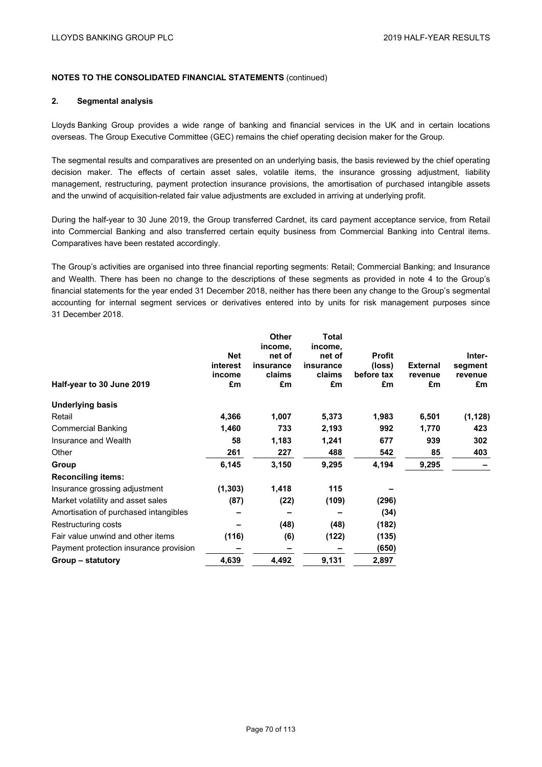**NOTES TO THE CONSOLIDATED FINANCIAL STATEMENTS** (continued)

**2. Segmental analysis**

Lloyds Banking Group provides a wide range of banking and financial services in the UK and in certain locations overseas. The Group Executive Committee (GEC) remains the chief operating decision maker for the Group.

The segmental results and comparatives are presented on an underlying basis, the basis reviewed by the chief operating decision maker. The effects of certain asset sales, volatile items, the insurance grossing adjustment, liability management, restructuring, payment protection insurance provisions, the amortisation of purchased intangible assets and the unwind of acquisition-related fair value adjustments are excluded in arriving at underlying profit.

During the half-year to 30 June 2019, the Group transferred Cardnet, its card payment acceptance service, from Retail into Commercial Banking and also transferred certain equity business from Commercial Banking into Central items. Comparatives have been restated accordingly.

The Group's activities are organised into three financial reporting segments: Retail; Commercial Banking; and Insurance and Wealth. There has been no change to the descriptions of these segments as provided in note 4 to the Group's financial statements for the year ended 31 December 2018, neither has there been any change to the Group's segmental accounting for internal segment services or derivatives entered into by units for risk management purposes since 31 December 2018.

| Half-year to 30 June 2019 | Net interest income £m | Other income, net of insurance claims £m | Total income, net of insurance claims £m | Profit (loss) before tax £m | External revenue £m | Inter-segment revenue £m |
|---|---|---|---|---|---|---|
| **Underlying basis** | | | | | | |
| Retail | **4,366** | **1,007** | **5,373** | **1,983** | **6,501** | **(1,128)** |
| Commercial Banking | **1,460** | **733** | **2,193** | **992** | **1,770** | **423** |
| Insurance and Wealth | **58** | **1,183** | **1,241** | **677** | **939** | **302** |
| Other | **261** | **227** | **488** | **542** | **85** | **403** |
| **Group** | **6,145** | **3,150** | **9,295** | **4,194** | **9,295** | **–** |
| **Reconciling items:** | | | | | | |
| Insurance grossing adjustment | **(1,303)** | **1,418** | **115** | **–** | | |
| Market volatility and asset sales | **(87)** | **(22)** | **(109)** | **(296)** | | |
| Amortisation of purchased intangibles | **–** | **–** | **–** | **(34)** | | |
| Restructuring costs | **–** | **(48)** | **(48)** | **(182)** | | |
| Fair value unwind and other items | **(116)** | **(6)** | **(122)** | **(135)** | | |
| Payment protection insurance provision | **–** | **–** | **–** | **(650)** | | |
| **Group – statutory** | **4,639** | **4,492** | **9,131** | **2,897** | | |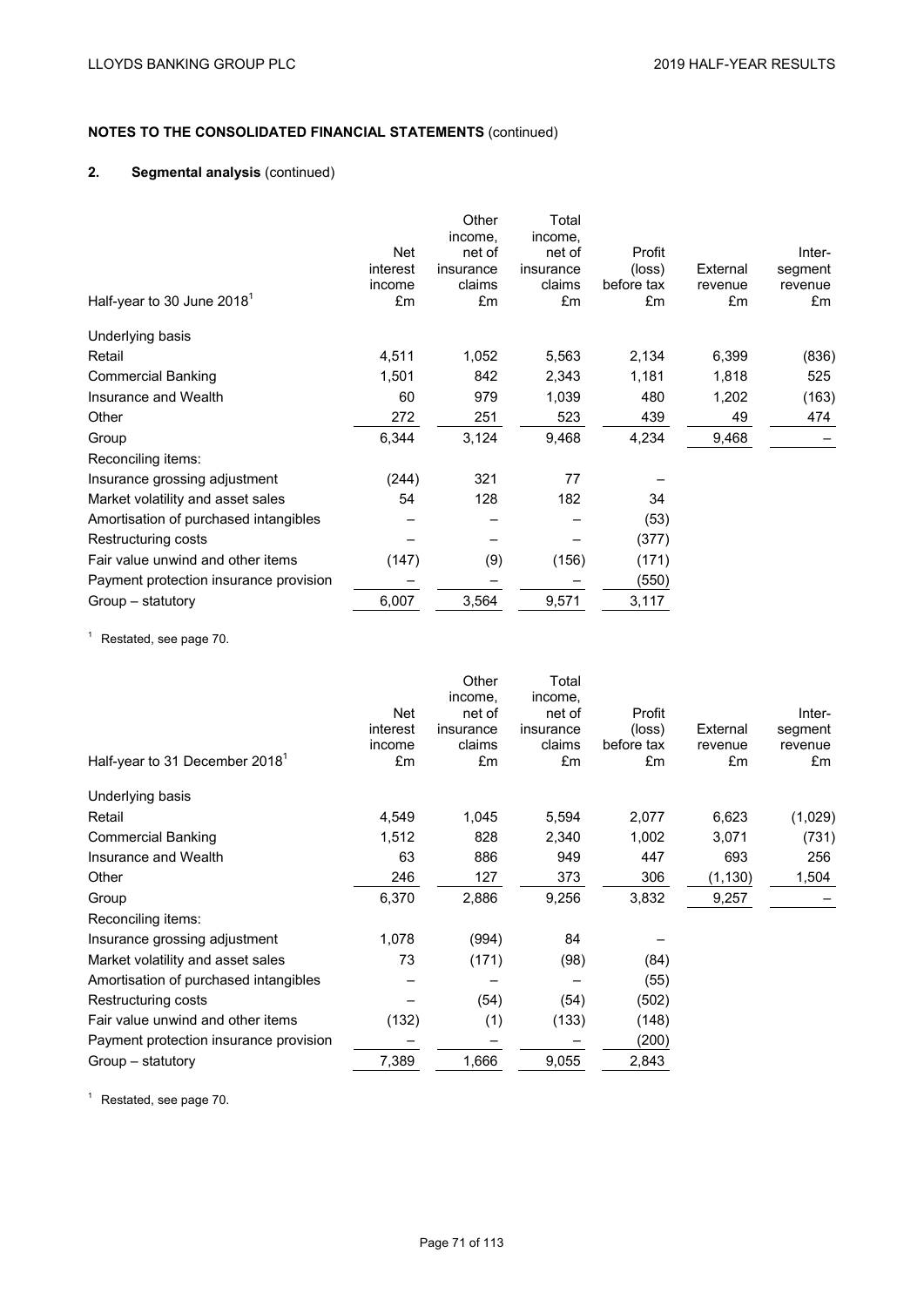**NOTES TO THE CONSOLIDATED FINANCIAL STATEMENTS** (continued)

## 2. Segmental analysis (continued)

| Half-year to 30 June 2018[1] | Net interest income £m | Other income, net of insurance claims £m | Total income, net of insurance claims £m | Profit (loss) before tax £m | External revenue £m | Inter-segment revenue £m |
|---|---|---|---|---|---|---|
| Underlying basis | | | | | | |
| Retail | 4,511 | 1,052 | 5,563 | 2,134 | 6,399 | (836) |
| Commercial Banking | 1,501 | 842 | 2,343 | 1,181 | 1,818 | 525 |
| Insurance and Wealth | 60 | 979 | 1,039 | 480 | 1,202 | (163) |
| Other | 272 | 251 | 523 | 439 | 49 | 474 |
| Group | 6,344 | 3,124 | 9,468 | 4,234 | 9,468 | – |
| Reconciling items: | | | | | | |
| Insurance grossing adjustment | (244) | 321 | 77 | – | | |
| Market volatility and asset sales | 54 | 128 | 182 | 34 | | |
| Amortisation of purchased intangibles | – | – | – | (53) | | |
| Restructuring costs | – | – | – | (377) | | |
| Fair value unwind and other items | (147) | (9) | (156) | (171) | | |
| Payment protection insurance provision | – | – | – | (550) | | |
| Group – statutory | 6,007 | 3,564 | 9,571 | 3,117 | | |

[1] Restated, see page 70.

| Half-year to 31 December 2018[1] | Net interest income £m | Other income, net of insurance claims £m | Total income, net of insurance claims £m | Profit (loss) before tax £m | External revenue £m | Inter-segment revenue £m |
|---|---|---|---|---|---|---|
| Underlying basis | | | | | | |
| Retail | 4,549 | 1,045 | 5,594 | 2,077 | 6,623 | (1,029) |
| Commercial Banking | 1,512 | 828 | 2,340 | 1,002 | 3,071 | (731) |
| Insurance and Wealth | 63 | 886 | 949 | 447 | 693 | 256 |
| Other | 246 | 127 | 373 | 306 | (1,130) | 1,504 |
| Group | 6,370 | 2,886 | 9,256 | 3,832 | 9,257 | – |
| Reconciling items: | | | | | | |
| Insurance grossing adjustment | 1,078 | (994) | 84 | – | | |
| Market volatility and asset sales | 73 | (171) | (98) | (84) | | |
| Amortisation of purchased intangibles | – | – | – | (55) | | |
| Restructuring costs | – | (54) | (54) | (502) | | |
| Fair value unwind and other items | (132) | (1) | (133) | (148) | | |
| Payment protection insurance provision | – | – | – | (200) | | |
| Group – statutory | 7,389 | 1,666 | 9,055 | 2,843 | | |

[1] Restated, see page 70.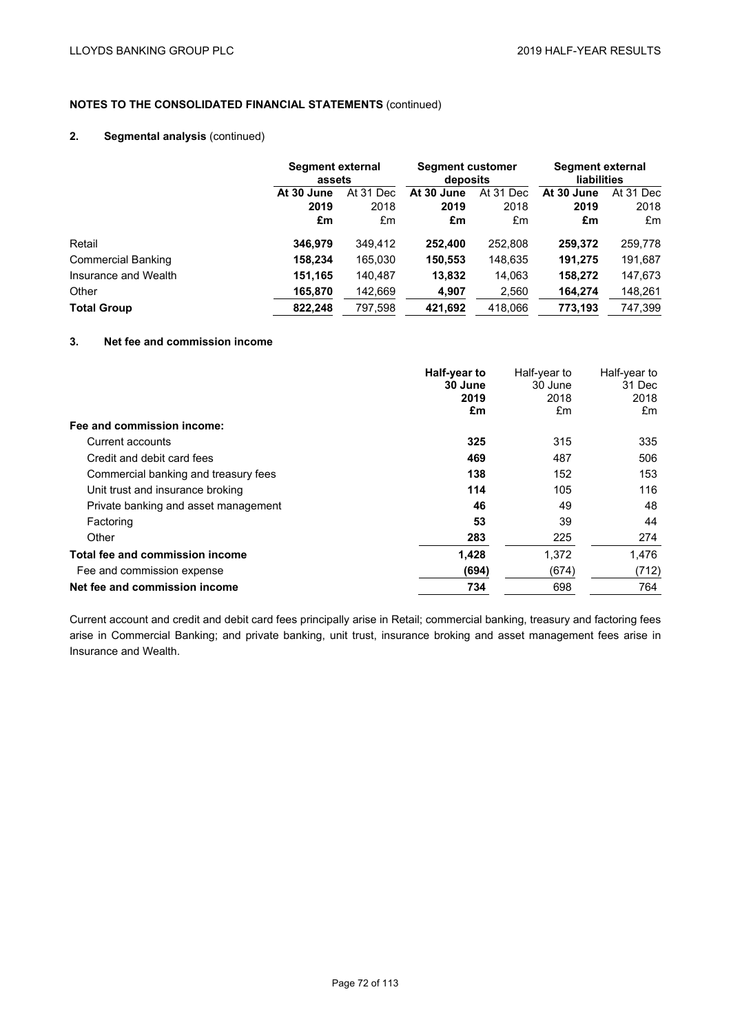**NOTES TO THE CONSOLIDATED FINANCIAL STATEMENTS** (continued)

## 2. Segmental analysis (continued)

| | Segment external assets | | Segment customer deposits | | Segment external liabilities | |
|---|---|---|---|---|---|---|
| | **At 30 June 2019** | At 31 Dec 2018 | **At 30 June 2019** | At 31 Dec 2018 | **At 30 June 2019** | At 31 Dec 2018 |
| | **£m** | £m | **£m** | £m | **£m** | £m |
| Retail | **346,979** | 349,412 | **252,400** | 252,808 | **259,372** | 259,778 |
| Commercial Banking | **158,234** | 165,030 | **150,553** | 148,635 | **191,275** | 191,687 |
| Insurance and Wealth | **151,165** | 140,487 | **13,832** | 14,063 | **158,272** | 147,673 |
| Other | **165,870** | 142,669 | **4,907** | 2,560 | **164,274** | 148,261 |
| **Total Group** | **822,248** | 797,598 | **421,692** | 418,066 | **773,193** | 747,399 |

## 3. Net fee and commission income

| | **Half-year to 30 June 2019** | Half-year to 30 June 2018 | Half-year to 31 Dec 2018 |
|---|---|---|---|
| | **£m** | £m | £m |
| **Fee and commission income:** | | | |
| Current accounts | **325** | 315 | 335 |
| Credit and debit card fees | **469** | 487 | 506 |
| Commercial banking and treasury fees | **138** | 152 | 153 |
| Unit trust and insurance broking | **114** | 105 | 116 |
| Private banking and asset management | **46** | 49 | 48 |
| Factoring | **53** | 39 | 44 |
| Other | **283** | 225 | 274 |
| **Total fee and commission income** | **1,428** | 1,372 | 1,476 |
| Fee and commission expense | **(694)** | (674) | (712) |
| **Net fee and commission income** | **734** | 698 | 764 |

Current account and credit and debit card fees principally arise in Retail; commercial banking, treasury and factoring fees arise in Commercial Banking; and private banking, unit trust, insurance broking and asset management fees arise in Insurance and Wealth.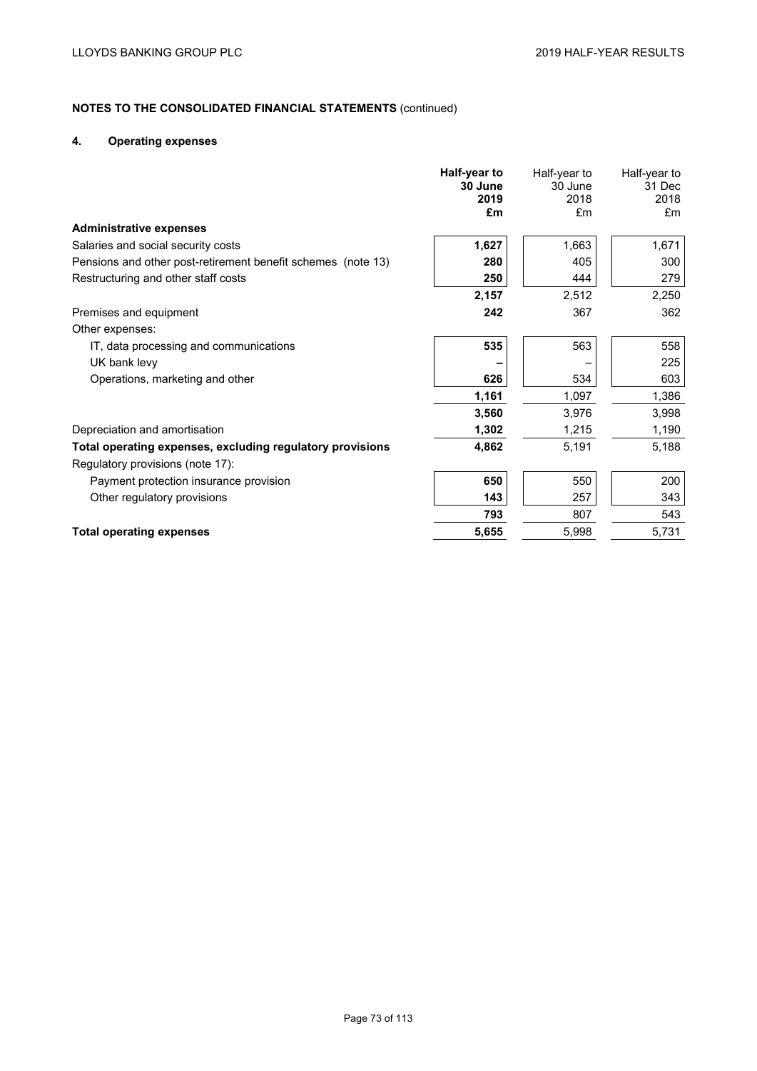**NOTES TO THE CONSOLIDATED FINANCIAL STATEMENTS** (continued)

## 4. Operating expenses

| | **Half-year to 30 June 2019 £m** | Half-year to 30 June 2018 £m | Half-year to 31 Dec 2018 £m |
|---|---|---|---|
| **Administrative expenses** | | | |
| Salaries and social security costs | **1,627** | 1,663 | 1,671 |
| Pensions and other post-retirement benefit schemes (note 13) | **280** | 405 | 300 |
| Restructuring and other staff costs | **250** | 444 | 279 |
| | **2,157** | 2,512 | 2,250 |
| Premises and equipment | **242** | 367 | 362 |
| Other expenses: | | | |
| IT, data processing and communications | **535** | 563 | 558 |
| UK bank levy | **–** | – | 225 |
| Operations, marketing and other | **626** | 534 | 603 |
| | **1,161** | 1,097 | 1,386 |
| | **3,560** | 3,976 | 3,998 |
| Depreciation and amortisation | **1,302** | 1,215 | 1,190 |
| **Total operating expenses, excluding regulatory provisions** | **4,862** | 5,191 | 5,188 |
| Regulatory provisions (note 17): | | | |
| Payment protection insurance provision | **650** | 550 | 200 |
| Other regulatory provisions | **143** | 257 | 343 |
| | **793** | 807 | 543 |
| **Total operating expenses** | **5,655** | 5,998 | 5,731 |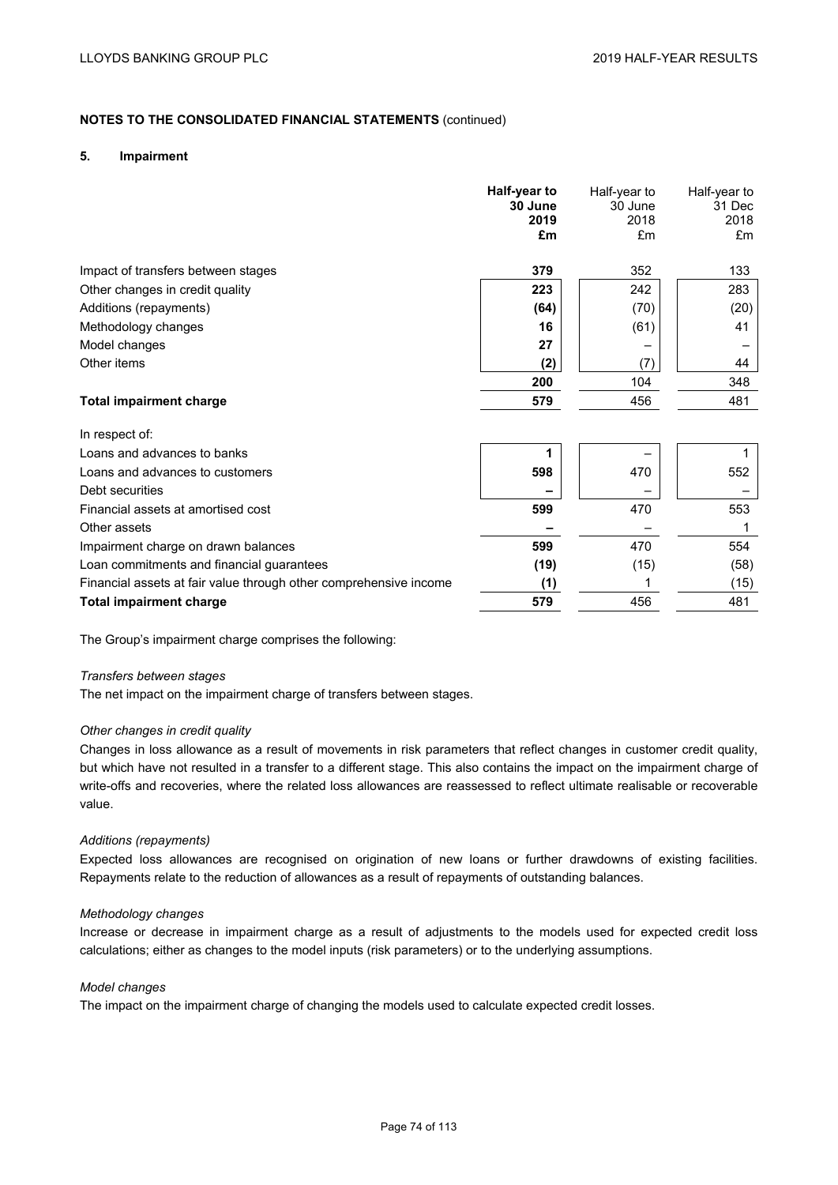## NOTES TO THE CONSOLIDATED FINANCIAL STATEMENTS (continued)

### 5. Impairment

| | **Half-year to 30 June 2019 £m** | Half-year to 30 June 2018 £m | Half-year to 31 Dec 2018 £m |
|---|---|---|---|
| Impact of transfers between stages | **379** | 352 | 133 |
| Other changes in credit quality | **223** | 242 | 283 |
| Additions (repayments) | **(64)** | (70) | (20) |
| Methodology changes | **16** | (61) | 41 |
| Model changes | **27** | – | – |
| Other items | **(2)** | (7) | 44 |
| | **200** | 104 | 348 |
| **Total impairment charge** | **579** | 456 | 481 |
| In respect of: | | | |
| Loans and advances to banks | **1** | – | 1 |
| Loans and advances to customers | **598** | 470 | 552 |
| Debt securities | **–** | – | – |
| Financial assets at amortised cost | **599** | 470 | 553 |
| Other assets | **–** | – | 1 |
| Impairment charge on drawn balances | **599** | 470 | 554 |
| Loan commitments and financial guarantees | **(19)** | (15) | (58) |
| Financial assets at fair value through other comprehensive income | **(1)** | 1 | (15) |
| **Total impairment charge** | **579** | 456 | 481 |

The Group's impairment charge comprises the following:

*Transfers between stages*

The net impact on the impairment charge of transfers between stages.

*Other changes in credit quality*

Changes in loss allowance as a result of movements in risk parameters that reflect changes in customer credit quality, but which have not resulted in a transfer to a different stage. This also contains the impact on the impairment charge of write-offs and recoveries, where the related loss allowances are reassessed to reflect ultimate realisable or recoverable value.

*Additions (repayments)*

Expected loss allowances are recognised on origination of new loans or further drawdowns of existing facilities. Repayments relate to the reduction of allowances as a result of repayments of outstanding balances.

*Methodology changes*

Increase or decrease in impairment charge as a result of adjustments to the models used for expected credit loss calculations; either as changes to the model inputs (risk parameters) or to the underlying assumptions.

*Model changes*

The impact on the impairment charge of changing the models used to calculate expected credit losses.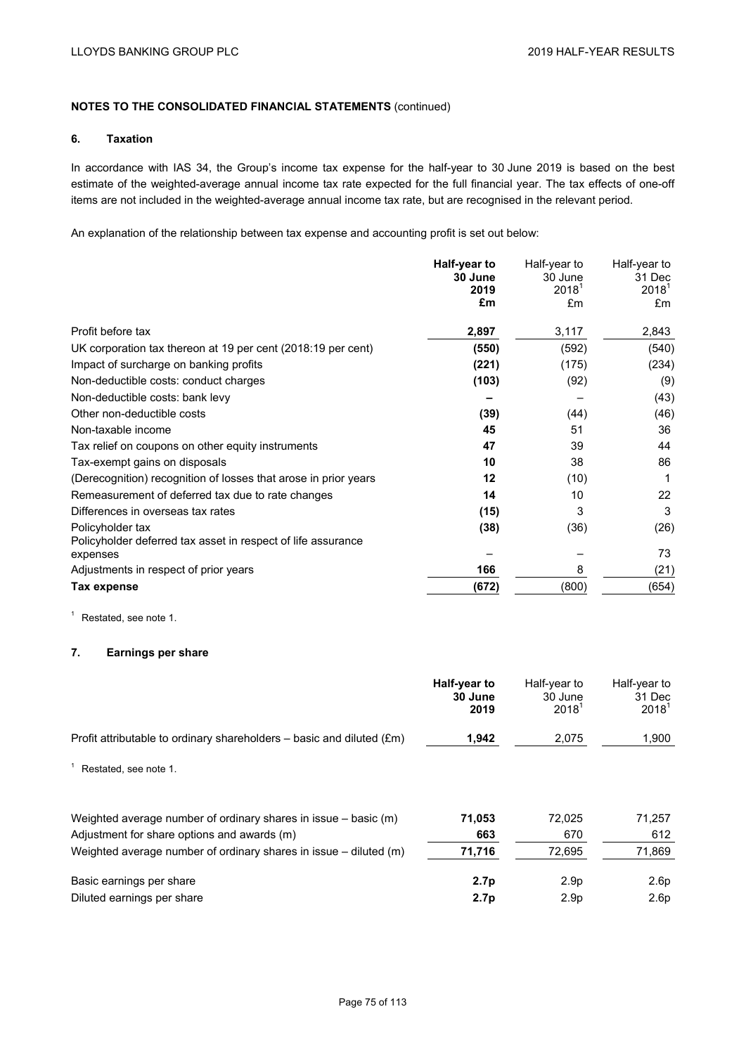## NOTES TO THE CONSOLIDATED FINANCIAL STATEMENTS (continued)

### 6. Taxation

In accordance with IAS 34, the Group's income tax expense for the half-year to 30 June 2019 is based on the best estimate of the weighted-average annual income tax rate expected for the full financial year. The tax effects of one-off items are not included in the weighted-average annual income tax rate, but are recognised in the relevant period.

An explanation of the relationship between tax expense and accounting profit is set out below:

| | **Half-year to 30 June 2019 £m** | Half-year to 30 June 2018[1] £m | Half-year to 31 Dec 2018[1] £m |
|---|---|---|---|
| Profit before tax | **2,897** | 3,117 | 2,843 |
| UK corporation tax thereon at 19 per cent (2018:19 per cent) | **(550)** | (592) | (540) |
| Impact of surcharge on banking profits | **(221)** | (175) | (234) |
| Non-deductible costs: conduct charges | **(103)** | (92) | (9) |
| Non-deductible costs: bank levy | **–** | – | (43) |
| Other non-deductible costs | **(39)** | (44) | (46) |
| Non-taxable income | **45** | 51 | 36 |
| Tax relief on coupons on other equity instruments | **47** | 39 | 44 |
| Tax-exempt gains on disposals | **10** | 38 | 86 |
| (Derecognition) recognition of losses that arose in prior years | **12** | (10) | 1 |
| Remeasurement of deferred tax due to rate changes | **14** | 10 | 22 |
| Differences in overseas tax rates | **(15)** | 3 | 3 |
| Policyholder tax | **(38)** | (36) | (26) |
| Policyholder deferred tax asset in respect of life assurance expenses | **–** | – | 73 |
| Adjustments in respect of prior years | **166** | 8 | (21) |
| **Tax expense** | **(672)** | (800) | (654) |

[1] Restated, see note 1.

### 7. Earnings per share

| | **Half-year to 30 June 2019** | Half-year to 30 June 2018[1] | Half-year to 31 Dec 2018[1] |
|---|---|---|---|
| Profit attributable to ordinary shareholders – basic and diluted (£m) | **1,942** | 2,075 | 1,900 |

[1] Restated, see note 1.

| | **Half-year to 30 June 2019** | Half-year to 30 June 2018[1] | Half-year to 31 Dec 2018[1] |
|---|---|---|---|
| Weighted average number of ordinary shares in issue – basic (m) | **71,053** | 72,025 | 71,257 |
| Adjustment for share options and awards (m) | **663** | 670 | 612 |
| Weighted average number of ordinary shares in issue – diluted (m) | **71,716** | 72,695 | 71,869 |
| Basic earnings per share | **2.7p** | 2.9p | 2.6p |
| Diluted earnings per share | **2.7p** | 2.9p | 2.6p |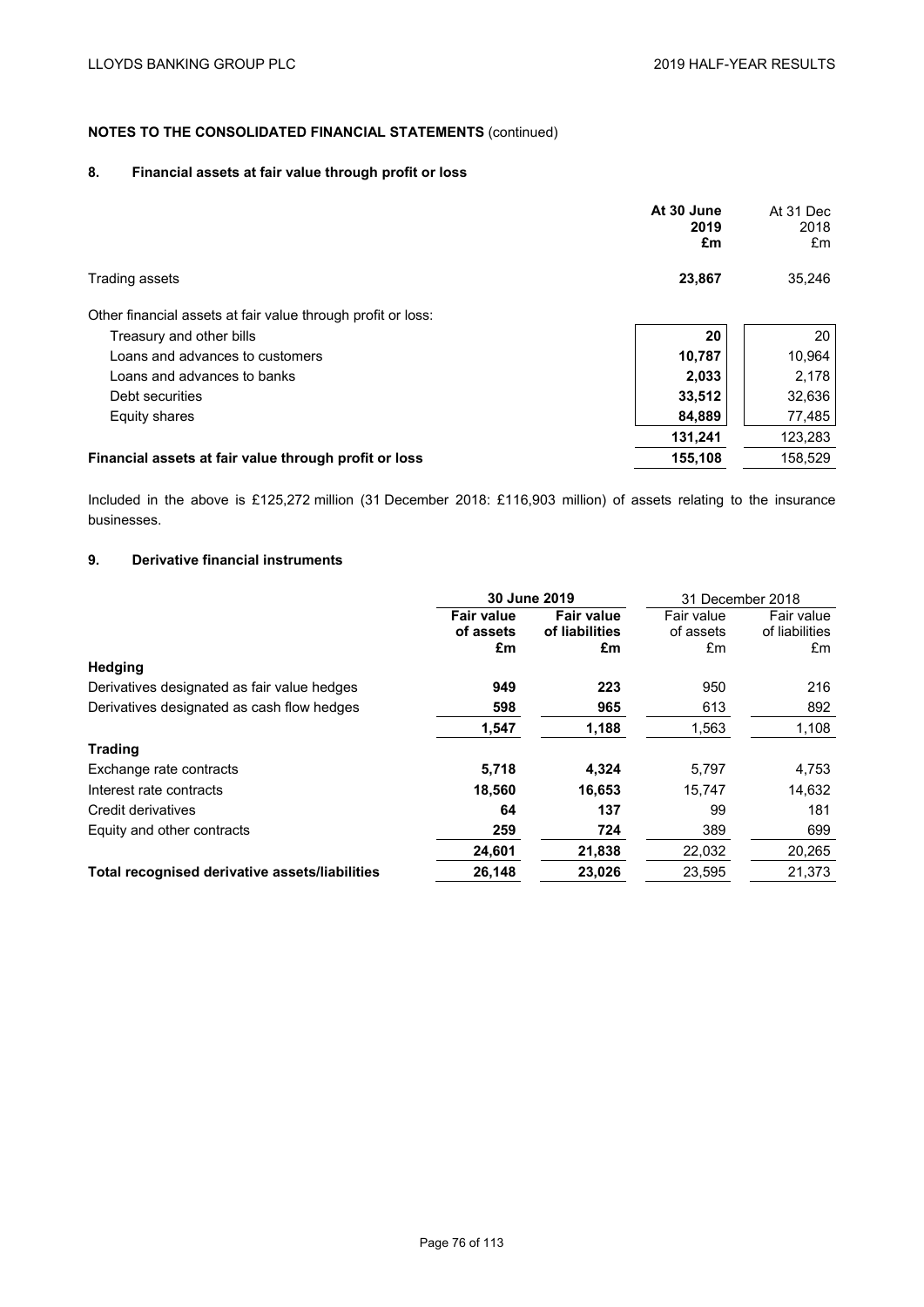**NOTES TO THE CONSOLIDATED FINANCIAL STATEMENTS** (continued)

## 8. Financial assets at fair value through profit or loss

| | At 30 June 2019 £m | At 31 Dec 2018 £m |
|---|---|---|
| Trading assets | **23,867** | 35,246 |
| Other financial assets at fair value through profit or loss: | | |
| Treasury and other bills | **20** | 20 |
| Loans and advances to customers | **10,787** | 10,964 |
| Loans and advances to banks | **2,033** | 2,178 |
| Debt securities | **33,512** | 32,636 |
| Equity shares | **84,889** | 77,485 |
| | **131,241** | 123,283 |
| **Financial assets at fair value through profit or loss** | **155,108** | 158,529 |

Included in the above is £125,272 million (31 December 2018: £116,903 million) of assets relating to the insurance businesses.

## 9. Derivative financial instruments

| | **30 June 2019** | | 31 December 2018 | |
|---|---|---|---|---|
| | **Fair value of assets £m** | **Fair value of liabilities £m** | Fair value of assets £m | Fair value of liabilities £m |
| **Hedging** | | | | |
| Derivatives designated as fair value hedges | **949** | **223** | 950 | 216 |
| Derivatives designated as cash flow hedges | **598** | **965** | 613 | 892 |
| | **1,547** | **1,188** | 1,563 | 1,108 |
| **Trading** | | | | |
| Exchange rate contracts | **5,718** | **4,324** | 5,797 | 4,753 |
| Interest rate contracts | **18,560** | **16,653** | 15,747 | 14,632 |
| Credit derivatives | **64** | **137** | 99 | 181 |
| Equity and other contracts | **259** | **724** | 389 | 699 |
| | **24,601** | **21,838** | 22,032 | 20,265 |
| **Total recognised derivative assets/liabilities** | **26,148** | **23,026** | 23,595 | 21,373 |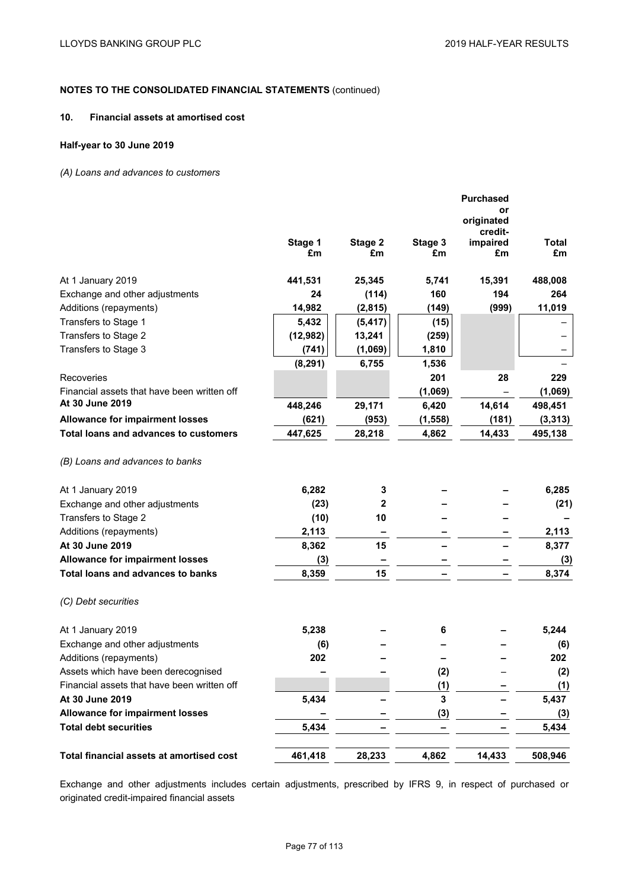## NOTES TO THE CONSOLIDATED FINANCIAL STATEMENTS (continued)

### 10. Financial assets at amortised cost

#### Half-year to 30 June 2019

*(A) Loans and advances to customers*

| | Stage 1 £m | Stage 2 £m | Stage 3 £m | Purchased or originated credit-impaired £m | Total £m |
|---|---|---|---|---|---|
| At 1 January 2019 | **441,531** | **25,345** | **5,741** | **15,391** | **488,008** |
| Exchange and other adjustments | **24** | **(114)** | **160** | **194** | **264** |
| Additions (repayments) | **14,982** | **(2,815)** | **(149)** | **(999)** | **11,019** |
| Transfers to Stage 1 | **5,432** | **(5,417)** | **(15)** | | – |
| Transfers to Stage 2 | **(12,982)** | **13,241** | **(259)** | | – |
| Transfers to Stage 3 | **(741)** | **(1,069)** | **1,810** | | – |
| | **(8,291)** | **6,755** | **1,536** | | – |
| Recoveries | | | **201** | **28** | **229** |
| Financial assets that have been written off | | | **(1,069)** | – | **(1,069)** |
| **At 30 June 2019** | **448,246** | **29,171** | **6,420** | **14,614** | **498,451** |
| **Allowance for impairment losses** | **(621)** | **(953)** | **(1,558)** | **(181)** | **(3,313)** |
| **Total loans and advances to customers** | **447,625** | **28,218** | **4,862** | **14,433** | **495,138** |

*(B) Loans and advances to banks*

| | Stage 1 £m | Stage 2 £m | Stage 3 £m | Purchased or originated credit-impaired £m | Total £m |
|---|---|---|---|---|---|
| At 1 January 2019 | **6,282** | **3** | **–** | **–** | **6,285** |
| Exchange and other adjustments | **(23)** | **2** | **–** | **–** | **(21)** |
| Transfers to Stage 2 | **(10)** | **10** | **–** | **–** | **–** |
| Additions (repayments) | **2,113** | **–** | **–** | **–** | **2,113** |
| **At 30 June 2019** | **8,362** | **15** | **–** | **–** | **8,377** |
| **Allowance for impairment losses** | **(3)** | **–** | **–** | **–** | **(3)** |
| **Total loans and advances to banks** | **8,359** | **15** | **–** | **–** | **8,374** |

*(C) Debt securities*

| | Stage 1 £m | Stage 2 £m | Stage 3 £m | Purchased or originated credit-impaired £m | Total £m |
|---|---|---|---|---|---|
| At 1 January 2019 | **5,238** | **–** | **6** | **–** | **5,244** |
| Exchange and other adjustments | **(6)** | **–** | **–** | **–** | **(6)** |
| Additions (repayments) | **202** | **–** | **–** | **–** | **202** |
| Assets which have been derecognised | **–** | **–** | **(2)** | – | **(2)** |
| Financial assets that have been written off | | | **(1)** | **–** | **(1)** |
| **At 30 June 2019** | **5,434** | **–** | **3** | **–** | **5,437** |
| **Allowance for impairment losses** | **–** | **–** | **(3)** | **–** | **(3)** |
| **Total debt securities** | **5,434** | **–** | **–** | **–** | **5,434** |
| **Total financial assets at amortised cost** | **461,418** | **28,233** | **4,862** | **14,433** | **508,946** |

Exchange and other adjustments includes certain adjustments, prescribed by IFRS 9, in respect of purchased or originated credit-impaired financial assets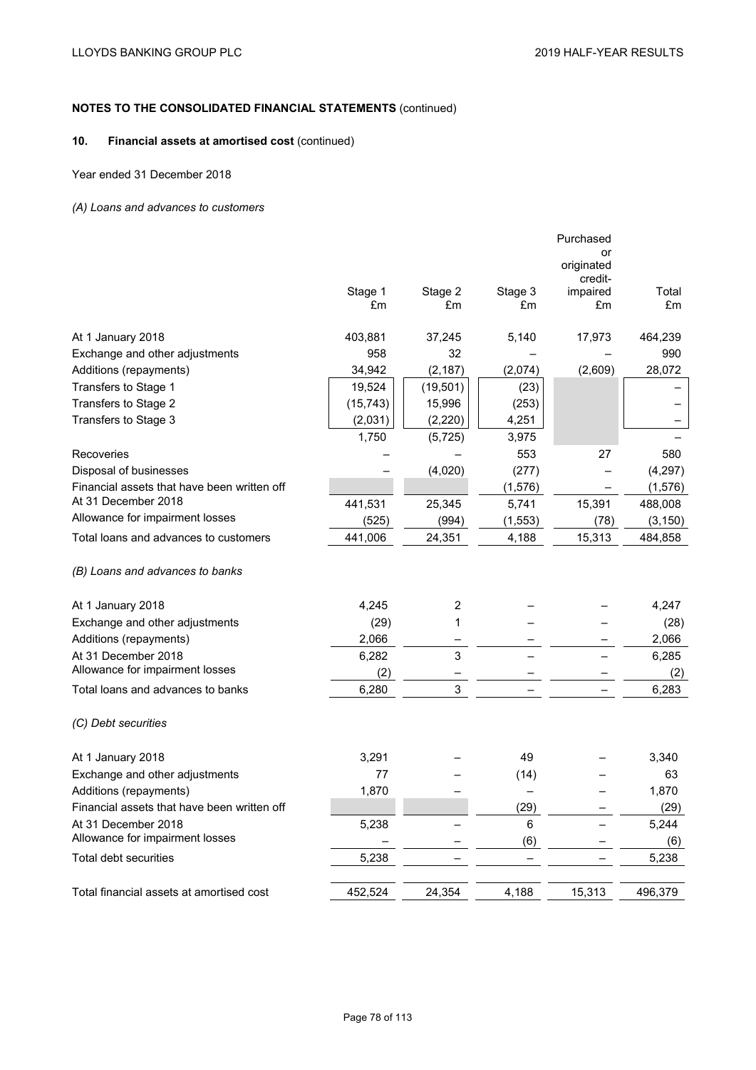## NOTES TO THE CONSOLIDATED FINANCIAL STATEMENTS (continued)

### 10. Financial assets at amortised cost (continued)

Year ended 31 December 2018

*(A) Loans and advances to customers*

| | Stage 1 £m | Stage 2 £m | Stage 3 £m | Purchased or originated credit-impaired £m | Total £m |
|---|---|---|---|---|---|
| At 1 January 2018 | 403,881 | 37,245 | 5,140 | 17,973 | 464,239 |
| Exchange and other adjustments | 958 | 32 | – | – | 990 |
| Additions (repayments) | 34,942 | (2,187) | (2,074) | (2,609) | 28,072 |
| Transfers to Stage 1 | 19,524 | (19,501) | (23) | | – |
| Transfers to Stage 2 | (15,743) | 15,996 | (253) | | – |
| Transfers to Stage 3 | (2,031) | (2,220) | 4,251 | | – |
| | 1,750 | (5,725) | 3,975 | | – |
| Recoveries | – | – | 553 | 27 | 580 |
| Disposal of businesses | – | (4,020) | (277) | – | (4,297) |
| Financial assets that have been written off | | | (1,576) | – | (1,576) |
| At 31 December 2018 | 441,531 | 25,345 | 5,741 | 15,391 | 488,008 |
| Allowance for impairment losses | (525) | (994) | (1,553) | (78) | (3,150) |
| Total loans and advances to customers | 441,006 | 24,351 | 4,188 | 15,313 | 484,858 |

*(B) Loans and advances to banks*

| | Stage 1 £m | Stage 2 £m | Stage 3 £m | Purchased or originated credit-impaired £m | Total £m |
|---|---|---|---|---|---|
| At 1 January 2018 | 4,245 | 2 | – | – | 4,247 |
| Exchange and other adjustments | (29) | 1 | – | – | (28) |
| Additions (repayments) | 2,066 | – | – | – | 2,066 |
| At 31 December 2018 | 6,282 | 3 | – | – | 6,285 |
| Allowance for impairment losses | (2) | – | – | – | (2) |
| Total loans and advances to banks | 6,280 | 3 | – | – | 6,283 |

*(C) Debt securities*

| | Stage 1 £m | Stage 2 £m | Stage 3 £m | Purchased or originated credit-impaired £m | Total £m |
|---|---|---|---|---|---|
| At 1 January 2018 | 3,291 | – | 49 | – | 3,340 |
| Exchange and other adjustments | 77 | – | (14) | – | 63 |
| Additions (repayments) | 1,870 | – | – | – | 1,870 |
| Financial assets that have been written off | | | (29) | – | (29) |
| At 31 December 2018 | 5,238 | – | 6 | – | 5,244 |
| Allowance for impairment losses | – | – | (6) | – | (6) |
| Total debt securities | 5,238 | – | – | – | 5,238 |
| | | | | | |
| Total financial assets at amortised cost | 452,524 | 24,354 | 4,188 | 15,313 | 496,379 |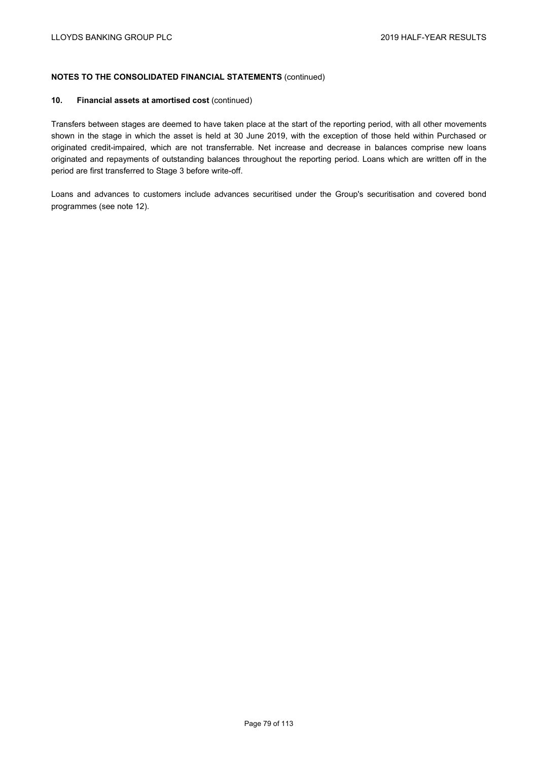**NOTES TO THE CONSOLIDATED FINANCIAL STATEMENTS** (continued)

**10. Financial assets at amortised cost** (continued)

Transfers between stages are deemed to have taken place at the start of the reporting period, with all other movements shown in the stage in which the asset is held at 30 June 2019, with the exception of those held within Purchased or originated credit-impaired, which are not transferrable. Net increase and decrease in balances comprise new loans originated and repayments of outstanding balances throughout the reporting period. Loans which are written off in the period are first transferred to Stage 3 before write-off.

Loans and advances to customers include advances securitised under the Group's securitisation and covered bond programmes (see note 12).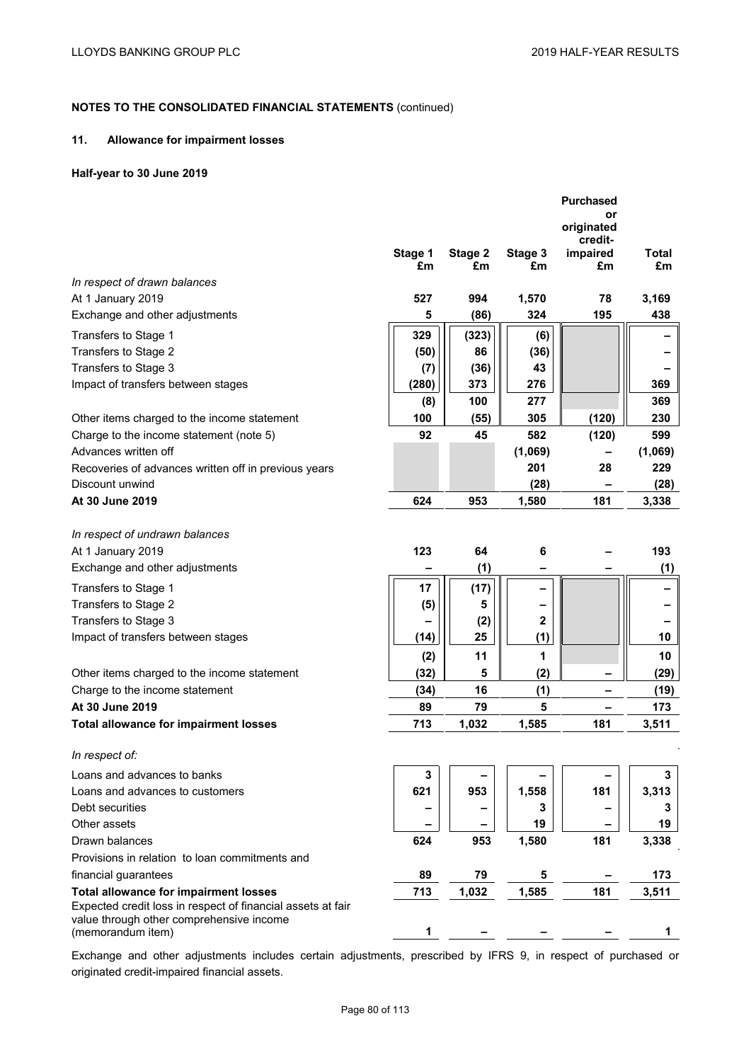## NOTES TO THE CONSOLIDATED FINANCIAL STATEMENTS (continued)

### 11. Allowance for impairment losses

**Half-year to 30 June 2019**

| | Stage 1 £m | Stage 2 £m | Stage 3 £m | Purchased or originated credit-impaired £m | Total £m |
|---|---|---|---|---|---|
| *In respect of drawn balances* | | | | | |
| At 1 January 2019 | **527** | **994** | **1,570** | **78** | **3,169** |
| Exchange and other adjustments | **5** | **(86)** | **324** | **195** | **438** |
| Transfers to Stage 1 | **329** | **(323)** | **(6)** | | **–** |
| Transfers to Stage 2 | **(50)** | **86** | **(36)** | | **–** |
| Transfers to Stage 3 | **(7)** | **(36)** | **43** | | **–** |
| Impact of transfers between stages | **(280)** | **373** | **276** | | **369** |
| | **(8)** | **100** | **277** | | **369** |
| Other items charged to the income statement | **100** | **(55)** | **305** | **(120)** | **230** |
| Charge to the income statement (note 5) | **92** | **45** | **582** | **(120)** | **599** |
| Advances written off | | | **(1,069)** | **–** | **(1,069)** |
| Recoveries of advances written off in previous years | | | **201** | **28** | **229** |
| Discount unwind | | | **(28)** | **–** | **(28)** |
| **At 30 June 2019** | **624** | **953** | **1,580** | **181** | **3,338** |
| *In respect of undrawn balances* | | | | | |
| At 1 January 2019 | **123** | **64** | **6** | **–** | **193** |
| Exchange and other adjustments | **–** | **(1)** | **–** | **–** | **(1)** |
| Transfers to Stage 1 | **17** | **(17)** | **–** | | **–** |
| Transfers to Stage 2 | **(5)** | **5** | **–** | | **–** |
| Transfers to Stage 3 | **–** | **(2)** | **2** | | **–** |
| Impact of transfers between stages | **(14)** | **25** | **(1)** | | **10** |
| | **(2)** | **11** | **1** | | **10** |
| Other items charged to the income statement | **(32)** | **5** | **(2)** | **–** | **(29)** |
| Charge to the income statement | **(34)** | **16** | **(1)** | **–** | **(19)** |
| **At 30 June 2019** | **89** | **79** | **5** | **–** | **173** |
| **Total allowance for impairment losses** | **713** | **1,032** | **1,585** | **181** | **3,511** |
| *In respect of:* | | | | | |
| Loans and advances to banks | **3** | **–** | **–** | **–** | **3** |
| Loans and advances to customers | **621** | **953** | **1,558** | **181** | **3,313** |
| Debt securities | **–** | **–** | **3** | **–** | **3** |
| Other assets | **–** | **–** | **19** | **–** | **19** |
| Drawn balances | **624** | **953** | **1,580** | **181** | **3,338** |
| Provisions in relation to loan commitments and financial guarantees | **89** | **79** | **5** | **–** | **173** |
| **Total allowance for impairment losses** | **713** | **1,032** | **1,585** | **181** | **3,511** |
| Expected credit loss in respect of financial assets at fair value through other comprehensive income (memorandum item) | **1** | **–** | **–** | **–** | **1** |

Exchange and other adjustments includes certain adjustments, prescribed by IFRS 9, in respect of purchased or originated credit-impaired financial assets.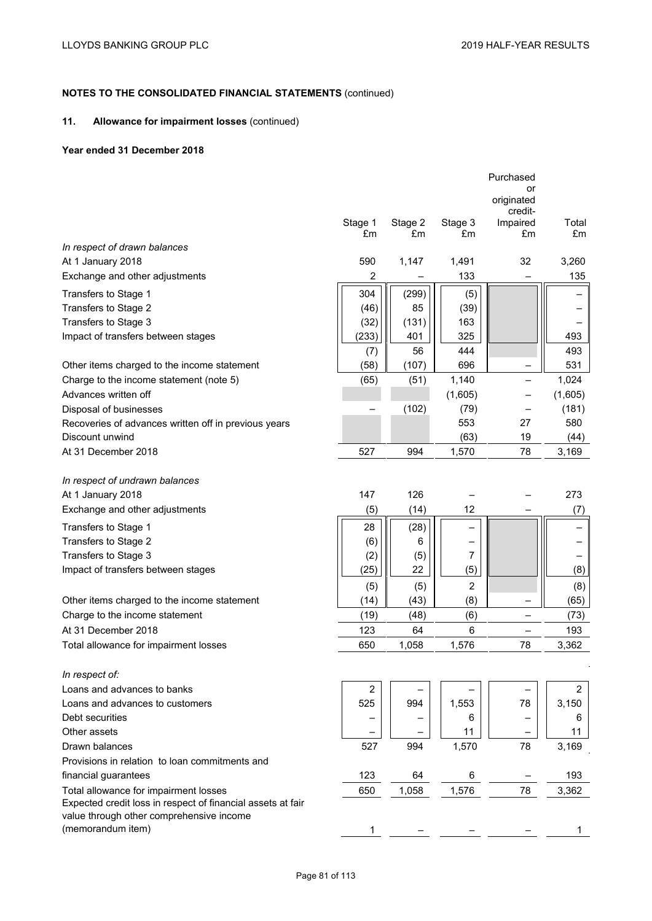## NOTES TO THE CONSOLIDATED FINANCIAL STATEMENTS (continued)

### 11. Allowance for impairment losses (continued)

**Year ended 31 December 2018**

| | Stage 1 £m | Stage 2 £m | Stage 3 £m | Purchased or originated credit-Impaired £m | Total £m |
|---|---|---|---|---|---|
| *In respect of drawn balances* | | | | | |
| At 1 January 2018 | 590 | 1,147 | 1,491 | 32 | 3,260 |
| Exchange and other adjustments | 2 | – | 133 | – | 135 |
| Transfers to Stage 1 | 304 | (299) | (5) | | – |
| Transfers to Stage 2 | (46) | 85 | (39) | | – |
| Transfers to Stage 3 | (32) | (131) | 163 | | – |
| Impact of transfers between stages | (233) | 401 | 325 | | 493 |
| | (7) | 56 | 444 | | 493 |
| Other items charged to the income statement | (58) | (107) | 696 | – | 531 |
| Charge to the income statement (note 5) | (65) | (51) | 1,140 | – | 1,024 |
| Advances written off | | | (1,605) | – | (1,605) |
| Disposal of businesses | – | (102) | (79) | – | (181) |
| Recoveries of advances written off in previous years | | | 553 | 27 | 580 |
| Discount unwind | | | (63) | 19 | (44) |
| At 31 December 2018 | 527 | 994 | 1,570 | 78 | 3,169 |
| *In respect of undrawn balances* | | | | | |
| At 1 January 2018 | 147 | 126 | – | – | 273 |
| Exchange and other adjustments | (5) | (14) | 12 | – | (7) |
| Transfers to Stage 1 | 28 | (28) | – | | – |
| Transfers to Stage 2 | (6) | 6 | – | | – |
| Transfers to Stage 3 | (2) | (5) | 7 | | – |
| Impact of transfers between stages | (25) | 22 | (5) | | (8) |
| | (5) | (5) | 2 | | (8) |
| Other items charged to the income statement | (14) | (43) | (8) | – | (65) |
| Charge to the income statement | (19) | (48) | (6) | – | (73) |
| At 31 December 2018 | 123 | 64 | 6 | – | 193 |
| Total allowance for impairment losses | 650 | 1,058 | 1,576 | 78 | 3,362 |
| *In respect of:* | | | | | |
| Loans and advances to banks | 2 | – | – | – | 2 |
| Loans and advances to customers | 525 | 994 | 1,553 | 78 | 3,150 |
| Debt securities | – | – | 6 | – | 6 |
| Other assets | – | – | 11 | – | 11 |
| Drawn balances | 527 | 994 | 1,570 | 78 | 3,169 |
| Provisions in relation to loan commitments and financial guarantees | 123 | 64 | 6 | – | 193 |
| Total allowance for impairment losses | 650 | 1,058 | 1,576 | 78 | 3,362 |
| Expected credit loss in respect of financial assets at fair value through other comprehensive income (memorandum item) | 1 | – | – | – | 1 |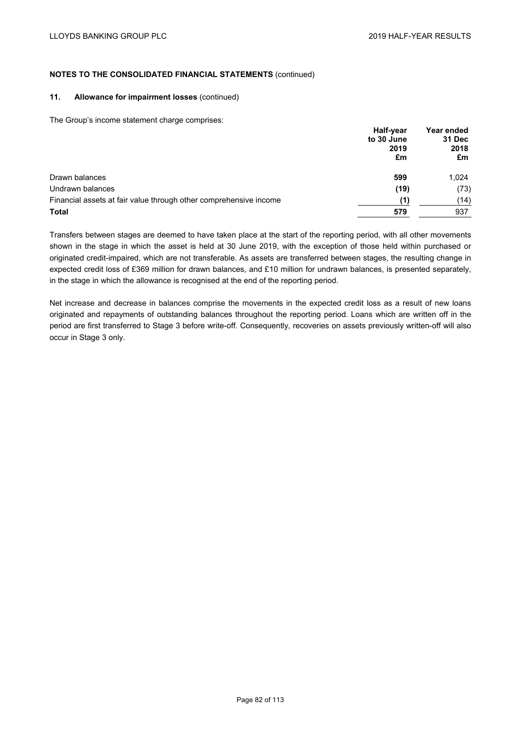**NOTES TO THE CONSOLIDATED FINANCIAL STATEMENTS** (continued)

**11. Allowance for impairment losses** (continued)

The Group's income statement charge comprises:

| | **Half-year to 30 June 2019 £m** | **Year ended 31 Dec 2018 £m** |
|---|---|---|
| Drawn balances | **599** | 1,024 |
| Undrawn balances | **(19)** | (73) |
| Financial assets at fair value through other comprehensive income | **(1)** | (14) |
| **Total** | **579** | 937 |

Transfers between stages are deemed to have taken place at the start of the reporting period, with all other movements shown in the stage in which the asset is held at 30 June 2019, with the exception of those held within purchased or originated credit-impaired, which are not transferable. As assets are transferred between stages, the resulting change in expected credit loss of £369 million for drawn balances, and £10 million for undrawn balances, is presented separately, in the stage in which the allowance is recognised at the end of the reporting period.

Net increase and decrease in balances comprise the movements in the expected credit loss as a result of new loans originated and repayments of outstanding balances throughout the reporting period. Loans which are written off in the period are first transferred to Stage 3 before write-off. Consequently, recoveries on assets previously written-off will also occur in Stage 3 only.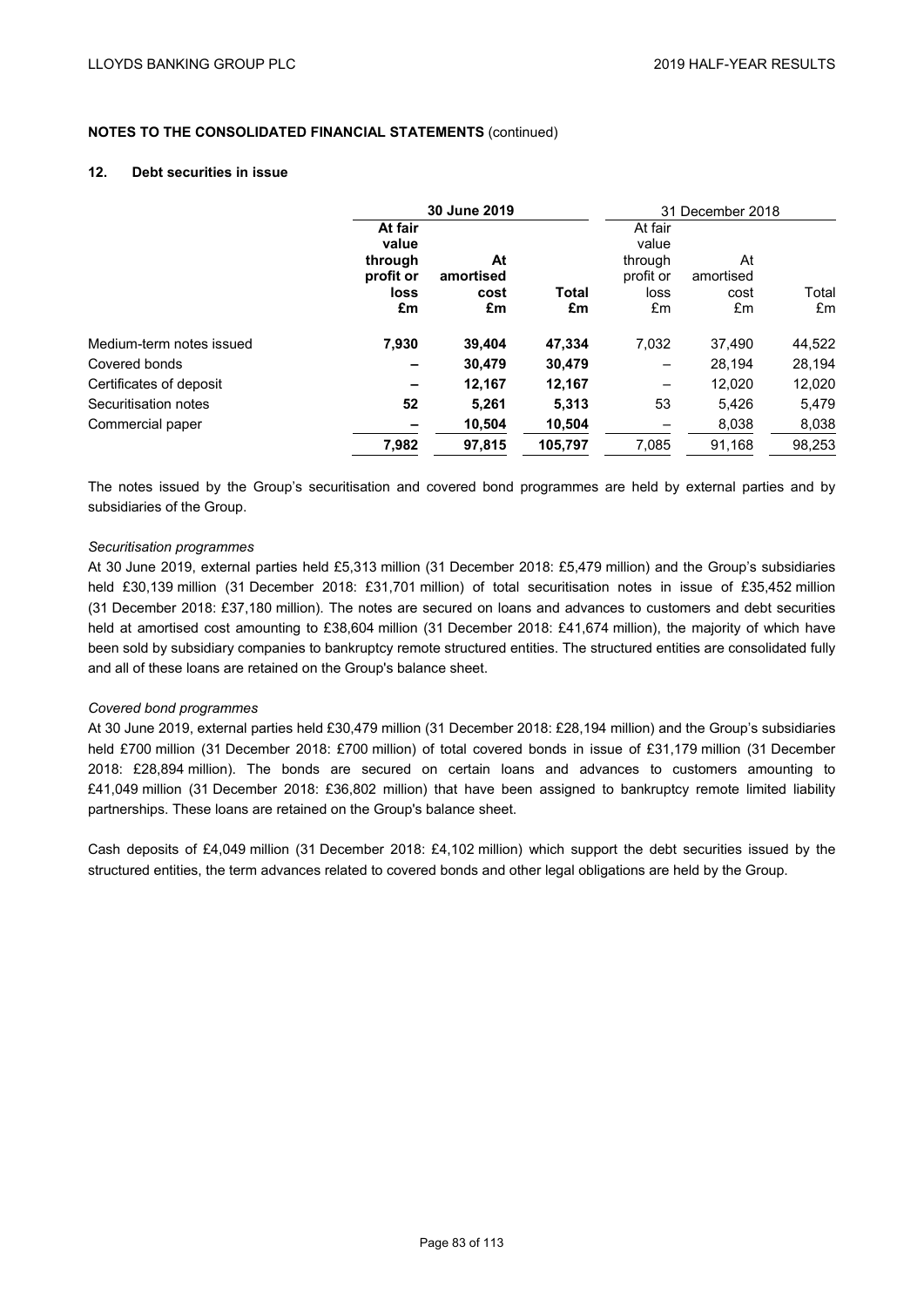**NOTES TO THE CONSOLIDATED FINANCIAL STATEMENTS** (continued)

## 12. Debt securities in issue

| | 30 June 2019 | | | 31 December 2018 | | |
|---|---|---|---|---|---|---|
| | **At fair value through profit or loss £m** | **At amortised cost £m** | **Total £m** | At fair value through profit or loss £m | At amortised cost £m | Total £m |
| Medium-term notes issued | **7,930** | **39,404** | **47,334** | 7,032 | 37,490 | 44,522 |
| Covered bonds | **–** | **30,479** | **30,479** | – | 28,194 | 28,194 |
| Certificates of deposit | **–** | **12,167** | **12,167** | – | 12,020 | 12,020 |
| Securitisation notes | **52** | **5,261** | **5,313** | 53 | 5,426 | 5,479 |
| Commercial paper | **–** | **10,504** | **10,504** | – | 8,038 | 8,038 |
| | **7,982** | **97,815** | **105,797** | 7,085 | 91,168 | 98,253 |

The notes issued by the Group's securitisation and covered bond programmes are held by external parties and by subsidiaries of the Group.

*Securitisation programmes*

At 30 June 2019, external parties held £5,313 million (31 December 2018: £5,479 million) and the Group's subsidiaries held £30,139 million (31 December 2018: £31,701 million) of total securitisation notes in issue of £35,452 million (31 December 2018: £37,180 million). The notes are secured on loans and advances to customers and debt securities held at amortised cost amounting to £38,604 million (31 December 2018: £41,674 million), the majority of which have been sold by subsidiary companies to bankruptcy remote structured entities. The structured entities are consolidated fully and all of these loans are retained on the Group's balance sheet.

*Covered bond programmes*

At 30 June 2019, external parties held £30,479 million (31 December 2018: £28,194 million) and the Group's subsidiaries held £700 million (31 December 2018: £700 million) of total covered bonds in issue of £31,179 million (31 December 2018: £28,894 million). The bonds are secured on certain loans and advances to customers amounting to £41,049 million (31 December 2018: £36,802 million) that have been assigned to bankruptcy remote limited liability partnerships. These loans are retained on the Group's balance sheet.

Cash deposits of £4,049 million (31 December 2018: £4,102 million) which support the debt securities issued by the structured entities, the term advances related to covered bonds and other legal obligations are held by the Group.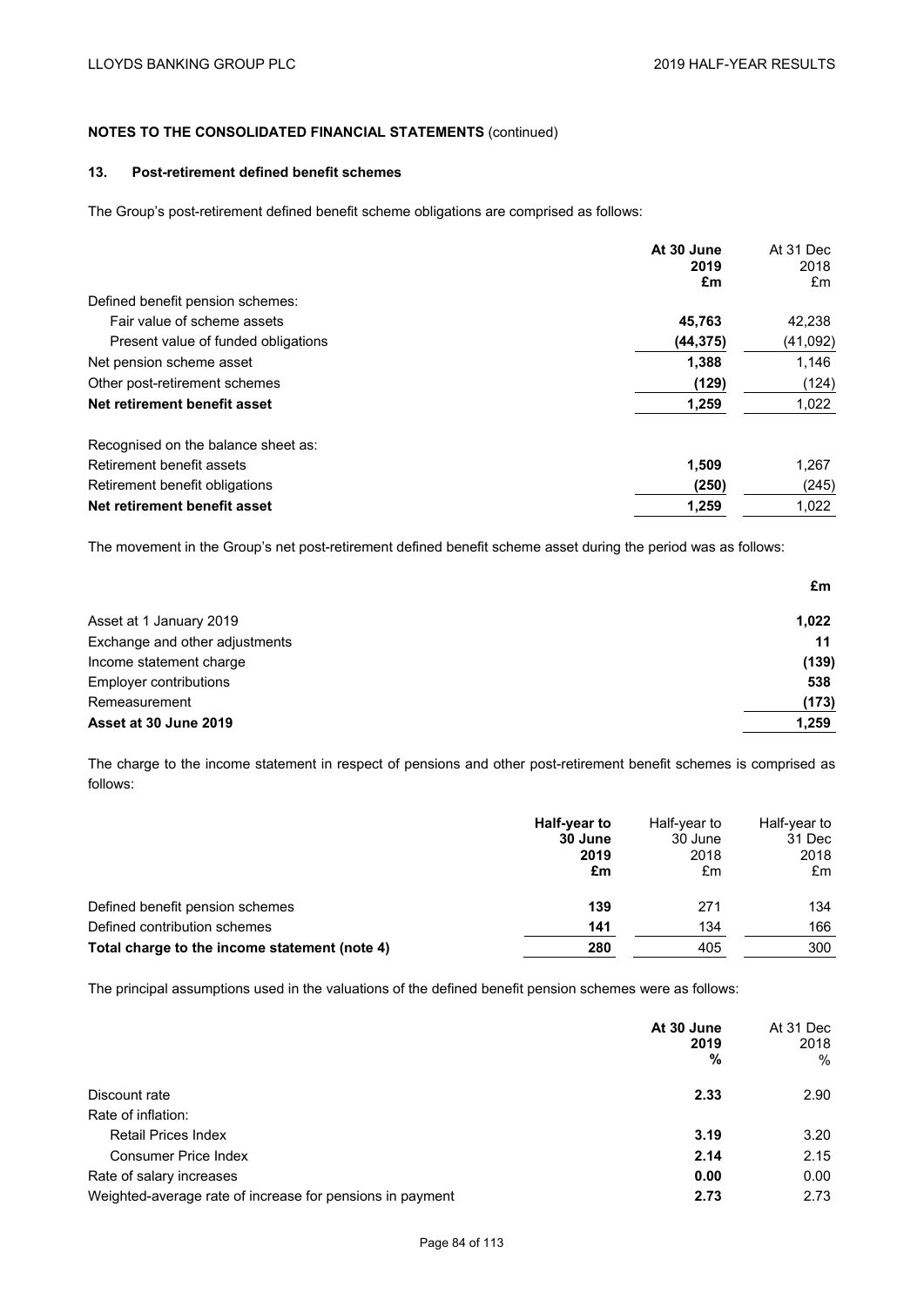**NOTES TO THE CONSOLIDATED FINANCIAL STATEMENTS** (continued)

### 13. Post-retirement defined benefit schemes

The Group's post-retirement defined benefit scheme obligations are comprised as follows:

| | **At 30 June 2019 £m** | At 31 Dec 2018 £m |
|---|---|---|
| Defined benefit pension schemes: | | |
| Fair value of scheme assets | **45,763** | 42,238 |
| Present value of funded obligations | **(44,375)** | (41,092) |
| Net pension scheme asset | **1,388** | 1,146 |
| Other post-retirement schemes | **(129)** | (124) |
| **Net retirement benefit asset** | **1,259** | 1,022 |
| | | |
| Recognised on the balance sheet as: | | |
| Retirement benefit assets | **1,509** | 1,267 |
| Retirement benefit obligations | **(250)** | (245) |
| **Net retirement benefit asset** | **1,259** | 1,022 |

The movement in the Group's net post-retirement defined benefit scheme asset during the period was as follows:

| | **£m** |
|---|---|
| Asset at 1 January 2019 | **1,022** |
| Exchange and other adjustments | **11** |
| Income statement charge | **(139)** |
| Employer contributions | **538** |
| Remeasurement | **(173)** |
| **Asset at 30 June 2019** | **1,259** |

The charge to the income statement in respect of pensions and other post-retirement benefit schemes is comprised as follows:

| | **Half-year to 30 June 2019 £m** | Half-year to 30 June 2018 £m | Half-year to 31 Dec 2018 £m |
|---|---|---|---|
| Defined benefit pension schemes | **139** | 271 | 134 |
| Defined contribution schemes | **141** | 134 | 166 |
| **Total charge to the income statement (note 4)** | **280** | 405 | 300 |

The principal assumptions used in the valuations of the defined benefit pension schemes were as follows:

| | **At 30 June 2019 %** | At 31 Dec 2018 % |
|---|---|---|
| Discount rate | **2.33** | 2.90 |
| Rate of inflation: | | |
| Retail Prices Index | **3.19** | 3.20 |
| Consumer Price Index | **2.14** | 2.15 |
| Rate of salary increases | **0.00** | 0.00 |
| Weighted-average rate of increase for pensions in payment | **2.73** | 2.73 |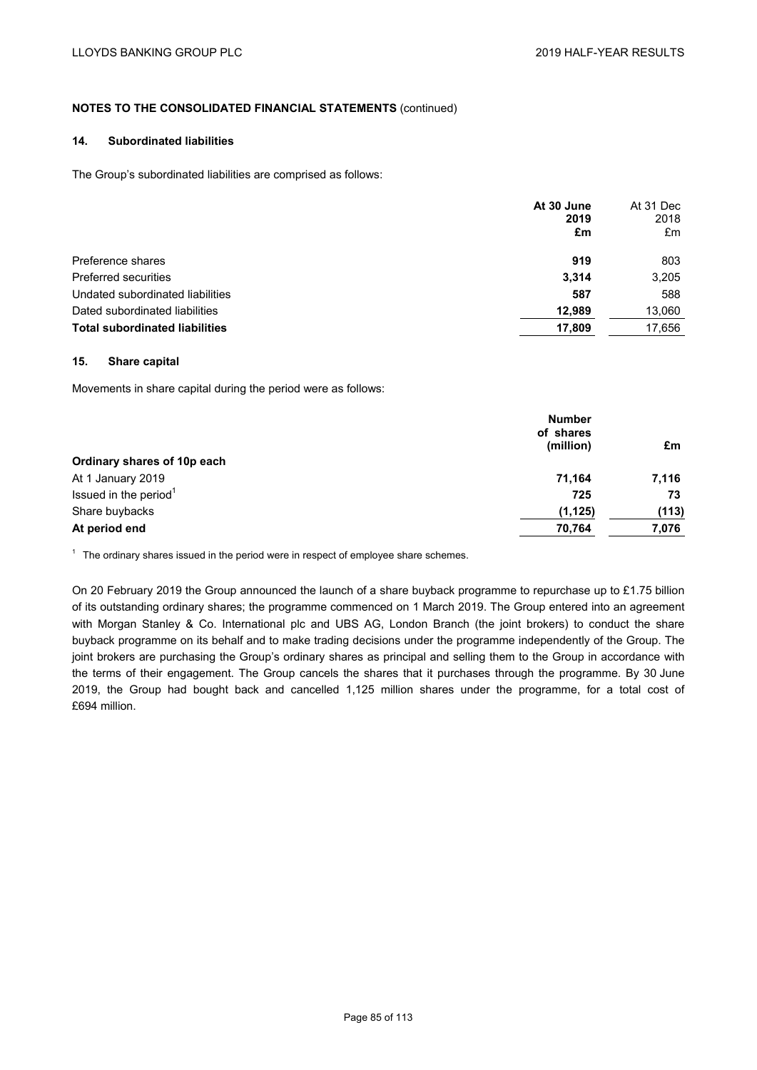**NOTES TO THE CONSOLIDATED FINANCIAL STATEMENTS** (continued)

## 14. Subordinated liabilities

The Group's subordinated liabilities are comprised as follows:

| | **At 30 June 2019 £m** | At 31 Dec 2018 £m |
|---|---|---|
| Preference shares | **919** | 803 |
| Preferred securities | **3,314** | 3,205 |
| Undated subordinated liabilities | **587** | 588 |
| Dated subordinated liabilities | **12,989** | 13,060 |
| **Total subordinated liabilities** | **17,809** | 17,656 |

## 15. Share capital

Movements in share capital during the period were as follows:

| | **Number of shares (million)** | **£m** |
|---|---|---|
| **Ordinary shares of 10p each** | | |
| At 1 January 2019 | **71,164** | **7,116** |
| Issued in the period[1] | **725** | **73** |
| Share buybacks | **(1,125)** | **(113)** |
| **At period end** | **70,764** | **7,076** |

[1] The ordinary shares issued in the period were in respect of employee share schemes.

On 20 February 2019 the Group announced the launch of a share buyback programme to repurchase up to £1.75 billion of its outstanding ordinary shares; the programme commenced on 1 March 2019. The Group entered into an agreement with Morgan Stanley & Co. International plc and UBS AG, London Branch (the joint brokers) to conduct the share buyback programme on its behalf and to make trading decisions under the programme independently of the Group. The joint brokers are purchasing the Group's ordinary shares as principal and selling them to the Group in accordance with the terms of their engagement. The Group cancels the shares that it purchases through the programme. By 30 June 2019, the Group had bought back and cancelled 1,125 million shares under the programme, for a total cost of £694 million.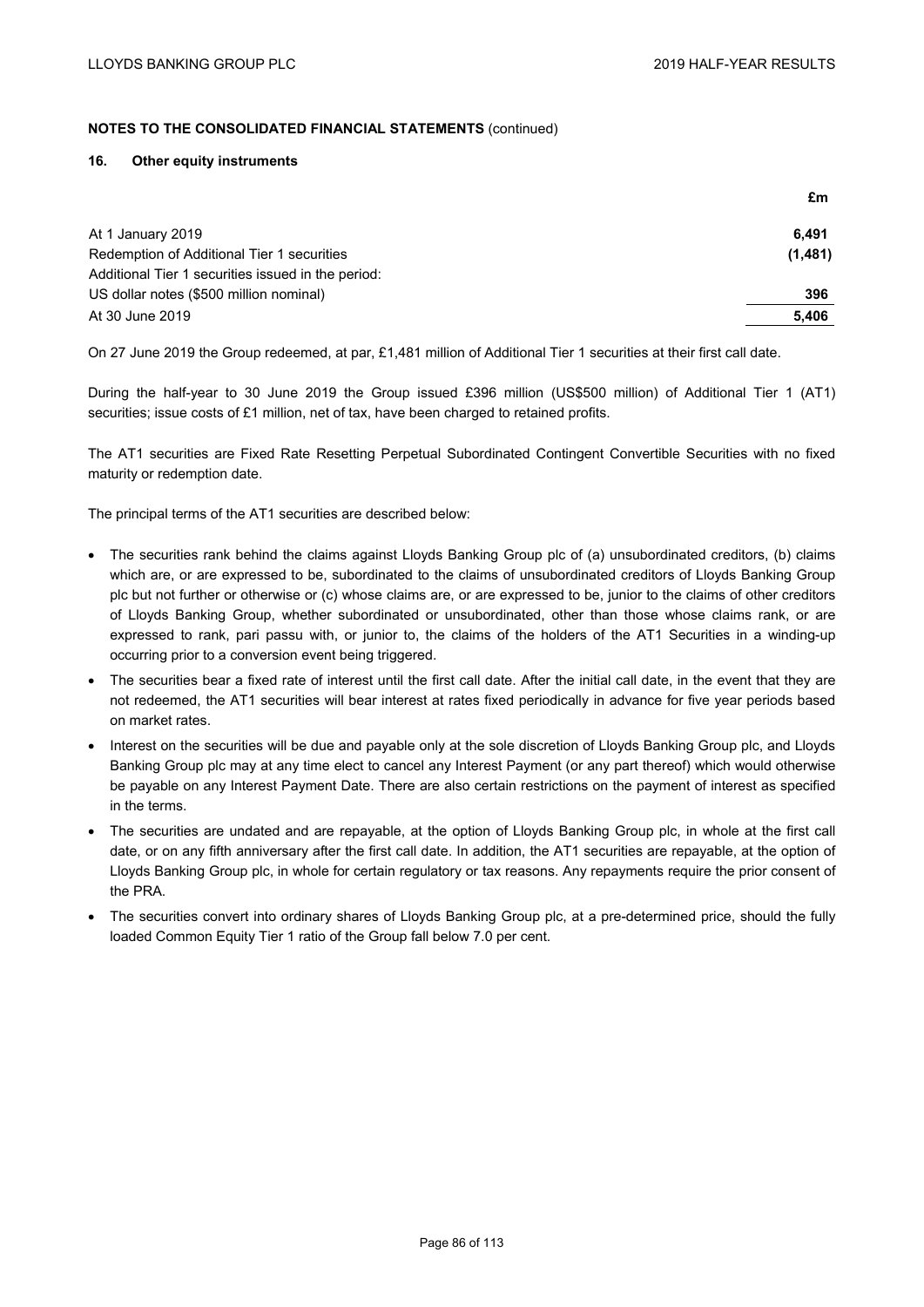**NOTES TO THE CONSOLIDATED FINANCIAL STATEMENTS** (continued)

## 16. Other equity instruments

| | £m |
|---|---|
| At 1 January 2019 | **6,491** |
| Redemption of Additional Tier 1 securities | **(1,481)** |
| Additional Tier 1 securities issued in the period: | |
| US dollar notes ($500 million nominal) | **396** |
| At 30 June 2019 | **5,406** |

On 27 June 2019 the Group redeemed, at par, £1,481 million of Additional Tier 1 securities at their first call date.

During the half-year to 30 June 2019 the Group issued £396 million (US$500 million) of Additional Tier 1 (AT1) securities; issue costs of £1 million, net of tax, have been charged to retained profits.

The AT1 securities are Fixed Rate Resetting Perpetual Subordinated Contingent Convertible Securities with no fixed maturity or redemption date.

The principal terms of the AT1 securities are described below:

- The securities rank behind the claims against Lloyds Banking Group plc of (a) unsubordinated creditors, (b) claims which are, or are expressed to be, subordinated to the claims of unsubordinated creditors of Lloyds Banking Group plc but not further or otherwise or (c) whose claims are, or are expressed to be, junior to the claims of other creditors of Lloyds Banking Group, whether subordinated or unsubordinated, other than those whose claims rank, or are expressed to rank, pari passu with, or junior to, the claims of the holders of the AT1 Securities in a winding-up occurring prior to a conversion event being triggered.
- The securities bear a fixed rate of interest until the first call date. After the initial call date, in the event that they are not redeemed, the AT1 securities will bear interest at rates fixed periodically in advance for five year periods based on market rates.
- Interest on the securities will be due and payable only at the sole discretion of Lloyds Banking Group plc, and Lloyds Banking Group plc may at any time elect to cancel any Interest Payment (or any part thereof) which would otherwise be payable on any Interest Payment Date. There are also certain restrictions on the payment of interest as specified in the terms.
- The securities are undated and are repayable, at the option of Lloyds Banking Group plc, in whole at the first call date, or on any fifth anniversary after the first call date. In addition, the AT1 securities are repayable, at the option of Lloyds Banking Group plc, in whole for certain regulatory or tax reasons. Any repayments require the prior consent of the PRA.
- The securities convert into ordinary shares of Lloyds Banking Group plc, at a pre-determined price, should the fully loaded Common Equity Tier 1 ratio of the Group fall below 7.0 per cent.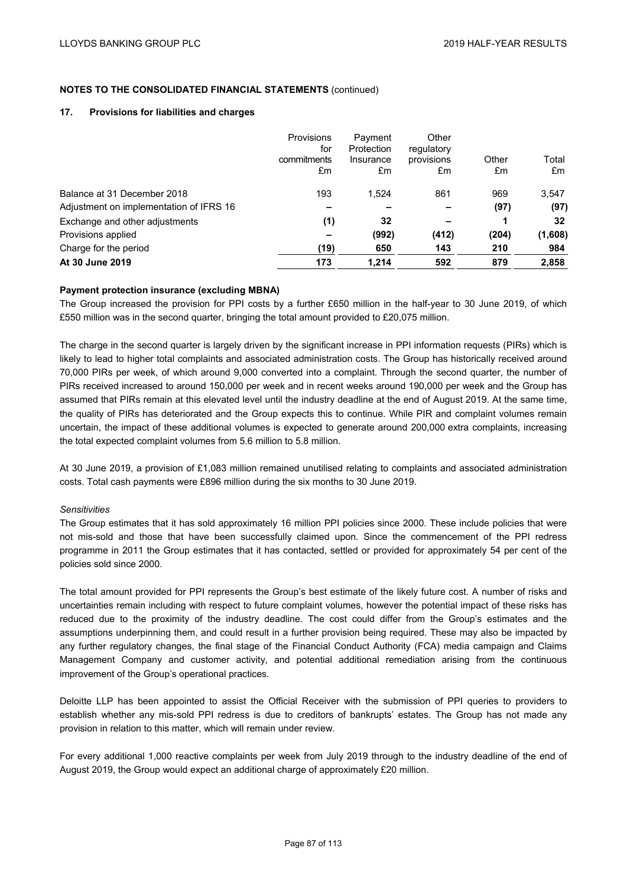**NOTES TO THE CONSOLIDATED FINANCIAL STATEMENTS** (continued)

## 17. Provisions for liabilities and charges

| | Provisions for commitments £m | Payment Protection Insurance £m | Other regulatory provisions £m | Other £m | Total £m |
|---|---|---|---|---|---|
| Balance at 31 December 2018 | 193 | 1,524 | 861 | 969 | 3,547 |
| Adjustment on implementation of IFRS 16 | – | – | – | (97) | (97) |
| Exchange and other adjustments | (1) | 32 | – | 1 | 32 |
| Provisions applied | – | (992) | (412) | (204) | (1,608) |
| Charge for the period | (19) | 650 | 143 | 210 | 984 |
| **At 30 June 2019** | **173** | **1,214** | **592** | **879** | **2,858** |

**Payment protection insurance (excluding MBNA)**

The Group increased the provision for PPI costs by a further £650 million in the half-year to 30 June 2019, of which £550 million was in the second quarter, bringing the total amount provided to £20,075 million.

The charge in the second quarter is largely driven by the significant increase in PPI information requests (PIRs) which is likely to lead to higher total complaints and associated administration costs. The Group has historically received around 70,000 PIRs per week, of which around 9,000 converted into a complaint. Through the second quarter, the number of PIRs received increased to around 150,000 per week and in recent weeks around 190,000 per week and the Group has assumed that PIRs remain at this elevated level until the industry deadline at the end of August 2019. At the same time, the quality of PIRs has deteriorated and the Group expects this to continue. While PIR and complaint volumes remain uncertain, the impact of these additional volumes is expected to generate around 200,000 extra complaints, increasing the total expected complaint volumes from 5.6 million to 5.8 million.

At 30 June 2019, a provision of £1,083 million remained unutilised relating to complaints and associated administration costs. Total cash payments were £896 million during the six months to 30 June 2019.

*Sensitivities*

The Group estimates that it has sold approximately 16 million PPI policies since 2000. These include policies that were not mis-sold and those that have been successfully claimed upon. Since the commencement of the PPI redress programme in 2011 the Group estimates that it has contacted, settled or provided for approximately 54 per cent of the policies sold since 2000.

The total amount provided for PPI represents the Group's best estimate of the likely future cost. A number of risks and uncertainties remain including with respect to future complaint volumes, however the potential impact of these risks has reduced due to the proximity of the industry deadline. The cost could differ from the Group's estimates and the assumptions underpinning them, and could result in a further provision being required. These may also be impacted by any further regulatory changes, the final stage of the Financial Conduct Authority (FCA) media campaign and Claims Management Company and customer activity, and potential additional remediation arising from the continuous improvement of the Group's operational practices.

Deloitte LLP has been appointed to assist the Official Receiver with the submission of PPI queries to providers to establish whether any mis-sold PPI redress is due to creditors of bankrupts' estates. The Group has not made any provision in relation to this matter, which will remain under review.

For every additional 1,000 reactive complaints per week from July 2019 through to the industry deadline of the end of August 2019, the Group would expect an additional charge of approximately £20 million.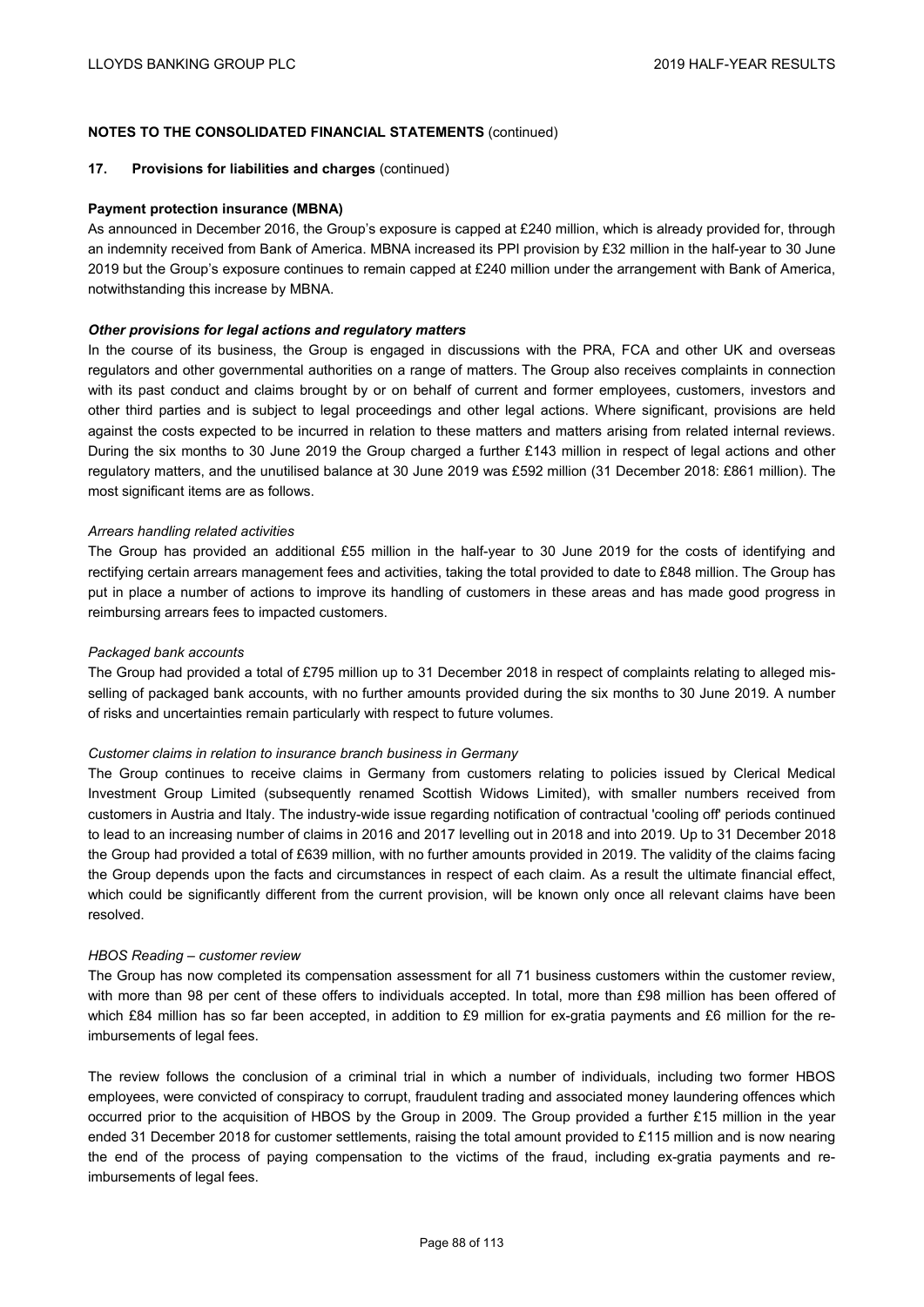## NOTES TO THE CONSOLIDATED FINANCIAL STATEMENTS (continued)

### 17. Provisions for liabilities and charges (continued)

**Payment protection insurance (MBNA)**

As announced in December 2016, the Group's exposure is capped at £240 million, which is already provided for, through an indemnity received from Bank of America. MBNA increased its PPI provision by £32 million in the half-year to 30 June 2019 but the Group's exposure continues to remain capped at £240 million under the arrangement with Bank of America, notwithstanding this increase by MBNA.

***Other provisions for legal actions and regulatory matters***

In the course of its business, the Group is engaged in discussions with the PRA, FCA and other UK and overseas regulators and other governmental authorities on a range of matters. The Group also receives complaints in connection with its past conduct and claims brought by or on behalf of current and former employees, customers, investors and other third parties and is subject to legal proceedings and other legal actions. Where significant, provisions are held against the costs expected to be incurred in relation to these matters and matters arising from related internal reviews. During the six months to 30 June 2019 the Group charged a further £143 million in respect of legal actions and other regulatory matters, and the unutilised balance at 30 June 2019 was £592 million (31 December 2018: £861 million). The most significant items are as follows.

*Arrears handling related activities*

The Group has provided an additional £55 million in the half-year to 30 June 2019 for the costs of identifying and rectifying certain arrears management fees and activities, taking the total provided to date to £848 million. The Group has put in place a number of actions to improve its handling of customers in these areas and has made good progress in reimbursing arrears fees to impacted customers.

*Packaged bank accounts*

The Group had provided a total of £795 million up to 31 December 2018 in respect of complaints relating to alleged mis-selling of packaged bank accounts, with no further amounts provided during the six months to 30 June 2019. A number of risks and uncertainties remain particularly with respect to future volumes.

*Customer claims in relation to insurance branch business in Germany*

The Group continues to receive claims in Germany from customers relating to policies issued by Clerical Medical Investment Group Limited (subsequently renamed Scottish Widows Limited), with smaller numbers received from customers in Austria and Italy. The industry-wide issue regarding notification of contractual 'cooling off' periods continued to lead to an increasing number of claims in 2016 and 2017 levelling out in 2018 and into 2019. Up to 31 December 2018 the Group had provided a total of £639 million, with no further amounts provided in 2019. The validity of the claims facing the Group depends upon the facts and circumstances in respect of each claim. As a result the ultimate financial effect, which could be significantly different from the current provision, will be known only once all relevant claims have been resolved.

*HBOS Reading – customer review*

The Group has now completed its compensation assessment for all 71 business customers within the customer review, with more than 98 per cent of these offers to individuals accepted. In total, more than £98 million has been offered of which £84 million has so far been accepted, in addition to £9 million for ex-gratia payments and £6 million for the re-imbursements of legal fees.

The review follows the conclusion of a criminal trial in which a number of individuals, including two former HBOS employees, were convicted of conspiracy to corrupt, fraudulent trading and associated money laundering offences which occurred prior to the acquisition of HBOS by the Group in 2009. The Group provided a further £15 million in the year ended 31 December 2018 for customer settlements, raising the total amount provided to £115 million and is now nearing the end of the process of paying compensation to the victims of the fraud, including ex-gratia payments and re-imbursements of legal fees.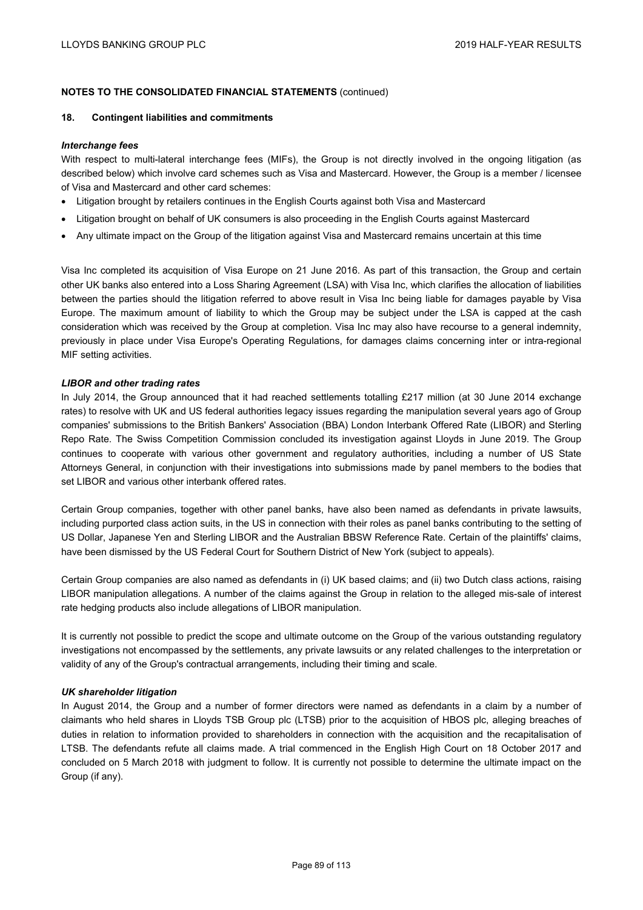**NOTES TO THE CONSOLIDATED FINANCIAL STATEMENTS** (continued)

## 18. Contingent liabilities and commitments

***Interchange fees***

With respect to multi-lateral interchange fees (MIFs), the Group is not directly involved in the ongoing litigation (as described below) which involve card schemes such as Visa and Mastercard. However, the Group is a member / licensee of Visa and Mastercard and other card schemes:

- Litigation brought by retailers continues in the English Courts against both Visa and Mastercard
- Litigation brought on behalf of UK consumers is also proceeding in the English Courts against Mastercard
- Any ultimate impact on the Group of the litigation against Visa and Mastercard remains uncertain at this time

Visa Inc completed its acquisition of Visa Europe on 21 June 2016. As part of this transaction, the Group and certain other UK banks also entered into a Loss Sharing Agreement (LSA) with Visa Inc, which clarifies the allocation of liabilities between the parties should the litigation referred to above result in Visa Inc being liable for damages payable by Visa Europe. The maximum amount of liability to which the Group may be subject under the LSA is capped at the cash consideration which was received by the Group at completion. Visa Inc may also have recourse to a general indemnity, previously in place under Visa Europe's Operating Regulations, for damages claims concerning inter or intra-regional MIF setting activities.

***LIBOR and other trading rates***

In July 2014, the Group announced that it had reached settlements totalling £217 million (at 30 June 2014 exchange rates) to resolve with UK and US federal authorities legacy issues regarding the manipulation several years ago of Group companies' submissions to the British Bankers' Association (BBA) London Interbank Offered Rate (LIBOR) and Sterling Repo Rate. The Swiss Competition Commission concluded its investigation against Lloyds in June 2019. The Group continues to cooperate with various other government and regulatory authorities, including a number of US State Attorneys General, in conjunction with their investigations into submissions made by panel members to the bodies that set LIBOR and various other interbank offered rates.

Certain Group companies, together with other panel banks, have also been named as defendants in private lawsuits, including purported class action suits, in the US in connection with their roles as panel banks contributing to the setting of US Dollar, Japanese Yen and Sterling LIBOR and the Australian BBSW Reference Rate. Certain of the plaintiffs' claims, have been dismissed by the US Federal Court for Southern District of New York (subject to appeals).

Certain Group companies are also named as defendants in (i) UK based claims; and (ii) two Dutch class actions, raising LIBOR manipulation allegations. A number of the claims against the Group in relation to the alleged mis-sale of interest rate hedging products also include allegations of LIBOR manipulation.

It is currently not possible to predict the scope and ultimate outcome on the Group of the various outstanding regulatory investigations not encompassed by the settlements, any private lawsuits or any related challenges to the interpretation or validity of any of the Group's contractual arrangements, including their timing and scale.

***UK shareholder litigation***

In August 2014, the Group and a number of former directors were named as defendants in a claim by a number of claimants who held shares in Lloyds TSB Group plc (LTSB) prior to the acquisition of HBOS plc, alleging breaches of duties in relation to information provided to shareholders in connection with the acquisition and the recapitalisation of LTSB. The defendants refute all claims made. A trial commenced in the English High Court on 18 October 2017 and concluded on 5 March 2018 with judgment to follow. It is currently not possible to determine the ultimate impact on the Group (if any).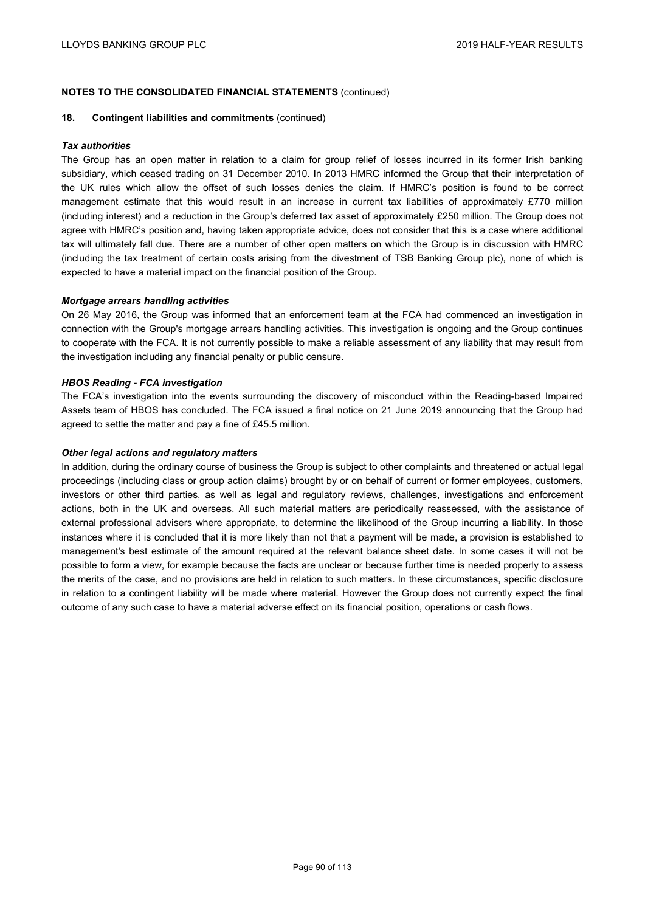**NOTES TO THE CONSOLIDATED FINANCIAL STATEMENTS** (continued)

**18. Contingent liabilities and commitments** (continued)

***Tax authorities***

The Group has an open matter in relation to a claim for group relief of losses incurred in its former Irish banking subsidiary, which ceased trading on 31 December 2010. In 2013 HMRC informed the Group that their interpretation of the UK rules which allow the offset of such losses denies the claim. If HMRC's position is found to be correct management estimate that this would result in an increase in current tax liabilities of approximately £770 million (including interest) and a reduction in the Group's deferred tax asset of approximately £250 million. The Group does not agree with HMRC's position and, having taken appropriate advice, does not consider that this is a case where additional tax will ultimately fall due. There are a number of other open matters on which the Group is in discussion with HMRC (including the tax treatment of certain costs arising from the divestment of TSB Banking Group plc), none of which is expected to have a material impact on the financial position of the Group.

***Mortgage arrears handling activities***

On 26 May 2016, the Group was informed that an enforcement team at the FCA had commenced an investigation in connection with the Group's mortgage arrears handling activities. This investigation is ongoing and the Group continues to cooperate with the FCA. It is not currently possible to make a reliable assessment of any liability that may result from the investigation including any financial penalty or public censure.

***HBOS Reading - FCA investigation***

The FCA's investigation into the events surrounding the discovery of misconduct within the Reading-based Impaired Assets team of HBOS has concluded. The FCA issued a final notice on 21 June 2019 announcing that the Group had agreed to settle the matter and pay a fine of £45.5 million.

***Other legal actions and regulatory matters***

In addition, during the ordinary course of business the Group is subject to other complaints and threatened or actual legal proceedings (including class or group action claims) brought by or on behalf of current or former employees, customers, investors or other third parties, as well as legal and regulatory reviews, challenges, investigations and enforcement actions, both in the UK and overseas. All such material matters are periodically reassessed, with the assistance of external professional advisers where appropriate, to determine the likelihood of the Group incurring a liability. In those instances where it is concluded that it is more likely than not that a payment will be made, a provision is established to management's best estimate of the amount required at the relevant balance sheet date. In some cases it will not be possible to form a view, for example because the facts are unclear or because further time is needed properly to assess the merits of the case, and no provisions are held in relation to such matters. In these circumstances, specific disclosure in relation to a contingent liability will be made where material. However the Group does not currently expect the final outcome of any such case to have a material adverse effect on its financial position, operations or cash flows.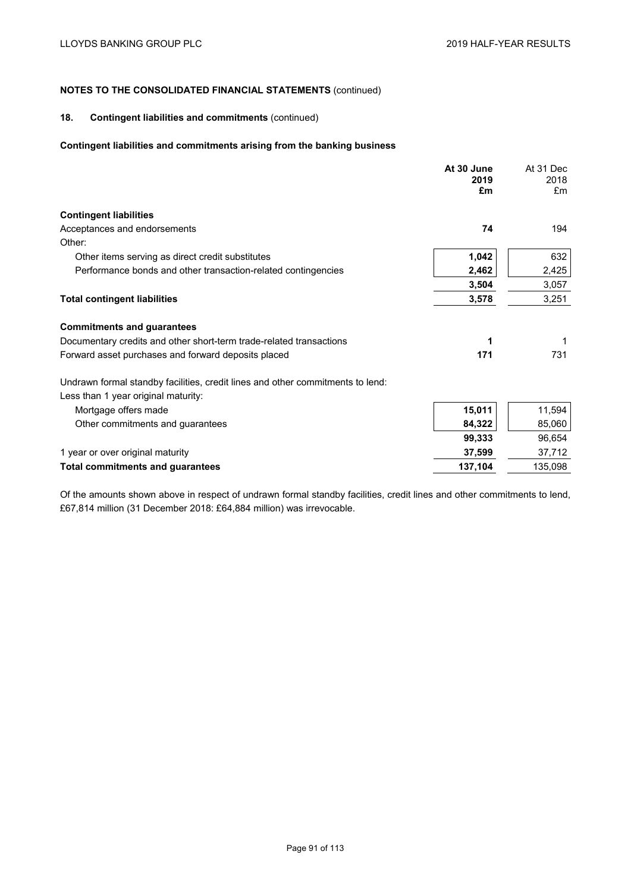**NOTES TO THE CONSOLIDATED FINANCIAL STATEMENTS** (continued)

## 18. Contingent liabilities and commitments (continued)

### Contingent liabilities and commitments arising from the banking business

| | **At 30 June 2019 £m** | At 31 Dec 2018 £m |
|---|---|---|
| **Contingent liabilities** | | |
| Acceptances and endorsements | **74** | 194 |
| Other: | | |
| Other items serving as direct credit substitutes | **1,042** | 632 |
| Performance bonds and other transaction-related contingencies | **2,462** | 2,425 |
| | **3,504** | 3,057 |
| **Total contingent liabilities** | **3,578** | 3,251 |
| **Commitments and guarantees** | | |
| Documentary credits and other short-term trade-related transactions | **1** | 1 |
| Forward asset purchases and forward deposits placed | **171** | 731 |
| Undrawn formal standby facilities, credit lines and other commitments to lend: | | |
| Less than 1 year original maturity: | | |
| Mortgage offers made | **15,011** | 11,594 |
| Other commitments and guarantees | **84,322** | 85,060 |
| | **99,333** | 96,654 |
| 1 year or over original maturity | **37,599** | 37,712 |
| **Total commitments and guarantees** | **137,104** | 135,098 |

Of the amounts shown above in respect of undrawn formal standby facilities, credit lines and other commitments to lend, £67,814 million (31 December 2018: £64,884 million) was irrevocable.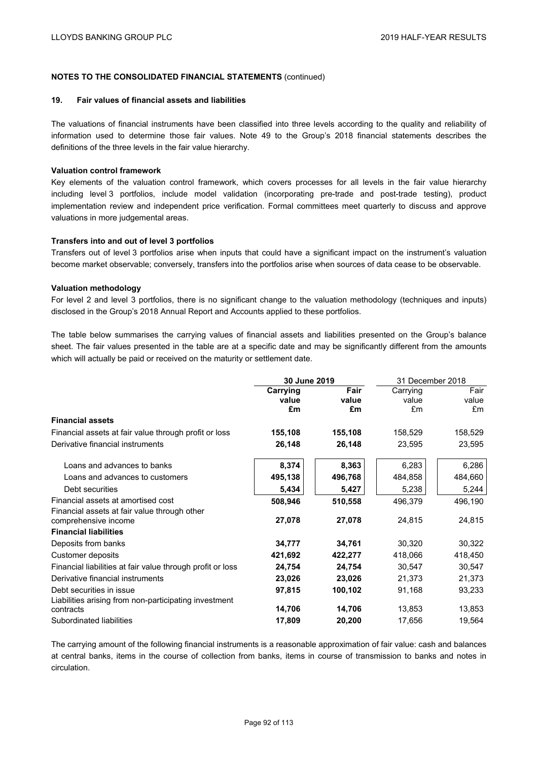**NOTES TO THE CONSOLIDATED FINANCIAL STATEMENTS** (continued)

## 19. Fair values of financial assets and liabilities

The valuations of financial instruments have been classified into three levels according to the quality and reliability of information used to determine those fair values. Note 49 to the Group's 2018 financial statements describes the definitions of the three levels in the fair value hierarchy.

### Valuation control framework

Key elements of the valuation control framework, which covers processes for all levels in the fair value hierarchy including level 3 portfolios, include model validation (incorporating pre-trade and post-trade testing), product implementation review and independent price verification. Formal committees meet quarterly to discuss and approve valuations in more judgemental areas.

### Transfers into and out of level 3 portfolios

Transfers out of level 3 portfolios arise when inputs that could have a significant impact on the instrument's valuation become market observable; conversely, transfers into the portfolios arise when sources of data cease to be observable.

### Valuation methodology

For level 2 and level 3 portfolios, there is no significant change to the valuation methodology (techniques and inputs) disclosed in the Group's 2018 Annual Report and Accounts applied to these portfolios.

The table below summarises the carrying values of financial assets and liabilities presented on the Group's balance sheet. The fair values presented in the table are at a specific date and may be significantly different from the amounts which will actually be paid or received on the maturity or settlement date.

| | **30 June 2019** | | 31 December 2018 | |
|---|---|---|---|---|
| | **Carrying value £m** | **Fair value £m** | Carrying value £m | Fair value £m |
| **Financial assets** | | | | |
| Financial assets at fair value through profit or loss | **155,108** | **155,108** | 158,529 | 158,529 |
| Derivative financial instruments | **26,148** | **26,148** | 23,595 | 23,595 |
| Loans and advances to banks | **8,374** | **8,363** | 6,283 | 6,286 |
| Loans and advances to customers | **495,138** | **496,768** | 484,858 | 484,660 |
| Debt securities | **5,434** | **5,427** | 5,238 | 5,244 |
| Financial assets at amortised cost | **508,946** | **510,558** | 496,379 | 496,190 |
| Financial assets at fair value through other comprehensive income | **27,078** | **27,078** | 24,815 | 24,815 |
| **Financial liabilities** | | | | |
| Deposits from banks | **34,777** | **34,761** | 30,320 | 30,322 |
| Customer deposits | **421,692** | **422,277** | 418,066 | 418,450 |
| Financial liabilities at fair value through profit or loss | **24,754** | **24,754** | 30,547 | 30,547 |
| Derivative financial instruments | **23,026** | **23,026** | 21,373 | 21,373 |
| Debt securities in issue | **97,815** | **100,102** | 91,168 | 93,233 |
| Liabilities arising from non-participating investment contracts | **14,706** | **14,706** | 13,853 | 13,853 |
| Subordinated liabilities | **17,809** | **20,200** | 17,656 | 19,564 |

The carrying amount of the following financial instruments is a reasonable approximation of fair value: cash and balances at central banks, items in the course of collection from banks, items in course of transmission to banks and notes in circulation.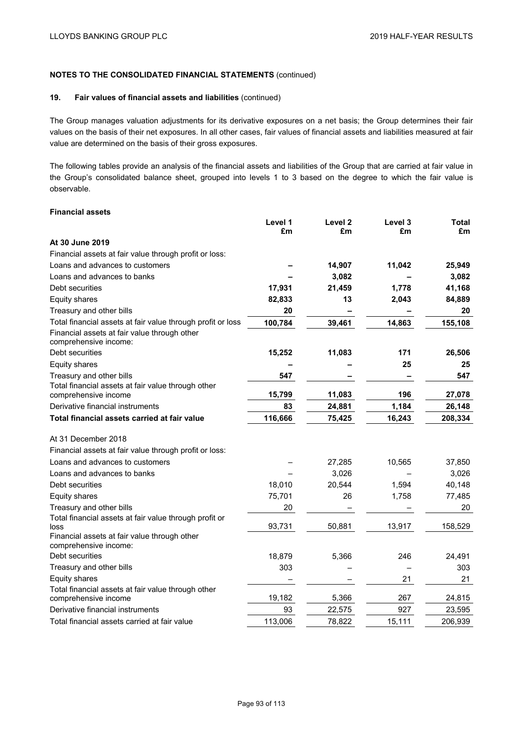**NOTES TO THE CONSOLIDATED FINANCIAL STATEMENTS** (continued)

**19. Fair values of financial assets and liabilities** (continued)

The Group manages valuation adjustments for its derivative exposures on a net basis; the Group determines their fair values on the basis of their net exposures. In all other cases, fair values of financial assets and liabilities measured at fair value are determined on the basis of their gross exposures.

The following tables provide an analysis of the financial assets and liabilities of the Group that are carried at fair value in the Group's consolidated balance sheet, grouped into levels 1 to 3 based on the degree to which the fair value is observable.

**Financial assets**

| | Level 1 £m | Level 2 £m | Level 3 £m | Total £m |
|---|---|---|---|---|
| **At 30 June 2019** | | | | |
| Financial assets at fair value through profit or loss: | | | | |
| Loans and advances to customers | **–** | **14,907** | **11,042** | **25,949** |
| Loans and advances to banks | **–** | **3,082** | **–** | **3,082** |
| Debt securities | **17,931** | **21,459** | **1,778** | **41,168** |
| Equity shares | **82,833** | **13** | **2,043** | **84,889** |
| Treasury and other bills | **20** | **–** | **–** | **20** |
| Total financial assets at fair value through profit or loss | **100,784** | **39,461** | **14,863** | **155,108** |
| Financial assets at fair value through other comprehensive income: | | | | |
| Debt securities | **15,252** | **11,083** | **171** | **26,506** |
| Equity shares | **–** | **–** | **25** | **25** |
| Treasury and other bills | **547** | **–** | **–** | **547** |
| Total financial assets at fair value through other comprehensive income | **15,799** | **11,083** | **196** | **27,078** |
| Derivative financial instruments | **83** | **24,881** | **1,184** | **26,148** |
| **Total financial assets carried at fair value** | **116,666** | **75,425** | **16,243** | **208,334** |
| At 31 December 2018 | | | | |
| Financial assets at fair value through profit or loss: | | | | |
| Loans and advances to customers | – | 27,285 | 10,565 | 37,850 |
| Loans and advances to banks | – | 3,026 | – | 3,026 |
| Debt securities | 18,010 | 20,544 | 1,594 | 40,148 |
| Equity shares | 75,701 | 26 | 1,758 | 77,485 |
| Treasury and other bills | 20 | – | – | 20 |
| Total financial assets at fair value through profit or loss | 93,731 | 50,881 | 13,917 | 158,529 |
| Financial assets at fair value through other comprehensive income: | | | | |
| Debt securities | 18,879 | 5,366 | 246 | 24,491 |
| Treasury and other bills | 303 | | – | 303 |
| Equity shares | – | – | 21 | 21 |
| Total financial assets at fair value through other comprehensive income | 19,182 | 5,366 | 267 | 24,815 |
| Derivative financial instruments | 93 | 22,575 | 927 | 23,595 |
| Total financial assets carried at fair value | 113,006 | 78,822 | 15,111 | 206,939 |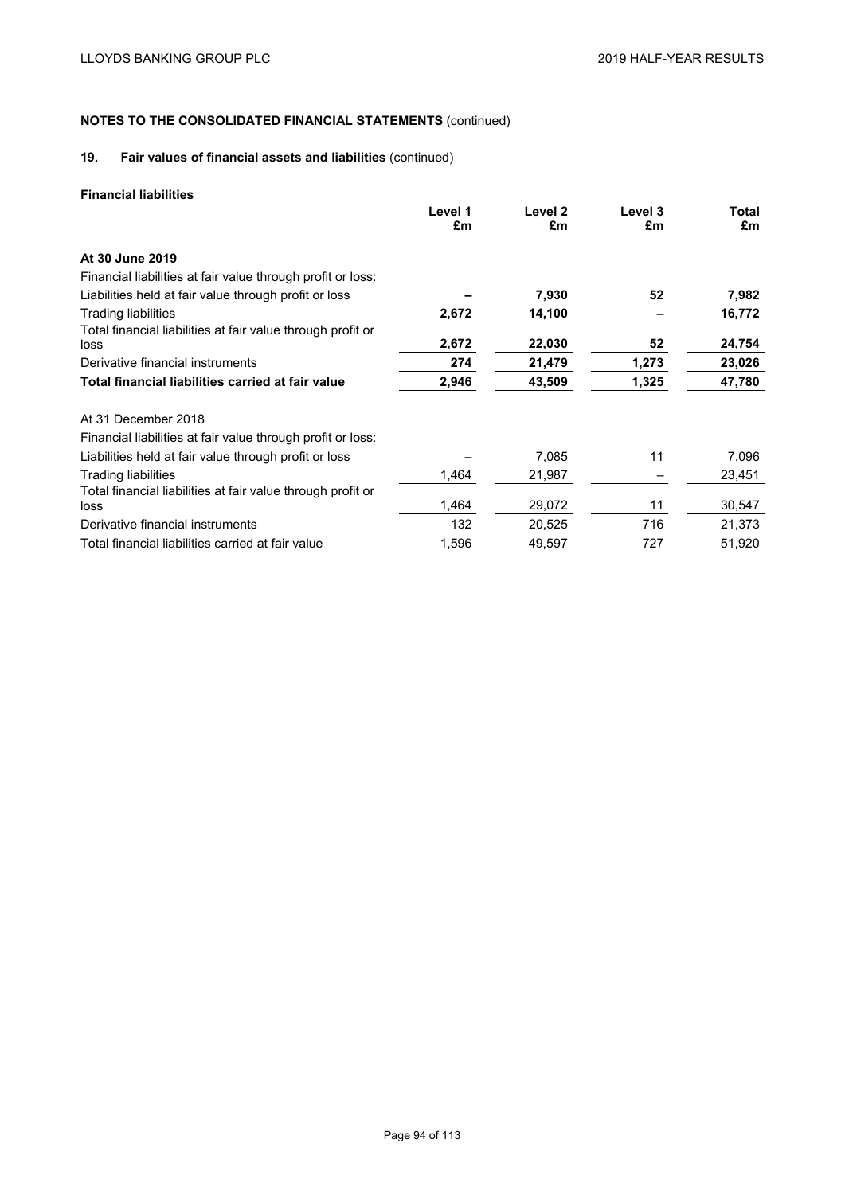**NOTES TO THE CONSOLIDATED FINANCIAL STATEMENTS** (continued)

## 19. Fair values of financial assets and liabilities (continued)

**Financial liabilities**

| | Level 1 £m | Level 2 £m | Level 3 £m | Total £m |
|---|---|---|---|---|
| **At 30 June 2019** | | | | |
| Financial liabilities at fair value through profit or loss: | | | | |
| Liabilities held at fair value through profit or loss | **–** | **7,930** | **52** | **7,982** |
| Trading liabilities | **2,672** | **14,100** | **–** | **16,772** |
| Total financial liabilities at fair value through profit or loss | **2,672** | **22,030** | **52** | **24,754** |
| Derivative financial instruments | **274** | **21,479** | **1,273** | **23,026** |
| **Total financial liabilities carried at fair value** | **2,946** | **43,509** | **1,325** | **47,780** |
| At 31 December 2018 | | | | |
| Financial liabilities at fair value through profit or loss: | | | | |
| Liabilities held at fair value through profit or loss | – | 7,085 | 11 | 7,096 |
| Trading liabilities | 1,464 | 21,987 | – | 23,451 |
| Total financial liabilities at fair value through profit or loss | 1,464 | 29,072 | 11 | 30,547 |
| Derivative financial instruments | 132 | 20,525 | 716 | 21,373 |
| Total financial liabilities carried at fair value | 1,596 | 49,597 | 727 | 51,920 |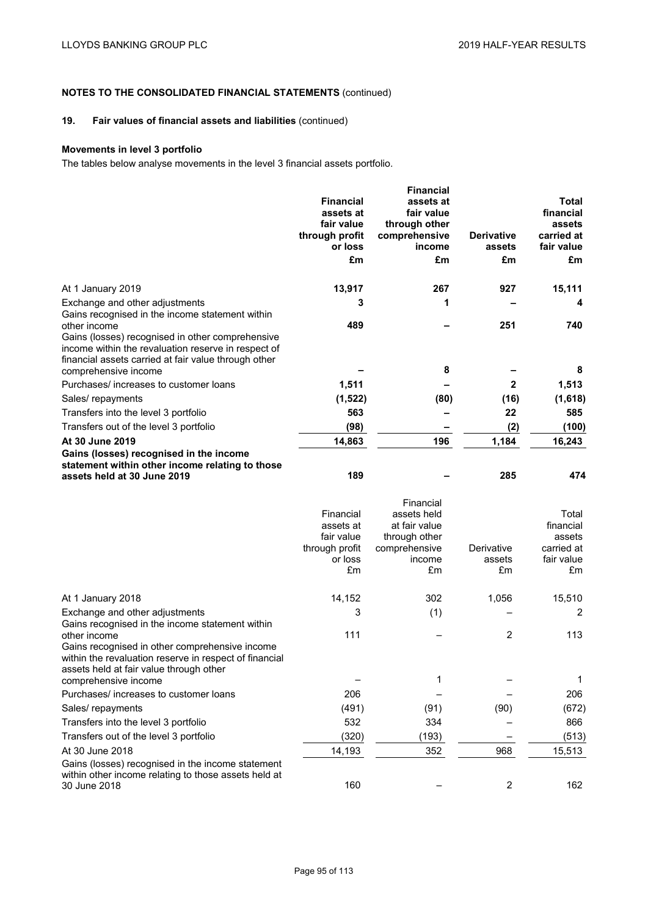## NOTES TO THE CONSOLIDATED FINANCIAL STATEMENTS (continued)

### 19. Fair values of financial assets and liabilities (continued)

**Movements in level 3 portfolio**

The tables below analyse movements in the level 3 financial assets portfolio.

| | **Financial assets at fair value through profit or loss £m** | **Financial assets at fair value through other comprehensive income £m** | **Derivative assets £m** | **Total financial assets carried at fair value £m** |
|---|---|---|---|---|
| At 1 January 2019 | **13,917** | **267** | **927** | **15,111** |
| Exchange and other adjustments | **3** | **1** | **–** | **4** |
| Gains recognised in the income statement within other income | **489** | **–** | **251** | **740** |
| Gains (losses) recognised in other comprehensive income within the revaluation reserve in respect of financial assets carried at fair value through other comprehensive income | **–** | **8** | **–** | **8** |
| Purchases/ increases to customer loans | **1,511** | **–** | **2** | **1,513** |
| Sales/ repayments | **(1,522)** | **(80)** | **(16)** | **(1,618)** |
| Transfers into the level 3 portfolio | **563** | **–** | **22** | **585** |
| Transfers out of the level 3 portfolio | **(98)** | **–** | **(2)** | **(100)** |
| **At 30 June 2019** | **14,863** | **196** | **1,184** | **16,243** |
| **Gains (losses) recognised in the income statement within other income relating to those assets held at 30 June 2019** | **189** | **–** | **285** | **474** |

| | Financial assets at fair value through profit or loss £m | Financial assets held at fair value through other comprehensive income £m | Derivative assets £m | Total financial assets carried at fair value £m |
|---|---|---|---|---|
| At 1 January 2018 | 14,152 | 302 | 1,056 | 15,510 |
| Exchange and other adjustments | 3 | (1) | – | 2 |
| Gains recognised in the income statement within other income | 111 | – | 2 | 113 |
| Gains recognised in other comprehensive income within the revaluation reserve in respect of financial assets held at fair value through other comprehensive income | – | 1 | – | 1 |
| Purchases/ increases to customer loans | 206 | – | – | 206 |
| Sales/ repayments | (491) | (91) | (90) | (672) |
| Transfers into the level 3 portfolio | 532 | 334 | – | 866 |
| Transfers out of the level 3 portfolio | (320) | (193) | – | (513) |
| At 30 June 2018 | 14,193 | 352 | 968 | 15,513 |
| Gains (losses) recognised in the income statement within other income relating to those assets held at 30 June 2018 | 160 | – | 2 | 162 |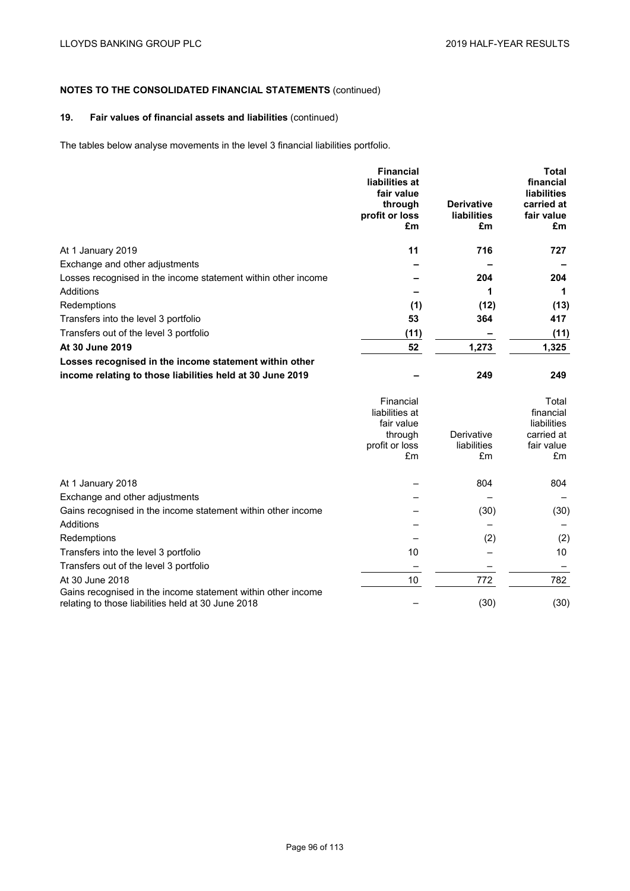**NOTES TO THE CONSOLIDATED FINANCIAL STATEMENTS** (continued)

## 19. Fair values of financial assets and liabilities (continued)

The tables below analyse movements in the level 3 financial liabilities portfolio.

| | **Financial liabilities at fair value through profit or loss £m** | **Derivative liabilities £m** | **Total financial liabilities carried at fair value £m** |
|---|---|---|---|
| At 1 January 2019 | **11** | **716** | **727** |
| Exchange and other adjustments | **–** | **–** | **–** |
| Losses recognised in the income statement within other income | **–** | **204** | **204** |
| Additions | **–** | **1** | **1** |
| Redemptions | **(1)** | **(12)** | **(13)** |
| Transfers into the level 3 portfolio | **53** | **364** | **417** |
| Transfers out of the level 3 portfolio | **(11)** | **–** | **(11)** |
| **At 30 June 2019** | **52** | **1,273** | **1,325** |
| **Losses recognised in the income statement within other income relating to those liabilities held at 30 June 2019** | **–** | **249** | **249** |

| | Financial liabilities at fair value through profit or loss £m | Derivative liabilities £m | Total financial liabilities carried at fair value £m |
|---|---|---|---|
| At 1 January 2018 | – | 804 | 804 |
| Exchange and other adjustments | – | – | – |
| Gains recognised in the income statement within other income | – | (30) | (30) |
| Additions | – | – | – |
| Redemptions | – | (2) | (2) |
| Transfers into the level 3 portfolio | 10 | – | 10 |
| Transfers out of the level 3 portfolio | – | – | – |
| At 30 June 2018 | 10 | 772 | 782 |
| Gains recognised in the income statement within other income relating to those liabilities held at 30 June 2018 | – | (30) | (30) |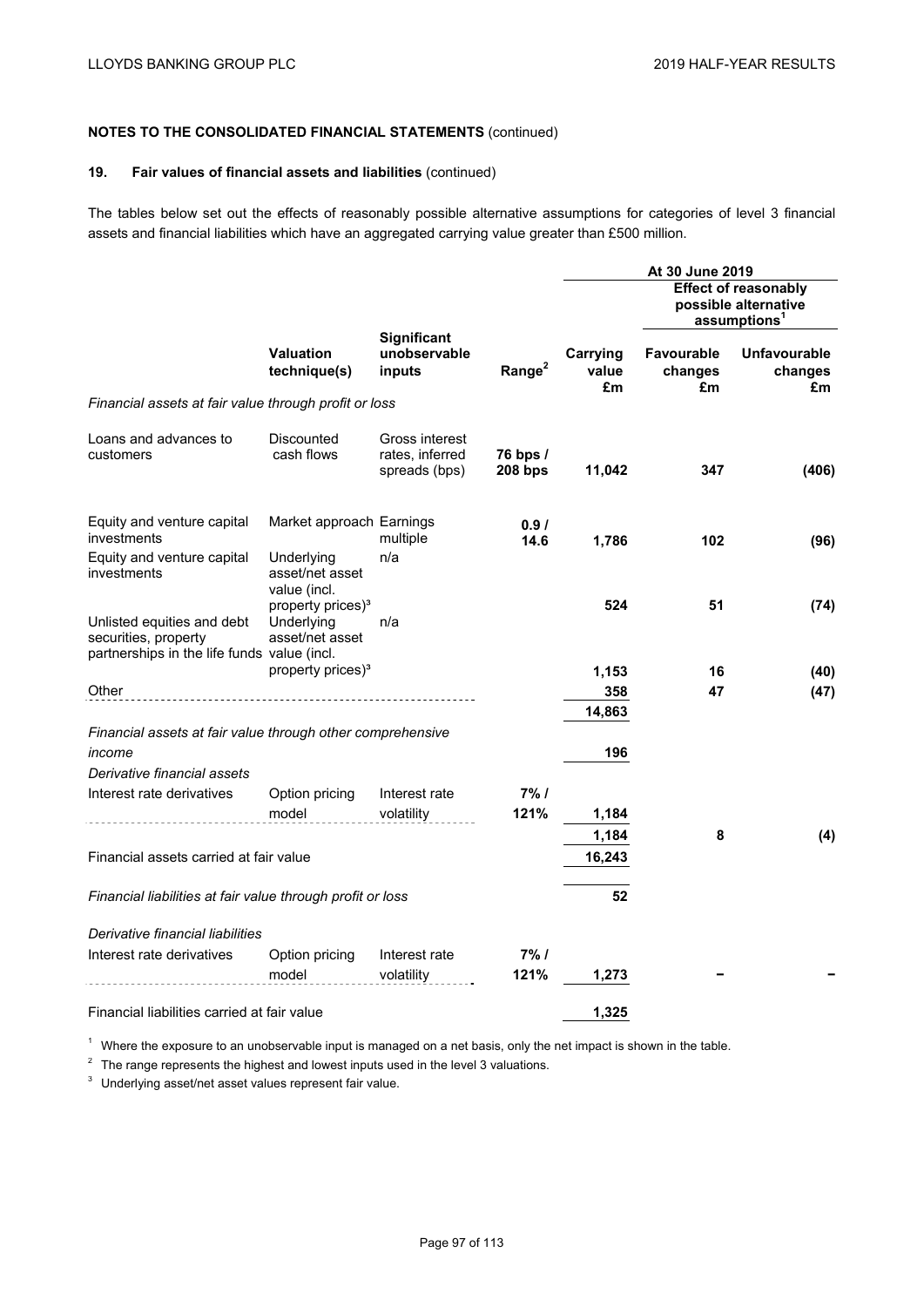**NOTES TO THE CONSOLIDATED FINANCIAL STATEMENTS** (continued)

**19. Fair values of financial assets and liabilities** (continued)

The tables below set out the effects of reasonably possible alternative assumptions for categories of level 3 financial assets and financial liabilities which have an aggregated carrying value greater than £500 million.

| | | | | At 30 June 2019 | | |
|---|---|---|---|---|---|---|
| | | | | | Effect of reasonably possible alternative assumptions[1] | |
| | **Valuation technique(s)** | **Significant unobservable inputs** | **Range[2]** | **Carrying value £m** | **Favourable changes £m** | **Unfavourable changes £m** |
| *Financial assets at fair value through profit or loss* | | | | | | |
| Loans and advances to customers | Discounted cash flows | Gross interest rates, inferred spreads (bps) | **76 bps / 208 bps** | **11,042** | **347** | **(406)** |
| Equity and venture capital investments | Market approach | Earnings multiple | **0.9 / 14.6** | **1,786** | **102** | **(96)** |
| Equity and venture capital investments | Underlying asset/net asset value (incl. property prices)[3] | n/a | | **524** | **51** | **(74)** |
| Unlisted equities and debt securities, property partnerships in the life funds | Underlying asset/net asset value (incl. property prices)[3] | n/a | | **1,153** | **16** | **(40)** |
| Other | | | | **358** | **47** | **(47)** |
| | | | | **14,863** | | |
| *Financial assets at fair value through other comprehensive income* | | | | **196** | | |
| *Derivative financial assets* | | | | | | |
| Interest rate derivatives | Option pricing model | Interest rate volatility | **7% / 121%** | **1,184** | | |
| | | | | **1,184** | **8** | **(4)** |
| Financial assets carried at fair value | | | | **16,243** | | |
| *Financial liabilities at fair value through profit or loss* | | | | **52** | | |
| *Derivative financial liabilities* | | | | | | |
| Interest rate derivatives | Option pricing model | Interest rate volatility | **7% / 121%** | **1,273** | **–** | **–** |
| Financial liabilities carried at fair value | | | | **1,325** | | |

[1] Where the exposure to an unobservable input is managed on a net basis, only the net impact is shown in the table.

[2] The range represents the highest and lowest inputs used in the level 3 valuations.

[3] Underlying asset/net asset values represent fair value.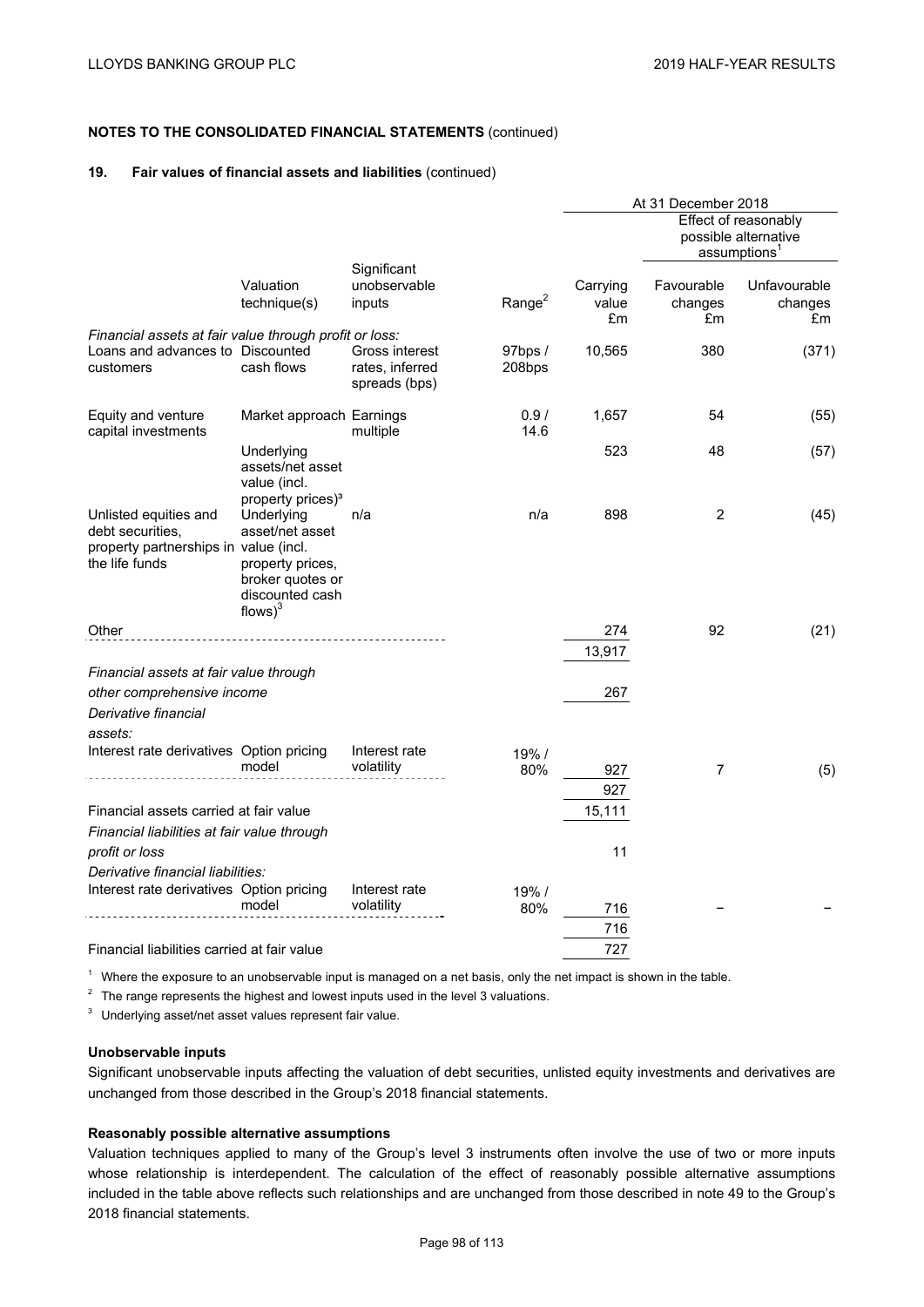**NOTES TO THE CONSOLIDATED FINANCIAL STATEMENTS** (continued)

**19. Fair values of financial assets and liabilities** (continued)

| | | | | At 31 December 2018 | | |
|---|---|---|---|---|---|---|
| | | | | | Effect of reasonably possible alternative assumptions[1] | |
| | Valuation technique(s) | Significant unobservable inputs | Range[2] | Carrying value £m | Favourable changes £m | Unfavourable changes £m |
| *Financial assets at fair value through profit or loss:* | | | | | | |
| Loans and advances to customers | Discounted cash flows | Gross interest rates, inferred spreads (bps) | 97bps / 208bps | 10,565 | 380 | (371) |
| Equity and venture capital investments | Market approach | Earnings multiple | 0.9 / 14.6 | 1,657 | 54 | (55) |
| | Underlying assets/net asset value (incl. property prices)[3] | | | 523 | 48 | (57) |
| Unlisted equities and debt securities, property partnerships in the life funds | Underlying asset/net asset value (incl. property prices, broker quotes or discounted cash flows)[3] | n/a | n/a | 898 | 2 | (45) |
| Other | | | | 274 | 92 | (21) |
| | | | | 13,917 | | |
| *Financial assets at fair value through other comprehensive income* | | | | 267 | | |
| *Derivative financial assets:* | | | | | | |
| Interest rate derivatives | Option pricing model | Interest rate volatility | 19% / 80% | 927 | 7 | (5) |
| | | | | 927 | | |
| Financial assets carried at fair value | | | | 15,111 | | |
| *Financial liabilities at fair value through profit or loss* | | | | 11 | | |
| *Derivative financial liabilities:* | | | | | | |
| Interest rate derivatives | Option pricing model | Interest rate volatility | 19% / 80% | 716 | – | – |
| | | | | 716 | | |
| Financial liabilities carried at fair value | | | | 727 | | |

[1] Where the exposure to an unobservable input is managed on a net basis, only the net impact is shown in the table.

[2] The range represents the highest and lowest inputs used in the level 3 valuations.

[3] Underlying asset/net asset values represent fair value.

**Unobservable inputs**

Significant unobservable inputs affecting the valuation of debt securities, unlisted equity investments and derivatives are unchanged from those described in the Group's 2018 financial statements.

**Reasonably possible alternative assumptions**

Valuation techniques applied to many of the Group's level 3 instruments often involve the use of two or more inputs whose relationship is interdependent. The calculation of the effect of reasonably possible alternative assumptions included in the table above reflects such relationships and are unchanged from those described in note 49 to the Group's 2018 financial statements.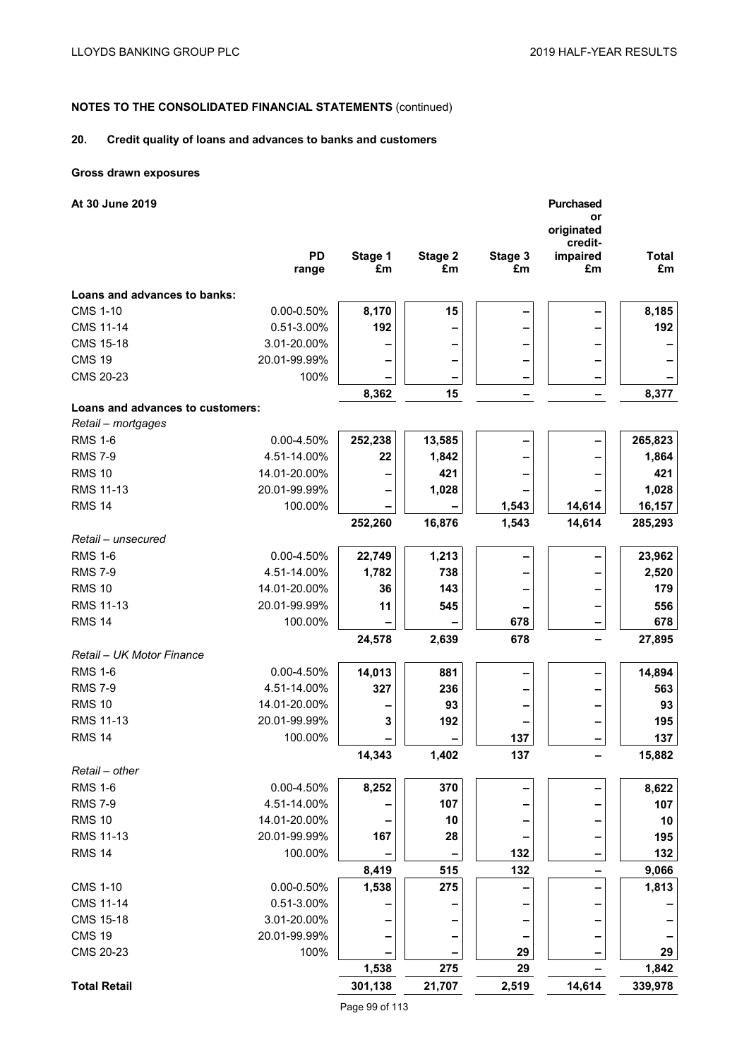## NOTES TO THE CONSOLIDATED FINANCIAL STATEMENTS (continued)

### 20. Credit quality of loans and advances to banks and customers

**Gross drawn exposures**

| At 30 June 2019 | PD range | Stage 1 £m | Stage 2 £m | Stage 3 £m | Purchased or originated credit-impaired £m | Total £m |
|---|---|---|---|---|---|---|
| **Loans and advances to banks:** | | | | | | |
| CMS 1-10 | 0.00-0.50% | 8,170 | 15 | – | – | 8,185 |
| CMS 11-14 | 0.51-3.00% | 192 | – | – | – | 192 |
| CMS 15-18 | 3.01-20.00% | – | – | – | – | – |
| CMS 19 | 20.01-99.99% | – | – | – | – | – |
| CMS 20-23 | 100% | – | – | – | – | – |
| | | 8,362 | 15 | – | – | 8,377 |
| **Loans and advances to customers:** | | | | | | |
| *Retail – mortgages* | | | | | | |
| RMS 1-6 | 0.00-4.50% | 252,238 | 13,585 | – | – | 265,823 |
| RMS 7-9 | 4.51-14.00% | 22 | 1,842 | – | – | 1,864 |
| RMS 10 | 14.01-20.00% | – | 421 | – | – | 421 |
| RMS 11-13 | 20.01-99.99% | – | 1,028 | – | – | 1,028 |
| RMS 14 | 100.00% | – | – | 1,543 | 14,614 | 16,157 |
| | | 252,260 | 16,876 | 1,543 | 14,614 | 285,293 |
| *Retail – unsecured* | | | | | | |
| RMS 1-6 | 0.00-4.50% | 22,749 | 1,213 | – | – | 23,962 |
| RMS 7-9 | 4.51-14.00% | 1,782 | 738 | – | – | 2,520 |
| RMS 10 | 14.01-20.00% | 36 | 143 | – | – | 179 |
| RMS 11-13 | 20.01-99.99% | 11 | 545 | – | – | 556 |
| RMS 14 | 100.00% | – | – | 678 | – | 678 |
| | | 24,578 | 2,639 | 678 | – | 27,895 |
| *Retail – UK Motor Finance* | | | | | | |
| RMS 1-6 | 0.00-4.50% | 14,013 | 881 | – | – | 14,894 |
| RMS 7-9 | 4.51-14.00% | 327 | 236 | – | – | 563 |
| RMS 10 | 14.01-20.00% | – | 93 | – | – | 93 |
| RMS 11-13 | 20.01-99.99% | 3 | 192 | – | – | 195 |
| RMS 14 | 100.00% | – | – | 137 | – | 137 |
| | | 14,343 | 1,402 | 137 | – | 15,882 |
| *Retail – other* | | | | | | |
| RMS 1-6 | 0.00-4.50% | 8,252 | 370 | – | – | 8,622 |
| RMS 7-9 | 4.51-14.00% | – | 107 | – | – | 107 |
| RMS 10 | 14.01-20.00% | – | 10 | – | – | 10 |
| RMS 11-13 | 20.01-99.99% | 167 | 28 | – | – | 195 |
| RMS 14 | 100.00% | – | – | 132 | – | 132 |
| | | 8,419 | 515 | 132 | – | 9,066 |
| CMS 1-10 | 0.00-0.50% | 1,538 | 275 | – | – | 1,813 |
| CMS 11-14 | 0.51-3.00% | – | – | – | – | – |
| CMS 15-18 | 3.01-20.00% | – | – | – | – | – |
| CMS 19 | 20.01-99.99% | – | – | – | – | – |
| CMS 20-23 | 100% | – | – | 29 | – | 29 |
| | | 1,538 | 275 | 29 | – | 1,842 |
| **Total Retail** | | 301,138 | 21,707 | 2,519 | 14,614 | 339,978 |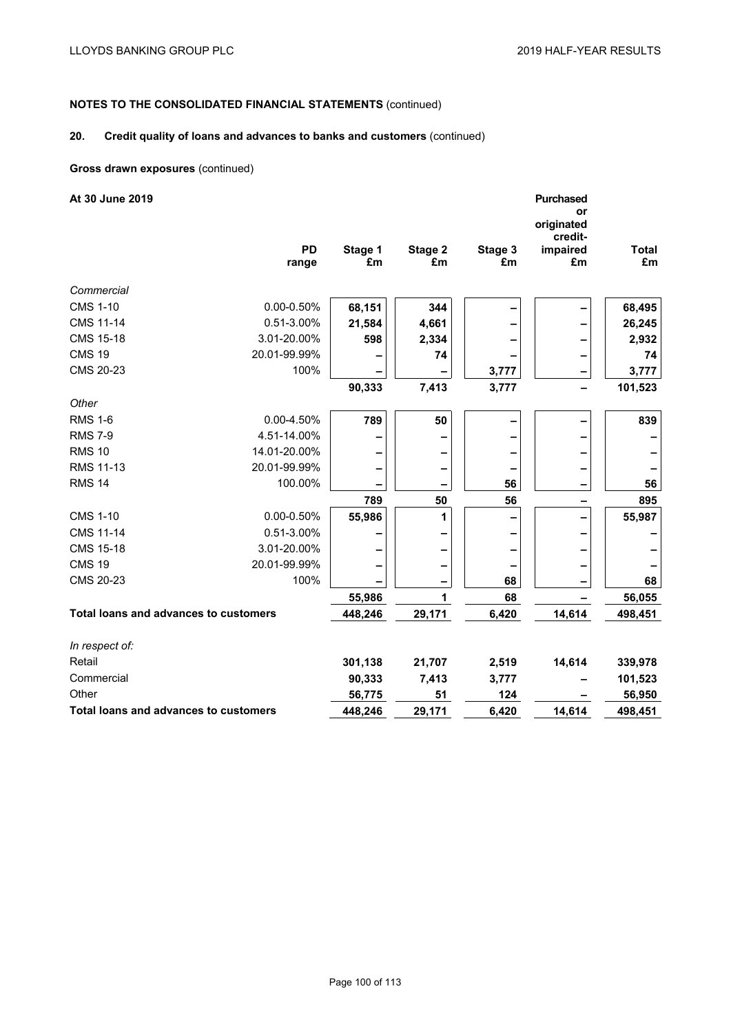## NOTES TO THE CONSOLIDATED FINANCIAL STATEMENTS (continued)

### 20. Credit quality of loans and advances to banks and customers (continued)

**Gross drawn exposures** (continued)

| **At 30 June 2019** | **PD range** | **Stage 1 £m** | **Stage 2 £m** | **Stage 3 £m** | **Purchased or originated credit-impaired £m** | **Total £m** |
|---|---|---|---|---|---|---|
| *Commercial* | | | | | | |
| CMS 1-10 | 0.00-0.50% | 68,151 | 344 | – | – | 68,495 |
| CMS 11-14 | 0.51-3.00% | 21,584 | 4,661 | – | – | 26,245 |
| CMS 15-18 | 3.01-20.00% | 598 | 2,334 | – | – | 2,932 |
| CMS 19 | 20.01-99.99% | – | 74 | – | – | 74 |
| CMS 20-23 | 100% | – | – | 3,777 | – | 3,777 |
| | | 90,333 | 7,413 | 3,777 | – | 101,523 |
| *Other* | | | | | | |
| RMS 1-6 | 0.00-4.50% | 789 | 50 | – | – | 839 |
| RMS 7-9 | 4.51-14.00% | – | – | – | – | – |
| RMS 10 | 14.01-20.00% | – | – | – | – | – |
| RMS 11-13 | 20.01-99.99% | – | – | – | – | – |
| RMS 14 | 100.00% | – | – | 56 | – | 56 |
| | | 789 | 50 | 56 | – | 895 |
| CMS 1-10 | 0.00-0.50% | 55,986 | 1 | – | – | 55,987 |
| CMS 11-14 | 0.51-3.00% | – | – | – | – | – |
| CMS 15-18 | 3.01-20.00% | – | – | – | – | – |
| CMS 19 | 20.01-99.99% | – | – | – | – | – |
| CMS 20-23 | 100% | – | – | 68 | – | 68 |
| | | 55,986 | 1 | 68 | – | 56,055 |
| **Total loans and advances to customers** | | 448,246 | 29,171 | 6,420 | 14,614 | 498,451 |
| | | | | | | |
| *In respect of:* | | | | | | |
| Retail | | 301,138 | 21,707 | 2,519 | 14,614 | 339,978 |
| Commercial | | 90,333 | 7,413 | 3,777 | – | 101,523 |
| Other | | 56,775 | 51 | 124 | – | 56,950 |
| **Total loans and advances to customers** | | 448,246 | 29,171 | 6,420 | 14,614 | 498,451 |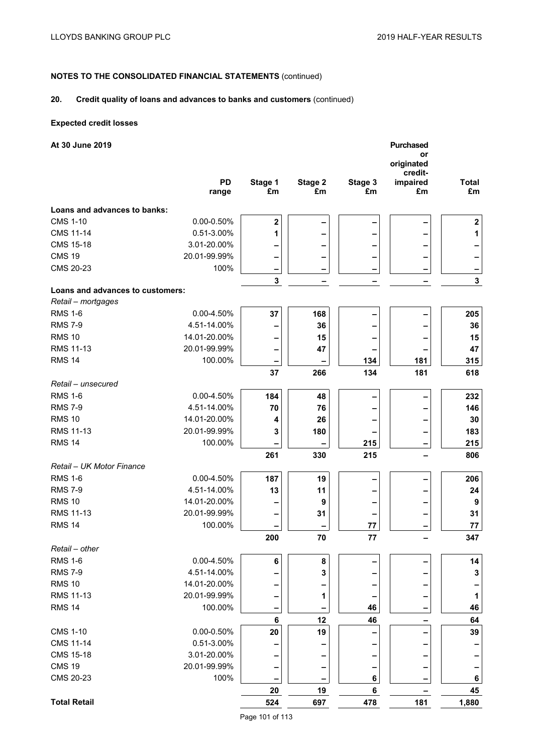## NOTES TO THE CONSOLIDATED FINANCIAL STATEMENTS (continued)

### 20. Credit quality of loans and advances to banks and customers (continued)

**Expected credit losses**

**At 30 June 2019**

| | PD range | Stage 1 £m | Stage 2 £m | Stage 3 £m | Purchased or originated credit-impaired £m | Total £m |
|---|---|---|---|---|---|---|
| **Loans and advances to banks:** | | | | | | |
| CMS 1-10 | 0.00-0.50% | 2 | – | – | – | 2 |
| CMS 11-14 | 0.51-3.00% | 1 | – | – | – | 1 |
| CMS 15-18 | 3.01-20.00% | – | – | – | – | – |
| CMS 19 | 20.01-99.99% | – | – | – | – | – |
| CMS 20-23 | 100% | – | – | – | – | – |
| | | 3 | – | – | – | 3 |
| **Loans and advances to customers:** | | | | | | |
| *Retail – mortgages* | | | | | | |
| RMS 1-6 | 0.00-4.50% | 37 | 168 | – | – | 205 |
| RMS 7-9 | 4.51-14.00% | – | 36 | – | – | 36 |
| RMS 10 | 14.01-20.00% | – | 15 | – | – | 15 |
| RMS 11-13 | 20.01-99.99% | – | 47 | – | – | 47 |
| RMS 14 | 100.00% | – | – | 134 | 181 | 315 |
| | | 37 | 266 | 134 | 181 | 618 |
| *Retail – unsecured* | | | | | | |
| RMS 1-6 | 0.00-4.50% | 184 | 48 | – | – | 232 |
| RMS 7-9 | 4.51-14.00% | 70 | 76 | – | – | 146 |
| RMS 10 | 14.01-20.00% | 4 | 26 | – | – | 30 |
| RMS 11-13 | 20.01-99.99% | 3 | 180 | – | – | 183 |
| RMS 14 | 100.00% | – | – | 215 | – | 215 |
| | | 261 | 330 | 215 | – | 806 |
| *Retail – UK Motor Finance* | | | | | | |
| RMS 1-6 | 0.00-4.50% | 187 | 19 | – | – | 206 |
| RMS 7-9 | 4.51-14.00% | 13 | 11 | – | – | 24 |
| RMS 10 | 14.01-20.00% | – | 9 | – | – | 9 |
| RMS 11-13 | 20.01-99.99% | – | 31 | – | – | 31 |
| RMS 14 | 100.00% | – | – | 77 | – | 77 |
| | | 200 | 70 | 77 | – | 347 |
| *Retail – other* | | | | | | |
| RMS 1-6 | 0.00-4.50% | 6 | 8 | – | – | 14 |
| RMS 7-9 | 4.51-14.00% | – | 3 | – | – | 3 |
| RMS 10 | 14.01-20.00% | – | – | – | – | – |
| RMS 11-13 | 20.01-99.99% | – | 1 | – | – | 1 |
| RMS 14 | 100.00% | – | – | 46 | – | 46 |
| | | 6 | 12 | 46 | – | 64 |
| CMS 1-10 | 0.00-0.50% | 20 | 19 | – | – | 39 |
| CMS 11-14 | 0.51-3.00% | – | – | – | – | – |
| CMS 15-18 | 3.01-20.00% | – | – | – | – | – |
| CMS 19 | 20.01-99.99% | – | – | – | – | – |
| CMS 20-23 | 100% | – | – | 6 | – | 6 |
| | | 20 | 19 | 6 | – | 45 |
| **Total Retail** | | 524 | 697 | 478 | 181 | 1,880 |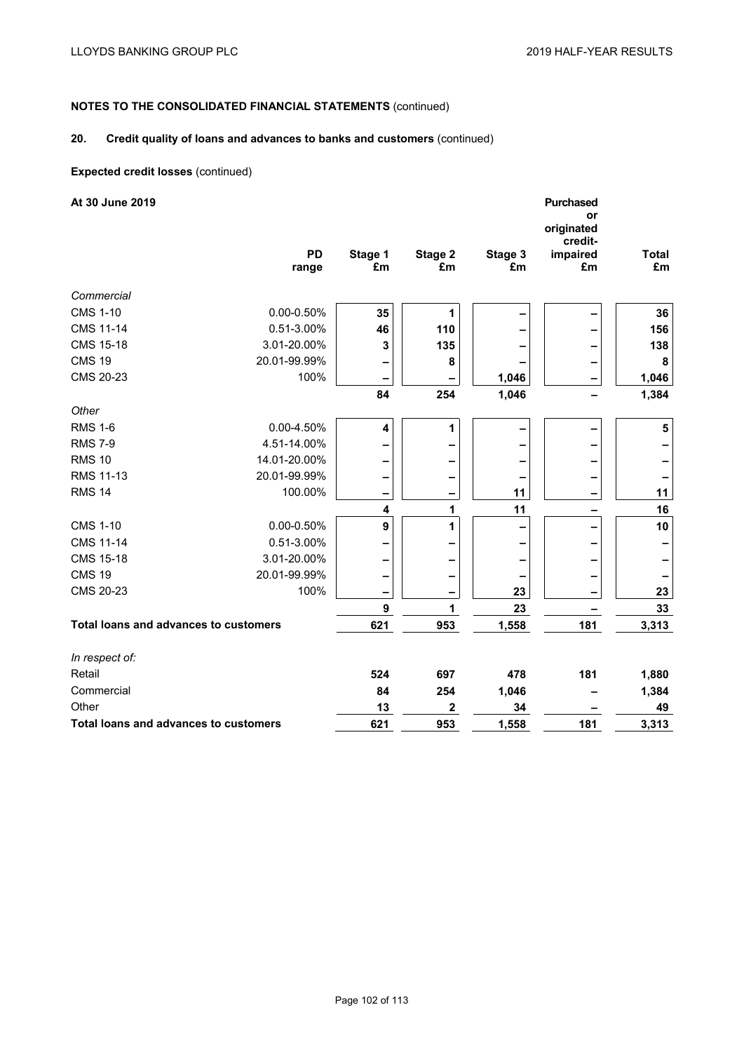**NOTES TO THE CONSOLIDATED FINANCIAL STATEMENTS** (continued)

**20. Credit quality of loans and advances to banks and customers** (continued)

**Expected credit losses** (continued)

| **At 30 June 2019** | **PD range** | **Stage 1 £m** | **Stage 2 £m** | **Stage 3 £m** | **Purchased or originated credit-impaired £m** | **Total £m** |
|---|---|---|---|---|---|---|
| *Commercial* | | | | | | |
| CMS 1-10 | 0.00-0.50% | 35 | 1 | – | – | 36 |
| CMS 11-14 | 0.51-3.00% | 46 | 110 | – | – | 156 |
| CMS 15-18 | 3.01-20.00% | 3 | 135 | – | – | 138 |
| CMS 19 | 20.01-99.99% | – | 8 | – | – | 8 |
| CMS 20-23 | 100% | – | – | 1,046 | – | 1,046 |
| | | 84 | 254 | 1,046 | – | 1,384 |
| *Other* | | | | | | |
| RMS 1-6 | 0.00-4.50% | 4 | 1 | – | – | 5 |
| RMS 7-9 | 4.51-14.00% | – | – | – | – | – |
| RMS 10 | 14.01-20.00% | – | – | – | – | – |
| RMS 11-13 | 20.01-99.99% | – | – | – | – | – |
| RMS 14 | 100.00% | – | – | 11 | – | 11 |
| | | 4 | 1 | 11 | – | 16 |
| CMS 1-10 | 0.00-0.50% | 9 | 1 | – | – | 10 |
| CMS 11-14 | 0.51-3.00% | – | – | – | – | – |
| CMS 15-18 | 3.01-20.00% | – | – | – | – | – |
| CMS 19 | 20.01-99.99% | – | – | – | – | – |
| CMS 20-23 | 100% | – | – | 23 | – | 23 |
| | | 9 | 1 | 23 | – | 33 |
| **Total loans and advances to customers** | | 621 | 953 | 1,558 | 181 | 3,313 |
| | | | | | | |
| *In respect of:* | | | | | | |
| Retail | | 524 | 697 | 478 | 181 | 1,880 |
| Commercial | | 84 | 254 | 1,046 | – | 1,384 |
| Other | | 13 | 2 | 34 | – | 49 |
| **Total loans and advances to customers** | | 621 | 953 | 1,558 | 181 | 3,313 |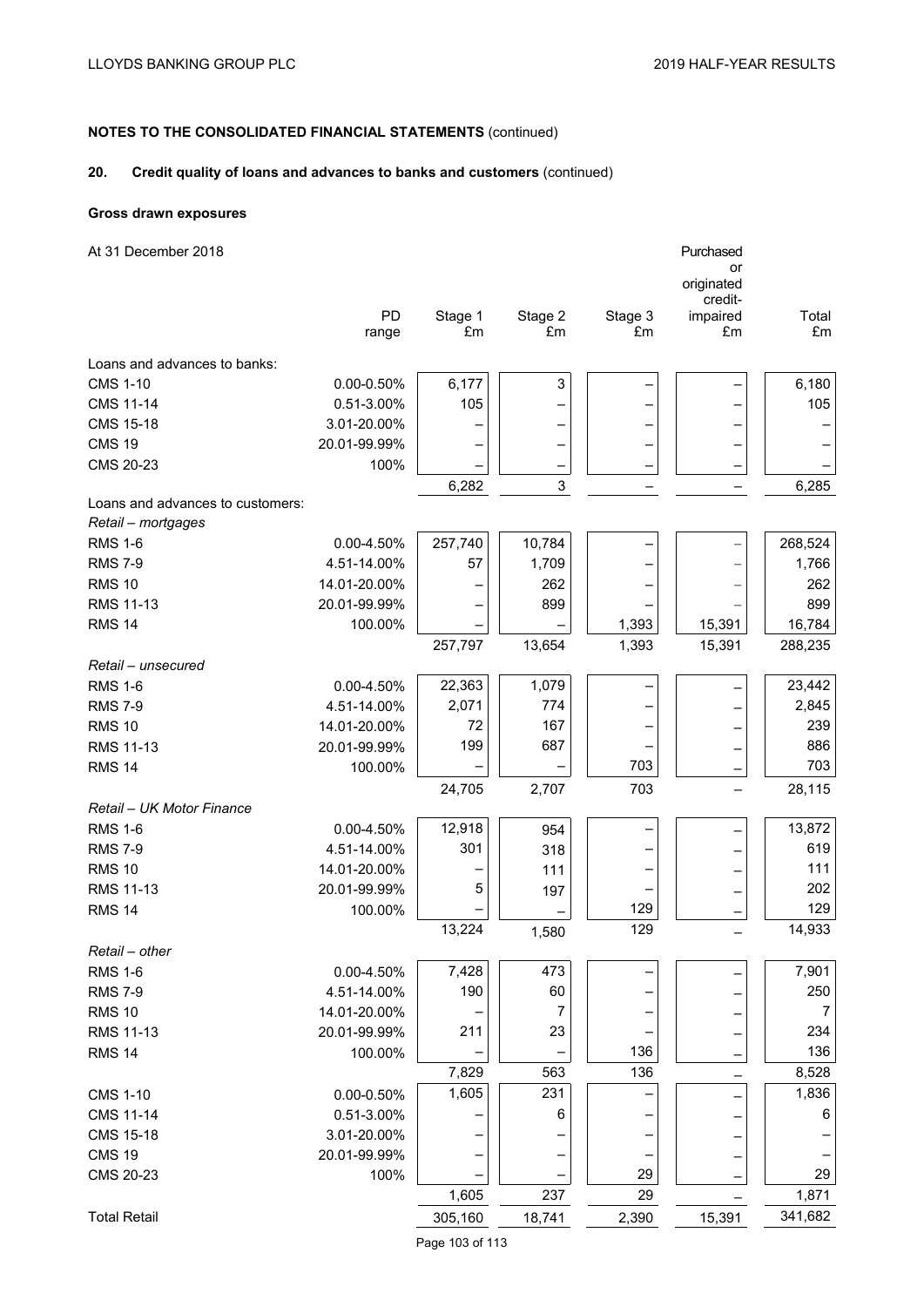**NOTES TO THE CONSOLIDATED FINANCIAL STATEMENTS** (continued)

## 20. Credit quality of loans and advances to banks and customers (continued)

### Gross drawn exposures

At 31 December 2018

| | PD range | Stage 1 £m | Stage 2 £m | Stage 3 £m | Purchased or originated credit-impaired £m | Total £m |
|---|---|---|---|---|---|---|
| Loans and advances to banks: | | | | | | |
| CMS 1-10 | 0.00-0.50% | 6,177 | 3 | – | – | 6,180 |
| CMS 11-14 | 0.51-3.00% | 105 | – | – | – | 105 |
| CMS 15-18 | 3.01-20.00% | – | – | – | – | – |
| CMS 19 | 20.01-99.99% | – | – | – | – | – |
| CMS 20-23 | 100% | – | – | – | – | – |
| | | 6,282 | 3 | – | – | 6,285 |
| Loans and advances to customers: | | | | | | |
| *Retail – mortgages* | | | | | | |
| RMS 1-6 | 0.00-4.50% | 257,740 | 10,784 | – | – | 268,524 |
| RMS 7-9 | 4.51-14.00% | 57 | 1,709 | – | – | 1,766 |
| RMS 10 | 14.01-20.00% | – | 262 | – | – | 262 |
| RMS 11-13 | 20.01-99.99% | – | 899 | – | – | 899 |
| RMS 14 | 100.00% | – | – | 1,393 | 15,391 | 16,784 |
| | | 257,797 | 13,654 | 1,393 | 15,391 | 288,235 |
| *Retail – unsecured* | | | | | | |
| RMS 1-6 | 0.00-4.50% | 22,363 | 1,079 | – | – | 23,442 |
| RMS 7-9 | 4.51-14.00% | 2,071 | 774 | – | – | 2,845 |
| RMS 10 | 14.01-20.00% | 72 | 167 | – | – | 239 |
| RMS 11-13 | 20.01-99.99% | 199 | 687 | – | – | 886 |
| RMS 14 | 100.00% | – | – | 703 | – | 703 |
| | | 24,705 | 2,707 | 703 | – | 28,115 |
| *Retail – UK Motor Finance* | | | | | | |
| RMS 1-6 | 0.00-4.50% | 12,918 | 954 | – | – | 13,872 |
| RMS 7-9 | 4.51-14.00% | 301 | 318 | – | – | 619 |
| RMS 10 | 14.01-20.00% | – | 111 | – | – | 111 |
| RMS 11-13 | 20.01-99.99% | 5 | 197 | – | – | 202 |
| RMS 14 | 100.00% | – | – | 129 | – | 129 |
| | | 13,224 | 1,580 | 129 | – | 14,933 |
| *Retail – other* | | | | | | |
| RMS 1-6 | 0.00-4.50% | 7,428 | 473 | – | – | 7,901 |
| RMS 7-9 | 4.51-14.00% | 190 | 60 | – | – | 250 |
| RMS 10 | 14.01-20.00% | – | 7 | – | – | 7 |
| RMS 11-13 | 20.01-99.99% | 211 | 23 | – | – | 234 |
| RMS 14 | 100.00% | – | – | 136 | – | 136 |
| | | 7,829 | 563 | 136 | – | 8,528 |
| CMS 1-10 | 0.00-0.50% | 1,605 | 231 | – | – | 1,836 |
| CMS 11-14 | 0.51-3.00% | – | 6 | – | – | 6 |
| CMS 15-18 | 3.01-20.00% | – | – | – | – | – |
| CMS 19 | 20.01-99.99% | – | – | – | – | – |
| CMS 20-23 | 100% | – | – | 29 | – | 29 |
| | | 1,605 | 237 | 29 | – | 1,871 |
| Total Retail | | 305,160 | 18,741 | 2,390 | 15,391 | 341,682 |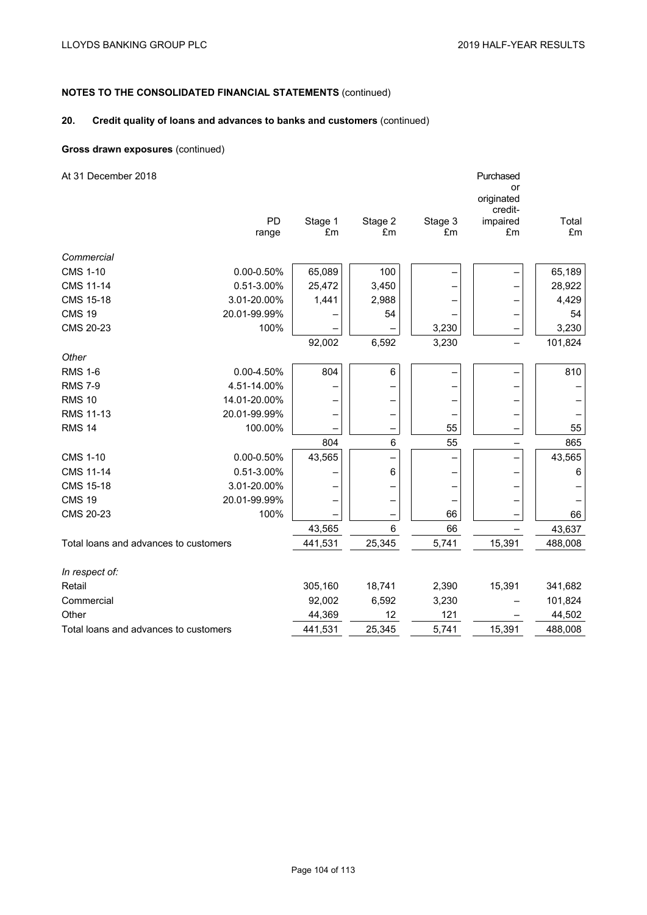## NOTES TO THE CONSOLIDATED FINANCIAL STATEMENTS (continued)

### 20. Credit quality of loans and advances to banks and customers (continued)

**Gross drawn exposures** (continued)

| At 31 December 2018 | PD range | Stage 1 £m | Stage 2 £m | Stage 3 £m | Purchased or originated credit-impaired £m | Total £m |
|---|---|---|---|---|---|---|
| *Commercial* | | | | | | |
| CMS 1-10 | 0.00-0.50% | 65,089 | 100 | – | – | 65,189 |
| CMS 11-14 | 0.51-3.00% | 25,472 | 3,450 | – | – | 28,922 |
| CMS 15-18 | 3.01-20.00% | 1,441 | 2,988 | – | – | 4,429 |
| CMS 19 | 20.01-99.99% | – | 54 | – | – | 54 |
| CMS 20-23 | 100% | – | – | 3,230 | – | 3,230 |
| | | 92,002 | 6,592 | 3,230 | – | 101,824 |
| *Other* | | | | | | |
| RMS 1-6 | 0.00-4.50% | 804 | 6 | – | – | 810 |
| RMS 7-9 | 4.51-14.00% | – | – | – | – | – |
| RMS 10 | 14.01-20.00% | – | – | – | – | – |
| RMS 11-13 | 20.01-99.99% | – | – | – | – | – |
| RMS 14 | 100.00% | – | – | 55 | – | 55 |
| | | 804 | 6 | 55 | – | 865 |
| CMS 1-10 | 0.00-0.50% | 43,565 | – | – | – | 43,565 |
| CMS 11-14 | 0.51-3.00% | – | 6 | – | – | 6 |
| CMS 15-18 | 3.01-20.00% | – | – | – | – | – |
| CMS 19 | 20.01-99.99% | – | – | – | – | – |
| CMS 20-23 | 100% | – | – | 66 | – | 66 |
| | | 43,565 | 6 | 66 | – | 43,637 |
| Total loans and advances to customers | | 441,531 | 25,345 | 5,741 | 15,391 | 488,008 |
| | | | | | | |
| *In respect of:* | | | | | | |
| Retail | | 305,160 | 18,741 | 2,390 | 15,391 | 341,682 |
| Commercial | | 92,002 | 6,592 | 3,230 | – | 101,824 |
| Other | | 44,369 | 12 | 121 | – | 44,502 |
| Total loans and advances to customers | | 441,531 | 25,345 | 5,741 | 15,391 | 488,008 |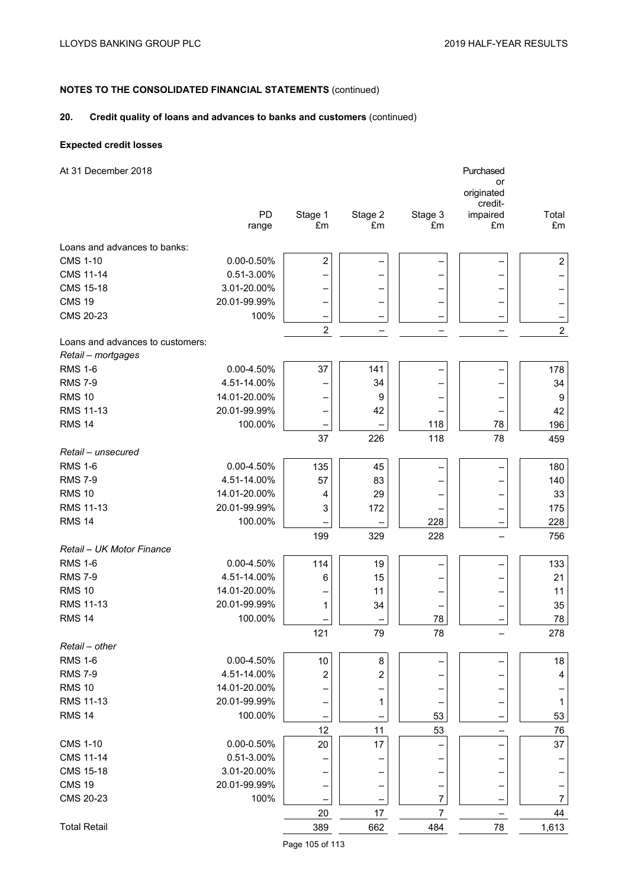## NOTES TO THE CONSOLIDATED FINANCIAL STATEMENTS (continued)

### 20. Credit quality of loans and advances to banks and customers (continued)

#### Expected credit losses

At 31 December 2018

| | PD range | Stage 1 £m | Stage 2 £m | Stage 3 £m | Purchased or originated credit-impaired £m | Total £m |
|---|---|---|---|---|---|---|
| Loans and advances to banks: | | | | | | |
| CMS 1-10 | 0.00-0.50% | 2 | – | – | – | 2 |
| CMS 11-14 | 0.51-3.00% | – | – | – | – | – |
| CMS 15-18 | 3.01-20.00% | – | – | – | – | – |
| CMS 19 | 20.01-99.99% | – | – | – | – | – |
| CMS 20-23 | 100% | – | – | – | – | – |
| | | 2 | – | – | – | 2 |
| Loans and advances to customers: | | | | | | |
| *Retail – mortgages* | | | | | | |
| RMS 1-6 | 0.00-4.50% | 37 | 141 | – | – | 178 |
| RMS 7-9 | 4.51-14.00% | – | 34 | – | – | 34 |
| RMS 10 | 14.01-20.00% | – | 9 | – | – | 9 |
| RMS 11-13 | 20.01-99.99% | – | 42 | – | – | 42 |
| RMS 14 | 100.00% | – | – | 118 | 78 | 196 |
| | | 37 | 226 | 118 | 78 | 459 |
| *Retail – unsecured* | | | | | | |
| RMS 1-6 | 0.00-4.50% | 135 | 45 | – | – | 180 |
| RMS 7-9 | 4.51-14.00% | 57 | 83 | – | – | 140 |
| RMS 10 | 14.01-20.00% | 4 | 29 | – | – | 33 |
| RMS 11-13 | 20.01-99.99% | 3 | 172 | – | – | 175 |
| RMS 14 | 100.00% | – | – | 228 | – | 228 |
| | | 199 | 329 | 228 | – | 756 |
| *Retail – UK Motor Finance* | | | | | | |
| RMS 1-6 | 0.00-4.50% | 114 | 19 | – | – | 133 |
| RMS 7-9 | 4.51-14.00% | 6 | 15 | – | – | 21 |
| RMS 10 | 14.01-20.00% | – | 11 | – | – | 11 |
| RMS 11-13 | 20.01-99.99% | 1 | 34 | – | – | 35 |
| RMS 14 | 100.00% | – | – | 78 | – | 78 |
| | | 121 | 79 | 78 | – | 278 |
| *Retail – other* | | | | | | |
| RMS 1-6 | 0.00-4.50% | 10 | 8 | – | – | 18 |
| RMS 7-9 | 4.51-14.00% | 2 | 2 | – | – | 4 |
| RMS 10 | 14.01-20.00% | – | – | – | – | – |
| RMS 11-13 | 20.01-99.99% | – | 1 | – | – | 1 |
| RMS 14 | 100.00% | – | – | 53 | – | 53 |
| | | 12 | 11 | 53 | – | 76 |
| CMS 1-10 | 0.00-0.50% | 20 | 17 | – | – | 37 |
| CMS 11-14 | 0.51-3.00% | – | – | – | – | – |
| CMS 15-18 | 3.01-20.00% | – | – | – | – | – |
| CMS 19 | 20.01-99.99% | – | – | – | – | – |
| CMS 20-23 | 100% | – | – | 7 | – | 7 |
| | | 20 | 17 | 7 | – | 44 |
| Total Retail | | 389 | 662 | 484 | 78 | 1,613 |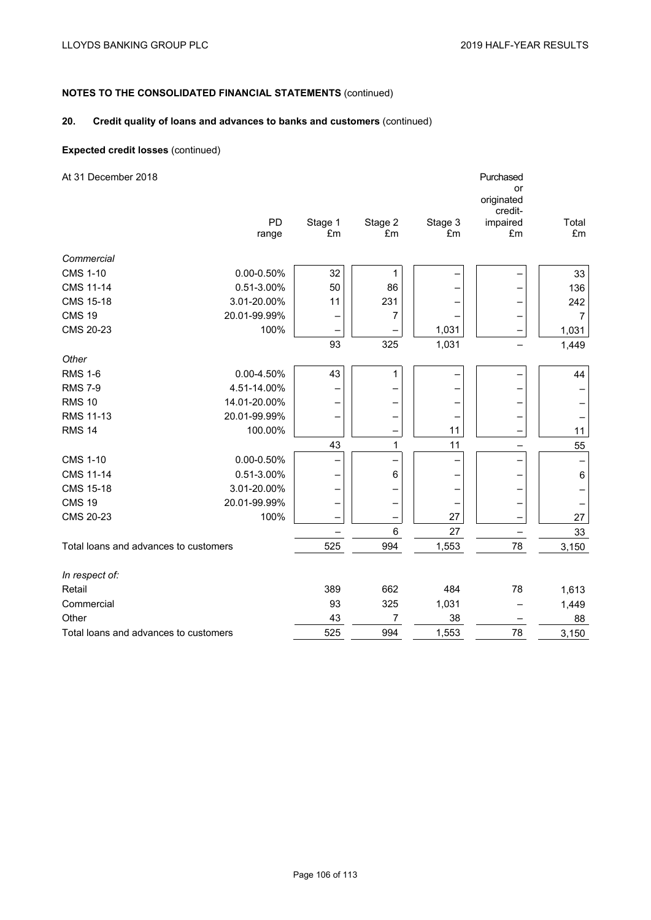# NOTES TO THE CONSOLIDATED FINANCIAL STATEMENTS (continued)

## 20. Credit quality of loans and advances to banks and customers (continued)

### Expected credit losses (continued)

At 31 December 2018

| | PD range | Stage 1 £m | Stage 2 £m | Stage 3 £m | Purchased or originated credit-impaired £m | Total £m |
|---|---|---|---|---|---|---|
| *Commercial* | | | | | | |
| CMS 1-10 | 0.00-0.50% | 32 | 1 | – | – | 33 |
| CMS 11-14 | 0.51-3.00% | 50 | 86 | – | – | 136 |
| CMS 15-18 | 3.01-20.00% | 11 | 231 | – | – | 242 |
| CMS 19 | 20.01-99.99% | – | 7 | – | – | 7 |
| CMS 20-23 | 100% | – | – | 1,031 | – | 1,031 |
| | | 93 | 325 | 1,031 | – | 1,449 |
| *Other* | | | | | | |
| RMS 1-6 | 0.00-4.50% | 43 | 1 | – | – | 44 |
| RMS 7-9 | 4.51-14.00% | – | – | – | – | – |
| RMS 10 | 14.01-20.00% | – | – | – | – | – |
| RMS 11-13 | 20.01-99.99% | – | – | – | – | – |
| RMS 14 | 100.00% | | – | 11 | – | 11 |
| | | 43 | 1 | 11 | – | 55 |
| CMS 1-10 | 0.00-0.50% | – | – | – | – | – |
| CMS 11-14 | 0.51-3.00% | – | 6 | – | – | 6 |
| CMS 15-18 | 3.01-20.00% | – | – | – | – | – |
| CMS 19 | 20.01-99.99% | – | – | – | – | – |
| CMS 20-23 | 100% | – | – | 27 | – | 27 |
| | | – | 6 | 27 | – | 33 |
| Total loans and advances to customers | | 525 | 994 | 1,553 | 78 | 3,150 |
| *In respect of:* | | | | | | |
| Retail | | 389 | 662 | 484 | 78 | 1,613 |
| Commercial | | 93 | 325 | 1,031 | – | 1,449 |
| Other | | 43 | 7 | 38 | – | 88 |
| Total loans and advances to customers | | 525 | 994 | 1,553 | 78 | 3,150 |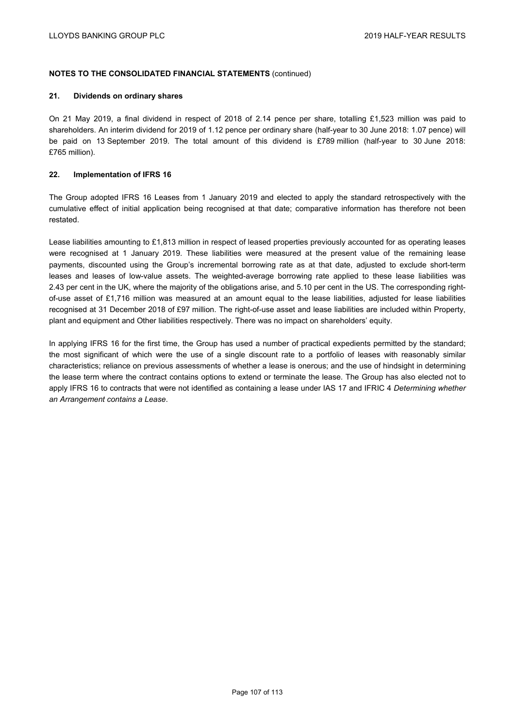**NOTES TO THE CONSOLIDATED FINANCIAL STATEMENTS** (continued)

## 21. Dividends on ordinary shares

On 21 May 2019, a final dividend in respect of 2018 of 2.14 pence per share, totalling £1,523 million was paid to shareholders. An interim dividend for 2019 of 1.12 pence per ordinary share (half-year to 30 June 2018: 1.07 pence) will be paid on 13 September 2019. The total amount of this dividend is £789 million (half-year to 30 June 2018: £765 million).

## 22. Implementation of IFRS 16

The Group adopted IFRS 16 Leases from 1 January 2019 and elected to apply the standard retrospectively with the cumulative effect of initial application being recognised at that date; comparative information has therefore not been restated.

Lease liabilities amounting to £1,813 million in respect of leased properties previously accounted for as operating leases were recognised at 1 January 2019. These liabilities were measured at the present value of the remaining lease payments, discounted using the Group's incremental borrowing rate as at that date, adjusted to exclude short-term leases and leases of low-value assets. The weighted-average borrowing rate applied to these lease liabilities was 2.43 per cent in the UK, where the majority of the obligations arise, and 5.10 per cent in the US. The corresponding right-of-use asset of £1,716 million was measured at an amount equal to the lease liabilities, adjusted for lease liabilities recognised at 31 December 2018 of £97 million. The right-of-use asset and lease liabilities are included within Property, plant and equipment and Other liabilities respectively. There was no impact on shareholders' equity.

In applying IFRS 16 for the first time, the Group has used a number of practical expedients permitted by the standard; the most significant of which were the use of a single discount rate to a portfolio of leases with reasonably similar characteristics; reliance on previous assessments of whether a lease is onerous; and the use of hindsight in determining the lease term where the contract contains options to extend or terminate the lease. The Group has also elected not to apply IFRS 16 to contracts that were not identified as containing a lease under IAS 17 and IFRIC 4 *Determining whether an Arrangement contains a Lease*.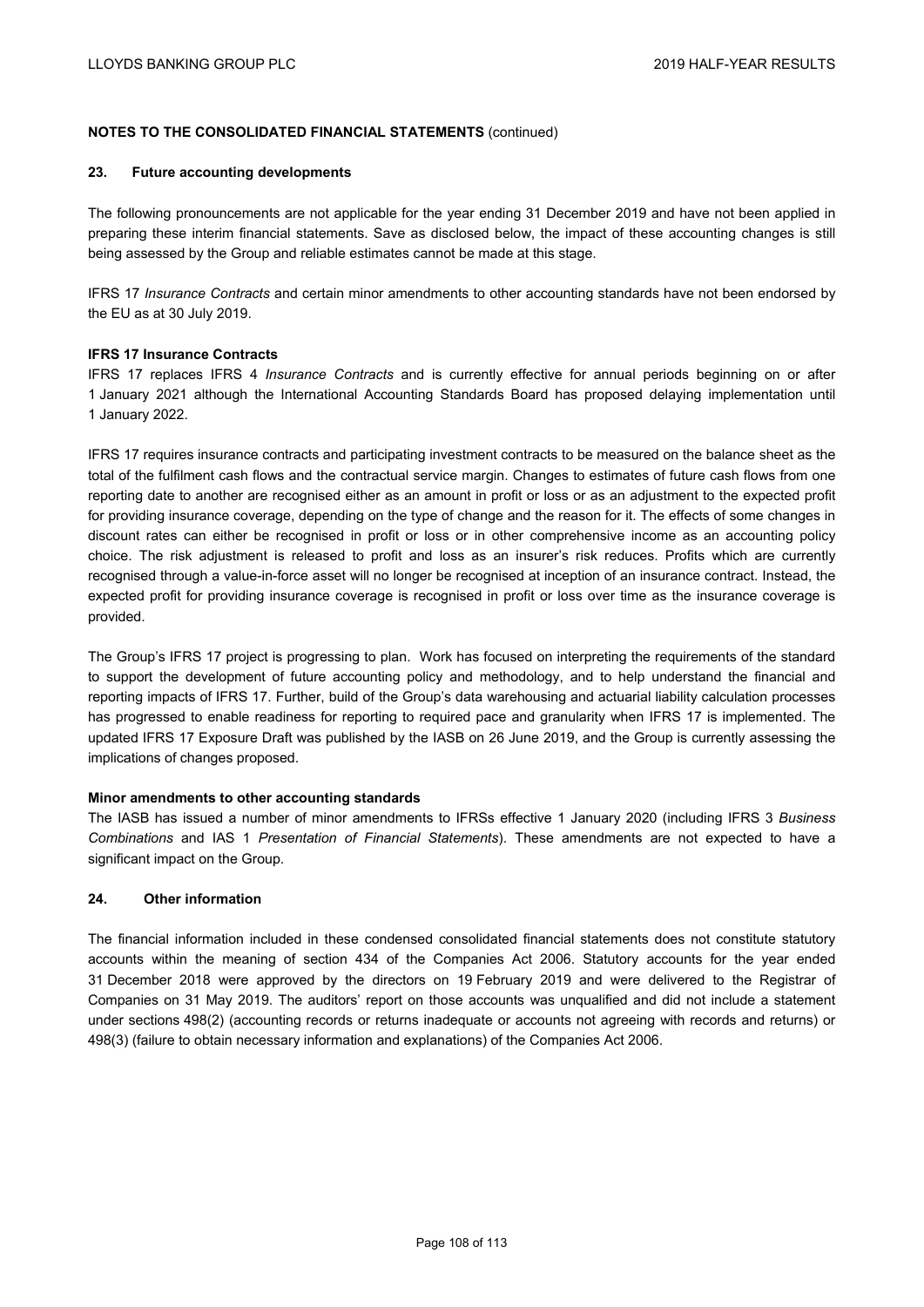**NOTES TO THE CONSOLIDATED FINANCIAL STATEMENTS** (continued)

## 23. Future accounting developments

The following pronouncements are not applicable for the year ending 31 December 2019 and have not been applied in preparing these interim financial statements. Save as disclosed below, the impact of these accounting changes is still being assessed by the Group and reliable estimates cannot be made at this stage.

IFRS 17 *Insurance Contracts* and certain minor amendments to other accounting standards have not been endorsed by the EU as at 30 July 2019.

**IFRS 17 Insurance Contracts**

IFRS 17 replaces IFRS 4 *Insurance Contracts* and is currently effective for annual periods beginning on or after 1 January 2021 although the International Accounting Standards Board has proposed delaying implementation until 1 January 2022.

IFRS 17 requires insurance contracts and participating investment contracts to be measured on the balance sheet as the total of the fulfilment cash flows and the contractual service margin. Changes to estimates of future cash flows from one reporting date to another are recognised either as an amount in profit or loss or as an adjustment to the expected profit for providing insurance coverage, depending on the type of change and the reason for it. The effects of some changes in discount rates can either be recognised in profit or loss or in other comprehensive income as an accounting policy choice. The risk adjustment is released to profit and loss as an insurer's risk reduces. Profits which are currently recognised through a value-in-force asset will no longer be recognised at inception of an insurance contract. Instead, the expected profit for providing insurance coverage is recognised in profit or loss over time as the insurance coverage is provided.

The Group's IFRS 17 project is progressing to plan. Work has focused on interpreting the requirements of the standard to support the development of future accounting policy and methodology, and to help understand the financial and reporting impacts of IFRS 17. Further, build of the Group's data warehousing and actuarial liability calculation processes has progressed to enable readiness for reporting to required pace and granularity when IFRS 17 is implemented. The updated IFRS 17 Exposure Draft was published by the IASB on 26 June 2019, and the Group is currently assessing the implications of changes proposed.

**Minor amendments to other accounting standards**

The IASB has issued a number of minor amendments to IFRSs effective 1 January 2020 (including IFRS 3 *Business Combinations* and IAS 1 *Presentation of Financial Statements*). These amendments are not expected to have a significant impact on the Group.

## 24. Other information

The financial information included in these condensed consolidated financial statements does not constitute statutory accounts within the meaning of section 434 of the Companies Act 2006. Statutory accounts for the year ended 31 December 2018 were approved by the directors on 19 February 2019 and were delivered to the Registrar of Companies on 31 May 2019. The auditors' report on those accounts was unqualified and did not include a statement under sections 498(2) (accounting records or returns inadequate or accounts not agreeing with records and returns) or 498(3) (failure to obtain necessary information and explanations) of the Companies Act 2006.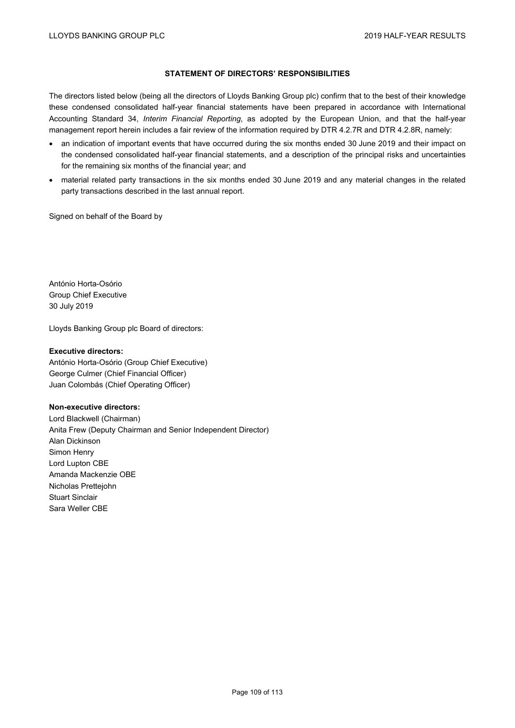# STATEMENT OF DIRECTORS' RESPONSIBILITIES

The directors listed below (being all the directors of Lloyds Banking Group plc) confirm that to the best of their knowledge these condensed consolidated half-year financial statements have been prepared in accordance with International Accounting Standard 34, *Interim Financial Reporting*, as adopted by the European Union, and that the half-year management report herein includes a fair review of the information required by DTR 4.2.7R and DTR 4.2.8R, namely:

- an indication of important events that have occurred during the six months ended 30 June 2019 and their impact on the condensed consolidated half-year financial statements, and a description of the principal risks and uncertainties for the remaining six months of the financial year; and
- material related party transactions in the six months ended 30 June 2019 and any material changes in the related party transactions described in the last annual report.

Signed on behalf of the Board by

António Horta-Osório
Group Chief Executive
30 July 2019

Lloyds Banking Group plc Board of directors:

**Executive directors:**
António Horta-Osório (Group Chief Executive)
George Culmer (Chief Financial Officer)
Juan Colombás (Chief Operating Officer)

**Non-executive directors:**
Lord Blackwell (Chairman)
Anita Frew (Deputy Chairman and Senior Independent Director)
Alan Dickinson
Simon Henry
Lord Lupton CBE
Amanda Mackenzie OBE
Nicholas Prettejohn
Stuart Sinclair
Sara Weller CBE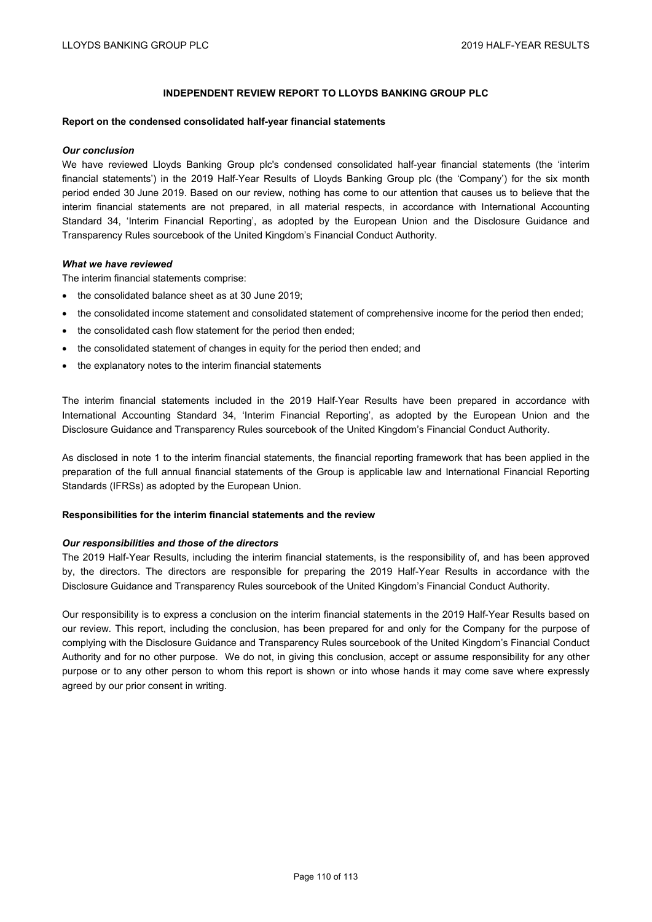# INDEPENDENT REVIEW REPORT TO LLOYDS BANKING GROUP PLC

## Report on the condensed consolidated half-year financial statements

### *Our conclusion*

We have reviewed Lloyds Banking Group plc's condensed consolidated half-year financial statements (the 'interim financial statements') in the 2019 Half-Year Results of Lloyds Banking Group plc (the 'Company') for the six month period ended 30 June 2019. Based on our review, nothing has come to our attention that causes us to believe that the interim financial statements are not prepared, in all material respects, in accordance with International Accounting Standard 34, 'Interim Financial Reporting', as adopted by the European Union and the Disclosure Guidance and Transparency Rules sourcebook of the United Kingdom's Financial Conduct Authority.

### *What we have reviewed*

The interim financial statements comprise:

- the consolidated balance sheet as at 30 June 2019;
- the consolidated income statement and consolidated statement of comprehensive income for the period then ended;
- the consolidated cash flow statement for the period then ended;
- the consolidated statement of changes in equity for the period then ended; and
- the explanatory notes to the interim financial statements

The interim financial statements included in the 2019 Half-Year Results have been prepared in accordance with International Accounting Standard 34, 'Interim Financial Reporting', as adopted by the European Union and the Disclosure Guidance and Transparency Rules sourcebook of the United Kingdom's Financial Conduct Authority.

As disclosed in note 1 to the interim financial statements, the financial reporting framework that has been applied in the preparation of the full annual financial statements of the Group is applicable law and International Financial Reporting Standards (IFRSs) as adopted by the European Union.

## Responsibilities for the interim financial statements and the review

### *Our responsibilities and those of the directors*

The 2019 Half-Year Results, including the interim financial statements, is the responsibility of, and has been approved by, the directors. The directors are responsible for preparing the 2019 Half-Year Results in accordance with the Disclosure Guidance and Transparency Rules sourcebook of the United Kingdom's Financial Conduct Authority.

Our responsibility is to express a conclusion on the interim financial statements in the 2019 Half-Year Results based on our review. This report, including the conclusion, has been prepared for and only for the Company for the purpose of complying with the Disclosure Guidance and Transparency Rules sourcebook of the United Kingdom's Financial Conduct Authority and for no other purpose. We do not, in giving this conclusion, accept or assume responsibility for any other purpose or to any other person to whom this report is shown or into whose hands it may come save where expressly agreed by our prior consent in writing.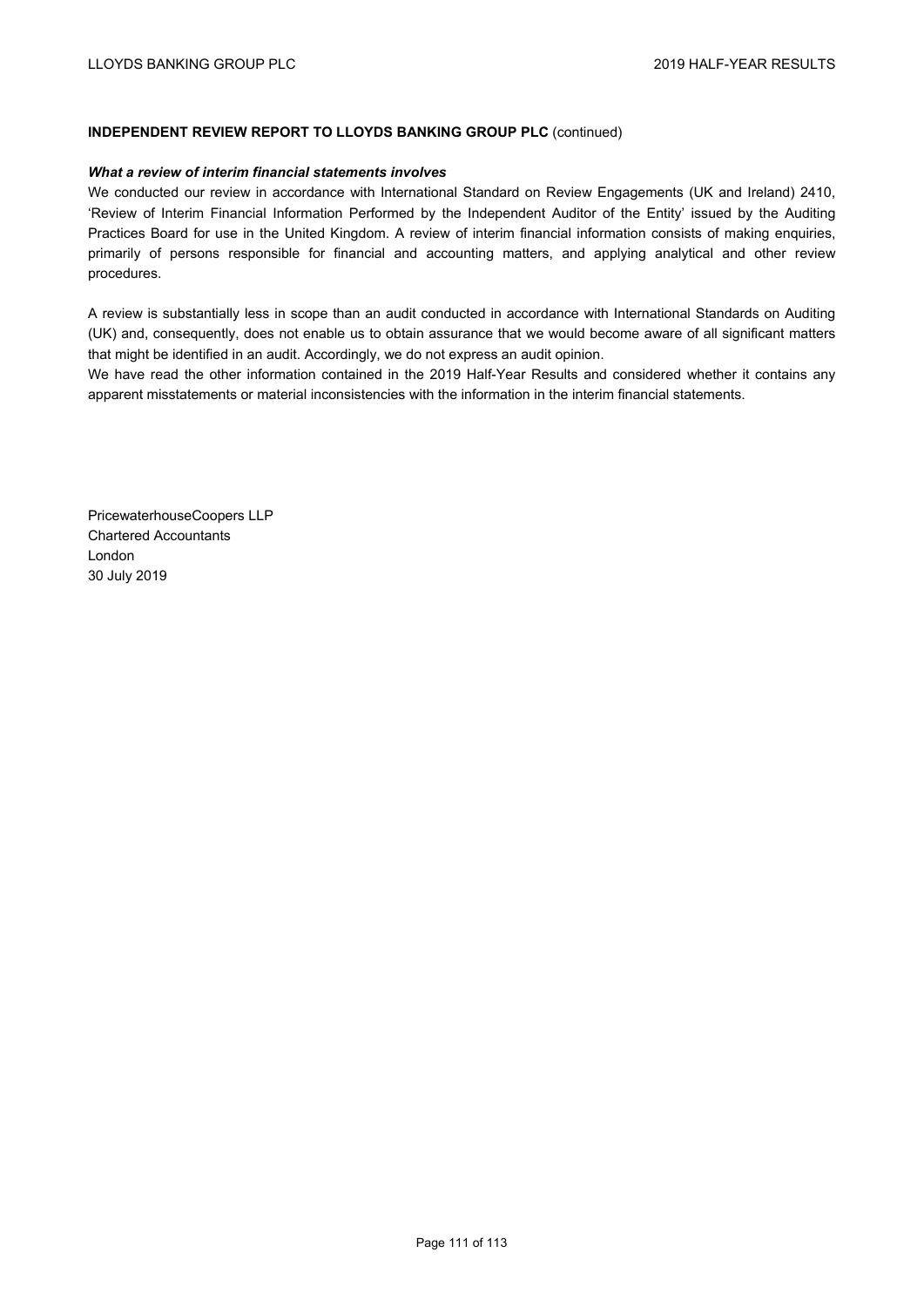**INDEPENDENT REVIEW REPORT TO LLOYDS BANKING GROUP PLC** (continued)

***What a review of interim financial statements involves***

We conducted our review in accordance with International Standard on Review Engagements (UK and Ireland) 2410, 'Review of Interim Financial Information Performed by the Independent Auditor of the Entity' issued by the Auditing Practices Board for use in the United Kingdom. A review of interim financial information consists of making enquiries, primarily of persons responsible for financial and accounting matters, and applying analytical and other review procedures.

A review is substantially less in scope than an audit conducted in accordance with International Standards on Auditing (UK) and, consequently, does not enable us to obtain assurance that we would become aware of all significant matters that might be identified in an audit. Accordingly, we do not express an audit opinion.

We have read the other information contained in the 2019 Half-Year Results and considered whether it contains any apparent misstatements or material inconsistencies with the information in the interim financial statements.

PricewaterhouseCoopers LLP
Chartered Accountants
London
30 July 2019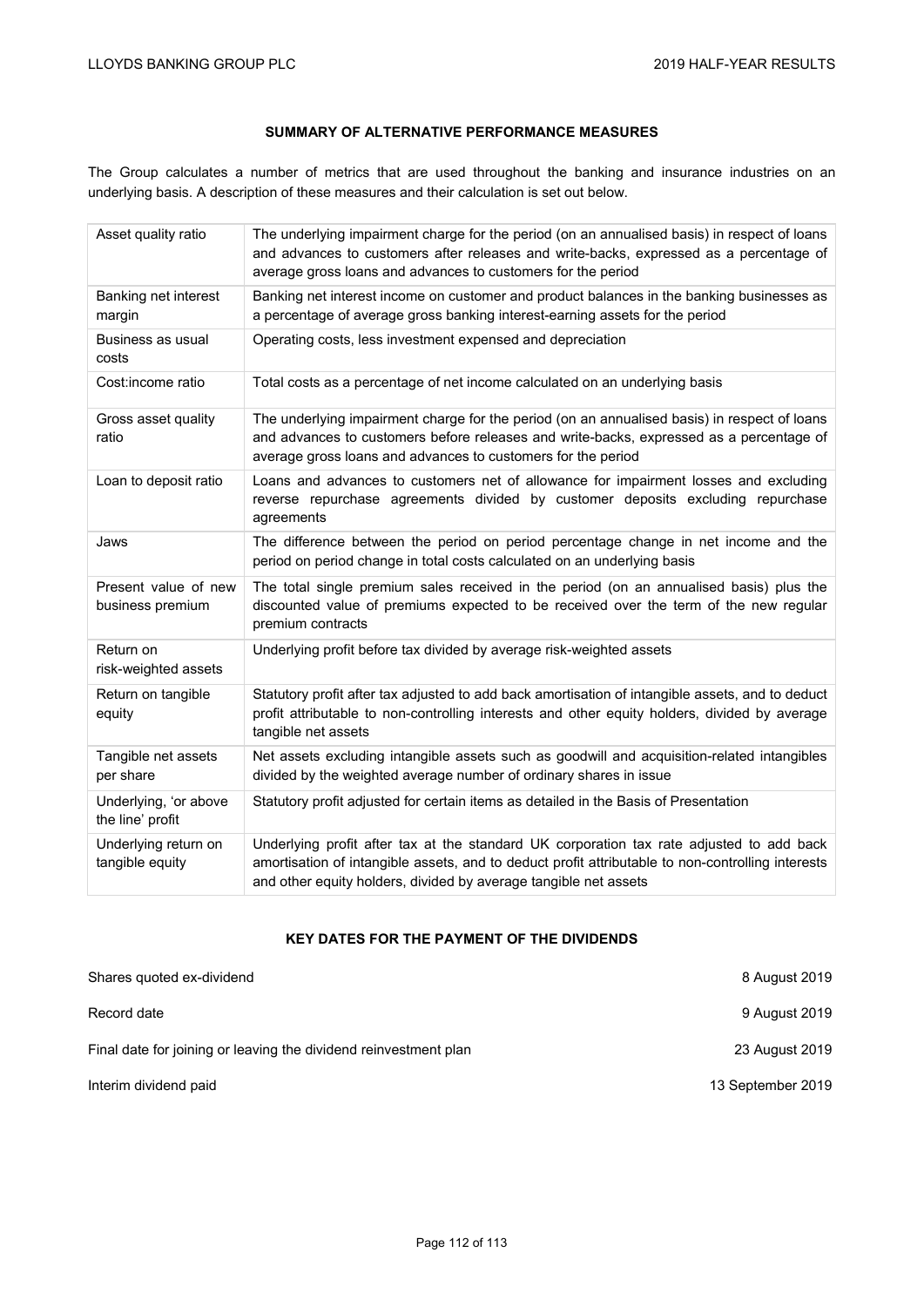## SUMMARY OF ALTERNATIVE PERFORMANCE MEASURES

The Group calculates a number of metrics that are used throughout the banking and insurance industries on an underlying basis. A description of these measures and their calculation is set out below.

| | |
|---|---|
| Asset quality ratio | The underlying impairment charge for the period (on an annualised basis) in respect of loans and advances to customers after releases and write-backs, expressed as a percentage of average gross loans and advances to customers for the period |
| Banking net interest margin | Banking net interest income on customer and product balances in the banking businesses as a percentage of average gross banking interest-earning assets for the period |
| Business as usual costs | Operating costs, less investment expensed and depreciation |
| Cost:income ratio | Total costs as a percentage of net income calculated on an underlying basis |
| Gross asset quality ratio | The underlying impairment charge for the period (on an annualised basis) in respect of loans and advances to customers before releases and write-backs, expressed as a percentage of average gross loans and advances to customers for the period |
| Loan to deposit ratio | Loans and advances to customers net of allowance for impairment losses and excluding reverse repurchase agreements divided by customer deposits excluding repurchase agreements |
| Jaws | The difference between the period on period percentage change in net income and the period on period change in total costs calculated on an underlying basis |
| Present value of new business premium | The total single premium sales received in the period (on an annualised basis) plus the discounted value of premiums expected to be received over the term of the new regular premium contracts |
| Return on risk-weighted assets | Underlying profit before tax divided by average risk-weighted assets |
| Return on tangible equity | Statutory profit after tax adjusted to add back amortisation of intangible assets, and to deduct profit attributable to non-controlling interests and other equity holders, divided by average tangible net assets |
| Tangible net assets per share | Net assets excluding intangible assets such as goodwill and acquisition-related intangibles divided by the weighted average number of ordinary shares in issue |
| Underlying, 'or above the line' profit | Statutory profit adjusted for certain items as detailed in the Basis of Presentation |
| Underlying return on tangible equity | Underlying profit after tax at the standard UK corporation tax rate adjusted to add back amortisation of intangible assets, and to deduct profit attributable to non-controlling interests and other equity holders, divided by average tangible net assets |

## KEY DATES FOR THE PAYMENT OF THE DIVIDENDS

| | |
|---|---|
| Shares quoted ex-dividend | 8 August 2019 |
| Record date | 9 August 2019 |
| Final date for joining or leaving the dividend reinvestment plan | 23 August 2019 |
| Interim dividend paid | 13 September 2019 |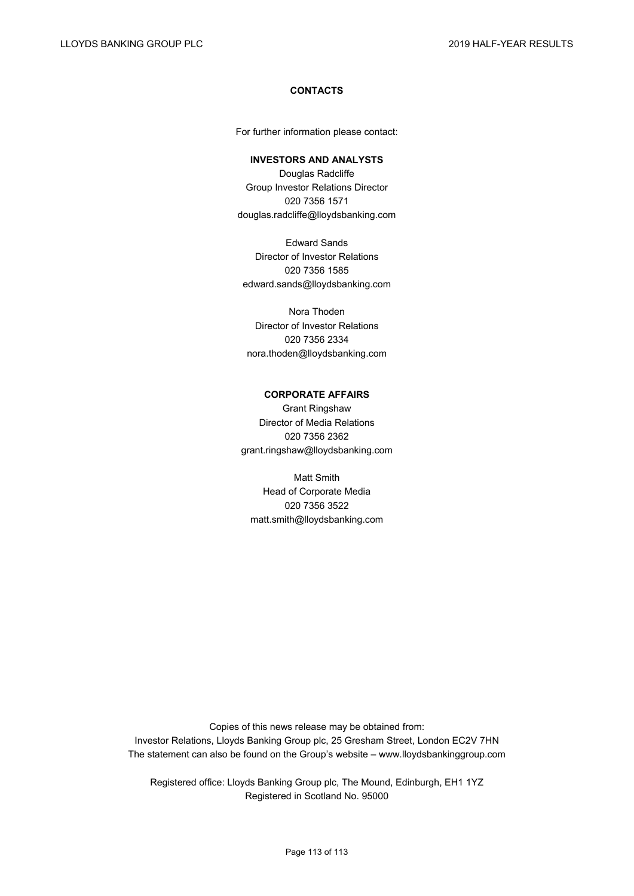## CONTACTS

For further information please contact:

**INVESTORS AND ANALYSTS**

Douglas Radcliffe
Group Investor Relations Director
020 7356 1571
douglas.radcliffe@lloydsbanking.com

Edward Sands
Director of Investor Relations
020 7356 1585
edward.sands@lloydsbanking.com

Nora Thoden
Director of Investor Relations
020 7356 2334
nora.thoden@lloydsbanking.com

**CORPORATE AFFAIRS**

Grant Ringshaw
Director of Media Relations
020 7356 2362
grant.ringshaw@lloydsbanking.com

Matt Smith
Head of Corporate Media
020 7356 3522
matt.smith@lloydsbanking.com

Copies of this news release may be obtained from:
Investor Relations, Lloyds Banking Group plc, 25 Gresham Street, London EC2V 7HN
The statement can also be found on the Group's website – www.lloydsbankinggroup.com

Registered office: Lloyds Banking Group plc, The Mound, Edinburgh, EH1 1YZ
Registered in Scotland No. 95000